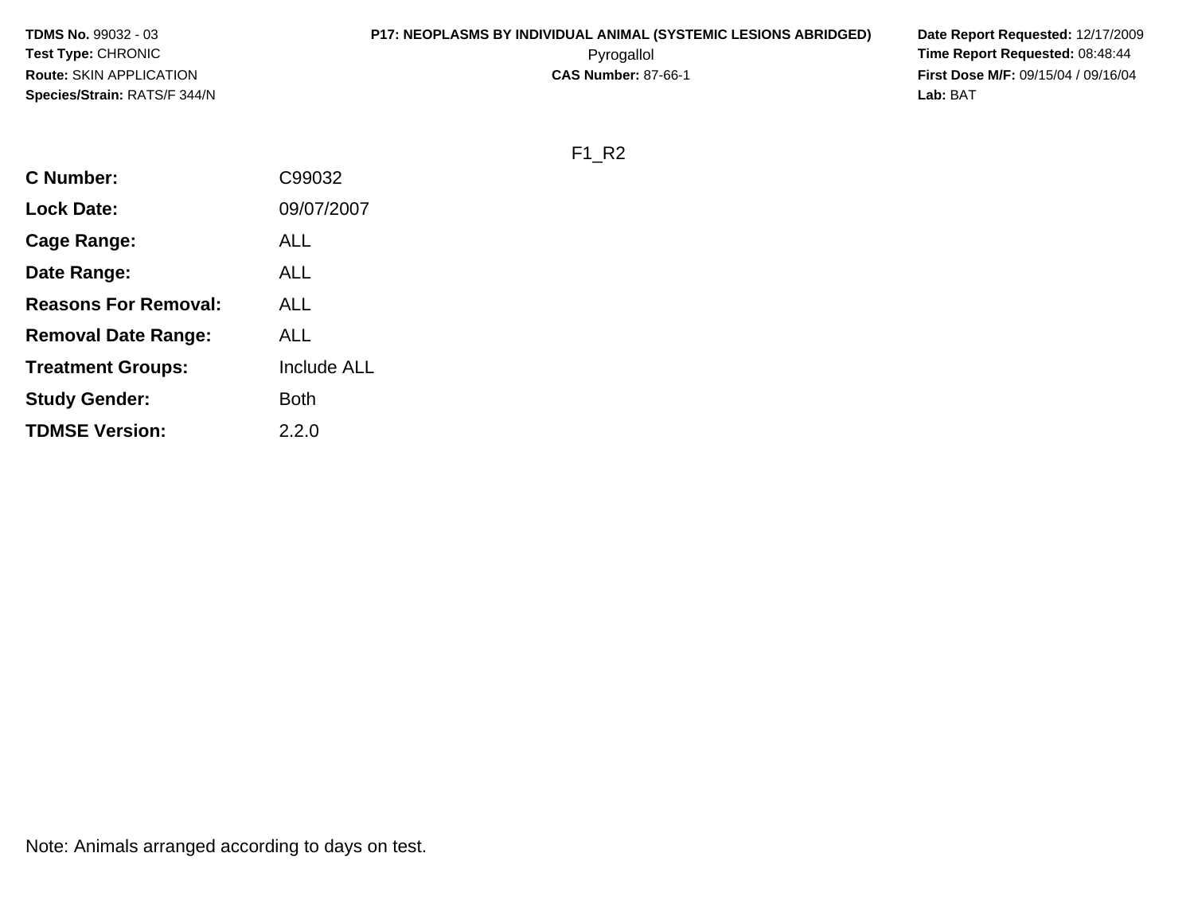**TDMS No.** 99032 - 03
**Test Type:** CHRONIC
**Route:** SKIN APPLICATION
**Species/Strain:** RATS/F 344/N

**P17: NEOPLASMS BY INDIVIDUAL ANIMAL (SYSTEMIC LESIONS ABRIDGED)**
Pyrogallol
**CAS Number:** 87-66-1

**Date Report Requested:** 12/17/2009
**Time Report Requested:** 08:48:44
**First Dose M/F:** 09/15/04 / 09/16/04
**Lab:** BAT

F1_R2

| | |
|---|---|
| **C Number:** | C99032 |
| **Lock Date:** | 09/07/2007 |
| **Cage Range:** | ALL |
| **Date Range:** | ALL |
| **Reasons For Removal:** | ALL |
| **Removal Date Range:** | ALL |
| **Treatment Groups:** | Include ALL |
| **Study Gender:** | Both |
| **TDMSE Version:** | 2.2.0 |

Note: Animals arranged according to days on test.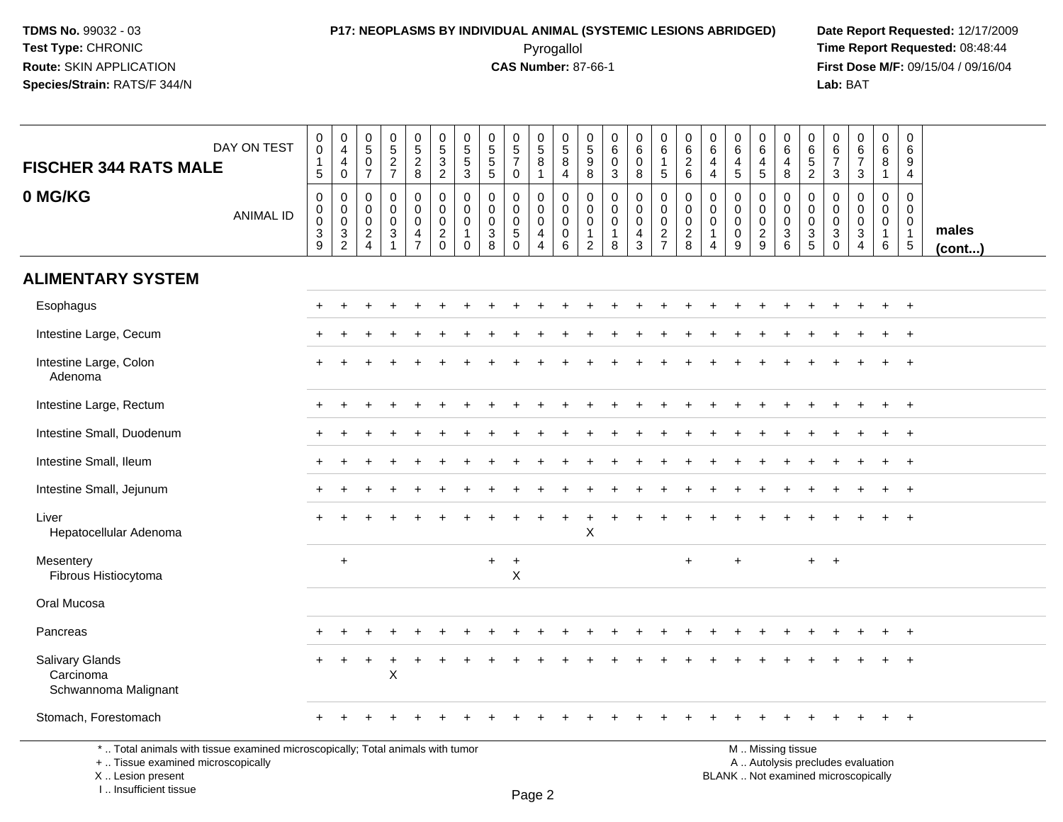**TDMS No.** 99032 - 03
**Test Type:** CHRONIC
**Route:** SKIN APPLICATION
**Species/Strain:** RATS/F 344/N

**P17: NEOPLASMS BY INDIVIDUAL ANIMAL (SYSTEMIC LESIONS ABRIDGED)**
Pyrogallol
**CAS Number:** 87-66-1

**Date Report Requested:** 12/17/2009
**Time Report Requested:** 08:48:44
**First Dose M/F:** 09/15/04 / 09/16/04
**Lab:** BAT

| FISCHER 344 RATS MALE — DAY ON TEST | 0015 | 0440 | 0507 | 0527 | 0528 | 0532 | 0553 | 0555 | 0570 | 0581 | 0584 | 0598 | 0603 | 0608 | 0615 | 0626 | 0644 | 0645 | 0645 | 0648 | 0652 | 0673 | 0673 | 0681 | 0694 | |
|---|---|---|---|---|---|---|---|---|---|---|---|---|---|---|---|---|---|---|---|---|---|---|---|---|---|---|
| **0 MG/KG** — ANIMAL ID | 00039 | 00032 | 00024 | 00031 | 00047 | 00020 | 00010 | 00038 | 00050 | 00044 | 00006 | 00012 | 00018 | 00043 | 00027 | 00028 | 00014 | 00009 | 00029 | 00036 | 00035 | 00030 | 00034 | 00016 | 00015 | **males (cont...)** |
| **ALIMENTARY SYSTEM** | | | | | | | | | | | | | | | | | | | | | | | | | | |
| Esophagus | + | + | + | + | + | + | + | + | + | + | + | + | + | + | + | + | + | + | + | + | + | + | + | + | + | |
| Intestine Large, Cecum | + | + | + | + | + | + | + | + | + | + | + | + | + | + | + | + | + | + | + | + | + | + | + | + | + | |
| Intestine Large, Colon | + | + | + | + | + | + | + | + | + | + | + | + | + | + | + | + | + | + | + | + | + | + | + | + | + | |
| Adenoma | | | | | | | | | | | | | | | | | | | | | | | | | | |
| Intestine Large, Rectum | + | + | + | + | + | + | + | + | + | + | + | + | + | + | + | + | + | + | + | + | + | + | + | + | + | |
| Intestine Small, Duodenum | + | + | + | + | + | + | + | + | + | + | + | + | + | + | + | + | + | + | + | + | + | + | + | + | + | |
| Intestine Small, Ileum | + | + | + | + | + | + | + | + | + | + | + | + | + | + | + | + | + | + | + | + | + | + | + | + | + | |
| Intestine Small, Jejunum | + | + | + | + | + | + | + | + | + | + | + | + | + | + | + | + | + | + | + | + | + | + | + | + | + | |
| Liver | + | + | + | + | + | + | + | + | + | + | + | + | + | + | + | + | + | + | + | + | + | + | + | + | + | |
| Hepatocellular Adenoma | | | | | | | | | | | | X | | | | | | | | | | | | | | |
| Mesentery | | + | | | | | | + | + | | | | | | | + | | + | | | + | + | | | | |
| Fibrous Histiocytoma | | | | | | | | | X | | | | | | | | | | | | | | | | | |
| Oral Mucosa | | | | | | | | | | | | | | | | | | | | | | | | | | |
| Pancreas | + | + | + | + | + | + | + | + | + | + | + | + | + | + | + | + | + | + | + | + | + | + | + | + | + | |
| Salivary Glands | + | + | + | + | + | + | + | + | + | + | + | + | + | + | + | + | + | + | + | + | + | + | + | + | + | |
| Carcinoma | | | | X | | | | | | | | | | | | | | | | | | | | | | |
| Schwannoma Malignant | | | | | | | | | | | | | | | | | | | | | | | | | | |
| Stomach, Forestomach | + | + | + | + | + | + | + | + | + | + | + | + | + | + | + | + | + | + | + | + | + | + | + | + | + | |

\* .. Total animals with tissue examined microscopically; Total animals with tumor
\+ .. Tissue examined microscopically
X .. Lesion present
I .. Insufficient tissue

M .. Missing tissue
A .. Autolysis precludes evaluation
BLANK .. Not examined microscopically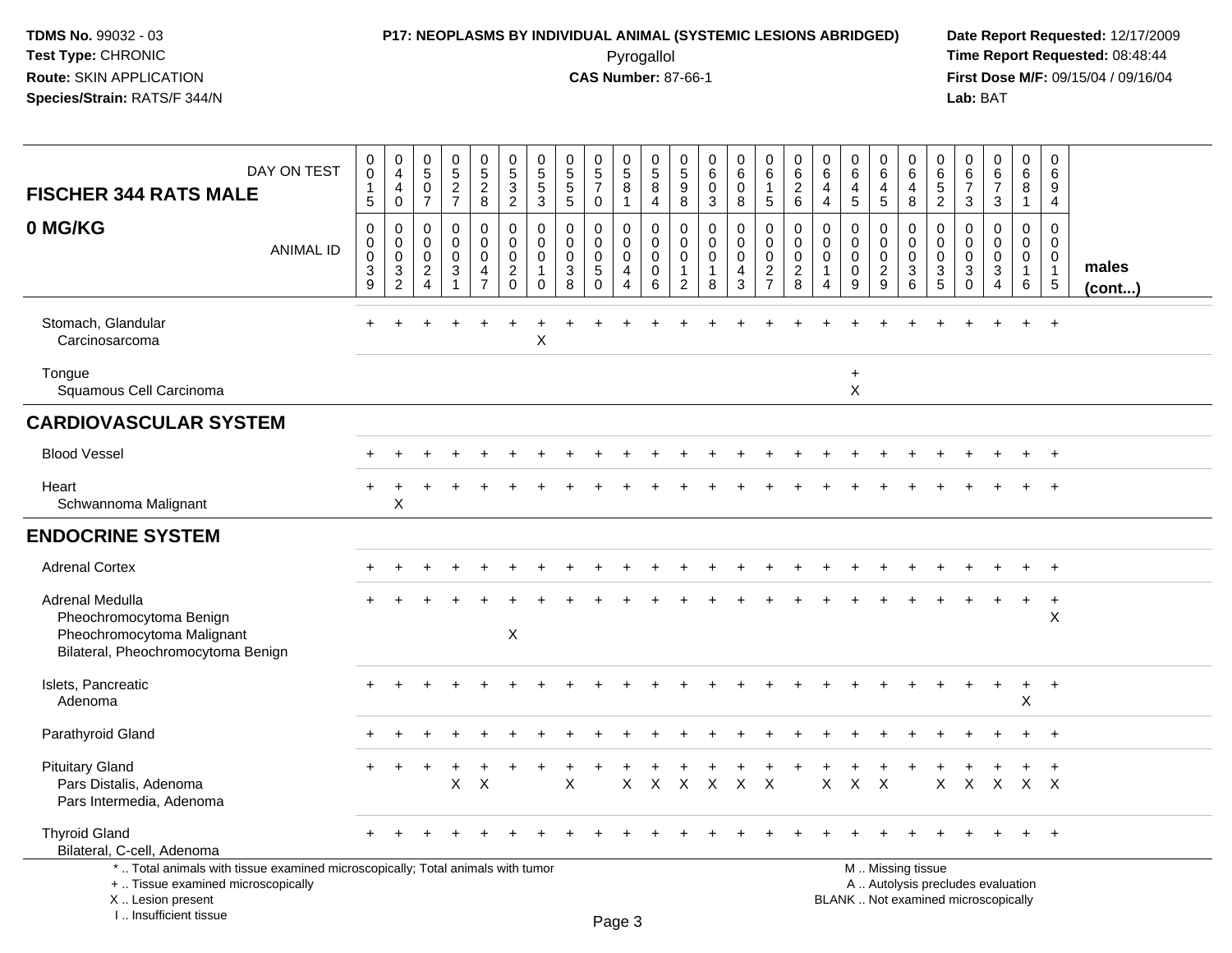**TDMS No.** 99032 - 03
**Test Type:** CHRONIC
**Route:** SKIN APPLICATION
**Species/Strain:** RATS/F 344/N

**P17: NEOPLASMS BY INDIVIDUAL ANIMAL (SYSTEMIC LESIONS ABRIDGED)**
Pyrogallol
**CAS Number:** 87-66-1

**Date Report Requested:** 12/17/2009
**Time Report Requested:** 08:48:44
**First Dose M/F:** 09/15/04 / 09/16/04
**Lab:** BAT

## FISCHER 344 RATS MALE — 0 MG/KG

| DAY ON TEST | 0015 | 0440 | 0507 | 0527 | 0528 | 0532 | 0553 | 0555 | 0570 | 0581 | 0584 | 0598 | 0603 | 0608 | 0615 | 0626 | 0644 | 0645 | 0645 | 0648 | 0652 | 0673 | 0673 | 0681 | 0694 | |
|---|---|---|---|---|---|---|---|---|---|---|---|---|---|---|---|---|---|---|---|---|---|---|---|---|---|---|
| **ANIMAL ID** | 0039 | 0032 | 0024 | 0031 | 0047 | 0020 | 0010 | 0038 | 0050 | 0044 | 0006 | 0012 | 0018 | 0043 | 0027 | 0028 | 0014 | 0009 | 0029 | 0036 | 0035 | 0030 | 0034 | 0016 | 0015 | **males (cont...)** |
| Stomach, Glandular | + | + | + | + | + | + | + | + | + | + | + | + | + | + | + | + | + | + | + | + | + | + | + | + | + | |
| Carcinosarcoma | | | | | | | X | | | | | | | | | | | | | | | | | | | |
| Tongue | | | | | | | | | | | | | | | | | | + | | | | | | | | |
| Squamous Cell Carcinoma | | | | | | | | | | | | | | | | | | X | | | | | | | | |
| **CARDIOVASCULAR SYSTEM** | | | | | | | | | | | | | | | | | | | | | | | | | | |
| Blood Vessel | + | + | + | + | + | + | + | + | + | + | + | + | + | + | + | + | + | + | + | + | + | + | + | + | + | |
| Heart | + | + | + | + | + | + | + | + | + | + | + | + | + | + | + | + | + | + | + | + | + | + | + | + | + | |
| Schwannoma Malignant | | X | | | | | | | | | | | | | | | | | | | | | | | | |
| **ENDOCRINE SYSTEM** | | | | | | | | | | | | | | | | | | | | | | | | | | |
| Adrenal Cortex | + | + | + | + | + | + | + | + | + | + | + | + | + | + | + | + | + | + | + | + | + | + | + | + | + | |
| Adrenal Medulla | + | + | + | + | + | + | + | + | + | + | + | + | + | + | + | + | + | + | + | + | + | + | + | + | + | |
| Pheochromocytoma Benign | | | | | | | | | | | | | | | | | | | | | | | | | X | |
| Pheochromocytoma Malignant | | | | | | X | | | | | | | | | | | | | | | | | | | | |
| Bilateral, Pheochromocytoma Benign | | | | | | | | | | | | | | | | | | | | | | | | | | |
| Islets, Pancreatic | + | + | + | + | + | + | + | + | + | + | + | + | + | + | + | + | + | + | + | + | + | + | + | + | + | |
| Adenoma | | | | | | | | | | | | | | | | | | | | | | | | X | | |
| Parathyroid Gland | + | + | + | + | + | + | + | + | + | + | + | + | + | + | + | + | + | + | + | + | + | + | + | + | + | |
| Pituitary Gland | + | + | + | + | + | + | + | + | + | + | + | + | + | + | + | + | + | + | + | + | + | + | + | + | + | |
| Pars Distalis, Adenoma | | | | X | X | | | X | | X | X | X | X | X | X | | X | X | X | | X | X | X | X | X | |
| Pars Intermedia, Adenoma | | | | | | | | | | | | | | | | | | | | | | | | | | |
| Thyroid Gland | + | + | + | + | + | + | + | + | + | + | + | + | + | + | + | + | + | + | + | + | + | + | + | + | + | |
| Bilateral, C-cell, Adenoma | | | | | | | | | | | | | | | | | | | | | | | | | | |

\* .. Total animals with tissue examined microscopically; Total animals with tumor
\+ .. Tissue examined microscopically
X .. Lesion present
I .. Insufficient tissue

M .. Missing tissue
A .. Autolysis precludes evaluation
BLANK .. Not examined microscopically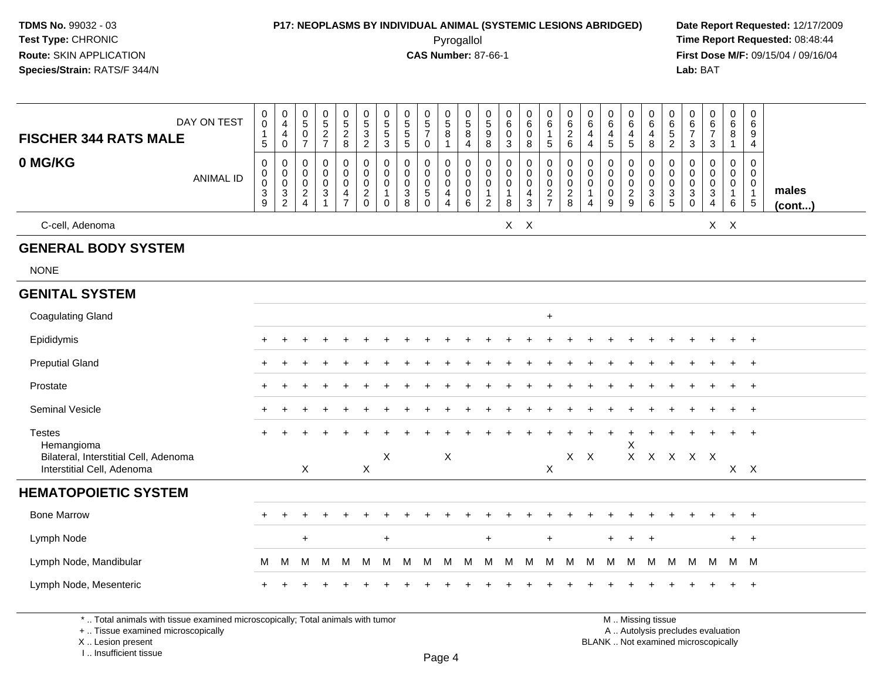**TDMS No.** 99032 - 03
**Test Type:** CHRONIC
**Route:** SKIN APPLICATION
**Species/Strain:** RATS/F 344/N

**P17: NEOPLASMS BY INDIVIDUAL ANIMAL (SYSTEMIC LESIONS ABRIDGED)**
Pyrogallol
**CAS Number:** 87-66-1

**Date Report Requested:** 12/17/2009
**Time Report Requested:** 08:48:44
**First Dose M/F:** 09/15/04 / 09/16/04
**Lab:** BAT

| FISCHER 344 RATS MALE — DAY ON TEST | 0015 | 0440 | 0507 | 0527 | 0528 | 0532 | 0553 | 0555 | 0570 | 0581 | 0584 | 0598 | 0603 | 0608 | 0615 | 0626 | 0644 | 0645 | 0645 | 0648 | 0652 | 0673 | 0673 | 0681 | 0694 | |
|---|---|---|---|---|---|---|---|---|---|---|---|---|---|---|---|---|---|---|---|---|---|---|---|---|---|---|
| **0 MG/KG** — ANIMAL ID | 0039 | 0032 | 0024 | 0031 | 0047 | 0020 | 0010 | 0038 | 0050 | 0044 | 0006 | 0012 | 0018 | 0043 | 0027 | 0028 | 0014 | 0009 | 0029 | 0036 | 0035 | 0030 | 0034 | 0016 | 0015 | **males (cont...)** |
| C-cell, Adenoma | | | | | | | | | | | | | X | X | | | | | | | | | X | X | | |
| **GENERAL BODY SYSTEM** | | | | | | | | | | | | | | | | | | | | | | | | | | |
| NONE | | | | | | | | | | | | | | | | | | | | | | | | | | |
| **GENITAL SYSTEM** | | | | | | | | | | | | | | | | | | | | | | | | | | |
| Coagulating Gland | | | | | | | | | | | | | | | + | | | | | | | | | | | |
| Epididymis | + | + | + | + | + | + | + | + | + | + | + | + | + | + | + | + | + | + | + | + | + | + | + | + | + | |
| Preputial Gland | + | + | + | + | + | + | + | + | + | + | + | + | + | + | + | + | + | + | + | + | + | + | + | + | + | |
| Prostate | + | + | + | + | + | + | + | + | + | + | + | + | + | + | + | + | + | + | + | + | + | + | + | + | + | |
| Seminal Vesicle | + | + | + | + | + | + | + | + | + | + | + | + | + | + | + | + | + | + | + | + | + | + | + | + | + | |
| Testes | + | + | + | + | + | + | + | + | + | + | + | + | + | + | + | + | + | + | + | + | + | + | + | + | + | |
| Hemangioma | | | | | | | | | | | | | | | | | | | X | | | | | | | |
| Bilateral, Interstitial Cell, Adenoma | | | | | | | X | | | X | | | | | | X | X | | X | X | X | X | X | | | |
| Interstitial Cell, Adenoma | | | X | | | X | | | | | | | | | X | | | | | | | | | X | X | |
| **HEMATOPOIETIC SYSTEM** | | | | | | | | | | | | | | | | | | | | | | | | | | |
| Bone Marrow | + | + | + | + | + | + | + | + | + | + | + | + | + | + | + | + | + | + | + | + | + | + | + | + | + | |
| Lymph Node | | | + | | | | + | | | | | + | | | + | | | + | + | + | | | | + | + | |
| Lymph Node, Mandibular | M | M | M | M | M | M | M | M | M | M | M | M | M | M | M | M | M | M | M | M | M | M | M | M | M | |
| Lymph Node, Mesenteric | + | + | + | + | + | + | + | + | + | + | + | + | + | + | + | + | + | + | + | + | + | + | + | + | + | |

\* .. Total animals with tissue examined microscopically; Total animals with tumor
\+ .. Tissue examined microscopically
X .. Lesion present
I .. Insufficient tissue

M .. Missing tissue
A .. Autolysis precludes evaluation
BLANK .. Not examined microscopically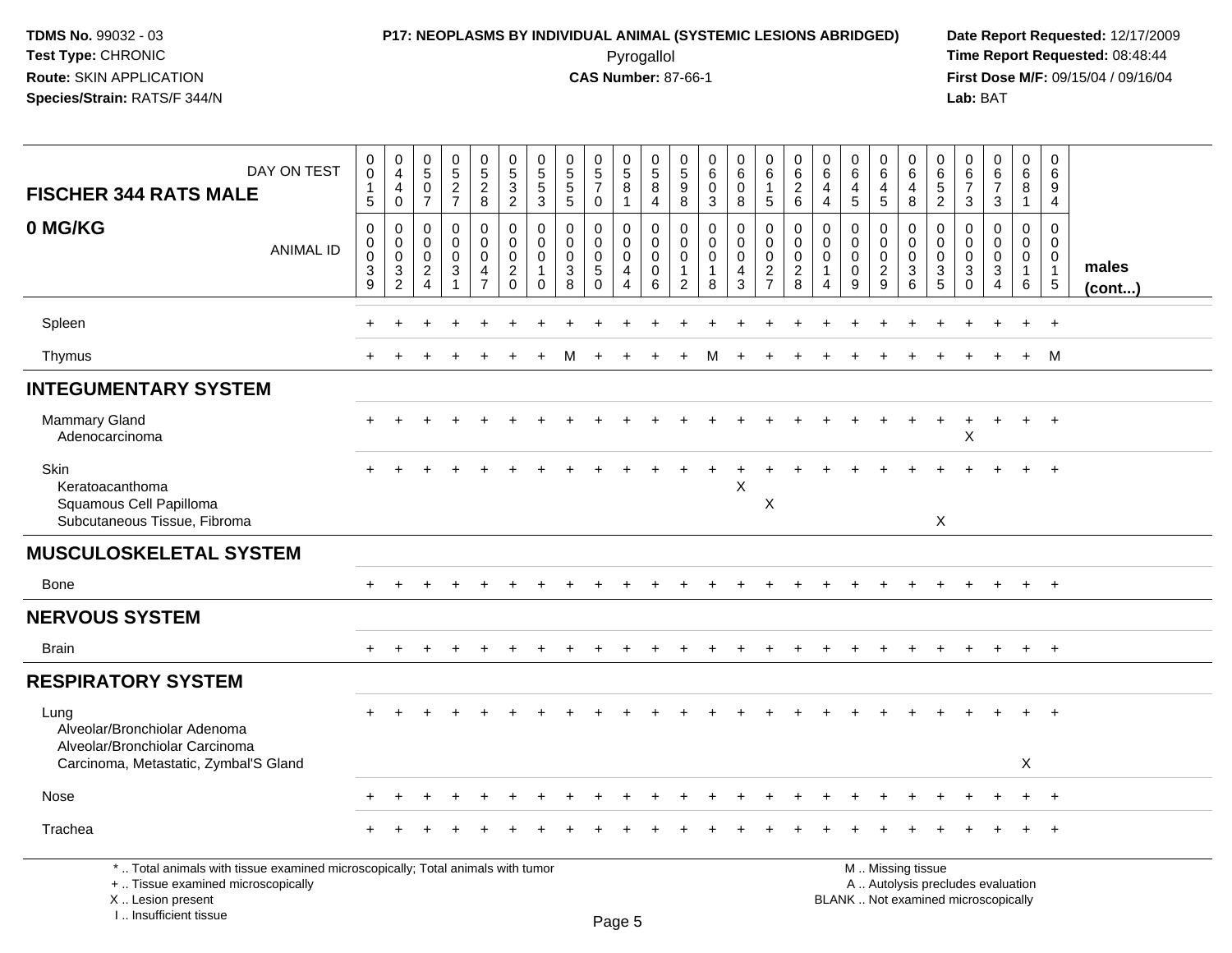**TDMS No.** 99032 - 03
**Test Type:** CHRONIC
**Route:** SKIN APPLICATION
**Species/Strain:** RATS/F 344/N

**P17: NEOPLASMS BY INDIVIDUAL ANIMAL (SYSTEMIC LESIONS ABRIDGED)**
Pyrogallol
**CAS Number:** 87-66-1

**Date Report Requested:** 12/17/2009
**Time Report Requested:** 08:48:44
**First Dose M/F:** 09/15/04 / 09/16/04
**Lab:** BAT

| FISCHER 344 RATS MALE 0 MG/KG | | | | | | | | | | | | | | | | | | | | | | | | | | |
|---|---|---|---|---|---|---|---|---|---|---|---|---|---|---|---|---|---|---|---|---|---|---|---|---|---|---|
| DAY ON TEST | 0015 | 0440 | 0507 | 0527 | 0528 | 0532 | 0553 | 0555 | 0570 | 0581 | 0584 | 0598 | 0603 | 0608 | 0615 | 0626 | 0644 | 0645 | 0645 | 0648 | 0652 | 0673 | 0673 | 0681 | 0694 | |
| ANIMAL ID | 0039 | 0032 | 0024 | 0031 | 0047 | 0020 | 0010 | 0038 | 0050 | 0044 | 0006 | 0012 | 0018 | 0043 | 0027 | 0028 | 0014 | 0009 | 0029 | 0036 | 0035 | 0030 | 0034 | 0016 | 0015 | males (cont...) |
| Spleen | + | + | + | + | + | + | + | + | + | + | + | + | + | + | + | + | + | + | + | + | + | + | + | + | + | |
| Thymus | + | + | + | + | + | + | + | M | + | + | + | + | M | + | + | + | + | + | + | + | + | + | + | + | M | |
| **INTEGUMENTARY SYSTEM** | | | | | | | | | | | | | | | | | | | | | | | | | | |
| Mammary Gland | + | + | + | + | + | + | + | + | + | + | + | + | + | + | + | + | + | + | + | + | + | + | + | + | + | |
| Adenocarcinoma | | | | | | | | | | | | | | | | | | | | | | X | | | | |
| Skin | + | + | + | + | + | + | + | + | + | + | + | + | + | + | + | + | + | + | + | + | + | + | + | + | + | |
| Keratoacanthoma | | | | | | | | | | | | | | X | | | | | | | | | | | | |
| Squamous Cell Papilloma | | | | | | | | | | | | | | | X | | | | | | | | | | | |
| Subcutaneous Tissue, Fibroma | | | | | | | | | | | | | | | | | | | | | X | | | | | |
| **MUSCULOSKELETAL SYSTEM** | | | | | | | | | | | | | | | | | | | | | | | | | | |
| Bone | + | + | + | + | + | + | + | + | + | + | + | + | + | + | + | + | + | + | + | + | + | + | + | + | + | |
| **NERVOUS SYSTEM** | | | | | | | | | | | | | | | | | | | | | | | | | | |
| Brain | + | + | + | + | + | + | + | + | + | + | + | + | + | + | + | + | + | + | + | + | + | + | + | + | + | |
| **RESPIRATORY SYSTEM** | | | | | | | | | | | | | | | | | | | | | | | | | | |
| Lung | + | + | + | + | + | + | + | + | + | + | + | + | + | + | + | + | + | + | + | + | + | + | + | + | + | |
| Alveolar/Bronchiolar Adenoma | | | | | | | | | | | | | | | | | | | | | | | | | | |
| Alveolar/Bronchiolar Carcinoma | | | | | | | | | | | | | | | | | | | | | | | | | | |
| Carcinoma, Metastatic, Zymbal'S Gland | | | | | | | | | | | | | | | | | | | | | | | | X | | |
| Nose | + | + | + | + | + | + | + | + | + | + | + | + | + | + | + | + | + | + | + | + | + | + | + | + | + | |
| Trachea | + | + | + | + | + | + | + | + | + | + | + | + | + | + | + | + | + | + | + | + | + | + | + | + | + | |

\* .. Total animals with tissue examined microscopically; Total animals with tumor
\+ .. Tissue examined microscopically
X .. Lesion present
I .. Insufficient tissue

M .. Missing tissue
A .. Autolysis precludes evaluation
BLANK .. Not examined microscopically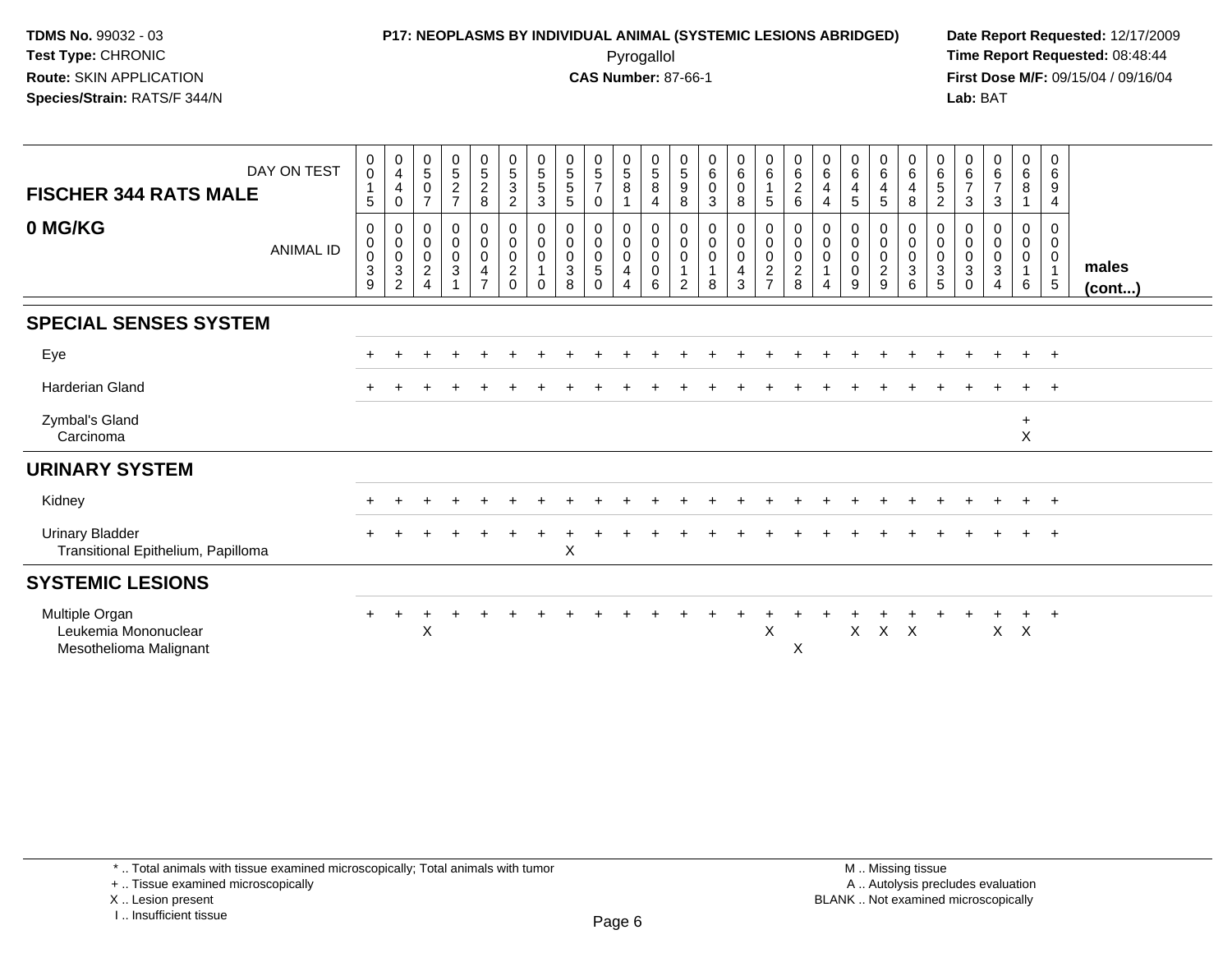**TDMS No.** 99032 - 03
**Test Type:** CHRONIC
**Route:** SKIN APPLICATION
**Species/Strain:** RATS/F 344/N

**P17: NEOPLASMS BY INDIVIDUAL ANIMAL (SYSTEMIC LESIONS ABRIDGED)**
Pyrogallol
**CAS Number:** 87-66-1

**Date Report Requested:** 12/17/2009
**Time Report Requested:** 08:48:44
**First Dose M/F:** 09/15/04 / 09/16/04
**Lab:** BAT

| FISCHER 344 RATS MALE — DAY ON TEST | 0015 | 0440 | 0507 | 0527 | 0528 | 0532 | 0553 | 0555 | 0570 | 0581 | 0584 | 0598 | 0603 | 0608 | 0615 | 0626 | 0644 | 0645 | 0645 | 0648 | 0652 | 0673 | 0673 | 0681 | 0694 | |
|---|---|---|---|---|---|---|---|---|---|---|---|---|---|---|---|---|---|---|---|---|---|---|---|---|---|---|
| **0 MG/KG** — ANIMAL ID | 00039 | 00032 | 00024 | 00031 | 00047 | 00020 | 00010 | 00038 | 00050 | 00044 | 00006 | 00012 | 00018 | 00043 | 00027 | 00028 | 00014 | 00009 | 00029 | 00036 | 00035 | 00030 | 00034 | 00016 | 00015 | **males (cont...)** |
| **SPECIAL SENSES SYSTEM** | | | | | | | | | | | | | | | | | | | | | | | | | | |
| Eye | + | + | + | + | + | + | + | + | + | + | + | + | + | + | + | + | + | + | + | + | + | + | + | + | + | |
| Harderian Gland | + | + | + | + | + | + | + | + | + | + | + | + | + | + | + | + | + | + | + | + | + | + | + | + | + | |
| Zymbal's Gland | | | | | | | | | | | | | | | | | | | | | | | | + | | |
| Carcinoma | | | | | | | | | | | | | | | | | | | | | | | | X | | |
| **URINARY SYSTEM** | | | | | | | | | | | | | | | | | | | | | | | | | | |
| Kidney | + | + | + | + | + | + | + | + | + | + | + | + | + | + | + | + | + | + | + | + | + | + | + | + | + | |
| Urinary Bladder | + | + | + | + | + | + | + | + | + | + | + | + | + | + | + | + | + | + | + | + | + | + | + | + | + | |
| Transitional Epithelium, Papilloma | | | | | | | | X | | | | | | | | | | | | | | | | | | |
| **SYSTEMIC LESIONS** | | | | | | | | | | | | | | | | | | | | | | | | | | |
| Multiple Organ | + | + | + | + | + | + | + | + | + | + | + | + | + | + | + | + | + | + | + | + | + | + | + | + | + | |
| Leukemia Mononuclear | | | X | | | | | | | | | | | | X | | | X | X | X | | | X | X | | |
| Mesothelioma Malignant | | | | | | | | | | | | | | | | X | | | | | | | | | | |

\* .. Total animals with tissue examined microscopically; Total animals with tumor
\+ .. Tissue examined microscopically
X .. Lesion present
I .. Insufficient tissue

M .. Missing tissue
A .. Autolysis precludes evaluation
BLANK .. Not examined microscopically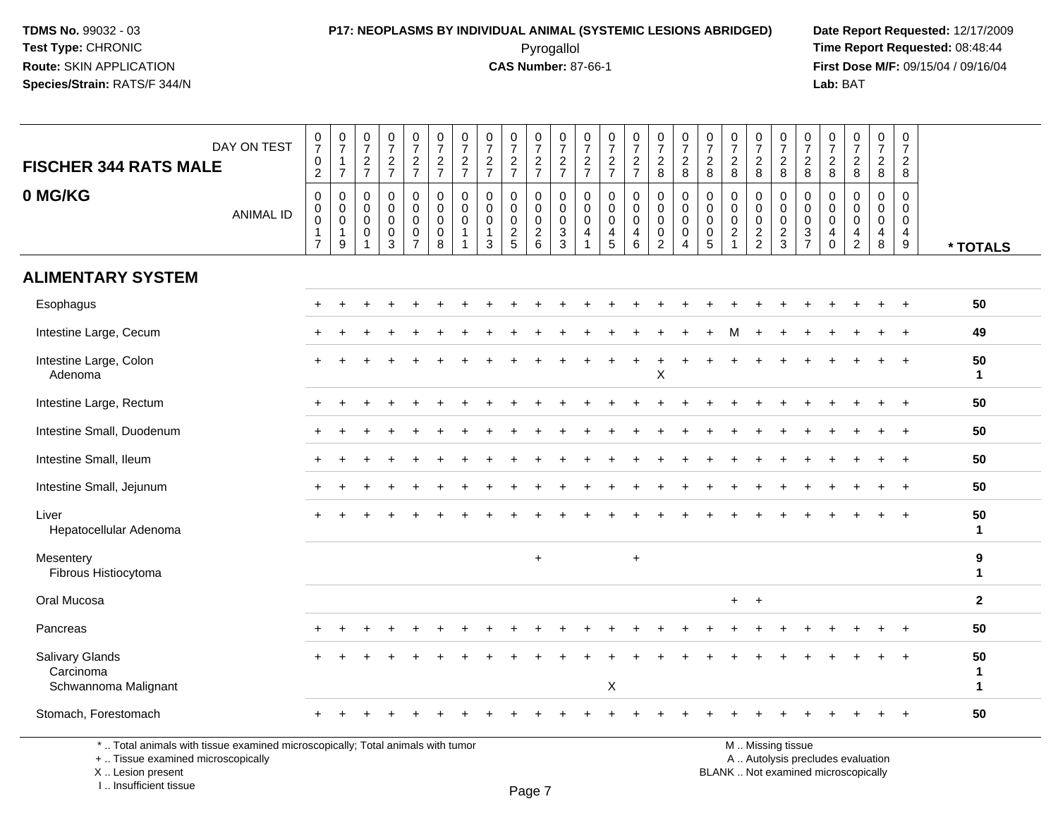**TDMS No.** 99032 - 03
**Test Type:** CHRONIC
**Route:** SKIN APPLICATION
**Species/Strain:** RATS/F 344/N

**P17: NEOPLASMS BY INDIVIDUAL ANIMAL (SYSTEMIC LESIONS ABRIDGED)**
Pyrogallol
**CAS Number:** 87-66-1

**Date Report Requested:** 12/17/2009
**Time Report Requested:** 08:48:44
**First Dose M/F:** 09/15/04 / 09/16/04
**Lab:** BAT

| FISCHER 344 RATS MALE — DAY ON TEST | 0702 | 0717 | 0727 | 0727 | 0727 | 0727 | 0727 | 0727 | 0727 | 0727 | 0727 | 0727 | 0727 | 0727 | 0728 | 0728 | 0728 | 0728 | 0728 | 0728 | 0728 | 0728 | 0728 | 0728 | 0728 | |
|---|---|---|---|---|---|---|---|---|---|---|---|---|---|---|---|---|---|---|---|---|---|---|---|---|---|---|
| **0 MG/KG** — ANIMAL ID | 0017 | 0019 | 0001 | 0003 | 0007 | 0008 | 0011 | 0013 | 0025 | 0026 | 0033 | 0041 | 0045 | 0046 | 0002 | 0004 | 0005 | 0021 | 0022 | 0023 | 0037 | 0040 | 0042 | 0048 | 0049 | *** TOTALS** |
| **ALIMENTARY SYSTEM** | | | | | | | | | | | | | | | | | | | | | | | | | | |
| Esophagus | + | + | + | + | + | + | + | + | + | + | + | + | + | + | + | + | + | + | + | + | + | + | + | + | + | 50 |
| Intestine Large, Cecum | + | + | + | + | + | + | + | + | + | + | + | + | + | + | + | + | + | M | + | + | + | + | + | + | + | 49 |
| Intestine Large, Colon | + | + | + | + | + | + | + | + | + | + | + | + | + | + | + | + | + | + | + | + | + | + | + | + | + | 50 |
| Adenoma | | | | | | | | | | | | | | | X | | | | | | | | | | | 1 |
| Intestine Large, Rectum | + | + | + | + | + | + | + | + | + | + | + | + | + | + | + | + | + | + | + | + | + | + | + | + | + | 50 |
| Intestine Small, Duodenum | + | + | + | + | + | + | + | + | + | + | + | + | + | + | + | + | + | + | + | + | + | + | + | + | + | 50 |
| Intestine Small, Ileum | + | + | + | + | + | + | + | + | + | + | + | + | + | + | + | + | + | + | + | + | + | + | + | + | + | 50 |
| Intestine Small, Jejunum | + | + | + | + | + | + | + | + | + | + | + | + | + | + | + | + | + | + | + | + | + | + | + | + | + | 50 |
| Liver | + | + | + | + | + | + | + | + | + | + | + | + | + | + | + | + | + | + | + | + | + | + | + | + | + | 50 |
| Hepatocellular Adenoma | | | | | | | | | | | | | | | | | | | | | | | | | | 1 |
| Mesentery | | | | | | | | | | + | | | | + | | | | | | | | | | | | 9 |
| Fibrous Histiocytoma | | | | | | | | | | | | | | | | | | | | | | | | | | 1 |
| Oral Mucosa | | | | | | | | | | | | | | | | | | + | + | | | | | | | 2 |
| Pancreas | + | + | + | + | + | + | + | + | + | + | + | + | + | + | + | + | + | + | + | + | + | + | + | + | + | 50 |
| Salivary Glands | + | + | + | + | + | + | + | + | + | + | + | + | + | + | + | + | + | + | + | + | + | + | + | + | + | 50 |
| Carcinoma | | | | | | | | | | | | | | | | | | | | | | | | | | 1 |
| Schwannoma Malignant | | | | | | | | | | | | | X | | | | | | | | | | | | | 1 |
| Stomach, Forestomach | + | + | + | + | + | + | + | + | + | + | + | + | + | + | + | + | + | + | + | + | + | + | + | + | + | 50 |

\* .. Total animals with tissue examined microscopically; Total animals with tumor
\+ .. Tissue examined microscopically
X .. Lesion present
I .. Insufficient tissue

M .. Missing tissue
A .. Autolysis precludes evaluation
BLANK .. Not examined microscopically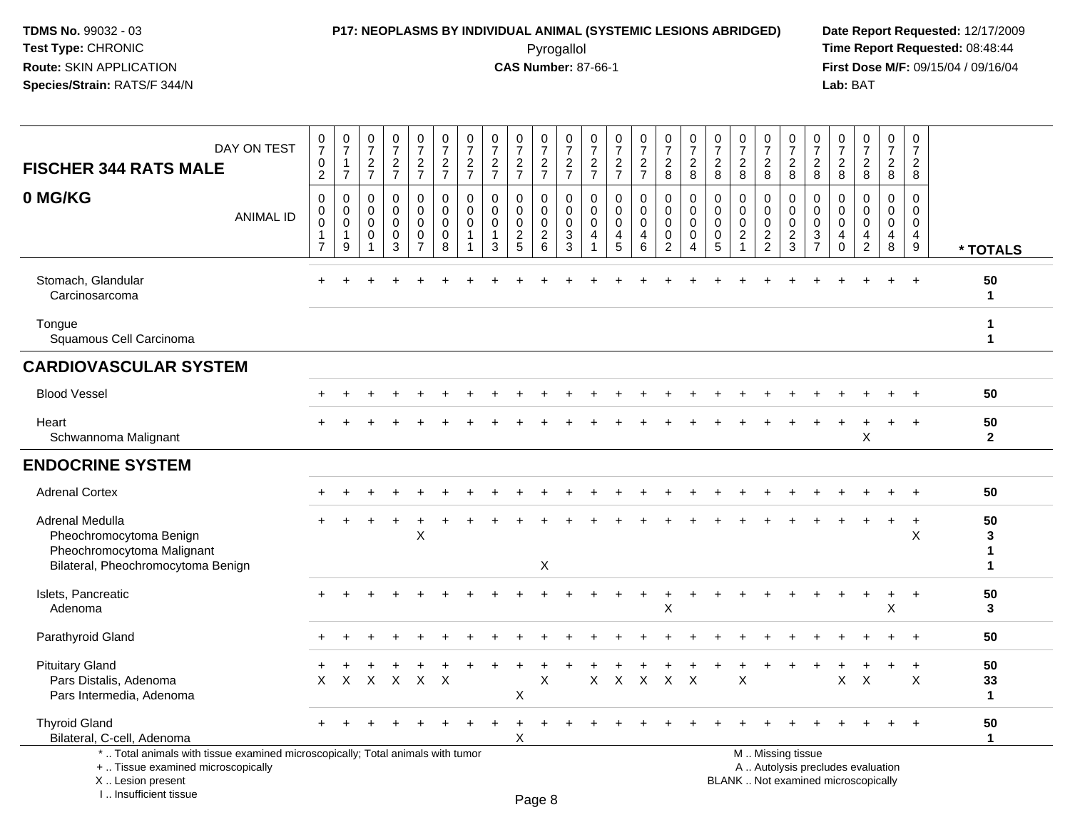TDMS No. 99032 - 03
Test Type: CHRONIC
Route: SKIN APPLICATION
Species/Strain: RATS/F 344/N

**P17: NEOPLASMS BY INDIVIDUAL ANIMAL (SYSTEMIC LESIONS ABRIDGED)**
Pyrogallol
**CAS Number:** 87-66-1

Date Report Requested: 12/17/2009
Time Report Requested: 08:48:44
First Dose M/F: 09/15/04 / 09/16/04
Lab: BAT

| FISCHER 344 RATS MALE — DAY ON TEST | 0702 | 0717 | 0727 | 0727 | 0727 | 0727 | 0727 | 0727 | 0727 | 0727 | 0727 | 0727 | 0727 | 0727 | 0728 | 0728 | 0728 | 0728 | 0728 | 0728 | 0728 | 0728 | 0728 | 0728 | 0728 | |
|---|---|---|---|---|---|---|---|---|---|---|---|---|---|---|---|---|---|---|---|---|---|---|---|---|---|---|
| **0 MG/KG** — ANIMAL ID | 0017 | 0019 | 0001 | 0003 | 0007 | 0008 | 0011 | 0013 | 0025 | 0026 | 0033 | 0041 | 0045 | 0046 | 0002 | 0004 | 0005 | 0021 | 0022 | 0023 | 0037 | 0040 | 0042 | 0048 | 0049 | * TOTALS |
| Stomach, Glandular | + | + | + | + | + | + | + | + | + | + | + | + | + | + | + | + | + | + | + | + | + | + | + | + | + | 50 |
| Carcinosarcoma | | | | | | | | | | | | | | | | | | | | | | | | | | 1 |
| Tongue | | | | | | | | | | | | | | | | | | | | | | | | | | 1 |
| Squamous Cell Carcinoma | | | | | | | | | | | | | | | | | | | | | | | | | | 1 |
| **CARDIOVASCULAR SYSTEM** | | | | | | | | | | | | | | | | | | | | | | | | | | |
| Blood Vessel | + | + | + | + | + | + | + | + | + | + | + | + | + | + | + | + | + | + | + | + | + | + | + | + | + | 50 |
| Heart | + | + | + | + | + | + | + | + | + | + | + | + | + | + | + | + | + | + | + | + | + | + | + | + | + | 50 |
| Schwannoma Malignant | | | | | | | | | | | | | | | | | | | | | | | X | | | 2 |
| **ENDOCRINE SYSTEM** | | | | | | | | | | | | | | | | | | | | | | | | | | |
| Adrenal Cortex | + | + | + | + | + | + | + | + | + | + | + | + | + | + | + | + | + | + | + | + | + | + | + | + | + | 50 |
| Adrenal Medulla | + | + | + | + | + | + | + | + | + | + | + | + | + | + | + | + | + | + | + | + | + | + | + | + | + | 50 |
| Pheochromocytoma Benign | | | | | X | | | | | | | | | | | | | | | | | | | | X | 3 |
| Pheochromocytoma Malignant | | | | | | | | | | | | | | | | | | | | | | | | | | 1 |
| Bilateral, Pheochromocytoma Benign | | | | | | | | | | X | | | | | | | | | | | | | | | | 1 |
| Islets, Pancreatic | + | + | + | + | + | + | + | + | + | + | + | + | + | + | + | + | + | + | + | + | + | + | + | + | + | 50 |
| Adenoma | | | | | | | | | | | | | | | X | | | | | | | | | X | | 3 |
| Parathyroid Gland | + | + | + | + | + | + | + | + | + | + | + | + | + | + | + | + | + | + | + | + | + | + | + | + | + | 50 |
| Pituitary Gland | + | + | + | + | + | + | + | + | + | + | + | + | + | + | + | + | + | + | + | + | + | + | + | + | + | 50 |
| Pars Distalis, Adenoma | X | X | X | X | X | X | | | | X | | X | X | X | X | X | | X | | | | X | X | | X | 33 |
| Pars Intermedia, Adenoma | | | | | | | | | X | | | | | | | | | | | | | | | | | 1 |
| Thyroid Gland | + | + | + | + | + | + | + | + | + | + | + | + | + | + | + | + | + | + | + | + | + | + | + | + | + | 50 |
| Bilateral, C-cell, Adenoma | | | | | | | | | X | | | | | | | | | | | | | | | | | 1 |

\* .. Total animals with tissue examined microscopically; Total animals with tumor
\+ .. Tissue examined microscopically
X .. Lesion present
I .. Insufficient tissue

M .. Missing tissue
A .. Autolysis precludes evaluation
BLANK .. Not examined microscopically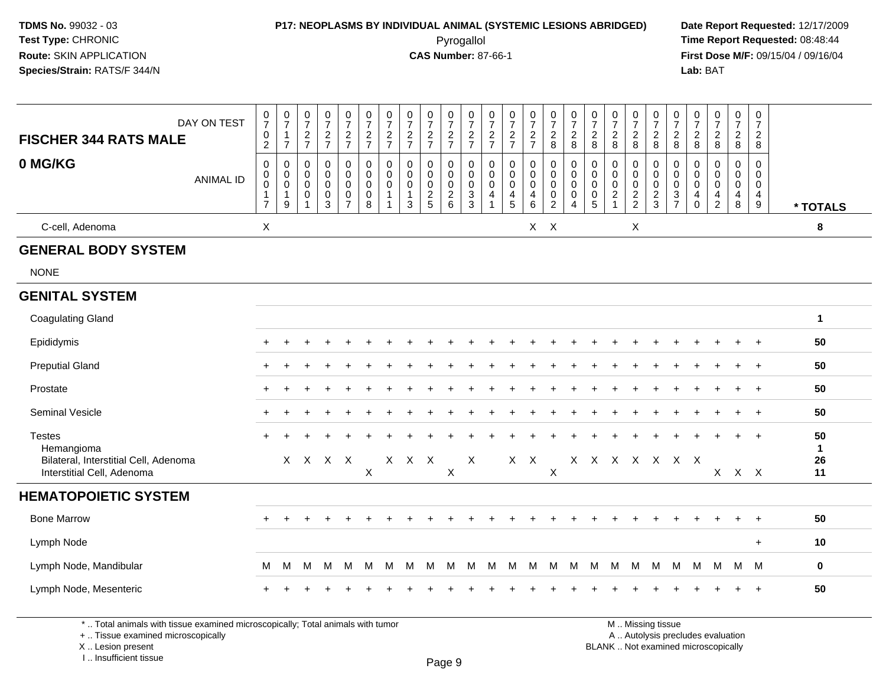**TDMS No.** 99032 - 03
**Test Type:** CHRONIC
**Route:** SKIN APPLICATION
**Species/Strain:** RATS/F 344/N

**P17: NEOPLASMS BY INDIVIDUAL ANIMAL (SYSTEMIC LESIONS ABRIDGED)**
Pyrogallol
**CAS Number:** 87-66-1

**Date Report Requested:** 12/17/2009
**Time Report Requested:** 08:48:44
**First Dose M/F:** 09/15/04 / 09/16/04
**Lab:** BAT

| FISCHER 344 RATS MALE — DAY ON TEST | 0702 | 0717 | 0727 | 0727 | 0727 | 0727 | 0727 | 0727 | 0727 | 0727 | 0727 | 0727 | 0727 | 0727 | 0728 | 0728 | 0728 | 0728 | 0728 | 0728 | 0728 | 0728 | 0728 | 0728 | 0728 | |
|---|---|---|---|---|---|---|---|---|---|---|---|---|---|---|---|---|---|---|---|---|---|---|---|---|---|---|
| **0 MG/KG** — ANIMAL ID | 00017 | 00019 | 00001 | 00003 | 00007 | 00008 | 00011 | 00013 | 00025 | 00026 | 00033 | 00041 | 00045 | 00046 | 00002 | 00004 | 00005 | 00021 | 00022 | 00023 | 00037 | 00040 | 00042 | 00048 | 00049 | *** TOTALS** |
| C-cell, Adenoma | X | | | | | | | | | | | | | X | X | | | | X | | | | | | | 8 |
| **GENERAL BODY SYSTEM** | | | | | | | | | | | | | | | | | | | | | | | | | | |
| NONE | | | | | | | | | | | | | | | | | | | | | | | | | | |
| **GENITAL SYSTEM** | | | | | | | | | | | | | | | | | | | | | | | | | | |
| Coagulating Gland | | | | | | | | | | | | | | | | | | | | | | | | | | 1 |
| Epididymis | + | + | + | + | + | + | + | + | + | + | + | + | + | + | + | + | + | + | + | + | + | + | + | + | + | 50 |
| Preputial Gland | + | + | + | + | + | + | + | + | + | + | + | + | + | + | + | + | + | + | + | + | + | + | + | + | + | 50 |
| Prostate | + | + | + | + | + | + | + | + | + | + | + | + | + | + | + | + | + | + | + | + | + | + | + | + | + | 50 |
| Seminal Vesicle | + | + | + | + | + | + | + | + | + | + | + | + | + | + | + | + | + | + | + | + | + | + | + | + | + | 50 |
| Testes | + | + | + | + | + | + | + | + | + | + | + | + | + | + | + | + | + | + | + | + | + | + | + | + | + | 50 |
| Hemangioma | | | | | | | | | | | | | | | | | | | | | | | | | | 1 |
| Bilateral, Interstitial Cell, Adenoma | | X | X | X | X | | X | X | X | | X | | X | X | | X | X | X | X | X | X | X | | | | 26 |
| Interstitial Cell, Adenoma | | | | | | X | | | | X | | | | | X | | | | | | | | X | X | X | 11 |
| **HEMATOPOIETIC SYSTEM** | | | | | | | | | | | | | | | | | | | | | | | | | | |
| Bone Marrow | + | + | + | + | + | + | + | + | + | + | + | + | + | + | + | + | + | + | + | + | + | + | + | + | + | 50 |
| Lymph Node | | | | | | | | | | | | | | | | | | | | | | | | | + | 10 |
| Lymph Node, Mandibular | M | M | M | M | M | M | M | M | M | M | M | M | M | M | M | M | M | M | M | M | M | M | M | M | M | 0 |
| Lymph Node, Mesenteric | + | + | + | + | + | + | + | + | + | + | + | + | + | + | + | + | + | + | + | + | + | + | + | + | + | 50 |

* .. Total animals with tissue examined microscopically; Total animals with tumor
+ .. Tissue examined microscopically
X .. Lesion present
I .. Insufficient tissue

M .. Missing tissue
A .. Autolysis precludes evaluation
BLANK .. Not examined microscopically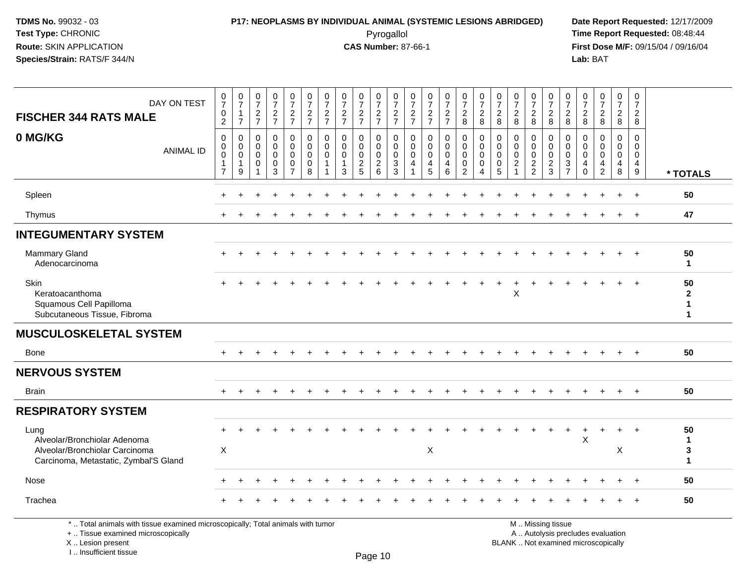**TDMS No.** 99032 - 03
**Test Type:** CHRONIC
**Route:** SKIN APPLICATION
**Species/Strain:** RATS/F 344/N

**P17: NEOPLASMS BY INDIVIDUAL ANIMAL (SYSTEMIC LESIONS ABRIDGED)**
Pyrogallol
**CAS Number:** 87-66-1

**Date Report Requested:** 12/17/2009
**Time Report Requested:** 08:48:44
**First Dose M/F:** 09/15/04 / 09/16/04
**Lab:** BAT

## FISCHER 344 RATS MALE
## 0 MG/KG

| DAY ON TEST | 0702 | 0717 | 0727 | 0727 | 0727 | 0727 | 0727 | 0727 | 0727 | 0727 | 0727 | 0727 | 0727 | 0727 | 0728 | 0728 | 0728 | 0728 | 0728 | 0728 | 0728 | 0728 | 0728 | 0728 | 0728 | |
|---|---|---|---|---|---|---|---|---|---|---|---|---|---|---|---|---|---|---|---|---|---|---|---|---|---|---|
| **ANIMAL ID** | 00017 | 00019 | 00001 | 00003 | 00007 | 00008 | 00011 | 00013 | 00025 | 00026 | 00033 | 00041 | 00045 | 00046 | 00002 | 00004 | 00005 | 00021 | 00022 | 00023 | 00037 | 00040 | 00042 | 00048 | 00049 | *** TOTALS** |
| Spleen | + | + | + | + | + | + | + | + | + | + | + | + | + | + | + | + | + | + | + | + | + | + | + | + | + | 50 |
| Thymus | + | + | + | + | + | + | + | + | + | + | + | + | + | + | + | + | + | + | + | + | + | + | + | + | + | 47 |
| **INTEGUMENTARY SYSTEM** | | | | | | | | | | | | | | | | | | | | | | | | | | |
| Mammary Gland | + | + | + | + | + | + | + | + | + | + | + | + | + | + | + | + | + | + | + | + | + | + | + | + | + | 50 |
| Adenocarcinoma | | | | | | | | | | | | | | | | | | | | | | | | | | 1 |
| Skin | + | + | + | + | + | + | + | + | + | + | + | + | + | + | + | + | + | + | + | + | + | + | + | + | + | 50 |
| Keratoacanthoma | | | | | | | | | | | | | | | | | | X | | | | | | | | 2 |
| Squamous Cell Papilloma | | | | | | | | | | | | | | | | | | | | | | | | | | 1 |
| Subcutaneous Tissue, Fibroma | | | | | | | | | | | | | | | | | | | | | | | | | | 1 |
| **MUSCULOSKELETAL SYSTEM** | | | | | | | | | | | | | | | | | | | | | | | | | | |
| Bone | + | + | + | + | + | + | + | + | + | + | + | + | + | + | + | + | + | + | + | + | + | + | + | + | + | 50 |
| **NERVOUS SYSTEM** | | | | | | | | | | | | | | | | | | | | | | | | | | |
| Brain | + | + | + | + | + | + | + | + | + | + | + | + | + | + | + | + | + | + | + | + | + | + | + | + | + | 50 |
| **RESPIRATORY SYSTEM** | | | | | | | | | | | | | | | | | | | | | | | | | | |
| Lung | + | + | + | + | + | + | + | + | + | + | + | + | + | + | + | + | + | + | + | + | + | + | + | + | + | 50 |
| Alveolar/Bronchiolar Adenoma | | | | | | | | | | | | | | | | | | | | | | X | | | | 1 |
| Alveolar/Bronchiolar Carcinoma | X | | | | | | | | | | | | X | | | | | | | | | | | X | | 3 |
| Carcinoma, Metastatic, Zymbal'S Gland | | | | | | | | | | | | | | | | | | | | | | | | | | 1 |
| Nose | + | + | + | + | + | + | + | + | + | + | + | + | + | + | + | + | + | + | + | + | + | + | + | + | + | 50 |
| Trachea | + | + | + | + | + | + | + | + | + | + | + | + | + | + | + | + | + | + | + | + | + | + | + | + | + | 50 |

* .. Total animals with tissue examined microscopically; Total animals with tumor
+ .. Tissue examined microscopically
X .. Lesion present
I .. Insufficient tissue

M .. Missing tissue
A .. Autolysis precludes evaluation
BLANK .. Not examined microscopically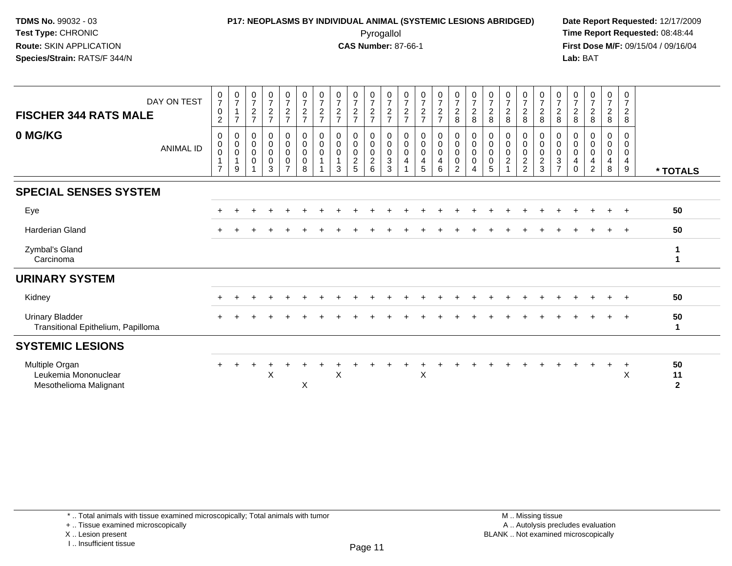**TDMS No.** 99032 - 03
**Test Type:** CHRONIC
**Route:** SKIN APPLICATION
**Species/Strain:** RATS/F 344/N

**P17: NEOPLASMS BY INDIVIDUAL ANIMAL (SYSTEMIC LESIONS ABRIDGED)**
Pyrogallol
**CAS Number:** 87-66-1

**Date Report Requested:** 12/17/2009
**Time Report Requested:** 08:48:44
**First Dose M/F:** 09/15/04 / 09/16/04
**Lab:** BAT

| FISCHER 344 RATS MALE — DAY ON TEST | 0702 | 0717 | 0727 | 0727 | 0727 | 0727 | 0727 | 0727 | 0727 | 0727 | 0727 | 0727 | 0727 | 0727 | 0728 | 0728 | 0728 | 0728 | 0728 | 0728 | 0728 | 0728 | 0728 | 0728 | 0728 | |
|---|---|---|---|---|---|---|---|---|---|---|---|---|---|---|---|---|---|---|---|---|---|---|---|---|---|---|
| **0 MG/KG** — ANIMAL ID | 00017 | 00019 | 00001 | 00003 | 00007 | 00008 | 00011 | 00013 | 00025 | 00026 | 00033 | 00041 | 00045 | 00046 | 00002 | 00004 | 00005 | 00021 | 00022 | 00023 | 00037 | 00040 | 00042 | 00048 | 00049 | *** TOTALS** |
| **SPECIAL SENSES SYSTEM** | | | | | | | | | | | | | | | | | | | | | | | | | | |
| Eye | + | + | + | + | + | + | + | + | + | + | + | + | + | + | + | + | + | + | + | + | + | + | + | + | + | 50 |
| Harderian Gland | + | + | + | + | + | + | + | + | + | + | + | + | + | + | + | + | + | + | + | + | + | + | + | + | + | 50 |
| Zymbal's Gland | | | | | | | | | | | | | | | | | | | | | | | | | | 1 |
| Carcinoma | | | | | | | | | | | | | | | | | | | | | | | | | | 1 |
| **URINARY SYSTEM** | | | | | | | | | | | | | | | | | | | | | | | | | | |
| Kidney | + | + | + | + | + | + | + | + | + | + | + | + | + | + | + | + | + | + | + | + | + | + | + | + | + | 50 |
| Urinary Bladder | + | + | + | + | + | + | + | + | + | + | + | + | + | + | + | + | + | + | + | + | + | + | + | + | + | 50 |
| Transitional Epithelium, Papilloma | | | | | | | | | | | | | | | | | | | | | | | | | | 1 |
| **SYSTEMIC LESIONS** | | | | | | | | | | | | | | | | | | | | | | | | | | |
| Multiple Organ | + | + | + | + | + | + | + | + | + | + | + | + | + | + | + | + | + | + | + | + | + | + | + | + | + | 50 |
| Leukemia Mononuclear | | | | X | | | | X | | | | | X | | | | | | | | | | | | X | 11 |
| Mesothelioma Malignant | | | | | | X | | | | | | | | | | | | | | | | | | | | 2 |

* .. Total animals with tissue examined microscopically; Total animals with tumor
+ .. Tissue examined microscopically
X .. Lesion present
I .. Insufficient tissue

M .. Missing tissue
A .. Autolysis precludes evaluation
BLANK .. Not examined microscopically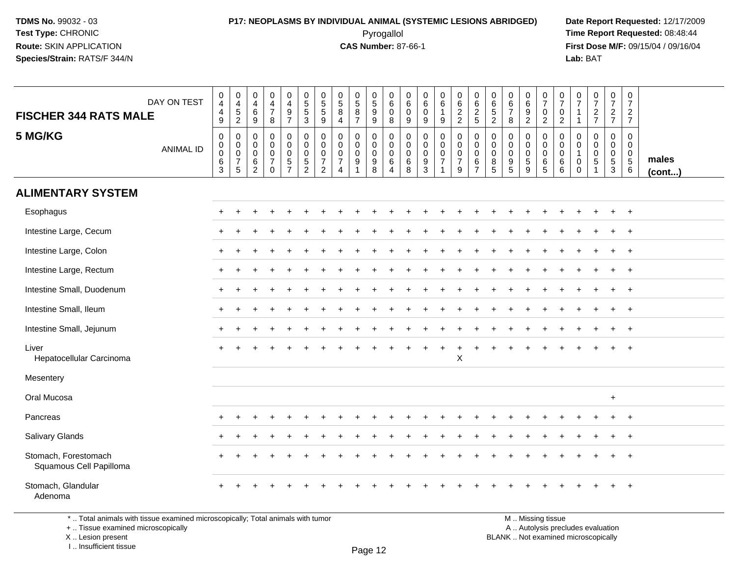**TDMS No.** 99032 - 03
**Test Type:** CHRONIC
**Route:** SKIN APPLICATION
**Species/Strain:** RATS/F 344/N

**P17: NEOPLASMS BY INDIVIDUAL ANIMAL (SYSTEMIC LESIONS ABRIDGED)**
Pyrogallol
**CAS Number:** 87-66-1

**Date Report Requested:** 12/17/2009
**Time Report Requested:** 08:48:44
**First Dose M/F:** 09/15/04 / 09/16/04
**Lab:** BAT

| FISCHER 344 RATS MALE — DAY ON TEST | 0449 | 0452 | 0469 | 0478 | 0497 | 0553 | 0559 | 0584 | 0587 | 0599 | 0608 | 0609 | 0609 | 0619 | 0622 | 0625 | 0652 | 0678 | 0692 | 0702 | 0702 | 0711 | 0727 | 0727 | 0727 | |
|---|---|---|---|---|---|---|---|---|---|---|---|---|---|---|---|---|---|---|---|---|---|---|---|---|---|---|
| **5 MG/KG** — ANIMAL ID | 0063 | 0075 | 0062 | 0070 | 0057 | 0052 | 0072 | 0074 | 0091 | 0098 | 0064 | 0068 | 0093 | 0071 | 0079 | 0067 | 0085 | 0095 | 0059 | 0065 | 0066 | 0100 | 0051 | 0053 | 0056 | males (cont...) |
| **ALIMENTARY SYSTEM** | | | | | | | | | | | | | | | | | | | | | | | | | | |
| Esophagus | + | + | + | + | + | + | + | + | + | + | + | + | + | + | + | + | + | + | + | + | + | + | + | + | + | |
| Intestine Large, Cecum | + | + | + | + | + | + | + | + | + | + | + | + | + | + | + | + | + | + | + | + | + | + | + | + | + | |
| Intestine Large, Colon | + | + | + | + | + | + | + | + | + | + | + | + | + | + | + | + | + | + | + | + | + | + | + | + | + | |
| Intestine Large, Rectum | + | + | + | + | + | + | + | + | + | + | + | + | + | + | + | + | + | + | + | + | + | + | + | + | + | |
| Intestine Small, Duodenum | + | + | + | + | + | + | + | + | + | + | + | + | + | + | + | + | + | + | + | + | + | + | + | + | + | |
| Intestine Small, Ileum | + | + | + | + | + | + | + | + | + | + | + | + | + | + | + | + | + | + | + | + | + | + | + | + | + | |
| Intestine Small, Jejunum | + | + | + | + | + | + | + | + | + | + | + | + | + | + | + | + | + | + | + | + | + | + | + | + | + | |
| Liver | + | + | + | + | + | + | + | + | + | + | + | + | + | + | + | + | + | + | + | + | + | + | + | + | + | |
| Hepatocellular Carcinoma | | | | | | | | | | | | | | | X | | | | | | | | | | | |
| Mesentery | | | | | | | | | | | | | | | | | | | | | | | | | | |
| Oral Mucosa | | | | | | | | | | | | | | | | | | | | | | | | + | | |
| Pancreas | + | + | + | + | + | + | + | + | + | + | + | + | + | + | + | + | + | + | + | + | + | + | + | + | + | |
| Salivary Glands | + | + | + | + | + | + | + | + | + | + | + | + | + | + | + | + | + | + | + | + | + | + | + | + | + | |
| Stomach, Forestomach | + | + | + | + | + | + | + | + | + | + | + | + | + | + | + | + | + | + | + | + | + | + | + | + | + | |
| Squamous Cell Papilloma | | | | | | | | | | | | | | | | | | | | | | | | | | |
| Stomach, Glandular | + | + | + | + | + | + | + | + | + | + | + | + | + | + | + | + | + | + | + | + | + | + | + | + | + | |
| Adenoma | | | | | | | | | | | | | | | | | | | | | | | | | | |

\* .. Total animals with tissue examined microscopically; Total animals with tumor
\+ .. Tissue examined microscopically
X .. Lesion present
I .. Insufficient tissue

M .. Missing tissue
A .. Autolysis precludes evaluation
BLANK .. Not examined microscopically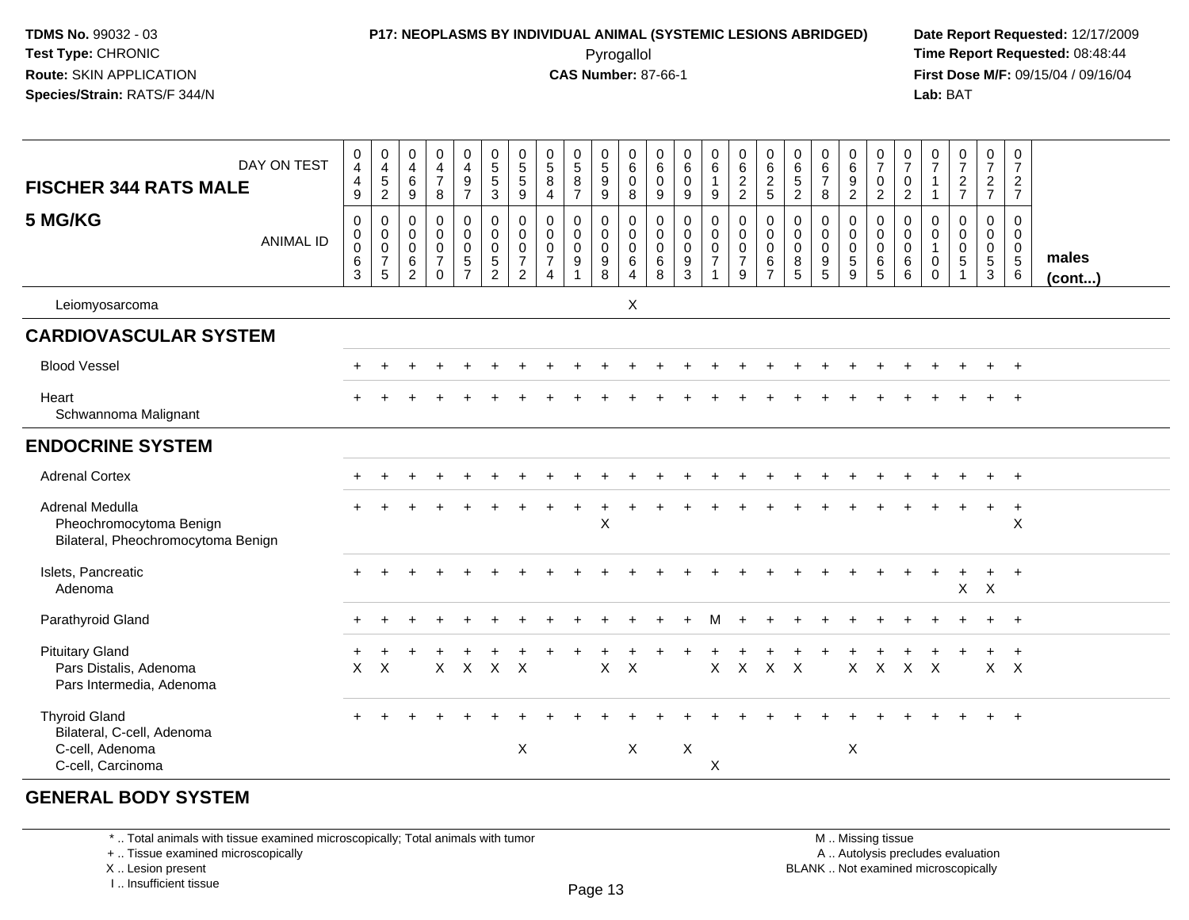**TDMS No.** 99032 - 03
**Test Type:** CHRONIC
**Route:** SKIN APPLICATION
**Species/Strain:** RATS/F 344/N

**P17: NEOPLASMS BY INDIVIDUAL ANIMAL (SYSTEMIC LESIONS ABRIDGED)**
Pyrogallol
**CAS Number:** 87-66-1

**Date Report Requested:** 12/17/2009
**Time Report Requested:** 08:48:44
**First Dose M/F:** 09/15/04 / 09/16/04
**Lab:** BAT

| FISCHER 344 RATS MALE 5 MG/KG — DAY ON TEST | 449 | 452 | 469 | 478 | 497 | 553 | 559 | 584 | 587 | 599 | 608 | 609 | 609 | 619 | 622 | 625 | 652 | 678 | 692 | 702 | 702 | 711 | 727 | 727 | 727 | |
|---|---|---|---|---|---|---|---|---|---|---|---|---|---|---|---|---|---|---|---|---|---|---|---|---|---|---|
| ANIMAL ID | 0063 | 0075 | 0062 | 0070 | 0057 | 0052 | 0072 | 0074 | 0091 | 0098 | 0064 | 0068 | 0093 | 0071 | 0079 | 0067 | 0085 | 0095 | 0059 | 0065 | 0066 | 0100 | 0051 | 0053 | 0056 | males (cont...) |
| Leiomyosarcoma | | | | | | | | | | | X | | | | | | | | | | | | | | | |
| **CARDIOVASCULAR SYSTEM** | | | | | | | | | | | | | | | | | | | | | | | | | | |
| Blood Vessel | + | + | + | + | + | + | + | + | + | + | + | + | + | + | + | + | + | + | + | + | + | + | + | + | + | |
| Heart | + | + | + | + | + | + | + | + | + | + | + | + | + | + | + | + | + | + | + | + | + | + | + | + | + | |
| Schwannoma Malignant | | | | | | | | | | | | | | | | | | | | | | | | | | |
| **ENDOCRINE SYSTEM** | | | | | | | | | | | | | | | | | | | | | | | | | | |
| Adrenal Cortex | + | + | + | + | + | + | + | + | + | + | + | + | + | + | + | + | + | + | + | + | + | + | + | + | + | |
| Adrenal Medulla | + | + | + | + | + | + | + | + | + | + | + | + | + | + | + | + | + | + | + | + | + | + | + | + | + | |
| Pheochromocytoma Benign | | | | | | | | | | X | | | | | | | | | | | | | | | X | |
| Bilateral, Pheochromocytoma Benign | | | | | | | | | | | | | | | | | | | | | | | | | | |
| Islets, Pancreatic | + | + | + | + | + | + | + | + | + | + | + | + | + | + | + | + | + | + | + | + | + | + | + | + | + | |
| Adenoma | | | | | | | | | | | | | | | | | | | | | | | X | X | | |
| Parathyroid Gland | + | + | + | + | + | + | + | + | + | + | + | + | + | M | + | + | + | + | + | + | + | + | + | + | + | |
| Pituitary Gland | + | + | + | + | + | + | + | + | + | + | + | + | + | + | + | + | + | + | + | + | + | + | + | + | + | |
| Pars Distalis, Adenoma | X | X | | X | X | X | X | | | X | X | | | X | X | X | X | | X | X | X | X | | X | X | |
| Pars Intermedia, Adenoma | | | | | | | | | | | | | | | | | | | | | | | | | | |
| Thyroid Gland | + | + | + | + | + | + | + | + | + | + | + | + | + | + | + | + | + | + | + | + | + | + | + | + | + | |
| Bilateral, C-cell, Adenoma | | | | | | | | | | | | | | | | | | | | | | | | | | |
| C-cell, Adenoma | | | | | | | X | | | | X | | X | | | | | | X | | | | | | | |
| C-cell, Carcinoma | | | | | | | | | | | | | | X | | | | | | | | | | | | |
| **GENERAL BODY SYSTEM** | | | | | | | | | | | | | | | | | | | | | | | | | | |

\* .. Total animals with tissue examined microscopically; Total animals with tumor
\+ .. Tissue examined microscopically
X .. Lesion present
I .. Insufficient tissue

M .. Missing tissue
A .. Autolysis precludes evaluation
BLANK .. Not examined microscopically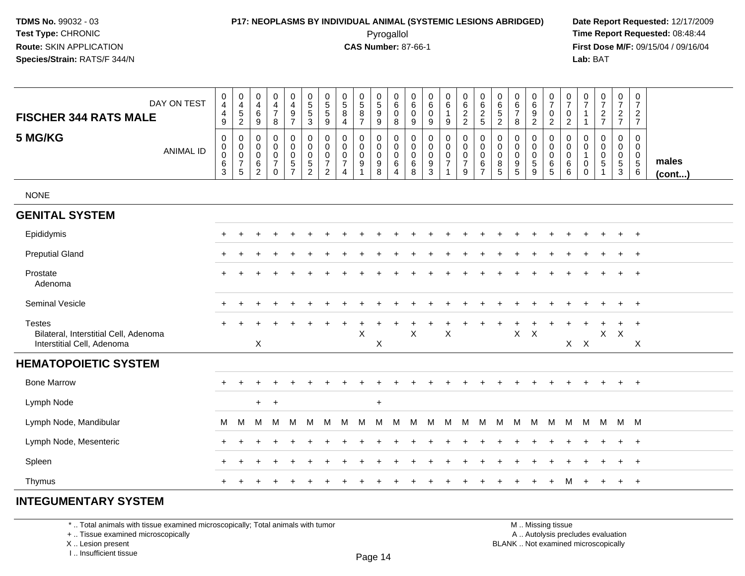TDMS No. 99032 - 03
Test Type: CHRONIC
Route: SKIN APPLICATION
Species/Strain: RATS/F 344/N

**P17: NEOPLASMS BY INDIVIDUAL ANIMAL (SYSTEMIC LESIONS ABRIDGED)**
Pyrogallol
**CAS Number:** 87-66-1

Date Report Requested: 12/17/2009
Time Report Requested: 08:48:44
First Dose M/F: 09/15/04 / 09/16/04
Lab: BAT

| FISCHER 344 RATS MALE — DAY ON TEST | 0449 | 0452 | 0469 | 0478 | 0497 | 0553 | 0559 | 0584 | 0587 | 0599 | 0608 | 0609 | 0609 | 0619 | 0622 | 0625 | 0652 | 0678 | 0692 | 0702 | 0702 | 0711 | 0727 | 0727 | 0727 | |
|---|---|---|---|---|---|---|---|---|---|---|---|---|---|---|---|---|---|---|---|---|---|---|---|---|---|---|
| **5 MG/KG** — ANIMAL ID | 0063 | 0075 | 0062 | 0070 | 0057 | 0052 | 0072 | 0074 | 0091 | 0098 | 0064 | 0068 | 0093 | 0071 | 0079 | 0067 | 0085 | 0095 | 0059 | 0065 | 0066 | 0100 | 0051 | 0053 | 0056 | **males (cont...)** |
| NONE | | | | | | | | | | | | | | | | | | | | | | | | | | |
| **GENITAL SYSTEM** | | | | | | | | | | | | | | | | | | | | | | | | | | |
| Epididymis | + | + | + | + | + | + | + | + | + | + | + | + | + | + | + | + | + | + | + | + | + | + | + | + | + | |
| Preputial Gland | + | + | + | + | + | + | + | + | + | + | + | + | + | + | + | + | + | + | + | + | + | + | + | + | + | |
| Prostate | + | + | + | + | + | + | + | + | + | + | + | + | + | + | + | + | + | + | + | + | + | + | + | + | + | |
| Adenoma | | | | | | | | | | | | | | | | | | | | | | | | | | |
| Seminal Vesicle | + | + | + | + | + | + | + | + | + | + | + | + | + | + | + | + | + | + | + | + | + | + | + | + | + | |
| Testes | + | + | + | + | + | + | + | + | + | + | + | + | + | + | + | + | + | + | + | + | + | + | + | + | + | |
| Bilateral, Interstitial Cell, Adenoma | | | | | | | | | X | | | X | | X | | | | X | X | | | | X | X | | |
| Interstitial Cell, Adenoma | | | X | | | | | | | X | | | | | | | | | | | X | X | | | X | |
| **HEMATOPOIETIC SYSTEM** | | | | | | | | | | | | | | | | | | | | | | | | | | |
| Bone Marrow | + | + | + | + | + | + | + | + | + | + | + | + | + | + | + | + | + | + | + | + | + | + | + | + | + | |
| Lymph Node | | | + | + | | | | | | + | | | | | | | | | | | | | | | | |
| Lymph Node, Mandibular | M | M | M | M | M | M | M | M | M | M | M | M | M | M | M | M | M | M | M | M | M | M | M | M | M | |
| Lymph Node, Mesenteric | + | + | + | + | + | + | + | + | + | + | + | + | + | + | + | + | + | + | + | + | + | + | + | + | + | |
| Spleen | + | + | + | + | + | + | + | + | + | + | + | + | + | + | + | + | + | + | + | + | + | + | + | + | + | |
| Thymus | + | + | + | + | + | + | + | + | + | + | + | + | + | + | + | + | + | + | + | + | M | + | + | + | + | |
| **INTEGUMENTARY SYSTEM** | | | | | | | | | | | | | | | | | | | | | | | | | | |

\* .. Total animals with tissue examined microscopically; Total animals with tumor
\+ .. Tissue examined microscopically
X .. Lesion present
I .. Insufficient tissue

M .. Missing tissue
A .. Autolysis precludes evaluation
BLANK .. Not examined microscopically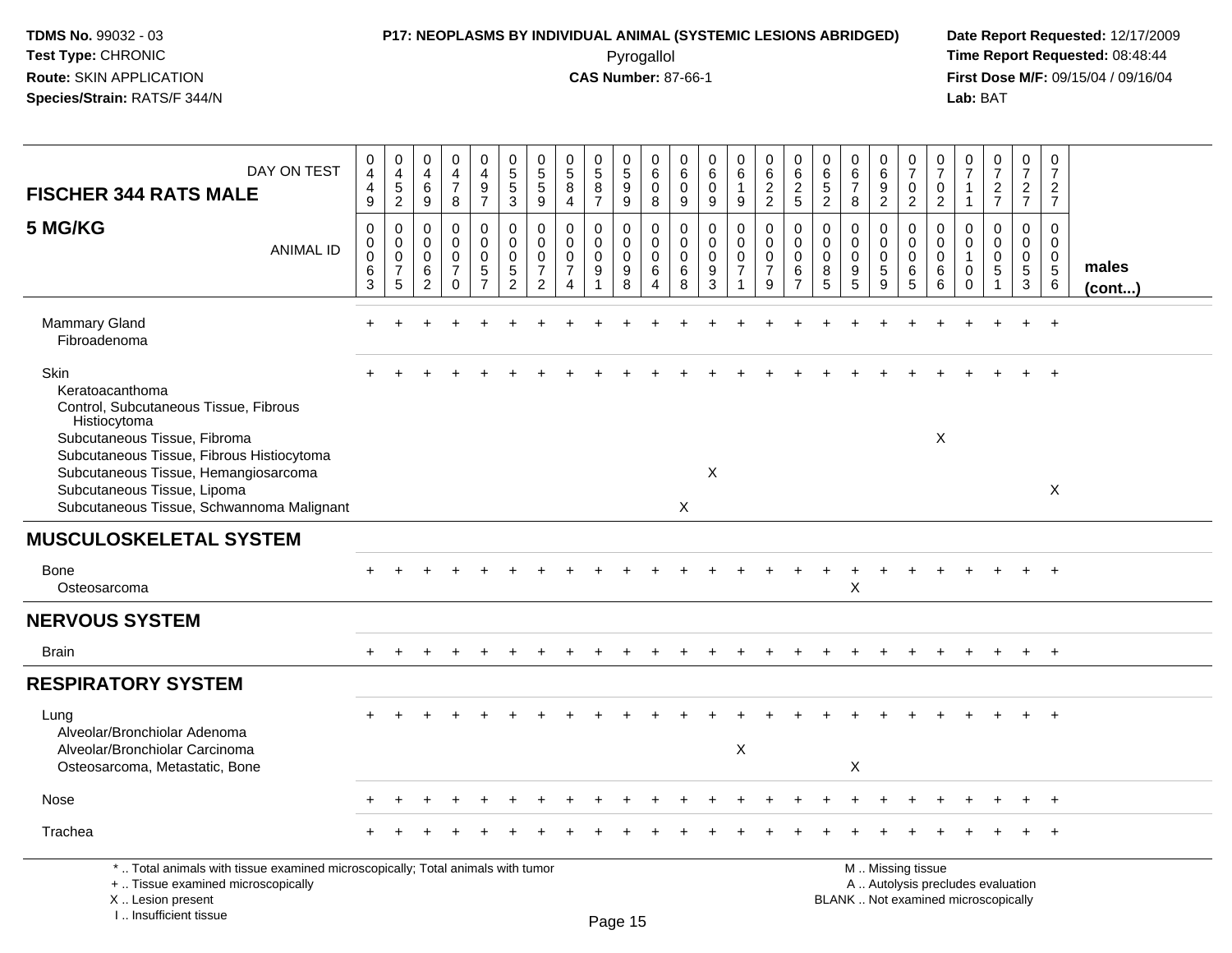**TDMS No.** 99032 - 03
**Test Type:** CHRONIC
**Route:** SKIN APPLICATION
**Species/Strain:** RATS/F 344/N

**P17: NEOPLASMS BY INDIVIDUAL ANIMAL (SYSTEMIC LESIONS ABRIDGED)**
Pyrogallol
**CAS Number:** 87-66-1

**Date Report Requested:** 12/17/2009
**Time Report Requested:** 08:48:44
**First Dose M/F:** 09/15/04 / 09/16/04
**Lab:** BAT

| FISCHER 344 RATS MALE — DAY ON TEST | 0449 | 0452 | 0469 | 0478 | 0497 | 0553 | 0559 | 0584 | 0587 | 0599 | 0608 | 0609 | 0609 | 0619 | 0622 | 0625 | 0652 | 0678 | 0692 | 0702 | 0702 | 0711 | 0727 | 0727 | 0727 | |
|---|---|---|---|---|---|---|---|---|---|---|---|---|---|---|---|---|---|---|---|---|---|---|---|---|---|---|
| **5 MG/KG** — ANIMAL ID | 0063 | 0075 | 0062 | 0070 | 0057 | 0052 | 0072 | 0074 | 0091 | 0098 | 0064 | 0068 | 0093 | 0071 | 0079 | 0067 | 0085 | 0095 | 0059 | 0065 | 0066 | 0100 | 0051 | 0053 | 0056 | **males (cont...)** |
| Mammary Gland | + | + | + | + | + | + | + | + | + | + | + | + | + | + | + | + | + | + | + | + | + | + | + | + | + | |
| Fibroadenoma | | | | | | | | | | | | | | | | | | | | | | | | | | |
| Skin | + | + | + | + | + | + | + | + | + | + | + | + | + | + | + | + | + | + | + | + | + | + | + | + | + | |
| Keratoacanthoma | | | | | | | | | | | | | | | | | | | | | | | | | | |
| Control, Subcutaneous Tissue, Fibrous Histiocytoma | | | | | | | | | | | | | | | | | | | | | | | | | | |
| Subcutaneous Tissue, Fibroma | | | | | | | | | | | | | | | | | | | | | X | | | | | |
| Subcutaneous Tissue, Fibrous Histiocytoma | | | | | | | | | | | | | | | | | | | | | | | | | | |
| Subcutaneous Tissue, Hemangiosarcoma | | | | | | | | | | | | | X | | | | | | | | | | | | | |
| Subcutaneous Tissue, Lipoma | | | | | | | | | | | | | | | | | | | | | | | | | X | |
| Subcutaneous Tissue, Schwannoma Malignant | | | | | | | | | | | | X | | | | | | | | | | | | | | |
| **MUSCULOSKELETAL SYSTEM** | | | | | | | | | | | | | | | | | | | | | | | | | | |
| Bone | + | + | + | + | + | + | + | + | + | + | + | + | + | + | + | + | + | + | + | + | + | + | + | + | + | |
| Osteosarcoma | | | | | | | | | | | | | | | | | | X | | | | | | | | |
| **NERVOUS SYSTEM** | | | | | | | | | | | | | | | | | | | | | | | | | | |
| Brain | + | + | + | + | + | + | + | + | + | + | + | + | + | + | + | + | + | + | + | + | + | + | + | + | + | |
| **RESPIRATORY SYSTEM** | | | | | | | | | | | | | | | | | | | | | | | | | | |
| Lung | + | + | + | + | + | + | + | + | + | + | + | + | + | + | + | + | + | + | + | + | + | + | + | + | + | |
| Alveolar/Bronchiolar Adenoma | | | | | | | | | | | | | | | | | | | | | | | | | | |
| Alveolar/Bronchiolar Carcinoma | | | | | | | | | | | | | | X | | | | | | | | | | | | |
| Osteosarcoma, Metastatic, Bone | | | | | | | | | | | | | | | | | | X | | | | | | | | |
| Nose | + | + | + | + | + | + | + | + | + | + | + | + | + | + | + | + | + | + | + | + | + | + | + | + | + | |
| Trachea | + | + | + | + | + | + | + | + | + | + | + | + | + | + | + | + | + | + | + | + | + | + | + | + | + | |

\* .. Total animals with tissue examined microscopically; Total animals with tumor
\+ .. Tissue examined microscopically
X .. Lesion present
I .. Insufficient tissue

M .. Missing tissue
A .. Autolysis precludes evaluation
BLANK .. Not examined microscopically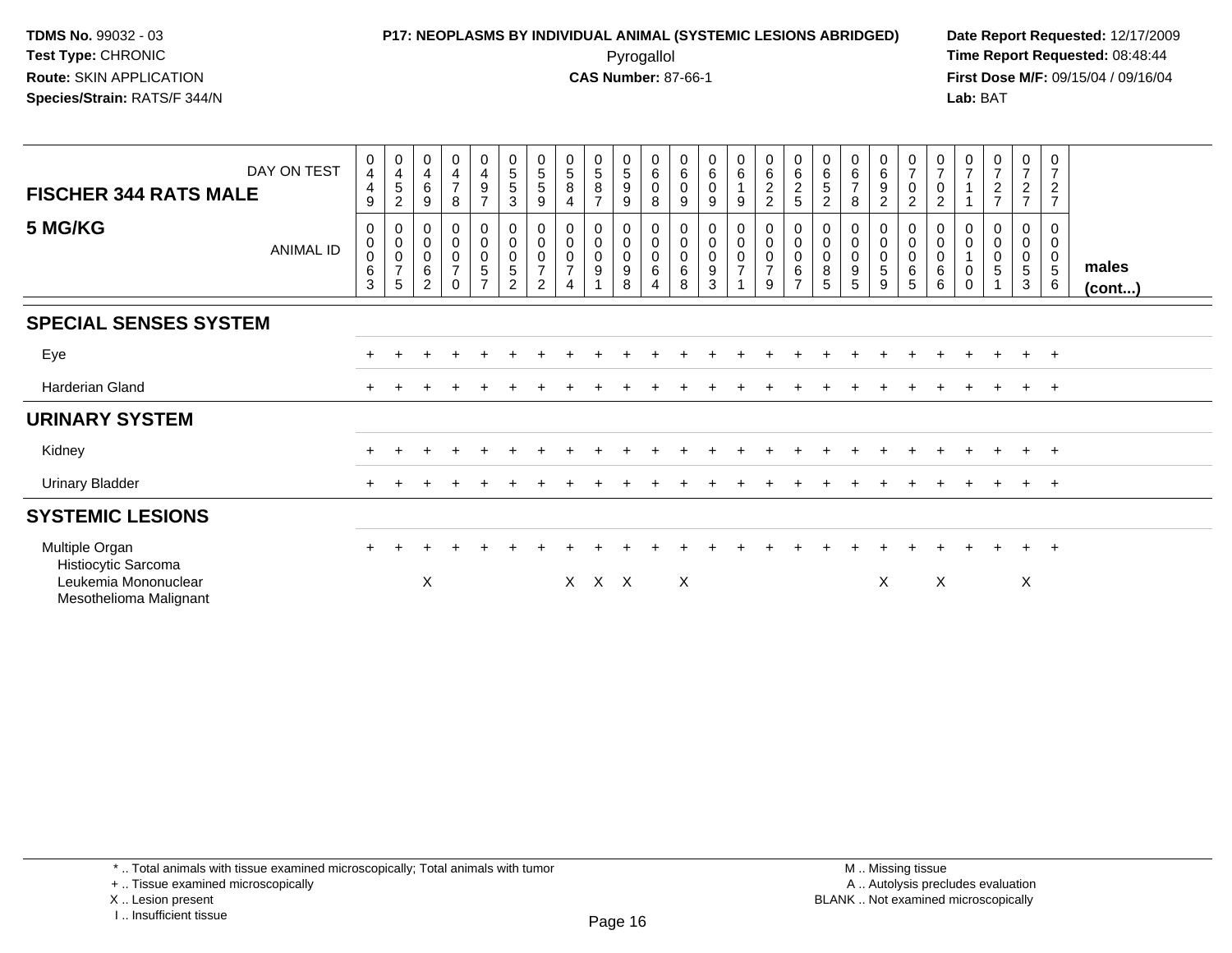**TDMS No.** 99032 - 03
**Test Type:** CHRONIC
**Route:** SKIN APPLICATION
**Species/Strain:** RATS/F 344/N

**P17: NEOPLASMS BY INDIVIDUAL ANIMAL (SYSTEMIC LESIONS ABRIDGED)**
Pyrogallol
**CAS Number:** 87-66-1

**Date Report Requested:** 12/17/2009
**Time Report Requested:** 08:48:44
**First Dose M/F:** 09/15/04 / 09/16/04
**Lab:** BAT

| FISCHER 344 RATS MALE — DAY ON TEST | 0449 | 0452 | 0469 | 0478 | 0497 | 0553 | 0559 | 0584 | 0587 | 0599 | 0608 | 0609 | 0609 | 0619 | 0622 | 0625 | 0652 | 0678 | 0692 | 0702 | 0702 | 0711 | 0727 | 0727 | 0727 | |
|---|---|---|---|---|---|---|---|---|---|---|---|---|---|---|---|---|---|---|---|---|---|---|---|---|---|---|
| **5 MG/KG** — ANIMAL ID | 0063 | 0075 | 0062 | 0070 | 0057 | 0052 | 0072 | 0074 | 0091 | 0098 | 0064 | 0068 | 0093 | 0071 | 0079 | 0067 | 0085 | 0095 | 0059 | 0065 | 0066 | 0100 | 0051 | 0053 | 0056 | **males (cont...)** |
| **SPECIAL SENSES SYSTEM** | | | | | | | | | | | | | | | | | | | | | | | | | | |
| Eye | + | + | + | + | + | + | + | + | + | + | + | + | + | + | + | + | + | + | + | + | + | + | + | + | + | |
| Harderian Gland | + | + | + | + | + | + | + | + | + | + | + | + | + | + | + | + | + | + | + | + | + | + | + | + | + | |
| **URINARY SYSTEM** | | | | | | | | | | | | | | | | | | | | | | | | | | |
| Kidney | + | + | + | + | + | + | + | + | + | + | + | + | + | + | + | + | + | + | + | + | + | + | + | + | + | |
| Urinary Bladder | + | + | + | + | + | + | + | + | + | + | + | + | + | + | + | + | + | + | + | + | + | + | + | + | + | |
| **SYSTEMIC LESIONS** | | | | | | | | | | | | | | | | | | | | | | | | | | |
| Multiple Organ | + | + | + | + | + | + | + | + | + | + | + | + | + | + | + | + | + | + | + | + | + | + | + | + | + | |
| Histiocytic Sarcoma | | | | | | | | | | | | | | | | | | | | | | | | | | |
| Leukemia Mononuclear | | | X | | | | | X | X | X | | X | | | | | | | X | | X | | | X | | |
| Mesothelioma Malignant | | | | | | | | | | | | | | | | | | | | | | | | | | |

* .. Total animals with tissue examined microscopically; Total animals with tumor
+ .. Tissue examined microscopically
X .. Lesion present
I .. Insufficient tissue

M .. Missing tissue
A .. Autolysis precludes evaluation
BLANK .. Not examined microscopically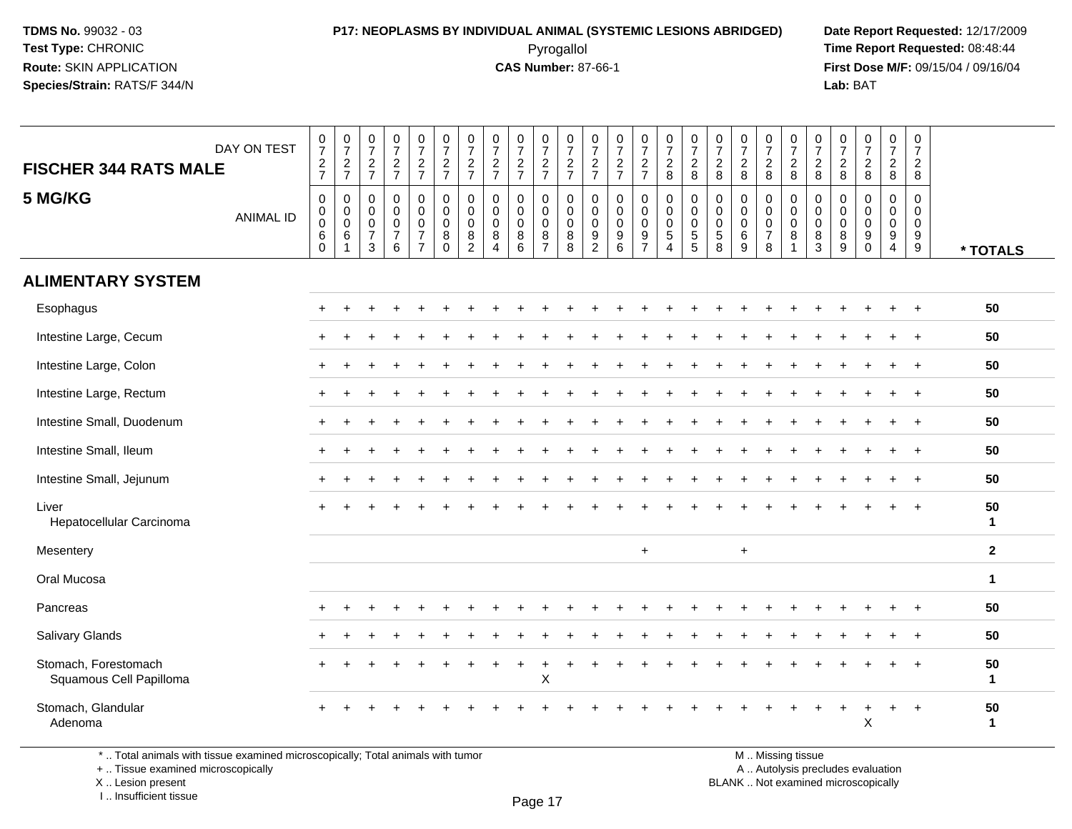**TDMS No.** 99032 - 03
**Test Type:** CHRONIC
**Route:** SKIN APPLICATION
**Species/Strain:** RATS/F 344/N

**P17: NEOPLASMS BY INDIVIDUAL ANIMAL (SYSTEMIC LESIONS ABRIDGED)**
Pyrogallol
**CAS Number:** 87-66-1

**Date Report Requested:** 12/17/2009
**Time Report Requested:** 08:48:44
**First Dose M/F:** 09/15/04 / 09/16/04
**Lab:** BAT

## FISCHER 344 RATS MALE
## 5 MG/KG

| DAY ON TEST | 727 | 727 | 727 | 727 | 727 | 727 | 727 | 727 | 727 | 727 | 727 | 727 | 727 | 727 | 728 | 728 | 728 | 728 | 728 | 728 | 728 | 728 | 728 | 728 | 728 | |
|---|---|---|---|---|---|---|---|---|---|---|---|---|---|---|---|---|---|---|---|---|---|---|---|---|---|---|
| **ANIMAL ID** | 0060 | 0061 | 0073 | 0076 | 0077 | 0080 | 0082 | 0084 | 0086 | 0087 | 0088 | 0092 | 0096 | 0097 | 0054 | 0055 | 0058 | 0069 | 0078 | 0081 | 0083 | 0089 | 0090 | 0094 | 0099 | *** TOTALS** |
| **ALIMENTARY SYSTEM** | | | | | | | | | | | | | | | | | | | | | | | | | | |
| Esophagus | + | + | + | + | + | + | + | + | + | + | + | + | + | + | + | + | + | + | + | + | + | + | + | + | + | 50 |
| Intestine Large, Cecum | + | + | + | + | + | + | + | + | + | + | + | + | + | + | + | + | + | + | + | + | + | + | + | + | + | 50 |
| Intestine Large, Colon | + | + | + | + | + | + | + | + | + | + | + | + | + | + | + | + | + | + | + | + | + | + | + | + | + | 50 |
| Intestine Large, Rectum | + | + | + | + | + | + | + | + | + | + | + | + | + | + | + | + | + | + | + | + | + | + | + | + | + | 50 |
| Intestine Small, Duodenum | + | + | + | + | + | + | + | + | + | + | + | + | + | + | + | + | + | + | + | + | + | + | + | + | + | 50 |
| Intestine Small, Ileum | + | + | + | + | + | + | + | + | + | + | + | + | + | + | + | + | + | + | + | + | + | + | + | + | + | 50 |
| Intestine Small, Jejunum | + | + | + | + | + | + | + | + | + | + | + | + | + | + | + | + | + | + | + | + | + | + | + | + | + | 50 |
| Liver | + | + | + | + | + | + | + | + | + | + | + | + | + | + | + | + | + | + | + | + | + | + | + | + | + | 50 |
| Hepatocellular Carcinoma | | | | | | | | | | | | | | | | | | | | | | | | | | 1 |
| Mesentery | | | | | | | | | | | | | | + | | | | + | | | | | | | | 2 |
| Oral Mucosa | | | | | | | | | | | | | | | | | | | | | | | | | | 1 |
| Pancreas | + | + | + | + | + | + | + | + | + | + | + | + | + | + | + | + | + | + | + | + | + | + | + | + | + | 50 |
| Salivary Glands | + | + | + | + | + | + | + | + | + | + | + | + | + | + | + | + | + | + | + | + | + | + | + | + | + | 50 |
| Stomach, Forestomach | + | + | + | + | + | + | + | + | + | + | + | + | + | + | + | + | + | + | + | + | + | + | + | + | + | 50 |
| Squamous Cell Papilloma | | | | | | | | | | X | | | | | | | | | | | | | | | | 1 |
| Stomach, Glandular | + | + | + | + | + | + | + | + | + | + | + | + | + | + | + | + | + | + | + | + | + | + | + | + | + | 50 |
| Adenoma | | | | | | | | | | | | | | | | | | | | | | | X | | | 1 |

\* .. Total animals with tissue examined microscopically; Total animals with tumor
\+ .. Tissue examined microscopically
X .. Lesion present
I .. Insufficient tissue

M .. Missing tissue
A .. Autolysis precludes evaluation
BLANK .. Not examined microscopically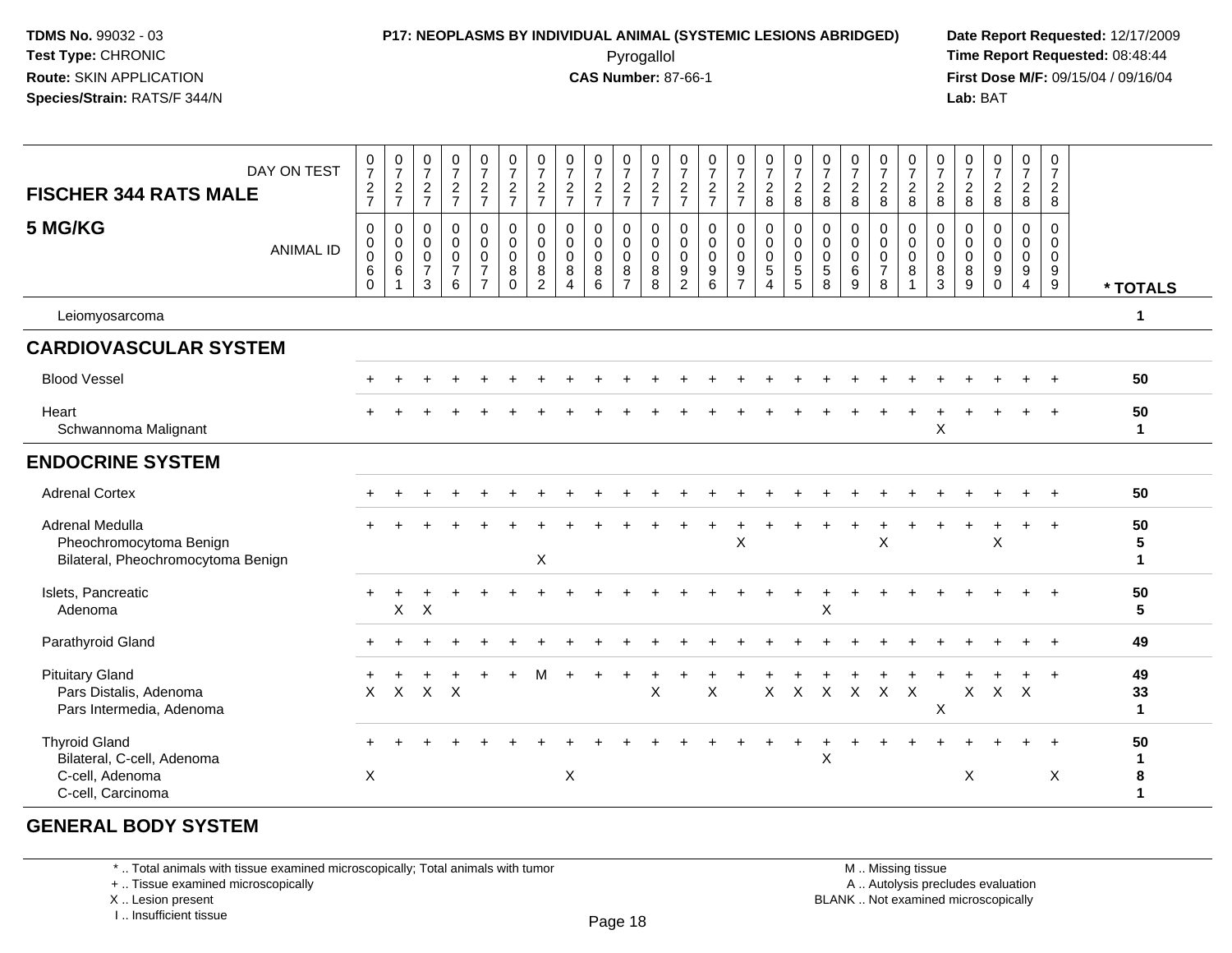**TDMS No.** 99032 - 03
**Test Type:** CHRONIC
**Route:** SKIN APPLICATION
**Species/Strain:** RATS/F 344/N

**P17: NEOPLASMS BY INDIVIDUAL ANIMAL (SYSTEMIC LESIONS ABRIDGED)**
Pyrogallol
**CAS Number:** 87-66-1

**Date Report Requested:** 12/17/2009
**Time Report Requested:** 08:48:44
**First Dose M/F:** 09/15/04 / 09/16/04
**Lab:** BAT

| FISCHER 344 RATS MALE 5 MG/KG — DAY ON TEST | 727 | 727 | 727 | 727 | 727 | 727 | 727 | 727 | 727 | 727 | 727 | 727 | 727 | 727 | 728 | 728 | 728 | 728 | 728 | 728 | 728 | 728 | 728 | 728 | 728 | |
|---|---|---|---|---|---|---|---|---|---|---|---|---|---|---|---|---|---|---|---|---|---|---|---|---|---|---|
| ANIMAL ID | 0060 | 0061 | 0073 | 0076 | 0077 | 0080 | 0082 | 0084 | 0086 | 0087 | 0088 | 0092 | 0096 | 0097 | 0054 | 0055 | 0058 | 0069 | 0078 | 0081 | 0083 | 0089 | 0090 | 0094 | 0099 | * TOTALS |
| Leiomyosarcoma | | | | | | | | | | | | | | | | | | | | | | | | | | 1 |
| **CARDIOVASCULAR SYSTEM** | | | | | | | | | | | | | | | | | | | | | | | | | | |
| Blood Vessel | + | + | + | + | + | + | + | + | + | + | + | + | + | + | + | + | + | + | + | + | + | + | + | + | + | 50 |
| Heart | + | + | + | + | + | + | + | + | + | + | + | + | + | + | + | + | + | + | + | + | + | + | + | + | + | 50 |
| Schwannoma Malignant | | | | | | | | | | | | | | | | | | | | | X | | | | | 1 |
| **ENDOCRINE SYSTEM** | | | | | | | | | | | | | | | | | | | | | | | | | | |
| Adrenal Cortex | + | + | + | + | + | + | + | + | + | + | + | + | + | + | + | + | + | + | + | + | + | + | + | + | + | 50 |
| Adrenal Medulla | + | + | + | + | + | + | + | + | + | + | + | + | + | + | + | + | + | + | + | + | + | + | + | + | + | 50 |
| Pheochromocytoma Benign | | | | | | | | | | | | | | X | | | | | X | | | | X | | | 5 |
| Bilateral, Pheochromocytoma Benign | | | | | | | X | | | | | | | | | | | | | | | | | | | 1 |
| Islets, Pancreatic | + | + | + | + | + | + | + | + | + | + | + | + | + | + | + | + | + | + | + | + | + | + | + | + | + | 50 |
| Adenoma | | X | X | | | | | | | | | | | | | | X | | | | | | | | | 5 |
| Parathyroid Gland | + | + | + | + | + | + | + | + | + | + | + | + | + | + | + | + | + | + | + | + | + | + | + | + | + | 49 |
| Pituitary Gland | + | + | + | + | + | + | M | + | + | + | + | + | + | + | + | + | + | + | + | + | + | + | + | + | + | 49 |
| Pars Distalis, Adenoma | X | X | X | X | | | | | | | X | | X | | X | X | X | X | X | X | | X | X | X | | 33 |
| Pars Intermedia, Adenoma | | | | | | | | | | | | | | | | | | | | | X | | | | | 1 |
| Thyroid Gland | + | + | + | + | + | + | + | + | + | + | + | + | + | + | + | + | + | + | + | + | + | + | + | + | + | 50 |
| Bilateral, C-cell, Adenoma | | | | | | | | | | | | | | | | | X | | | | | | | | | 1 |
| C-cell, Adenoma | X | | | | | | | X | | | | | | | | | | | | | | X | | | X | 8 |
| C-cell, Carcinoma | | | | | | | | | | | | | | | | | | | | | | | | | | 1 |
| **GENERAL BODY SYSTEM** | | | | | | | | | | | | | | | | | | | | | | | | | | |

\* .. Total animals with tissue examined microscopically; Total animals with tumor
\+ .. Tissue examined microscopically
X .. Lesion present
I .. Insufficient tissue

M .. Missing tissue
A .. Autolysis precludes evaluation
BLANK .. Not examined microscopically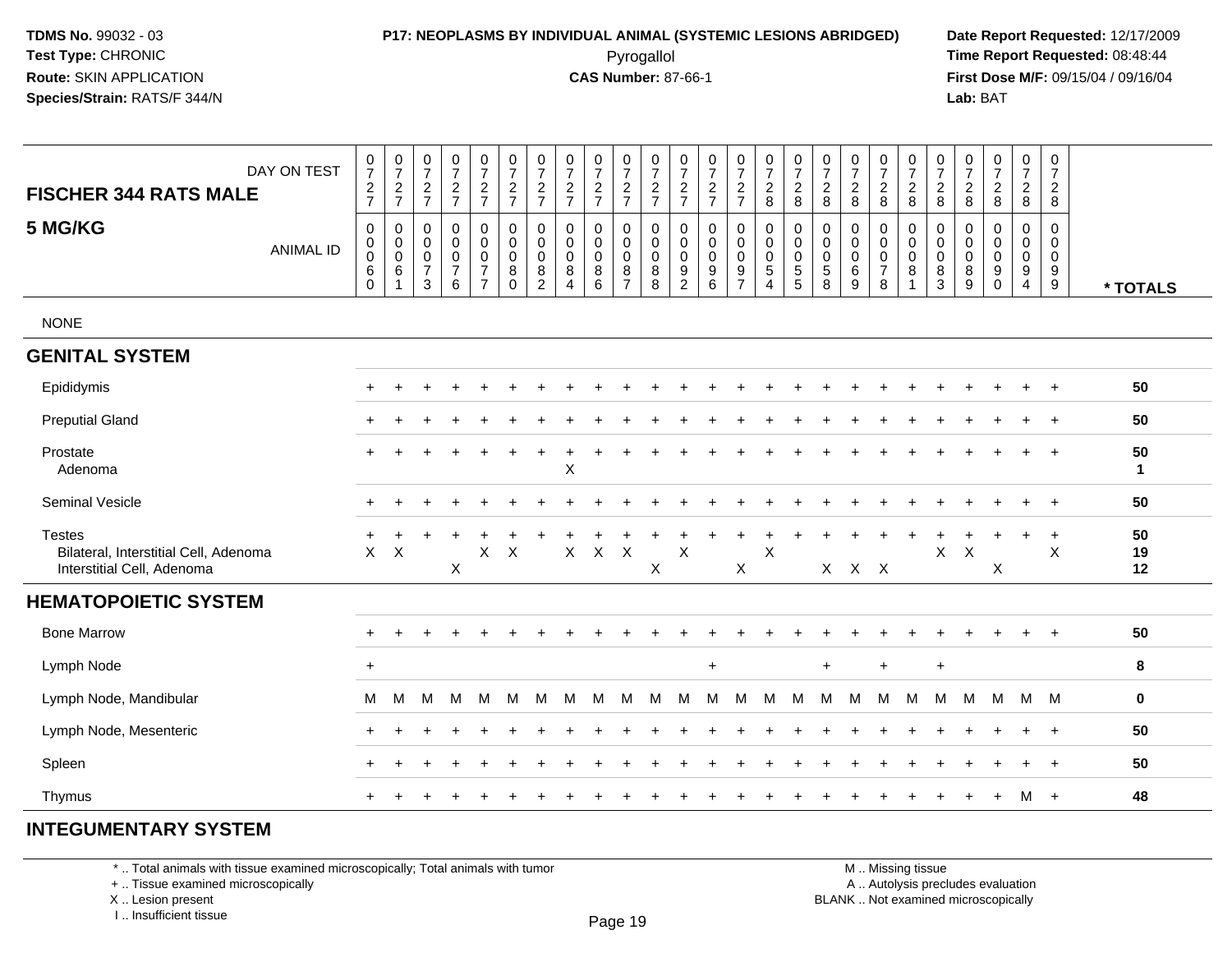**TDMS No.** 99032 - 03
**Test Type:** CHRONIC
**Route:** SKIN APPLICATION
**Species/Strain:** RATS/F 344/N

**P17: NEOPLASMS BY INDIVIDUAL ANIMAL (SYSTEMIC LESIONS ABRIDGED)**
Pyrogallol
**CAS Number:** 87-66-1

**Date Report Requested:** 12/17/2009
**Time Report Requested:** 08:48:44
**First Dose M/F:** 09/15/04 / 09/16/04
**Lab:** BAT

## FISCHER 344 RATS MALE — 5 MG/KG

| DAY ON TEST | 0727 | 0727 | 0727 | 0727 | 0727 | 0727 | 0727 | 0727 | 0727 | 0727 | 0727 | 0727 | 0727 | 0727 | 0728 | 0728 | 0728 | 0728 | 0728 | 0728 | 0728 | 0728 | 0728 | 0728 | 0728 | |
|---|---|---|---|---|---|---|---|---|---|---|---|---|---|---|---|---|---|---|---|---|---|---|---|---|---|---|
| **ANIMAL ID** | 0060 | 0061 | 0073 | 0076 | 0077 | 0080 | 0082 | 0084 | 0086 | 0087 | 0088 | 0092 | 0096 | 0097 | 0054 | 0055 | 0058 | 0069 | 0078 | 0081 | 0083 | 0089 | 0090 | 0094 | 0099 | *** TOTALS** |
| NONE | | | | | | | | | | | | | | | | | | | | | | | | | | |
| **GENITAL SYSTEM** | | | | | | | | | | | | | | | | | | | | | | | | | | |
| Epididymis | + | + | + | + | + | + | + | + | + | + | + | + | + | + | + | + | + | + | + | + | + | + | + | + | + | 50 |
| Preputial Gland | + | + | + | + | + | + | + | + | + | + | + | + | + | + | + | + | + | + | + | + | + | + | + | + | + | 50 |
| Prostate | + | + | + | + | + | + | + | + | + | + | + | + | + | + | + | + | + | + | + | + | + | + | + | + | + | 50 |
| Adenoma | | | | | | | | X | | | | | | | | | | | | | | | | | | 1 |
| Seminal Vesicle | + | + | + | + | + | + | + | + | + | + | + | + | + | + | + | + | + | + | + | + | + | + | + | + | + | 50 |
| Testes | + | + | + | + | + | + | + | + | + | + | + | + | + | + | + | + | + | + | + | + | + | + | + | + | + | 50 |
| Bilateral, Interstitial Cell, Adenoma | X | X | | | X | X | | X | X | X | | X | | | X | | | | | | X | X | | | X | 19 |
| Interstitial Cell, Adenoma | | | | X | | | | | | | X | | | X | | | X | X | X | | | | X | | | 12 |
| **HEMATOPOIETIC SYSTEM** | | | | | | | | | | | | | | | | | | | | | | | | | | |
| Bone Marrow | + | + | + | + | + | + | + | + | + | + | + | + | + | + | + | + | + | + | + | + | + | + | + | + | + | 50 |
| Lymph Node | + | | | | | | | | | | | | + | | | | + | | + | | + | | | | | 8 |
| Lymph Node, Mandibular | M | M | M | M | M | M | M | M | M | M | M | M | M | M | M | M | M | M | M | M | M | M | M | M | M | 0 |
| Lymph Node, Mesenteric | + | + | + | + | + | + | + | + | + | + | + | + | + | + | + | + | + | + | + | + | + | + | + | + | + | 50 |
| Spleen | + | + | + | + | + | + | + | + | + | + | + | + | + | + | + | + | + | + | + | + | + | + | + | + | + | 50 |
| Thymus | + | + | + | + | + | + | + | + | + | + | + | + | + | + | + | + | + | + | + | + | + | + | + | M | + | 48 |
| **INTEGUMENTARY SYSTEM** | | | | | | | | | | | | | | | | | | | | | | | | | | |

\* .. Total animals with tissue examined microscopically; Total animals with tumor
\+ .. Tissue examined microscopically
X .. Lesion present
I .. Insufficient tissue

M .. Missing tissue
A .. Autolysis precludes evaluation
BLANK .. Not examined microscopically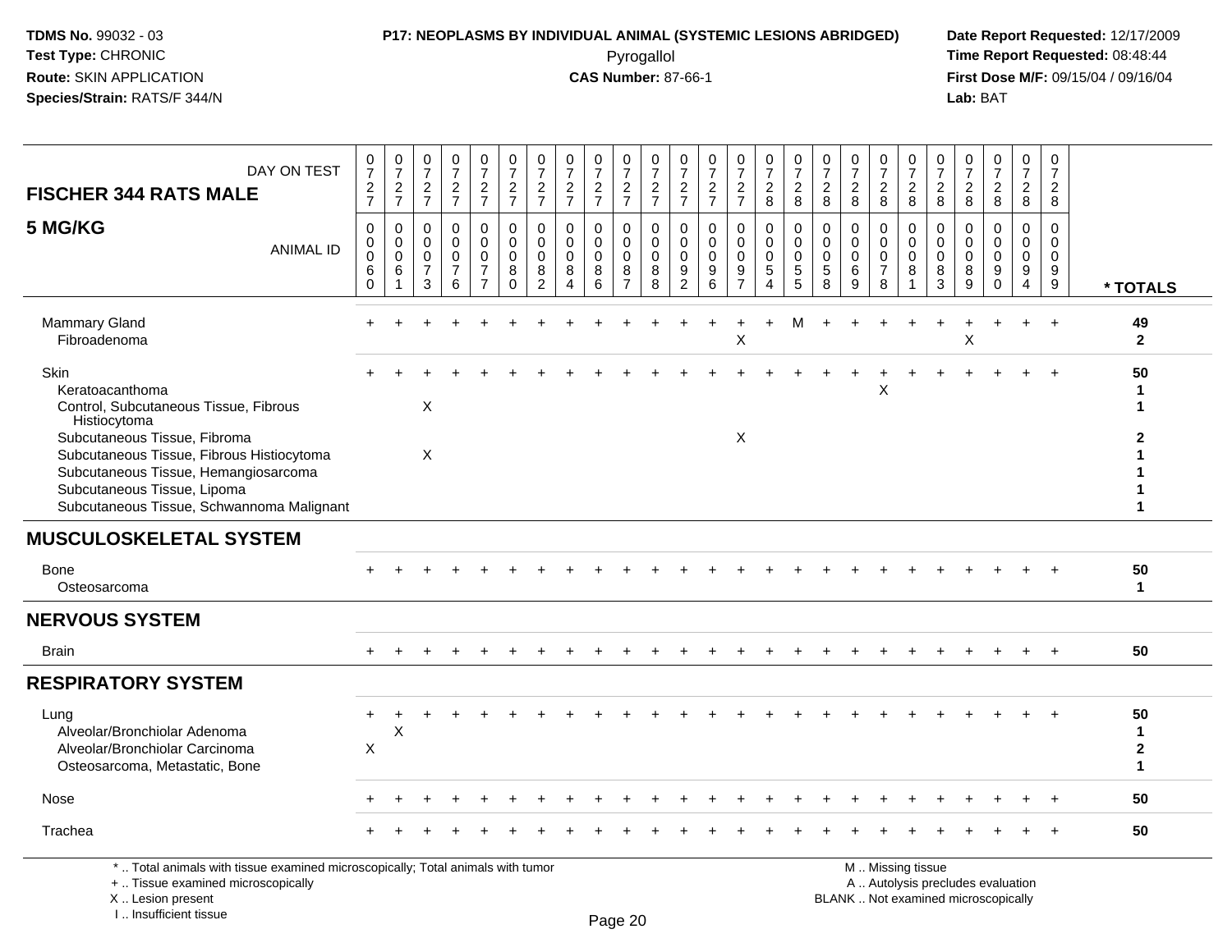TDMS No. 99032 - 03
Test Type: CHRONIC
Route: SKIN APPLICATION
Species/Strain: RATS/F 344/N

**P17: NEOPLASMS BY INDIVIDUAL ANIMAL (SYSTEMIC LESIONS ABRIDGED)**
Pyrogallol
**CAS Number:** 87-66-1

Date Report Requested: 12/17/2009
Time Report Requested: 08:48:44
First Dose M/F: 09/15/04 / 09/16/04
Lab: BAT

## FISCHER 344 RATS MALE
## 5 MG/KG

| DAY ON TEST | 0727 | 0727 | 0727 | 0727 | 0727 | 0727 | 0727 | 0727 | 0727 | 0727 | 0727 | 0727 | 0727 | 0727 | 0728 | 0728 | 0728 | 0728 | 0728 | 0728 | 0728 | 0728 | 0728 | 0728 | 0728 | |
|---|---|---|---|---|---|---|---|---|---|---|---|---|---|---|---|---|---|---|---|---|---|---|---|---|---|---|
| **ANIMAL ID** | 00060 | 00061 | 00073 | 00076 | 00077 | 00080 | 00082 | 00084 | 00086 | 00087 | 00088 | 00092 | 00096 | 00097 | 00054 | 00055 | 00058 | 00069 | 00078 | 00081 | 00083 | 00089 | 00090 | 00094 | 00099 | *** TOTALS** |
| Mammary Gland | + | + | + | + | + | + | + | + | + | + | + | + | + | + | + | M | + | + | + | + | + | + | + | + | + | **49** |
| Fibroadenoma | | | | | | | | | | | | | | X | | | | | | | | X | | | | **2** |
| Skin | + | + | + | + | + | + | + | + | + | + | + | + | + | + | + | + | + | + | + | + | + | + | + | + | + | **50** |
| Keratoacanthoma | | | | | | | | | | | | | | | | | | | X | | | | | | | **1** |
| Control, Subcutaneous Tissue, Fibrous Histiocytoma | | | X | | | | | | | | | | | | | | | | | | | | | | | **1** |
| Subcutaneous Tissue, Fibroma | | | | | | | | | | | | | | X | | | | | | | | | | | | **2** |
| Subcutaneous Tissue, Fibrous Histiocytoma | | | X | | | | | | | | | | | | | | | | | | | | | | | **1** |
| Subcutaneous Tissue, Hemangiosarcoma | | | | | | | | | | | | | | | | | | | | | | | | | | **1** |
| Subcutaneous Tissue, Lipoma | | | | | | | | | | | | | | | | | | | | | | | | | | **1** |
| Subcutaneous Tissue, Schwannoma Malignant | | | | | | | | | | | | | | | | | | | | | | | | | | **1** |
| **MUSCULOSKELETAL SYSTEM** | | | | | | | | | | | | | | | | | | | | | | | | | | |
| Bone | + | + | + | + | + | + | + | + | + | + | + | + | + | + | + | + | + | + | + | + | + | + | + | + | + | **50** |
| Osteosarcoma | | | | | | | | | | | | | | | | | | | | | | | | | | **1** |
| **NERVOUS SYSTEM** | | | | | | | | | | | | | | | | | | | | | | | | | | |
| Brain | + | + | + | + | + | + | + | + | + | + | + | + | + | + | + | + | + | + | + | + | + | + | + | + | + | **50** |
| **RESPIRATORY SYSTEM** | | | | | | | | | | | | | | | | | | | | | | | | | | |
| Lung | + | + | + | + | + | + | + | + | + | + | + | + | + | + | + | + | + | + | + | + | + | + | + | + | + | **50** |
| Alveolar/Bronchiolar Adenoma | | X | | | | | | | | | | | | | | | | | | | | | | | | **1** |
| Alveolar/Bronchiolar Carcinoma | X | | | | | | | | | | | | | | | | | | | | | | | | | **2** |
| Osteosarcoma, Metastatic, Bone | | | | | | | | | | | | | | | | | | | | | | | | | | **1** |
| Nose | + | + | + | + | + | + | + | + | + | + | + | + | + | + | + | + | + | + | + | + | + | + | + | + | + | **50** |
| Trachea | + | + | + | + | + | + | + | + | + | + | + | + | + | + | + | + | + | + | + | + | + | + | + | + | + | **50** |

\* .. Total animals with tissue examined microscopically; Total animals with tumor
\+ .. Tissue examined microscopically
X .. Lesion present
I .. Insufficient tissue

M .. Missing tissue
A .. Autolysis precludes evaluation
BLANK .. Not examined microscopically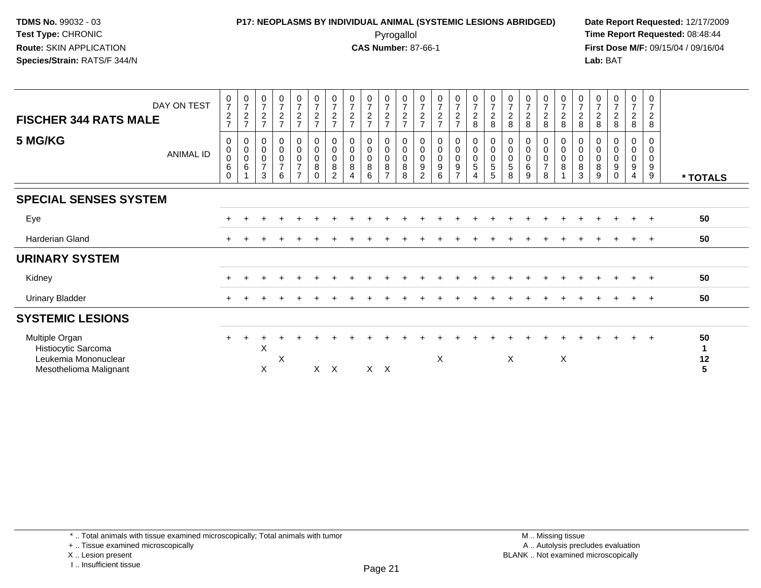**TDMS No.** 99032 - 03
**Test Type:** CHRONIC
**Route:** SKIN APPLICATION
**Species/Strain:** RATS/F 344/N

**P17: NEOPLASMS BY INDIVIDUAL ANIMAL (SYSTEMIC LESIONS ABRIDGED)**
Pyrogallol
**CAS Number:** 87-66-1

**Date Report Requested:** 12/17/2009
**Time Report Requested:** 08:48:44
**First Dose M/F:** 09/15/04 / 09/16/04
**Lab:** BAT

## FISCHER 344 RATS MALE

## 5 MG/KG

| DAY ON TEST | 0727 | 0727 | 0727 | 0727 | 0727 | 0727 | 0727 | 0727 | 0727 | 0727 | 0727 | 0727 | 0727 | 0727 | 0728 | 0728 | 0728 | 0728 | 0728 | 0728 | 0728 | 0728 | 0728 | 0728 | 0728 | |
|---|---|---|---|---|---|---|---|---|---|---|---|---|---|---|---|---|---|---|---|---|---|---|---|---|---|---|
| ANIMAL ID | 00060 | 00061 | 00073 | 00076 | 00077 | 00080 | 00082 | 00084 | 00086 | 00087 | 00088 | 00092 | 00096 | 00097 | 00054 | 00055 | 00058 | 00069 | 00078 | 00081 | 00083 | 00089 | 00090 | 00094 | 00099 | * TOTALS |
| **SPECIAL SENSES SYSTEM** | | | | | | | | | | | | | | | | | | | | | | | | | | |
| Eye | + | + | + | + | + | + | + | + | + | + | + | + | + | + | + | + | + | + | + | + | + | + | + | + | + | 50 |
| Harderian Gland | + | + | + | + | + | + | + | + | + | + | + | + | + | + | + | + | + | + | + | + | + | + | + | + | + | 50 |
| **URINARY SYSTEM** | | | | | | | | | | | | | | | | | | | | | | | | | | |
| Kidney | + | + | + | + | + | + | + | + | + | + | + | + | + | + | + | + | + | + | + | + | + | + | + | + | + | 50 |
| Urinary Bladder | + | + | + | + | + | + | + | + | + | + | + | + | + | + | + | + | + | + | + | + | + | + | + | + | + | 50 |
| **SYSTEMIC LESIONS** | | | | | | | | | | | | | | | | | | | | | | | | | | |
| Multiple Organ | + | + | + | + | + | + | + | + | + | + | + | + | + | + | + | + | + | + | + | + | + | + | + | + | + | 50 |
| Histiocytic Sarcoma | | | X | | | | | | | | | | | | | | | | | | | | | | | 1 |
| Leukemia Mononuclear | | | | X | | | | | | | | | X | | | | X | | | X | | | | | | 12 |
| Mesothelioma Malignant | | | X | | | X | X | | X | X | | | | | | | | | | | | | | | | 5 |

\* .. Total animals with tissue examined microscopically; Total animals with tumor
\+ .. Tissue examined microscopically
X .. Lesion present
I .. Insufficient tissue

M .. Missing tissue
A .. Autolysis precludes evaluation
BLANK .. Not examined microscopically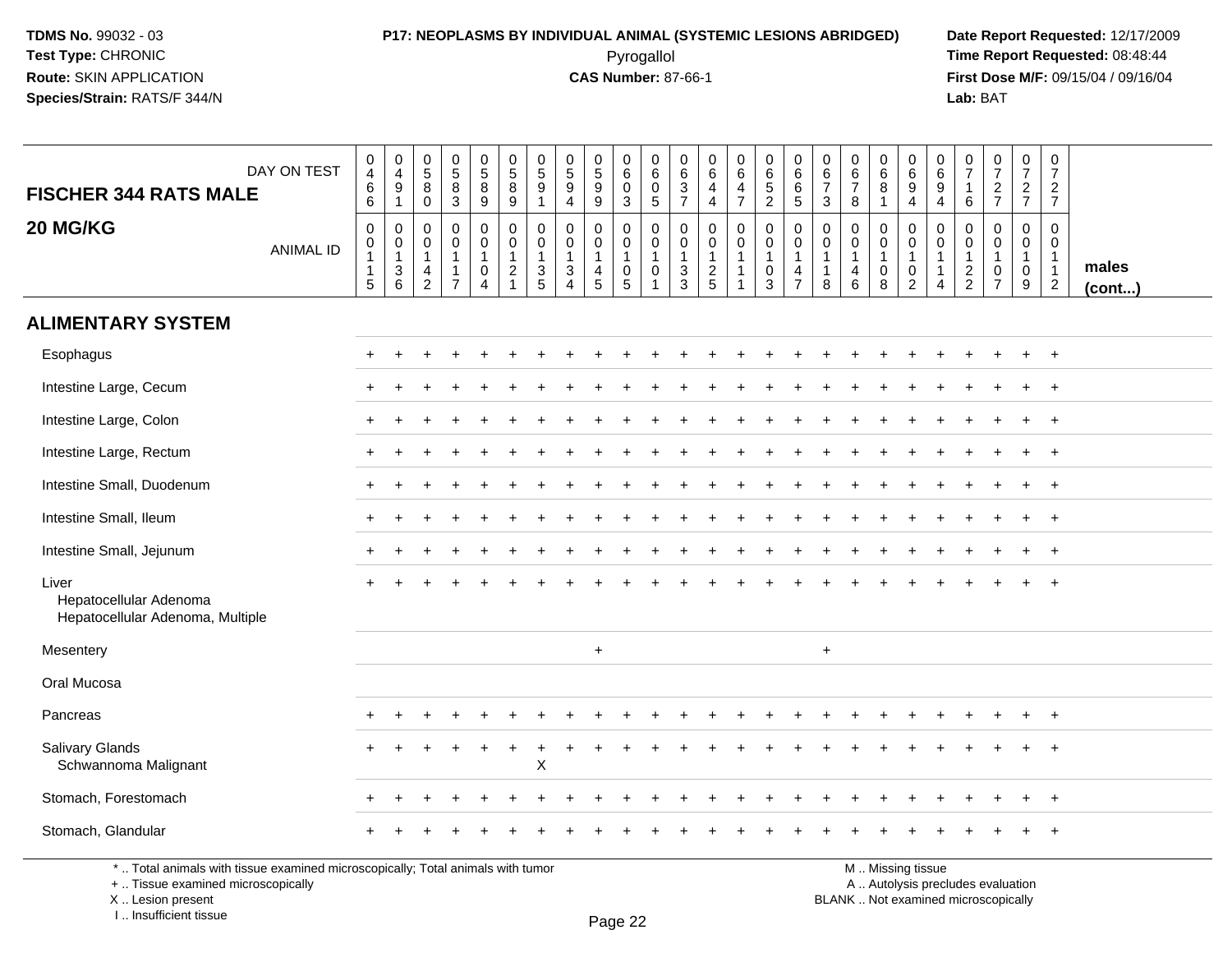**TDMS No.** 99032 - 03
**Test Type:** CHRONIC
**Route:** SKIN APPLICATION
**Species/Strain:** RATS/F 344/N

**P17: NEOPLASMS BY INDIVIDUAL ANIMAL (SYSTEMIC LESIONS ABRIDGED)**
Pyrogallol
**CAS Number:** 87-66-1

**Date Report Requested:** 12/17/2009
**Time Report Requested:** 08:48:44
**First Dose M/F:** 09/15/04 / 09/16/04
**Lab:** BAT

## FISCHER 344 RATS MALE
## 20 MG/KG

| DAY ON TEST | 0466 | 0491 | 0580 | 0583 | 0589 | 0589 | 0591 | 0594 | 0599 | 0603 | 0605 | 0637 | 0644 | 0647 | 0652 | 0665 | 0673 | 0678 | 0681 | 0694 | 0694 | 0716 | 0727 | 0727 | 0727 | |
|---|---|---|---|---|---|---|---|---|---|---|---|---|---|---|---|---|---|---|---|---|---|---|---|---|---|---|
| **ANIMAL ID** | 00115 | 00136 | 00142 | 00117 | 00104 | 00121 | 00135 | 00134 | 00145 | 00105 | 00101 | 00133 | 00125 | 00111 | 00103 | 00147 | 00118 | 00146 | 00108 | 00102 | 00114 | 00122 | 00107 | 00109 | 00112 | **males (cont...)** |
| **ALIMENTARY SYSTEM** | | | | | | | | | | | | | | | | | | | | | | | | | | |
| Esophagus | + | + | + | + | + | + | + | + | + | + | + | + | + | + | + | + | + | + | + | + | + | + | + | + | + | |
| Intestine Large, Cecum | + | + | + | + | + | + | + | + | + | + | + | + | + | + | + | + | + | + | + | + | + | + | + | + | + | |
| Intestine Large, Colon | + | + | + | + | + | + | + | + | + | + | + | + | + | + | + | + | + | + | + | + | + | + | + | + | + | |
| Intestine Large, Rectum | + | + | + | + | + | + | + | + | + | + | + | + | + | + | + | + | + | + | + | + | + | + | + | + | + | |
| Intestine Small, Duodenum | + | + | + | + | + | + | + | + | + | + | + | + | + | + | + | + | + | + | + | + | + | + | + | + | + | |
| Intestine Small, Ileum | + | + | + | + | + | + | + | + | + | + | + | + | + | + | + | + | + | + | + | + | + | + | + | + | + | |
| Intestine Small, Jejunum | + | + | + | + | + | + | + | + | + | + | + | + | + | + | + | + | + | + | + | + | + | + | + | + | + | |
| Liver | + | + | + | + | + | + | + | + | + | + | + | + | + | + | + | + | + | + | + | + | + | + | + | + | + | |
| Hepatocellular Adenoma | | | | | | | | | | | | | | | | | | | | | | | | | | |
| Hepatocellular Adenoma, Multiple | | | | | | | | | | | | | | | | | | | | | | | | | | |
| Mesentery | | | | | | | | | + | | | | | | | | + | | | | | | | | | |
| Oral Mucosa | | | | | | | | | | | | | | | | | | | | | | | | | | |
| Pancreas | + | + | + | + | + | + | + | + | + | + | + | + | + | + | + | + | + | + | + | + | + | + | + | + | + | |
| Salivary Glands | + | + | + | + | + | + | + | + | + | + | + | + | + | + | + | + | + | + | + | + | + | + | + | + | + | |
| Schwannoma Malignant | | | | | | | X | | | | | | | | | | | | | | | | | | | |
| Stomach, Forestomach | + | + | + | + | + | + | + | + | + | + | + | + | + | + | + | + | + | + | + | + | + | + | + | + | + | |
| Stomach, Glandular | + | + | + | + | + | + | + | + | + | + | + | + | + | + | + | + | + | + | + | + | + | + | + | + | + | |

\* .. Total animals with tissue examined microscopically; Total animals with tumor
\+ .. Tissue examined microscopically
X .. Lesion present
I .. Insufficient tissue

M .. Missing tissue
A .. Autolysis precludes evaluation
BLANK .. Not examined microscopically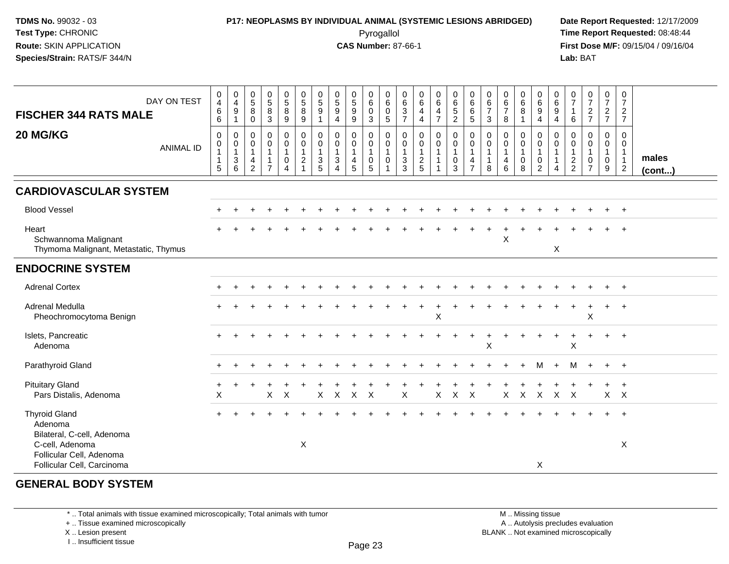**TDMS No.** 99032 - 03
**Test Type:** CHRONIC
**Route:** SKIN APPLICATION
**Species/Strain:** RATS/F 344/N

**P17: NEOPLASMS BY INDIVIDUAL ANIMAL (SYSTEMIC LESIONS ABRIDGED)**
Pyrogallol
**CAS Number:** 87-66-1

**Date Report Requested:** 12/17/2009
**Time Report Requested:** 08:48:44
**First Dose M/F:** 09/15/04 / 09/16/04
**Lab:** BAT

| FISCHER 344 RATS MALE 20 MG/KG | | | | | | | | | | | | | | | | | | | | | | | | | | |
|---|---|---|---|---|---|---|---|---|---|---|---|---|---|---|---|---|---|---|---|---|---|---|---|---|---|---|
| DAY ON TEST | 0466 | 0491 | 0580 | 0583 | 0589 | 0589 | 0591 | 0594 | 0599 | 0603 | 0605 | 0637 | 0644 | 0647 | 0652 | 0665 | 0673 | 0678 | 0681 | 0694 | 0694 | 0716 | 0727 | 0727 | 0727 | |
| ANIMAL ID | 0115 | 0136 | 0142 | 0117 | 0104 | 0121 | 0135 | 0134 | 0145 | 0105 | 0101 | 0133 | 0125 | 0111 | 0103 | 0147 | 0118 | 0146 | 0108 | 0102 | 0114 | 0122 | 0107 | 0109 | 0112 | males (cont...) |
| **CARDIOVASCULAR SYSTEM** | | | | | | | | | | | | | | | | | | | | | | | | | | |
| Blood Vessel | + | + | + | + | + | + | + | + | + | + | + | + | + | + | + | + | + | + | + | + | + | + | + | + | + | |
| Heart | + | + | + | + | + | + | + | + | + | + | + | + | + | + | + | + | + | + | + | + | + | + | + | + | + | |
| Schwannoma Malignant | | | | | | | | | | | | | | | | | | X | | | | | | | | |
| Thymoma Malignant, Metastatic, Thymus | | | | | | | | | | | | | | | | | | | | | X | | | | | |
| **ENDOCRINE SYSTEM** | | | | | | | | | | | | | | | | | | | | | | | | | | |
| Adrenal Cortex | + | + | + | + | + | + | + | + | + | + | + | + | + | + | + | + | + | + | + | + | + | + | + | + | + | |
| Adrenal Medulla | + | + | + | + | + | + | + | + | + | + | + | + | + | + | + | + | + | + | + | + | + | + | + | + | + | |
| Pheochromocytoma Benign | | | | | | | | | | | | | | X | | | | | | | | | X | | | |
| Islets, Pancreatic | + | + | + | + | + | + | + | + | + | + | + | + | + | + | + | + | + | + | + | + | + | + | + | + | + | |
| Adenoma | | | | | | | | | | | | | | | | | X | | | | | X | | | | |
| Parathyroid Gland | + | + | + | + | + | + | + | + | + | + | + | + | + | + | + | + | + | + | + | M | + | M | + | + | + | |
| Pituitary Gland | + | + | + | + | + | + | + | + | + | + | + | + | + | + | + | + | + | + | + | + | + | + | + | + | + | |
| Pars Distalis, Adenoma | X | | | X | X | | X | X | X | X | | X | | X | X | X | | X | X | X | X | X | | X | X | |
| Thyroid Gland | + | + | + | + | + | + | + | + | + | + | + | + | + | + | + | + | + | + | + | + | + | + | + | + | + | |
| Adenoma | | | | | | | | | | | | | | | | | | | | | | | | | | |
| Bilateral, C-cell, Adenoma | | | | | | | | | | | | | | | | | | | | | | | | | | |
| C-cell, Adenoma | | | | | | X | | | | | | | | | | | | | | | | | | | X | |
| Follicular Cell, Adenoma | | | | | | | | | | | | | | | | | | | | | | | | | | |
| Follicular Cell, Carcinoma | | | | | | | | | | | | | | | | | | | | X | | | | | | |
| **GENERAL BODY SYSTEM** | | | | | | | | | | | | | | | | | | | | | | | | | | |

\* .. Total animals with tissue examined microscopically; Total animals with tumor
\+ .. Tissue examined microscopically
X .. Lesion present
I .. Insufficient tissue

M .. Missing tissue
A .. Autolysis precludes evaluation
BLANK .. Not examined microscopically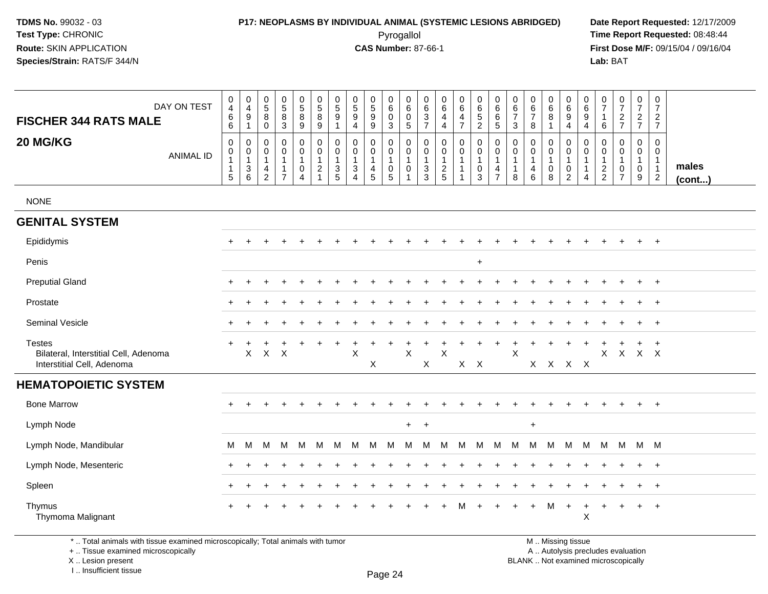**TDMS No.** 99032 - 03
**Test Type:** CHRONIC
**Route:** SKIN APPLICATION
**Species/Strain:** RATS/F 344/N

**P17: NEOPLASMS BY INDIVIDUAL ANIMAL (SYSTEMIC LESIONS ABRIDGED)**
Pyrogallol
**CAS Number:** 87-66-1

**Date Report Requested:** 12/17/2009
**Time Report Requested:** 08:48:44
**First Dose M/F:** 09/15/04 / 09/16/04
**Lab:** BAT

## FISCHER 344 RATS MALE — 20 MG/KG

| DAY ON TEST | 0466 | 0491 | 0580 | 0583 | 0589 | 0589 | 0591 | 0594 | 0599 | 0603 | 0605 | 0637 | 0644 | 0647 | 0652 | 0665 | 0673 | 0678 | 0681 | 0694 | 0694 | 0716 | 0727 | 0727 | 0727 | |
|---|---|---|---|---|---|---|---|---|---|---|---|---|---|---|---|---|---|---|---|---|---|---|---|---|---|---|
| **ANIMAL ID** | 00115 | 00136 | 00142 | 00117 | 00104 | 00121 | 00135 | 00134 | 00145 | 00105 | 00101 | 00133 | 00125 | 00111 | 00103 | 00147 | 00118 | 00146 | 00108 | 00102 | 00114 | 00122 | 00107 | 00109 | 00112 | **males (cont...)** |
| NONE | | | | | | | | | | | | | | | | | | | | | | | | | | |
| **GENITAL SYSTEM** | | | | | | | | | | | | | | | | | | | | | | | | | | |
| Epididymis | + | + | + | + | + | + | + | + | + | + | + | + | + | + | + | + | + | + | + | + | + | + | + | + | + | |
| Penis | | | | | | | | | | | | | | | + | | | | | | | | | | | |
| Preputial Gland | + | + | + | + | + | + | + | + | + | + | + | + | + | + | + | + | + | + | + | + | + | + | + | + | + | |
| Prostate | + | + | + | + | + | + | + | + | + | + | + | + | + | + | + | + | + | + | + | + | + | + | + | + | + | |
| Seminal Vesicle | + | + | + | + | + | + | + | + | + | + | + | + | + | + | + | + | + | + | + | + | + | + | + | + | + | |
| Testes | + | + | + | + | + | + | + | + | + | + | + | + | + | + | + | + | + | + | + | + | + | + | + | + | + | |
| Bilateral, Interstitial Cell, Adenoma | | X | X | X | | | | X | | | X | | X | | | | X | | | | | X | X | X | X | |
| Interstitial Cell, Adenoma | | | | | | | | | X | | | X | | X | X | | | X | X | X | X | | | | | |
| **HEMATOPOIETIC SYSTEM** | | | | | | | | | | | | | | | | | | | | | | | | | | |
| Bone Marrow | + | + | + | + | + | + | + | + | + | + | + | + | + | + | + | + | + | + | + | + | + | + | + | + | + | |
| Lymph Node | | | | | | | | | | | + | + | | | | | | + | | | | | | | | |
| Lymph Node, Mandibular | M | M | M | M | M | M | M | M | M | M | M | M | M | M | M | M | M | M | M | M | M | M | M | M | M | |
| Lymph Node, Mesenteric | + | + | + | + | + | + | + | + | + | + | + | + | + | + | + | + | + | + | + | + | + | + | + | + | + | |
| Spleen | + | + | + | + | + | + | + | + | + | + | + | + | + | + | + | + | + | + | + | + | + | + | + | + | + | |
| Thymus | + | + | + | + | + | + | + | + | + | + | + | + | + | M | + | + | + | + | M | + | + | + | + | + | + | |
| Thymoma Malignant | | | | | | | | | | | | | | | | | | | | | X | | | | | |

\* .. Total animals with tissue examined microscopically; Total animals with tumor
\+ .. Tissue examined microscopically
X .. Lesion present
I .. Insufficient tissue

M .. Missing tissue
A .. Autolysis precludes evaluation
BLANK .. Not examined microscopically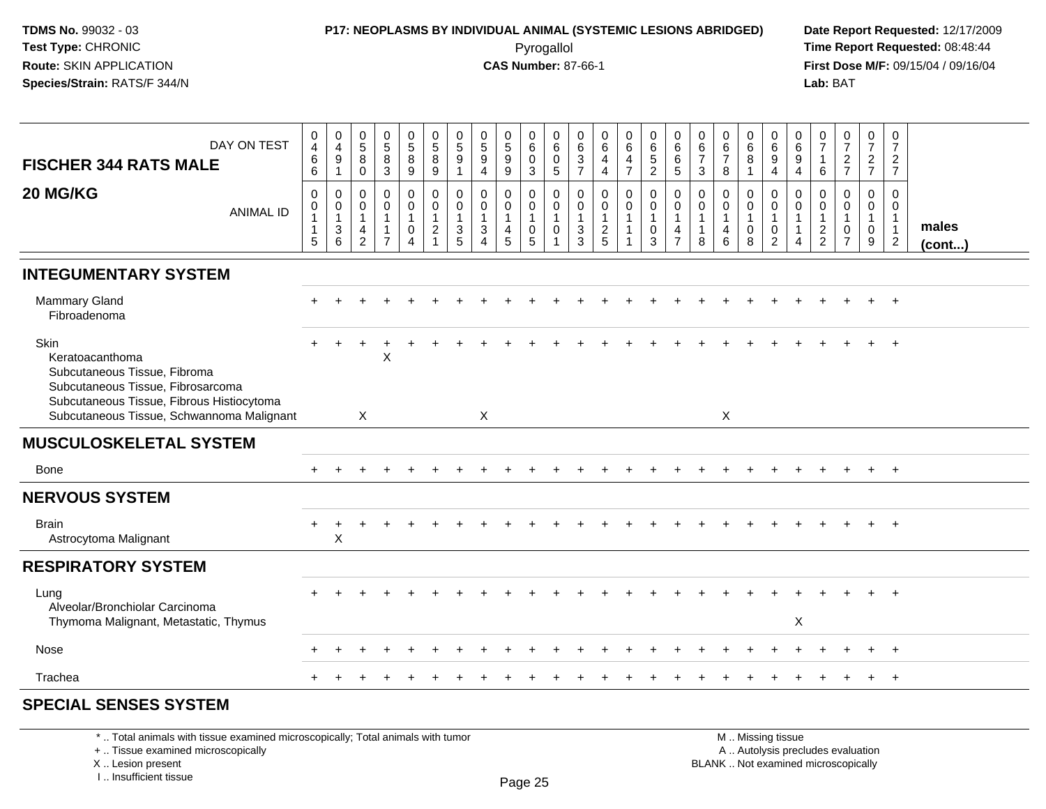**TDMS No.** 99032 - 03
**Test Type:** CHRONIC
**Route:** SKIN APPLICATION
**Species/Strain:** RATS/F 344/N

**P17: NEOPLASMS BY INDIVIDUAL ANIMAL (SYSTEMIC LESIONS ABRIDGED)**
Pyrogallol
**CAS Number:** 87-66-1

**Date Report Requested:** 12/17/2009
**Time Report Requested:** 08:48:44
**First Dose M/F:** 09/15/04 / 09/16/04
**Lab:** BAT

## FISCHER 344 RATS MALE 20 MG/KG

| DAY ON TEST | 0466 | 0491 | 0580 | 0583 | 0589 | 0589 | 0591 | 0594 | 0599 | 0603 | 0605 | 0637 | 0644 | 0647 | 0652 | 0665 | 0673 | 0678 | 0681 | 0694 | 0694 | 0716 | 0727 | 0727 | 0727 | |
|---|---|---|---|---|---|---|---|---|---|---|---|---|---|---|---|---|---|---|---|---|---|---|---|---|---|---|
| **ANIMAL ID** | 00115 | 00136 | 00142 | 00117 | 00104 | 00121 | 00135 | 00134 | 00145 | 00105 | 00101 | 00133 | 00125 | 00111 | 00103 | 00147 | 00118 | 00146 | 00108 | 00102 | 00114 | 00122 | 00107 | 00109 | 00112 | **males (cont...)** |
| **INTEGUMENTARY SYSTEM** | | | | | | | | | | | | | | | | | | | | | | | | | | |
| Mammary Gland | + | + | + | + | + | + | + | + | + | + | + | + | + | + | + | + | + | + | + | + | + | + | + | + | + | |
| Fibroadenoma | | | | | | | | | | | | | | | | | | | | | | | | | | |
| Skin | + | + | + | + | + | + | + | + | + | + | + | + | + | + | + | + | + | + | + | + | + | + | + | + | + | |
| Keratoacanthoma | | | | X | | | | | | | | | | | | | | | | | | | | | | |
| Subcutaneous Tissue, Fibroma | | | | | | | | | | | | | | | | | | | | | | | | | | |
| Subcutaneous Tissue, Fibrosarcoma | | | | | | | | | | | | | | | | | | | | | | | | | | |
| Subcutaneous Tissue, Fibrous Histiocytoma | | | | | | | | | | | | | | | | | | | | | | | | | | |
| Subcutaneous Tissue, Schwannoma Malignant | | | X | | | | | X | | | | | | | | | | X | | | | | | | | |
| **MUSCULOSKELETAL SYSTEM** | | | | | | | | | | | | | | | | | | | | | | | | | | |
| Bone | + | + | + | + | + | + | + | + | + | + | + | + | + | + | + | + | + | + | + | + | + | + | + | + | + | |
| **NERVOUS SYSTEM** | | | | | | | | | | | | | | | | | | | | | | | | | | |
| Brain | + | + | + | + | + | + | + | + | + | + | + | + | + | + | + | + | + | + | + | + | + | + | + | + | + | |
| Astrocytoma Malignant | | X | | | | | | | | | | | | | | | | | | | | | | | | |
| **RESPIRATORY SYSTEM** | | | | | | | | | | | | | | | | | | | | | | | | | | |
| Lung | + | + | + | + | + | + | + | + | + | + | + | + | + | + | + | + | + | + | + | + | + | + | + | + | + | |
| Alveolar/Bronchiolar Carcinoma | | | | | | | | | | | | | | | | | | | | | | | | | | |
| Thymoma Malignant, Metastatic, Thymus | | | | | | | | | | | | | | | | | | | | | X | | | | | |
| Nose | + | + | + | + | + | + | + | + | + | + | + | + | + | + | + | + | + | + | + | + | + | + | + | + | + | |
| Trachea | + | + | + | + | + | + | + | + | + | + | + | + | + | + | + | + | + | + | + | + | + | + | + | + | + | |
| **SPECIAL SENSES SYSTEM** | | | | | | | | | | | | | | | | | | | | | | | | | | |

\* .. Total animals with tissue examined microscopically; Total animals with tumor
\+ .. Tissue examined microscopically
X .. Lesion present
I .. Insufficient tissue

M .. Missing tissue
A .. Autolysis precludes evaluation
BLANK .. Not examined microscopically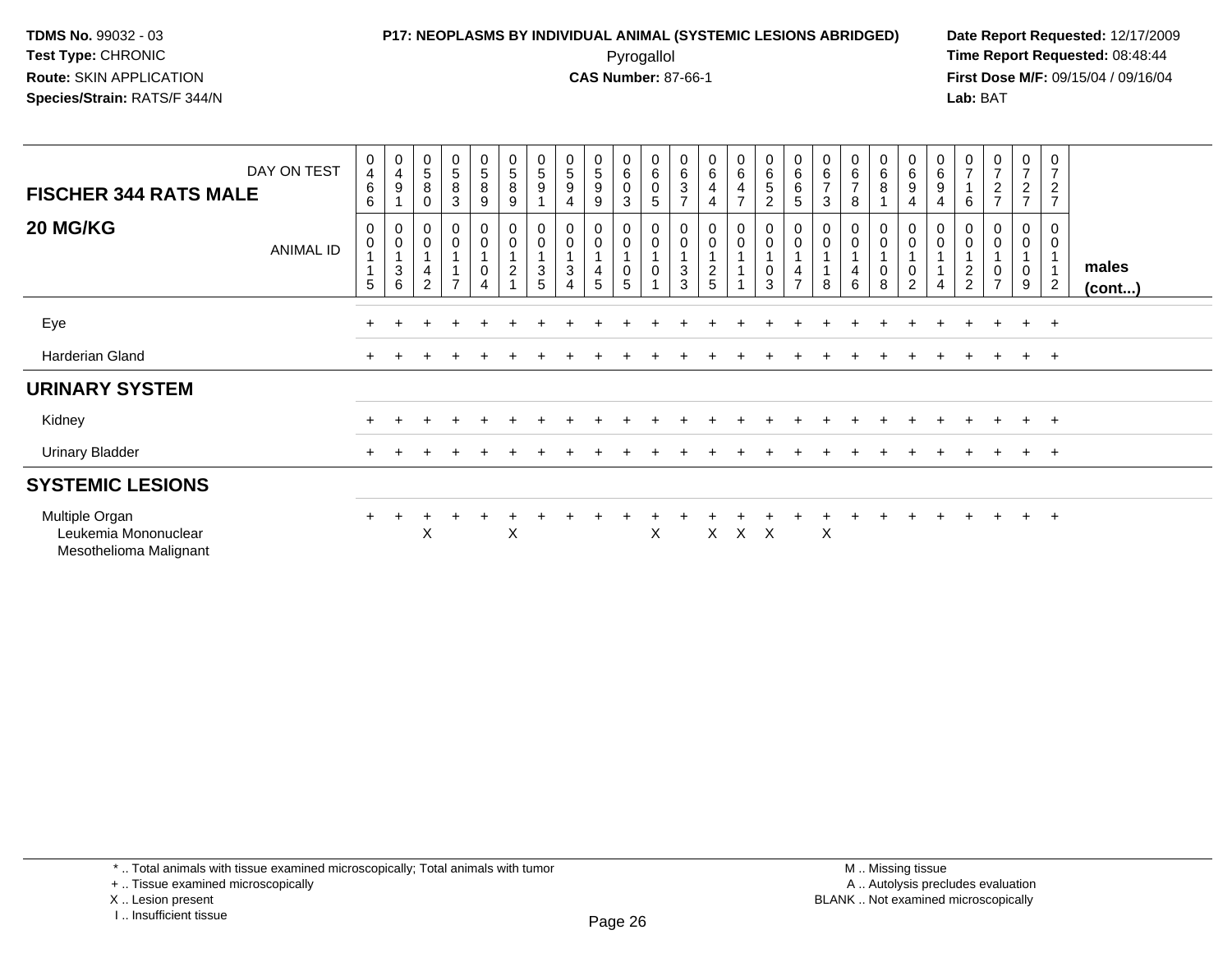**TDMS No.** 99032 - 03
**Test Type:** CHRONIC
**Route:** SKIN APPLICATION
**Species/Strain:** RATS/F 344/N

**P17: NEOPLASMS BY INDIVIDUAL ANIMAL (SYSTEMIC LESIONS ABRIDGED)**
Pyrogallol
**CAS Number:** 87-66-1

**Date Report Requested:** 12/17/2009
**Time Report Requested:** 08:48:44
**First Dose M/F:** 09/15/04 / 09/16/04
**Lab:** BAT

| FISCHER 344 RATS MALE — DAY ON TEST | 0466 | 0491 | 0580 | 0583 | 0589 | 0589 | 0591 | 0594 | 0599 | 0603 | 0605 | 0637 | 0644 | 0647 | 0652 | 0665 | 0673 | 0678 | 0681 | 0694 | 0694 | 0716 | 0727 | 0727 | 0727 | |
|---|---|---|---|---|---|---|---|---|---|---|---|---|---|---|---|---|---|---|---|---|---|---|---|---|---|---|
| **20 MG/KG** — ANIMAL ID | 00115 | 00136 | 00142 | 00117 | 00104 | 00121 | 00135 | 00134 | 00145 | 00105 | 00101 | 00133 | 00125 | 00111 | 00103 | 00147 | 00118 | 00146 | 00108 | 00102 | 00114 | 00122 | 00107 | 00109 | 00112 | **males (cont...)** |
| Eye | + | + | + | + | + | + | + | + | + | + | + | + | + | + | + | + | + | + | + | + | + | + | + | + | + | |
| Harderian Gland | + | + | + | + | + | + | + | + | + | + | + | + | + | + | + | + | + | + | + | + | + | + | + | + | + | |
| **URINARY SYSTEM** | | | | | | | | | | | | | | | | | | | | | | | | | | |
| Kidney | + | + | + | + | + | + | + | + | + | + | + | + | + | + | + | + | + | + | + | + | + | + | + | + | + | |
| Urinary Bladder | + | + | + | + | + | + | + | + | + | + | + | + | + | + | + | + | + | + | + | + | + | + | + | + | + | |
| **SYSTEMIC LESIONS** | | | | | | | | | | | | | | | | | | | | | | | | | | |
| Multiple Organ | + | + | + | + | + | + | + | + | + | + | + | + | + | + | + | + | + | + | + | + | + | + | + | + | + | |
| Leukemia Mononuclear | | | X | | | X | | | | | X | | X | X | X | | X | | | | | | | | | |
| Mesothelioma Malignant | | | | | | | | | | | | | | | | | | | | | | | | | | |

\* .. Total animals with tissue examined microscopically; Total animals with tumor
+ .. Tissue examined microscopically
X .. Lesion present
I .. Insufficient tissue

M .. Missing tissue
A .. Autolysis precludes evaluation
BLANK .. Not examined microscopically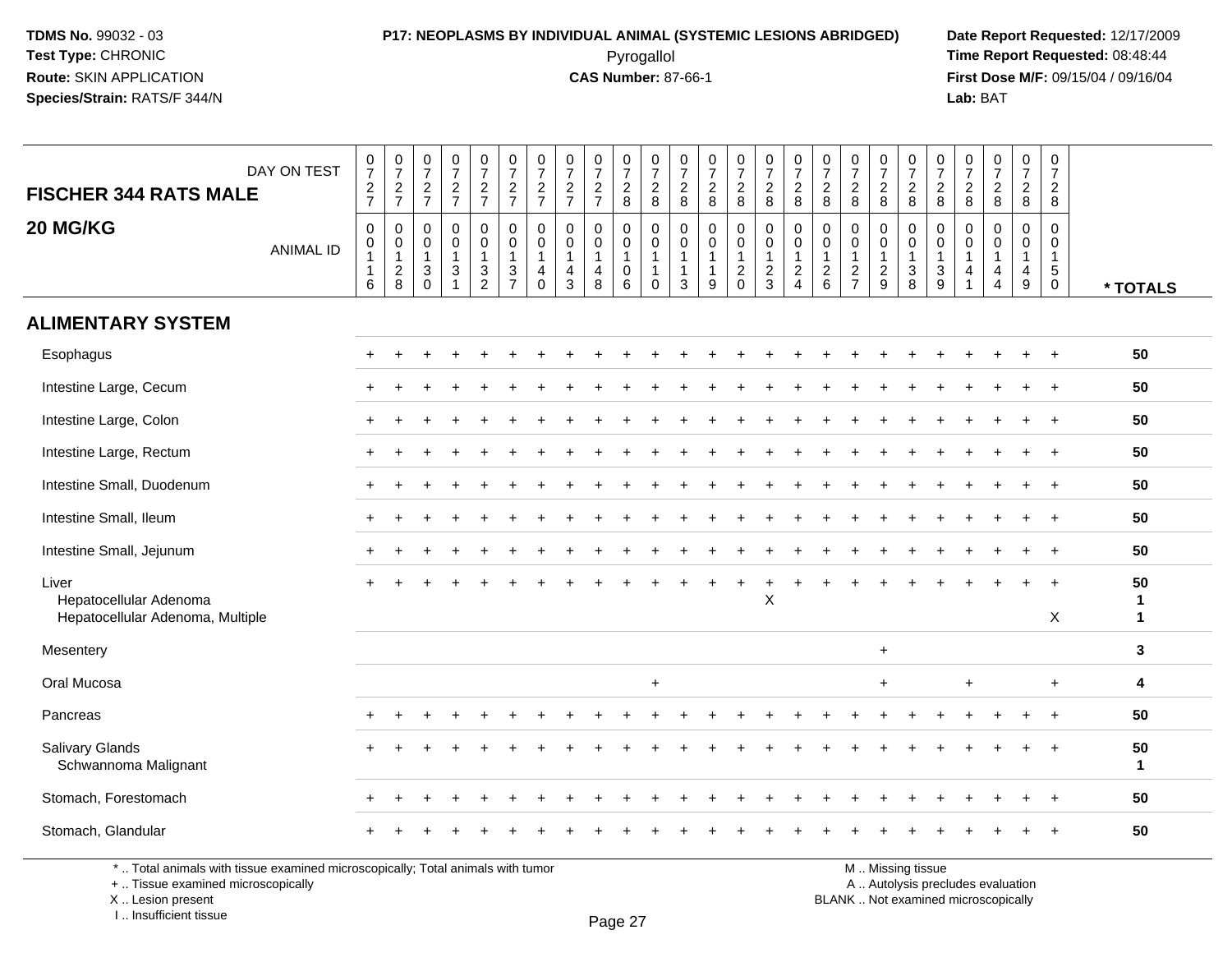TDMS No. 99032 - 03
Test Type: CHRONIC
Route: SKIN APPLICATION
Species/Strain: RATS/F 344/N

**P17: NEOPLASMS BY INDIVIDUAL ANIMAL (SYSTEMIC LESIONS ABRIDGED)**
Pyrogallol
**CAS Number:** 87-66-1

Date Report Requested: 12/17/2009
Time Report Requested: 08:48:44
First Dose M/F: 09/15/04 / 09/16/04
Lab: BAT

| DAY ON TEST | 0727 | 0727 | 0727 | 0727 | 0727 | 0727 | 0727 | 0727 | 0727 | 0728 | 0728 | 0728 | 0728 | 0728 | 0728 | 0728 | 0728 | 0728 | 0728 | 0728 | 0728 | 0728 | 0728 | 0728 | 0728 | |
|---|---|---|---|---|---|---|---|---|---|---|---|---|---|---|---|---|---|---|---|---|---|---|---|---|---|---|
| **FISCHER 344 RATS MALE 20 MG/KG** ANIMAL ID | 0116 | 0128 | 0130 | 0131 | 0132 | 0137 | 0140 | 0143 | 0148 | 0106 | 0110 | 0113 | 0119 | 0120 | 0123 | 0124 | 0126 | 0127 | 0129 | 0138 | 0139 | 0141 | 0144 | 0149 | 0150 | *** TOTALS** |
| **ALIMENTARY SYSTEM** | | | | | | | | | | | | | | | | | | | | | | | | | | |
| Esophagus | + | + | + | + | + | + | + | + | + | + | + | + | + | + | + | + | + | + | + | + | + | + | + | + | + | 50 |
| Intestine Large, Cecum | + | + | + | + | + | + | + | + | + | + | + | + | + | + | + | + | + | + | + | + | + | + | + | + | + | 50 |
| Intestine Large, Colon | + | + | + | + | + | + | + | + | + | + | + | + | + | + | + | + | + | + | + | + | + | + | + | + | + | 50 |
| Intestine Large, Rectum | + | + | + | + | + | + | + | + | + | + | + | + | + | + | + | + | + | + | + | + | + | + | + | + | + | 50 |
| Intestine Small, Duodenum | + | + | + | + | + | + | + | + | + | + | + | + | + | + | + | + | + | + | + | + | + | + | + | + | + | 50 |
| Intestine Small, Ileum | + | + | + | + | + | + | + | + | + | + | + | + | + | + | + | + | + | + | + | + | + | + | + | + | + | 50 |
| Intestine Small, Jejunum | + | + | + | + | + | + | + | + | + | + | + | + | + | + | + | + | + | + | + | + | + | + | + | + | + | 50 |
| Liver | + | + | + | + | + | + | + | + | + | + | + | + | + | + | + | + | + | + | + | + | + | + | + | + | + | 50 |
| Hepatocellular Adenoma | | | | | | | | | | | | | | | X | | | | | | | | | | | 1 |
| Hepatocellular Adenoma, Multiple | | | | | | | | | | | | | | | | | | | | | | | | | X | 1 |
| Mesentery | | | | | | | | | | | | | | | | | | | + | | | | | | | 3 |
| Oral Mucosa | | | | | | | | | | | + | | | | | | | | + | | | + | | | + | 4 |
| Pancreas | + | + | + | + | + | + | + | + | + | + | + | + | + | + | + | + | + | + | + | + | + | + | + | + | + | 50 |
| Salivary Glands | + | + | + | + | + | + | + | + | + | + | + | + | + | + | + | + | + | + | + | + | + | + | + | + | + | 50 |
| Schwannoma Malignant | | | | | | | | | | | | | | | | | | | | | | | | | | 1 |
| Stomach, Forestomach | + | + | + | + | + | + | + | + | + | + | + | + | + | + | + | + | + | + | + | + | + | + | + | + | + | 50 |
| Stomach, Glandular | + | + | + | + | + | + | + | + | + | + | + | + | + | + | + | + | + | + | + | + | + | + | + | + | + | 50 |

* .. Total animals with tissue examined microscopically; Total animals with tumor
+ .. Tissue examined microscopically
X .. Lesion present
I .. Insufficient tissue

M .. Missing tissue
A .. Autolysis precludes evaluation
BLANK .. Not examined microscopically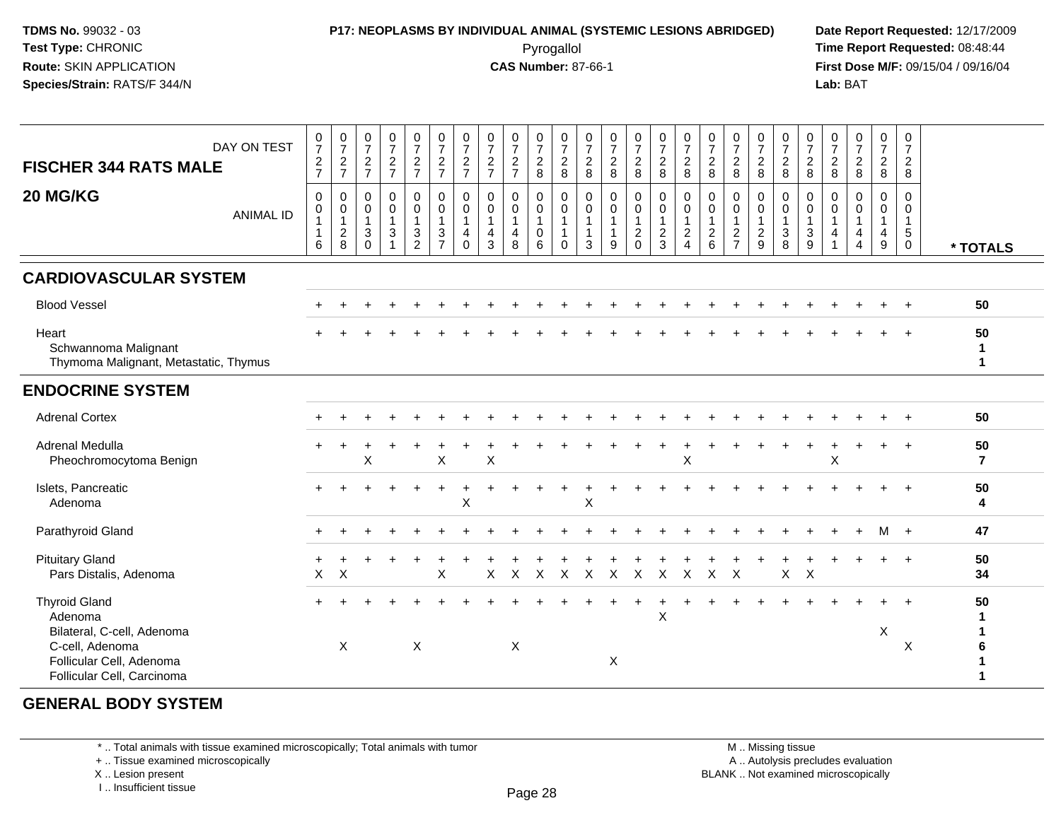**TDMS No.** 99032 - 03
**Test Type:** CHRONIC
**Route:** SKIN APPLICATION
**Species/Strain:** RATS/F 344/N

**P17: NEOPLASMS BY INDIVIDUAL ANIMAL (SYSTEMIC LESIONS ABRIDGED)**
Pyrogallol
**CAS Number:** 87-66-1

**Date Report Requested:** 12/17/2009
**Time Report Requested:** 08:48:44
**First Dose M/F:** 09/15/04 / 09/16/04
**Lab:** BAT

## FISCHER 344 RATS MALE
## 20 MG/KG

| DAY ON TEST | 727 | 727 | 727 | 727 | 727 | 727 | 727 | 727 | 727 | 728 | 728 | 728 | 728 | 728 | 728 | 728 | 728 | 728 | 728 | 728 | 728 | 728 | 728 | 728 | 728 | |
|---|---|---|---|---|---|---|---|---|---|---|---|---|---|---|---|---|---|---|---|---|---|---|---|---|---|---|
| **ANIMAL ID** | 0116 | 0128 | 0130 | 0131 | 0132 | 0137 | 0140 | 0143 | 0148 | 0106 | 0110 | 0113 | 0119 | 0120 | 0123 | 0124 | 0126 | 0127 | 0129 | 0138 | 0139 | 0141 | 0144 | 0149 | 0150 | *** TOTALS** |
| **CARDIOVASCULAR SYSTEM** | | | | | | | | | | | | | | | | | | | | | | | | | | |
| Blood Vessel | + | + | + | + | + | + | + | + | + | + | + | + | + | + | + | + | + | + | + | + | + | + | + | + | + | **50** |
| Heart | + | + | + | + | + | + | + | + | + | + | + | + | + | + | + | + | + | + | + | + | + | + | + | + | + | **50** |
| Schwannoma Malignant | | | | | | | | | | | | | | | | | | | | | | | | | | **1** |
| Thymoma Malignant, Metastatic, Thymus | | | | | | | | | | | | | | | | | | | | | | | | | | **1** |
| **ENDOCRINE SYSTEM** | | | | | | | | | | | | | | | | | | | | | | | | | | |
| Adrenal Cortex | + | + | + | + | + | + | + | + | + | + | + | + | + | + | + | + | + | + | + | + | + | + | + | + | + | **50** |
| Adrenal Medulla | + | + | + | + | + | + | + | + | + | + | + | + | + | + | + | + | + | + | + | + | + | + | + | + | + | **50** |
| Pheochromocytoma Benign | | | X | | | X | | X | | | | | | | | X | | | | | | X | | | | **7** |
| Islets, Pancreatic | + | + | + | + | + | + | + | + | + | + | + | + | + | + | + | + | + | + | + | + | + | + | + | + | + | **50** |
| Adenoma | | | | | | | X | | | | | X | | | | | | | | | | | | | | **4** |
| Parathyroid Gland | + | + | + | + | + | + | + | + | + | + | + | + | + | + | + | + | + | + | + | + | + | + | + | M | + | **47** |
| Pituitary Gland | + | + | + | + | + | + | + | + | + | + | + | + | + | + | + | + | + | + | + | + | + | + | + | + | + | **50** |
| Pars Distalis, Adenoma | X | X | | | | X | | X | X | X | X | X | X | X | X | X | X | X | | X | X | | | | | **34** |
| Thyroid Gland | + | + | + | + | + | + | + | + | + | + | + | + | + | + | + | + | + | + | + | + | + | + | + | + | + | **50** |
| Adenoma | | | | | | | | | | | | | | | X | | | | | | | | | | | **1** |
| Bilateral, C-cell, Adenoma | | | | | | | | | | | | | | | | | | | | | | | | X | | **1** |
| C-cell, Adenoma | | X | | | X | | | | X | | | | | | | | | | | | | | | | X | **6** |
| Follicular Cell, Adenoma | | | | | | | | | | | | | X | | | | | | | | | | | | | **1** |
| Follicular Cell, Carcinoma | | | | | | | | | | | | | | | | | | | | | | | | | | **1** |
| **GENERAL BODY SYSTEM** | | | | | | | | | | | | | | | | | | | | | | | | | | |

\* .. Total animals with tissue examined microscopically; Total animals with tumor
\+ .. Tissue examined microscopically
X .. Lesion present
I .. Insufficient tissue

M .. Missing tissue
A .. Autolysis precludes evaluation
BLANK .. Not examined microscopically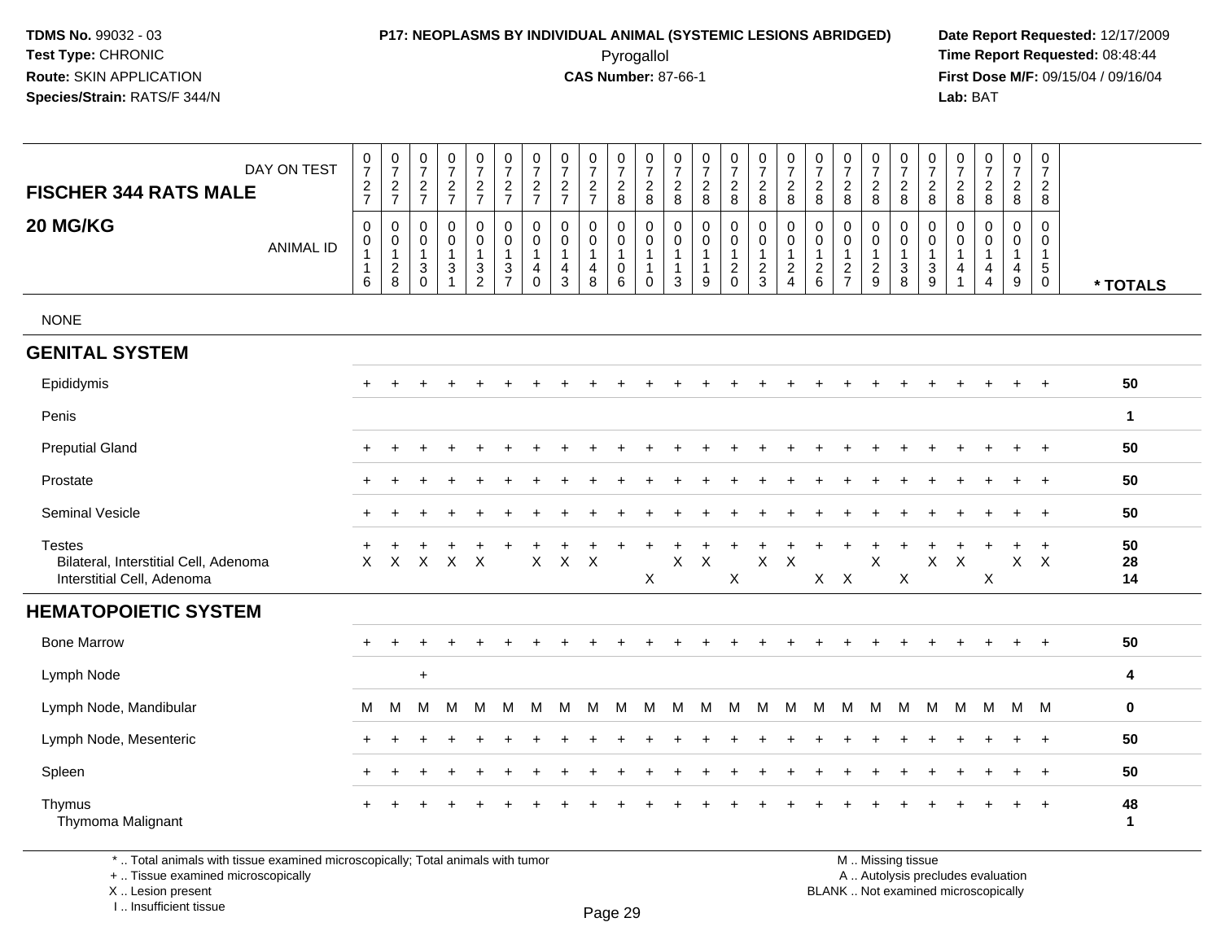**TDMS No.** 99032 - 03
**Test Type:** CHRONIC
**Route:** SKIN APPLICATION
**Species/Strain:** RATS/F 344/N

**P17: NEOPLASMS BY INDIVIDUAL ANIMAL (SYSTEMIC LESIONS ABRIDGED)**
Pyrogallol
**CAS Number:** 87-66-1

**Date Report Requested:** 12/17/2009
**Time Report Requested:** 08:48:44
**First Dose M/F:** 09/15/04 / 09/16/04
**Lab:** BAT

## FISCHER 344 RATS MALE 20 MG/KG

| DAY ON TEST | 0727 | 0727 | 0727 | 0727 | 0727 | 0727 | 0727 | 0727 | 0727 | 0728 | 0728 | 0728 | 0728 | 0728 | 0728 | 0728 | 0728 | 0728 | 0728 | 0728 | 0728 | 0728 | 0728 | 0728 | 0728 | |
|---|---|---|---|---|---|---|---|---|---|---|---|---|---|---|---|---|---|---|---|---|---|---|---|---|---|---|
| **ANIMAL ID** | 00116 | 00128 | 00130 | 00131 | 00132 | 00137 | 00140 | 00143 | 00148 | 00106 | 00110 | 00113 | 00119 | 00120 | 00123 | 00124 | 00126 | 00127 | 00129 | 00138 | 00139 | 00141 | 00144 | 00149 | 00150 | *** TOTALS** |
| NONE | | | | | | | | | | | | | | | | | | | | | | | | | | |
| **GENITAL SYSTEM** | | | | | | | | | | | | | | | | | | | | | | | | | | |
| Epididymis | + | + | + | + | + | + | + | + | + | + | + | + | + | + | + | + | + | + | + | + | + | + | + | + | + | 50 |
| Penis | | | | | | | | | | | | | | | | | | | | | | | | | | 1 |
| Preputial Gland | + | + | + | + | + | + | + | + | + | + | + | + | + | + | + | + | + | + | + | + | + | + | + | + | + | 50 |
| Prostate | + | + | + | + | + | + | + | + | + | + | + | + | + | + | + | + | + | + | + | + | + | + | + | + | + | 50 |
| Seminal Vesicle | + | + | + | + | + | + | + | + | + | + | + | + | + | + | + | + | + | + | + | + | + | + | + | + | + | 50 |
| Testes | + | + | + | + | + | + | + | + | + | + | + | + | + | + | + | + | + | + | + | + | + | + | + | + | + | 50 |
| Bilateral, Interstitial Cell, Adenoma | X | X | X | X | X | | X | X | X | | | X | X | | X | X | | | X | | X | X | | X | X | 28 |
| Interstitial Cell, Adenoma | | | | | | | | | | | X | | | X | | | X | X | | X | | | X | | | 14 |
| **HEMATOPOIETIC SYSTEM** | | | | | | | | | | | | | | | | | | | | | | | | | | |
| Bone Marrow | + | + | + | + | + | + | + | + | + | + | + | + | + | + | + | + | + | + | + | + | + | + | + | + | + | 50 |
| Lymph Node | | | + | | | | | | | | | | | | | | | | | | | | | | | 4 |
| Lymph Node, Mandibular | M | M | M | M | M | M | M | M | M | M | M | M | M | M | M | M | M | M | M | M | M | M | M | M | M | 0 |
| Lymph Node, Mesenteric | + | + | + | + | + | + | + | + | + | + | + | + | + | + | + | + | + | + | + | + | + | + | + | + | + | 50 |
| Spleen | + | + | + | + | + | + | + | + | + | + | + | + | + | + | + | + | + | + | + | + | + | + | + | + | + | 50 |
| Thymus | + | + | + | + | + | + | + | + | + | + | + | + | + | + | + | + | + | + | + | + | + | + | + | + | + | 48 |
| Thymoma Malignant | | | | | | | | | | | | | | | | | | | | | | | | | | 1 |

* .. Total animals with tissue examined microscopically; Total animals with tumor
+ .. Tissue examined microscopically
X .. Lesion present
I .. Insufficient tissue

M .. Missing tissue
A .. Autolysis precludes evaluation
BLANK .. Not examined microscopically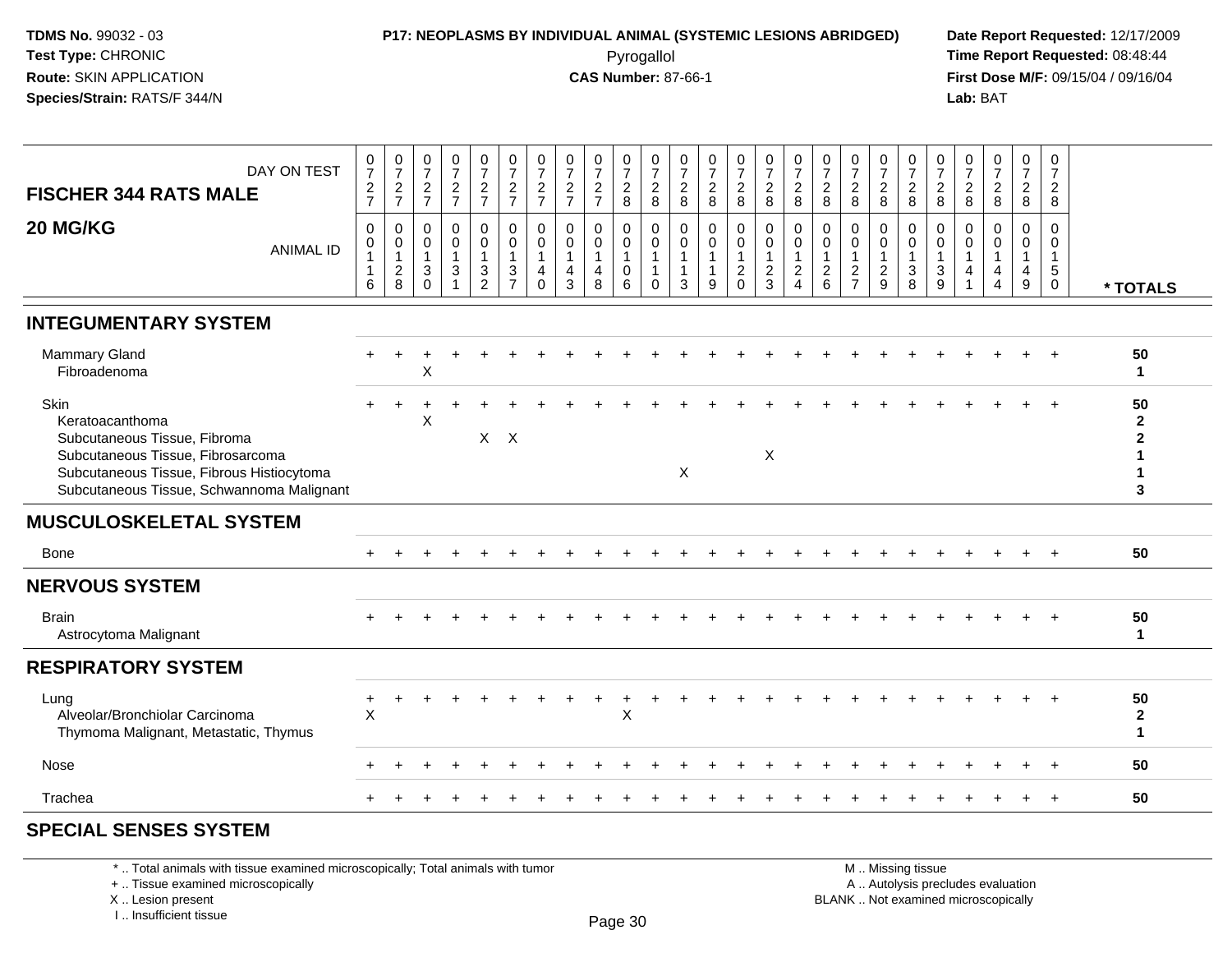**TDMS No.** 99032 - 03
**Test Type:** CHRONIC
**Route:** SKIN APPLICATION
**Species/Strain:** RATS/F 344/N

**P17: NEOPLASMS BY INDIVIDUAL ANIMAL (SYSTEMIC LESIONS ABRIDGED)**
Pyrogallol
**CAS Number:** 87-66-1

**Date Report Requested:** 12/17/2009
**Time Report Requested:** 08:48:44
**First Dose M/F:** 09/15/04 / 09/16/04
**Lab:** BAT

## FISCHER 344 RATS MALE

## 20 MG/KG

| DAY ON TEST | 0727 | 0727 | 0727 | 0727 | 0727 | 0727 | 0727 | 0727 | 0727 | 0728 | 0728 | 0728 | 0728 | 0728 | 0728 | 0728 | 0728 | 0728 | 0728 | 0728 | 0728 | 0728 | 0728 | 0728 | 0728 | |
|---|---|---|---|---|---|---|---|---|---|---|---|---|---|---|---|---|---|---|---|---|---|---|---|---|---|---|
| ANIMAL ID | 00116 | 00128 | 00130 | 00131 | 00132 | 00137 | 00140 | 00143 | 00148 | 00106 | 00110 | 00113 | 00119 | 00120 | 00123 | 00124 | 00126 | 00127 | 00129 | 00138 | 00139 | 00141 | 00144 | 00149 | 00150 | * TOTALS |
| **INTEGUMENTARY SYSTEM** | | | | | | | | | | | | | | | | | | | | | | | | | | |
| Mammary Gland | + | + | + | + | + | + | + | + | + | + | + | + | + | + | + | + | + | + | + | + | + | + | + | + | + | 50 |
| Fibroadenoma | | | X | | | | | | | | | | | | | | | | | | | | | | | 1 |
| Skin | + | + | + | + | + | + | + | + | + | + | + | + | + | + | + | + | + | + | + | + | + | + | + | + | + | 50 |
| Keratoacanthoma | | | X | | | | | | | | | | | | | | | | | | | | | | | 2 |
| Subcutaneous Tissue, Fibroma | | | | | X | X | | | | | | | | | | | | | | | | | | | | 2 |
| Subcutaneous Tissue, Fibrosarcoma | | | | | | | | | | | | | | | X | | | | | | | | | | | 1 |
| Subcutaneous Tissue, Fibrous Histiocytoma | | | | | | | | | | | | X | | | | | | | | | | | | | | 1 |
| Subcutaneous Tissue, Schwannoma Malignant | | | | | | | | | | | | | | | | | | | | | | | | | | 3 |
| **MUSCULOSKELETAL SYSTEM** | | | | | | | | | | | | | | | | | | | | | | | | | | |
| Bone | + | + | + | + | + | + | + | + | + | + | + | + | + | + | + | + | + | + | + | + | + | + | + | + | + | 50 |
| **NERVOUS SYSTEM** | | | | | | | | | | | | | | | | | | | | | | | | | | |
| Brain | + | + | + | + | + | + | + | + | + | + | + | + | + | + | + | + | + | + | + | + | + | + | + | + | + | 50 |
| Astrocytoma Malignant | | | | | | | | | | | | | | | | | | | | | | | | | | 1 |
| **RESPIRATORY SYSTEM** | | | | | | | | | | | | | | | | | | | | | | | | | | |
| Lung | + | + | + | + | + | + | + | + | + | + | + | + | + | + | + | + | + | + | + | + | + | + | + | + | + | 50 |
| Alveolar/Bronchiolar Carcinoma | X | | | | | | | | | X | | | | | | | | | | | | | | | | 2 |
| Thymoma Malignant, Metastatic, Thymus | | | | | | | | | | | | | | | | | | | | | | | | | | 1 |
| Nose | + | + | + | + | + | + | + | + | + | + | + | + | + | + | + | + | + | + | + | + | + | + | + | + | + | 50 |
| Trachea | + | + | + | + | + | + | + | + | + | + | + | + | + | + | + | + | + | + | + | + | + | + | + | + | + | 50 |
| **SPECIAL SENSES SYSTEM** | | | | | | | | | | | | | | | | | | | | | | | | | | |

\* .. Total animals with tissue examined microscopically; Total animals with tumor
\+ .. Tissue examined microscopically
X .. Lesion present
I .. Insufficient tissue

M .. Missing tissue
A .. Autolysis precludes evaluation
BLANK .. Not examined microscopically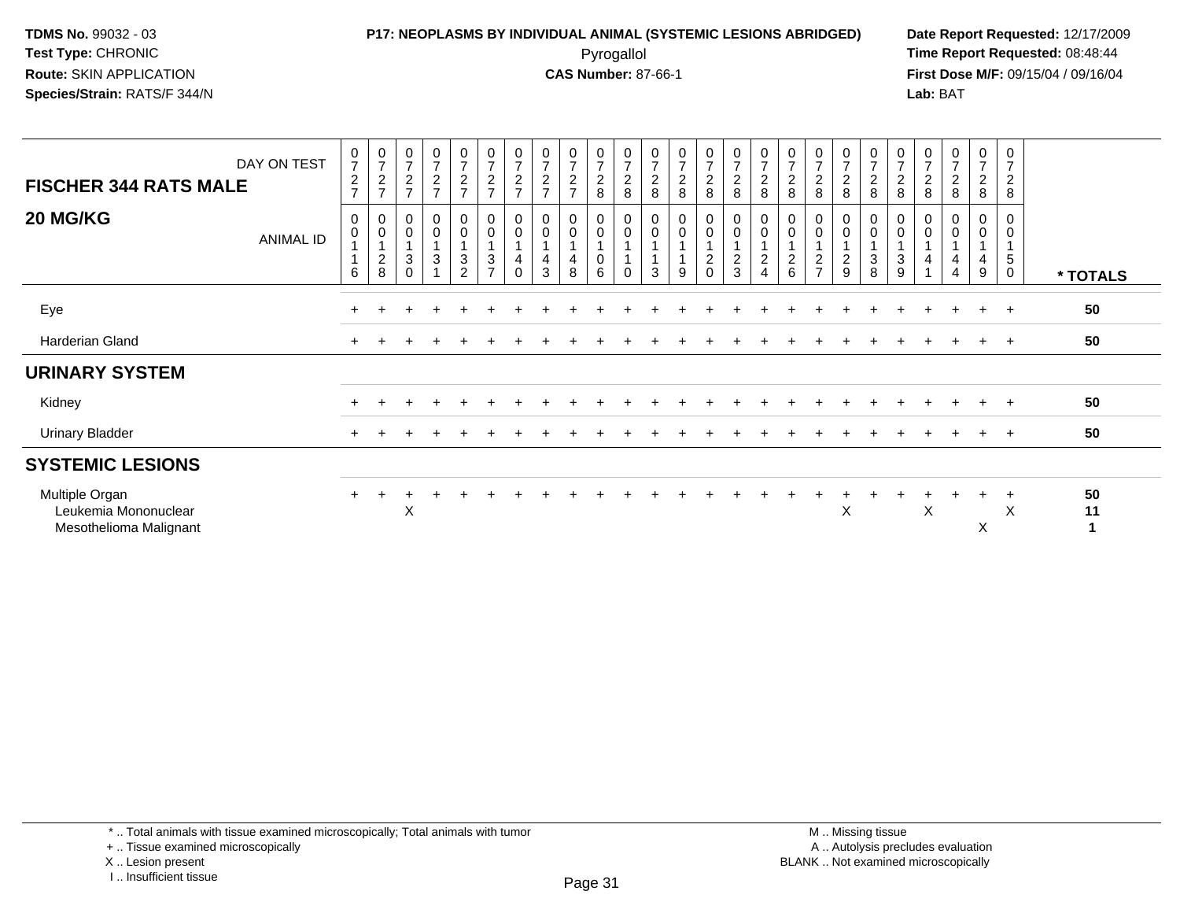**TDMS No.** 99032 - 03
**Test Type:** CHRONIC
**Route:** SKIN APPLICATION
**Species/Strain:** RATS/F 344/N

**P17: NEOPLASMS BY INDIVIDUAL ANIMAL (SYSTEMIC LESIONS ABRIDGED)**
Pyrogallol
**CAS Number:** 87-66-1

**Date Report Requested:** 12/17/2009
**Time Report Requested:** 08:48:44
**First Dose M/F:** 09/15/04 / 09/16/04
**Lab:** BAT

| FISCHER 344 RATS MALE — DAY ON TEST | 0727 | 0727 | 0727 | 0727 | 0727 | 0727 | 0727 | 0727 | 0727 | 0728 | 0728 | 0728 | 0728 | 0728 | 0728 | 0728 | 0728 | 0728 | 0728 | 0728 | 0728 | 0728 | 0728 | 0728 | 0728 | |
|---|---|---|---|---|---|---|---|---|---|---|---|---|---|---|---|---|---|---|---|---|---|---|---|---|---|---|
| **20 MG/KG** — ANIMAL ID | 00116 | 00128 | 00130 | 00131 | 00132 | 00137 | 00140 | 00143 | 00148 | 00106 | 00110 | 00113 | 00119 | 00120 | 00123 | 00124 | 00126 | 00127 | 00129 | 00138 | 00139 | 00141 | 00144 | 00149 | 00150 | **\* TOTALS** |
| Eye | + | + | + | + | + | + | + | + | + | + | + | + | + | + | + | + | + | + | + | + | + | + | + | + | + | **50** |
| Harderian Gland | + | + | + | + | + | + | + | + | + | + | + | + | + | + | + | + | + | + | + | + | + | + | + | + | + | **50** |
| **URINARY SYSTEM** | | | | | | | | | | | | | | | | | | | | | | | | | | |
| Kidney | + | + | + | + | + | + | + | + | + | + | + | + | + | + | + | + | + | + | + | + | + | + | + | + | + | **50** |
| Urinary Bladder | + | + | + | + | + | + | + | + | + | + | + | + | + | + | + | + | + | + | + | + | + | + | + | + | + | **50** |
| **SYSTEMIC LESIONS** | | | | | | | | | | | | | | | | | | | | | | | | | | |
| Multiple Organ | + | + | + | + | + | + | + | + | + | + | + | + | + | + | + | + | + | + | + | + | + | + | + | + | + | **50** |
| Leukemia Mononuclear | | | X | | | | | | | | | | | | | | | | X | | | X | | | X | **11** |
| Mesothelioma Malignant | | | | | | | | | | | | | | | | | | | | | | | | X | | **1** |

\* .. Total animals with tissue examined microscopically; Total animals with tumor
\+ .. Tissue examined microscopically
X .. Lesion present
I .. Insufficient tissue

M .. Missing tissue
A .. Autolysis precludes evaluation
BLANK .. Not examined microscopically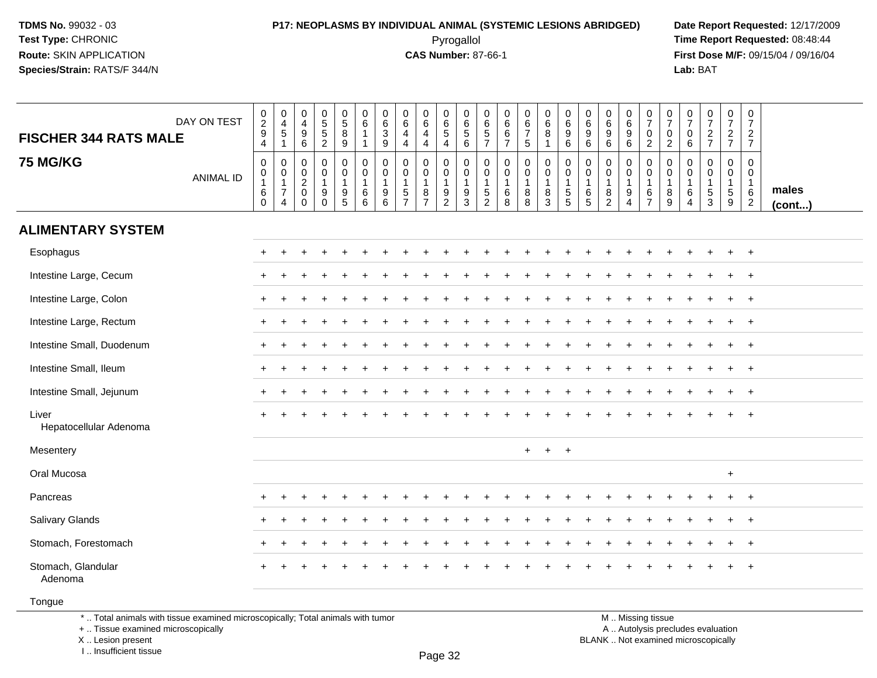**TDMS No.** 99032 - 03
**Test Type:** CHRONIC
**Route:** SKIN APPLICATION
**Species/Strain:** RATS/F 344/N

**P17: NEOPLASMS BY INDIVIDUAL ANIMAL (SYSTEMIC LESIONS ABRIDGED)**
Pyrogallol
**CAS Number:** 87-66-1

**Date Report Requested:** 12/17/2009
**Time Report Requested:** 08:48:44
**First Dose M/F:** 09/15/04 / 09/16/04
**Lab:** BAT

## FISCHER 344 RATS MALE

## 75 MG/KG

| DAY ON TEST | 0294 | 0451 | 0496 | 0552 | 0589 | 0611 | 0639 | 0644 | 0644 | 0654 | 0656 | 0657 | 0667 | 0675 | 0681 | 0696 | 0696 | 0696 | 0696 | 0702 | 0702 | 0706 | 0727 | 0727 | 0727 | |
|---|---|---|---|---|---|---|---|---|---|---|---|---|---|---|---|---|---|---|---|---|---|---|---|---|---|---|
| ANIMAL ID | 00160 | 00174 | 00200 | 00190 | 00195 | 00166 | 00196 | 00157 | 00187 | 00192 | 00193 | 00152 | 00168 | 00188 | 00183 | 00155 | 00165 | 00182 | 00194 | 00167 | 00189 | 00164 | 00153 | 00159 | 00162 | males (cont...) |
| **ALIMENTARY SYSTEM** | | | | | | | | | | | | | | | | | | | | | | | | | | |
| Esophagus | + | + | + | + | + | + | + | + | + | + | + | + | + | + | + | + | + | + | + | + | + | + | + | + | + | |
| Intestine Large, Cecum | + | + | + | + | + | + | + | + | + | + | + | + | + | + | + | + | + | + | + | + | + | + | + | + | + | |
| Intestine Large, Colon | + | + | + | + | + | + | + | + | + | + | + | + | + | + | + | + | + | + | + | + | + | + | + | + | + | |
| Intestine Large, Rectum | + | + | + | + | + | + | + | + | + | + | + | + | + | + | + | + | + | + | + | + | + | + | + | + | + | |
| Intestine Small, Duodenum | + | + | + | + | + | + | + | + | + | + | + | + | + | + | + | + | + | + | + | + | + | + | + | + | + | |
| Intestine Small, Ileum | + | + | + | + | + | + | + | + | + | + | + | + | + | + | + | + | + | + | + | + | + | + | + | + | + | |
| Intestine Small, Jejunum | + | + | + | + | + | + | + | + | + | + | + | + | + | + | + | + | + | + | + | + | + | + | + | + | + | |
| Liver | + | + | + | + | + | + | + | + | + | + | + | + | + | + | + | + | + | + | + | + | + | + | + | + | + | |
| Hepatocellular Adenoma | | | | | | | | | | | | | | | | | | | | | | | | | | |
| Mesentery | | | | | | | | | | | | | | + | + | + | | | | | | | | | | |
| Oral Mucosa | | | | | | | | | | | | | | | | | | | | | | | | + | | |
| Pancreas | + | + | + | + | + | + | + | + | + | + | + | + | + | + | + | + | + | + | + | + | + | + | + | + | + | |
| Salivary Glands | + | + | + | + | + | + | + | + | + | + | + | + | + | + | + | + | + | + | + | + | + | + | + | + | + | |
| Stomach, Forestomach | + | + | + | + | + | + | + | + | + | + | + | + | + | + | + | + | + | + | + | + | + | + | + | + | + | |
| Stomach, Glandular | + | + | + | + | + | + | + | + | + | + | + | + | + | + | + | + | + | + | + | + | + | + | + | + | + | |
| Adenoma | | | | | | | | | | | | | | | | | | | | | | | | | | |
| Tongue | | | | | | | | | | | | | | | | | | | | | | | | | | |

\* .. Total animals with tissue examined microscopically; Total animals with tumor
\+ .. Tissue examined microscopically
X .. Lesion present
I .. Insufficient tissue

M .. Missing tissue
A .. Autolysis precludes evaluation
BLANK .. Not examined microscopically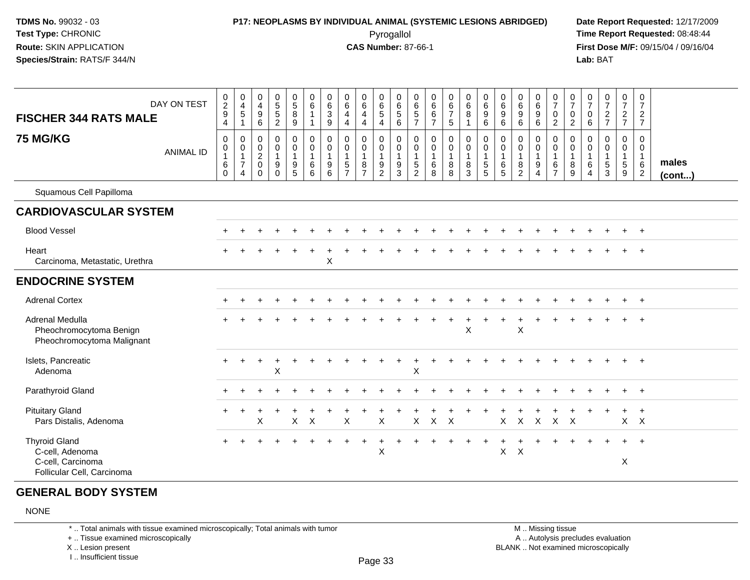**TDMS No.** 99032 - 03
**Test Type:** CHRONIC
**Route:** SKIN APPLICATION
**Species/Strain:** RATS/F 344/N

**P17: NEOPLASMS BY INDIVIDUAL ANIMAL (SYSTEMIC LESIONS ABRIDGED)**
Pyrogallol
**CAS Number:** 87-66-1

**Date Report Requested:** 12/17/2009
**Time Report Requested:** 08:48:44
**First Dose M/F:** 09/15/04 / 09/16/04
**Lab:** BAT

## FISCHER 344 RATS MALE — 75 MG/KG (males (cont...))

| DAY ON TEST | 0294 | 0451 | 0496 | 0552 | 0589 | 0611 | 0639 | 0644 | 0644 | 0654 | 0656 | 0657 | 0667 | 0675 | 0681 | 0696 | 0696 | 0696 | 0696 | 0702 | 0702 | 0706 | 0727 | 0727 | 0727 |
|---|---|---|---|---|---|---|---|---|---|---|---|---|---|---|---|---|---|---|---|---|---|---|---|---|---|
| **ANIMAL ID** | 0160 | 0174 | 0200 | 0190 | 0195 | 0166 | 0196 | 0157 | 0187 | 0192 | 0193 | 0152 | 0168 | 0188 | 0183 | 0155 | 0165 | 0182 | 0194 | 0167 | 0189 | 0164 | 0153 | 0159 | 0162 |
| Squamous Cell Papilloma | | | | | | | | | | | | | | | | | | | | | | | | | |
| **CARDIOVASCULAR SYSTEM** | | | | | | | | | | | | | | | | | | | | | | | | | |
| Blood Vessel | + | + | + | + | + | + | + | + | + | + | + | + | + | + | + | + | + | + | + | + | + | + | + | + | + |
| Heart | + | + | + | + | + | + | + | + | + | + | + | + | + | + | + | + | + | + | + | + | + | + | + | + | + |
| Carcinoma, Metastatic, Urethra | | | | | | | X | | | | | | | | | | | | | | | | | | |
| **ENDOCRINE SYSTEM** | | | | | | | | | | | | | | | | | | | | | | | | | |
| Adrenal Cortex | + | + | + | + | + | + | + | + | + | + | + | + | + | + | + | + | + | + | + | + | + | + | + | + | + |
| Adrenal Medulla | + | + | + | + | + | + | + | + | + | + | + | + | + | + | + | + | + | + | + | + | + | + | + | + | + |
| Pheochromocytoma Benign | | | | | | | | | | | | | | | X | | | X | | | | | | | |
| Pheochromocytoma Malignant | | | | | | | | | | | | | | | | | | | | | | | | | |
| Islets, Pancreatic | + | + | + | + | + | + | + | + | + | + | + | + | + | + | + | + | + | + | + | + | + | + | + | + | + |
| Adenoma | | | | X | | | | | | | | X | | | | | | | | | | | | | |
| Parathyroid Gland | + | + | + | + | + | + | + | + | + | + | + | + | + | + | + | + | + | + | + | + | + | + | + | + | + |
| Pituitary Gland | + | + | + | + | + | + | + | + | + | + | + | + | + | + | + | + | + | + | + | + | + | + | + | + | + |
| Pars Distalis, Adenoma | | | X | | X | X | | X | | X | | X | X | X | | | X | X | X | X | X | | | X | X |
| Thyroid Gland | + | + | + | + | + | + | + | + | + | + | + | + | + | + | + | + | + | + | + | + | + | + | + | + | + |
| C-cell, Adenoma | | | | | | | | | | X | | | | | | | X | X | | | | | | | |
| C-cell, Carcinoma | | | | | | | | | | | | | | | | | | | | | | | | X | |
| Follicular Cell, Carcinoma | | | | | | | | | | | | | | | | | | | | | | | | | |

## GENERAL BODY SYSTEM

NONE

\* .. Total animals with tissue examined microscopically; Total animals with tumor
\+ .. Tissue examined microscopically
X .. Lesion present
I .. Insufficient tissue

M .. Missing tissue
A .. Autolysis precludes evaluation
BLANK .. Not examined microscopically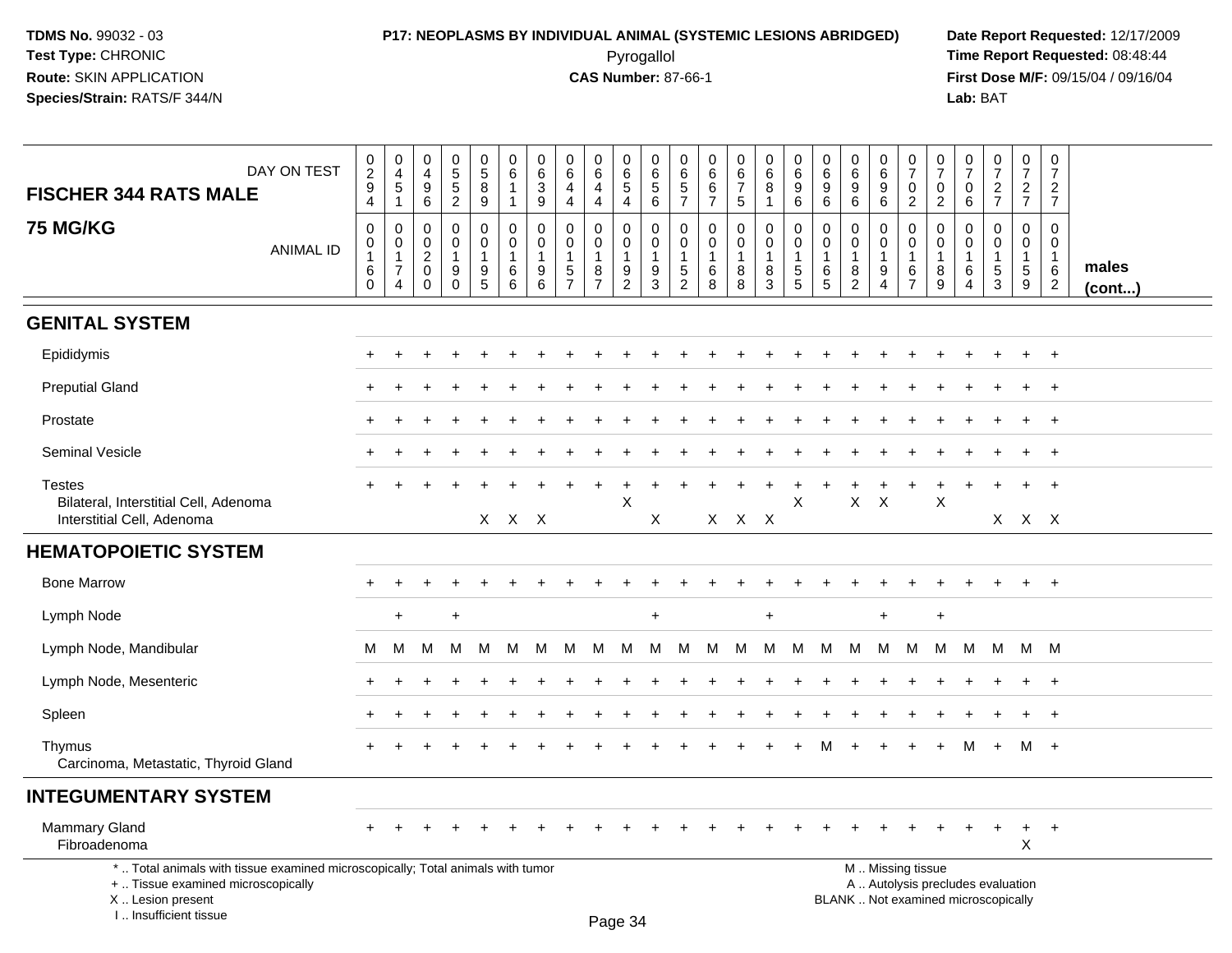**TDMS No.** 99032 - 03
**Test Type:** CHRONIC
**Route:** SKIN APPLICATION
**Species/Strain:** RATS/F 344/N

**P17: NEOPLASMS BY INDIVIDUAL ANIMAL (SYSTEMIC LESIONS ABRIDGED)**
Pyrogallol
**CAS Number:** 87-66-1

**Date Report Requested:** 12/17/2009
**Time Report Requested:** 08:48:44
**First Dose M/F:** 09/15/04 / 09/16/04
**Lab:** BAT

| FISCHER 344 RATS MALE — 75 MG/KG | | | | | | | | | | | | | | | | | | | | | | | | | | |
|---|---|---|---|---|---|---|---|---|---|---|---|---|---|---|---|---|---|---|---|---|---|---|---|---|---|---|
| DAY ON TEST | 0294 | 0451 | 0496 | 0552 | 0589 | 0611 | 0639 | 0644 | 0644 | 0654 | 0656 | 0657 | 0667 | 0675 | 0681 | 0696 | 0696 | 0696 | 0696 | 0702 | 0702 | 0706 | 0727 | 0727 | 0727 | |
| ANIMAL ID | 00160 | 00174 | 00200 | 00190 | 00195 | 00166 | 00196 | 00157 | 00187 | 00192 | 00193 | 00152 | 00168 | 00188 | 00183 | 00155 | 00165 | 00182 | 00194 | 00167 | 00189 | 00164 | 00153 | 00159 | 00162 | males (cont...) |
| **GENITAL SYSTEM** | | | | | | | | | | | | | | | | | | | | | | | | | | |
| Epididymis | + | + | + | + | + | + | + | + | + | + | + | + | + | + | + | + | + | + | + | + | + | + | + | + | + | |
| Preputial Gland | + | + | + | + | + | + | + | + | + | + | + | + | + | + | + | + | + | + | + | + | + | + | + | + | + | |
| Prostate | + | + | + | + | + | + | + | + | + | + | + | + | + | + | + | + | + | + | + | + | + | + | + | + | + | |
| Seminal Vesicle | + | + | + | + | + | + | + | + | + | + | + | + | + | + | + | + | + | + | + | + | + | + | + | + | + | |
| Testes | + | + | + | + | + | + | + | + | + | + | + | + | + | + | + | + | + | + | + | + | + | + | + | + | + | |
| Bilateral, Interstitial Cell, Adenoma | | | | | | | | | | X | | | | | | X | | X | X | | X | | | | | |
| Interstitial Cell, Adenoma | | | | | X | X | X | | | | X | | X | X | X | | | | | | | | X | X | X | |
| **HEMATOPOIETIC SYSTEM** | | | | | | | | | | | | | | | | | | | | | | | | | | |
| Bone Marrow | + | + | + | + | + | + | + | + | + | + | + | + | + | + | + | + | + | + | + | + | + | + | + | + | + | |
| Lymph Node | | + | | + | | | | | | | + | | | | + | | | | + | | + | | | | | |
| Lymph Node, Mandibular | M | M | M | M | M | M | M | M | M | M | M | M | M | M | M | M | M | M | M | M | M | M | M | M | M | |
| Lymph Node, Mesenteric | + | + | + | + | + | + | + | + | + | + | + | + | + | + | + | + | + | + | + | + | + | + | + | + | + | |
| Spleen | + | + | + | + | + | + | + | + | + | + | + | + | + | + | + | + | + | + | + | + | + | + | + | + | + | |
| Thymus | + | + | + | + | + | + | + | + | + | + | + | + | + | + | + | + | M | + | + | + | + | M | + | M | + | |
| Carcinoma, Metastatic, Thyroid Gland | | | | | | | | | | | | | | | | | | | | | | | | | | |
| **INTEGUMENTARY SYSTEM** | | | | | | | | | | | | | | | | | | | | | | | | | | |
| Mammary Gland | + | + | + | + | + | + | + | + | + | + | + | + | + | + | + | + | + | + | + | + | + | + | + | + | + | |
| Fibroadenoma | | | | | | | | | | | | | | | | | | | | | | | | X | | |

\* .. Total animals with tissue examined microscopically; Total animals with tumor
\+ .. Tissue examined microscopically
X .. Lesion present
I .. Insufficient tissue

M .. Missing tissue
A .. Autolysis precludes evaluation
BLANK .. Not examined microscopically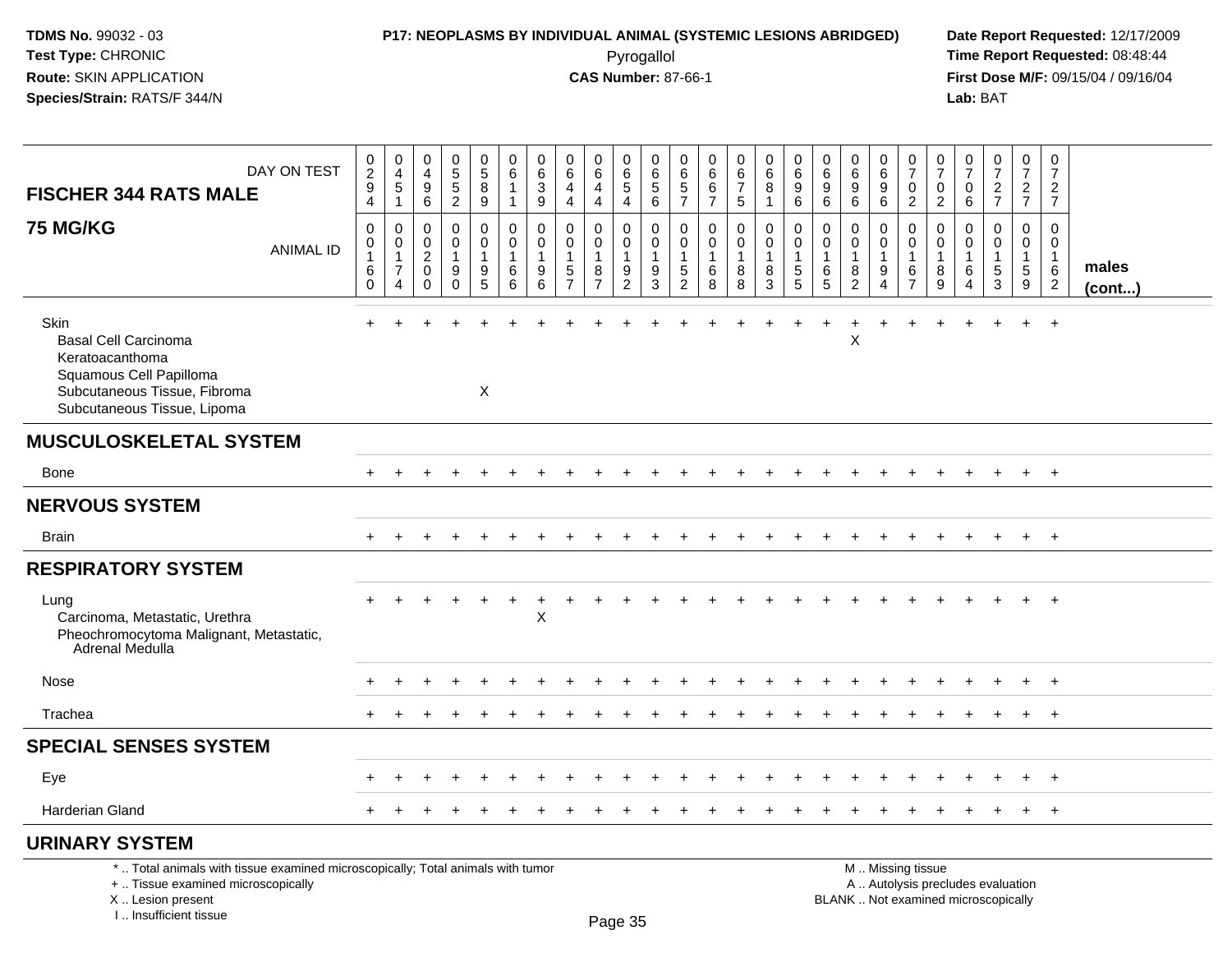**TDMS No.** 99032 - 03
**Test Type:** CHRONIC
**Route:** SKIN APPLICATION
**Species/Strain:** RATS/F 344/N

**P17: NEOPLASMS BY INDIVIDUAL ANIMAL (SYSTEMIC LESIONS ABRIDGED)**
Pyrogallol
**CAS Number:** 87-66-1

**Date Report Requested:** 12/17/2009
**Time Report Requested:** 08:48:44
**First Dose M/F:** 09/15/04 / 09/16/04
**Lab:** BAT

| FISCHER 344 RATS MALE — DAY ON TEST | 0294 | 0451 | 0496 | 0552 | 0589 | 0611 | 0639 | 0644 | 0644 | 0654 | 0656 | 0657 | 0667 | 0675 | 0681 | 0696 | 0696 | 0696 | 0696 | 0702 | 0702 | 0706 | 0727 | 0727 | 0727 | |
|---|---|---|---|---|---|---|---|---|---|---|---|---|---|---|---|---|---|---|---|---|---|---|---|---|---|---|
| **75 MG/KG** — ANIMAL ID | 00160 | 00174 | 00200 | 00190 | 00195 | 00166 | 00196 | 00157 | 00187 | 00192 | 00193 | 00152 | 00168 | 00188 | 00183 | 00155 | 00165 | 00182 | 00194 | 00167 | 00189 | 00164 | 00153 | 00159 | 00162 | **males (cont...)** |
| Skin | + | + | + | + | + | + | + | + | + | + | + | + | + | + | + | + | + | + | + | + | + | + | + | + | + | |
| Basal Cell Carcinoma | | | | | | | | | | | | | | | | | | X | | | | | | | | |
| Keratoacanthoma | | | | | | | | | | | | | | | | | | | | | | | | | | |
| Squamous Cell Papilloma | | | | | | | | | | | | | | | | | | | | | | | | | | |
| Subcutaneous Tissue, Fibroma | | | | | X | | | | | | | | | | | | | | | | | | | | | |
| Subcutaneous Tissue, Lipoma | | | | | | | | | | | | | | | | | | | | | | | | | | |
| **MUSCULOSKELETAL SYSTEM** | | | | | | | | | | | | | | | | | | | | | | | | | | |
| Bone | + | + | + | + | + | + | + | + | + | + | + | + | + | + | + | + | + | + | + | + | + | + | + | + | + | |
| **NERVOUS SYSTEM** | | | | | | | | | | | | | | | | | | | | | | | | | | |
| Brain | + | + | + | + | + | + | + | + | + | + | + | + | + | + | + | + | + | + | + | + | + | + | + | + | + | |
| **RESPIRATORY SYSTEM** | | | | | | | | | | | | | | | | | | | | | | | | | | |
| Lung | + | + | + | + | + | + | + | + | + | + | + | + | + | + | + | + | + | + | + | + | + | + | + | + | + | |
| Carcinoma, Metastatic, Urethra | | | | | | | X | | | | | | | | | | | | | | | | | | | |
| Pheochromocytoma Malignant, Metastatic, Adrenal Medulla | | | | | | | | | | | | | | | | | | | | | | | | | | |
| Nose | + | + | + | + | + | + | + | + | + | + | + | + | + | + | + | + | + | + | + | + | + | + | + | + | + | |
| Trachea | + | + | + | + | + | + | + | + | + | + | + | + | + | + | + | + | + | + | + | + | + | + | + | + | + | |
| **SPECIAL SENSES SYSTEM** | | | | | | | | | | | | | | | | | | | | | | | | | | |
| Eye | + | + | + | + | + | + | + | + | + | + | + | + | + | + | + | + | + | + | + | + | + | + | + | + | + | |
| Harderian Gland | + | + | + | + | + | + | + | + | + | + | + | + | + | + | + | + | + | + | + | + | + | + | + | + | + | |
| **URINARY SYSTEM** | | | | | | | | | | | | | | | | | | | | | | | | | | |

\* .. Total animals with tissue examined microscopically; Total animals with tumor
\+ .. Tissue examined microscopically
X .. Lesion present
I .. Insufficient tissue

M .. Missing tissue
A .. Autolysis precludes evaluation
BLANK .. Not examined microscopically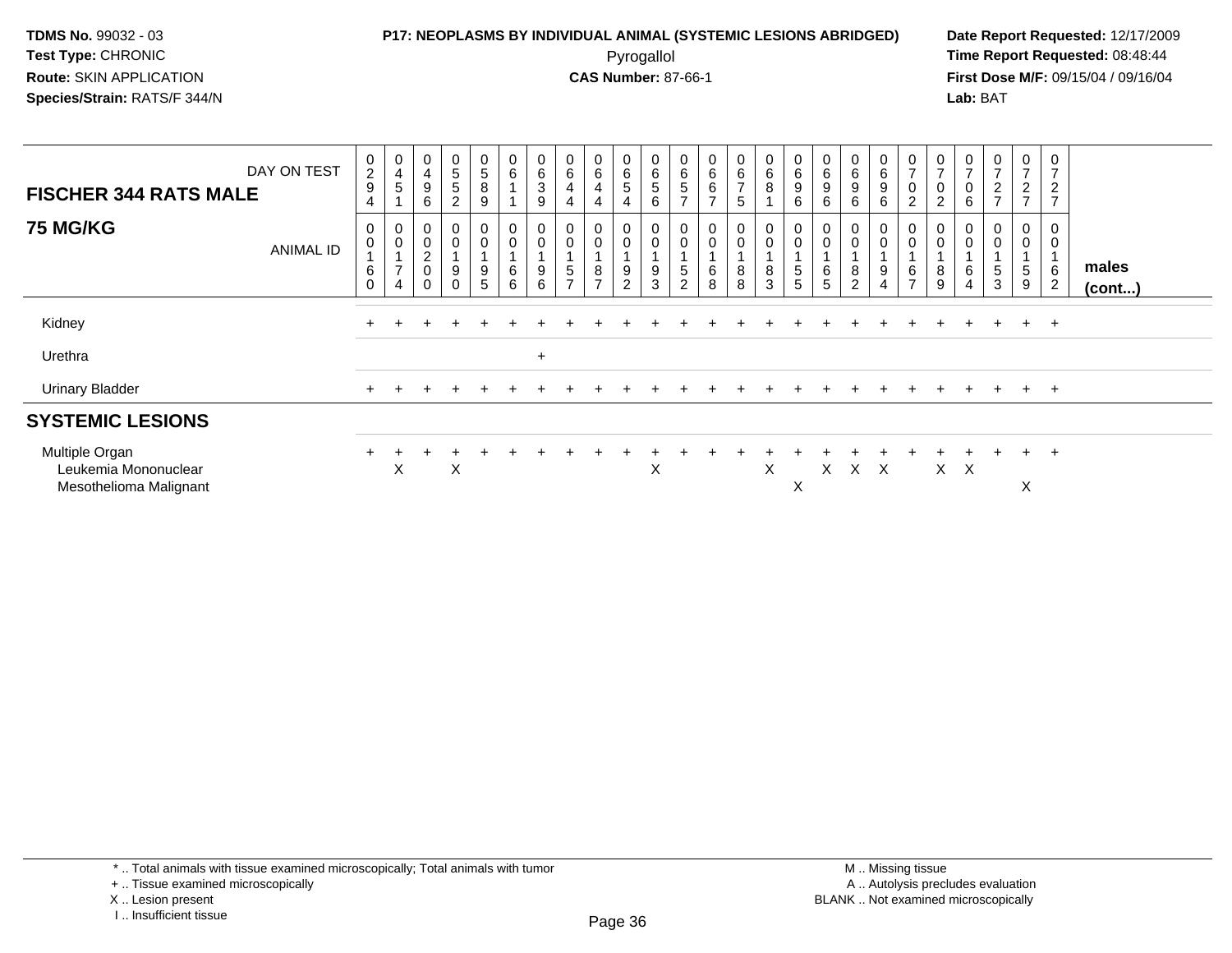TDMS No. 99032 - 03
Test Type: CHRONIC
Route: SKIN APPLICATION
Species/Strain: RATS/F 344/N

**P17: NEOPLASMS BY INDIVIDUAL ANIMAL (SYSTEMIC LESIONS ABRIDGED)**
Pyrogallol
**CAS Number:** 87-66-1

Date Report Requested: 12/17/2009
Time Report Requested: 08:48:44
First Dose M/F: 09/15/04 / 09/16/04
Lab: BAT

| FISCHER 344 RATS MALE — DAY ON TEST | 0294 | 0451 | 0496 | 0552 | 0589 | 0611 | 0639 | 0644 | 0644 | 0654 | 0656 | 0657 | 0667 | 0675 | 0681 | 0696 | 0696 | 0696 | 0696 | 0702 | 0702 | 0706 | 0727 | 0727 | 0727 | |
|---|---|---|---|---|---|---|---|---|---|---|---|---|---|---|---|---|---|---|---|---|---|---|---|---|---|---|
| **75 MG/KG** — ANIMAL ID | 00160 | 00174 | 00200 | 00190 | 00195 | 00166 | 00196 | 00157 | 00187 | 00192 | 00193 | 00152 | 00168 | 00188 | 00183 | 00155 | 00165 | 00182 | 00194 | 00167 | 00189 | 00164 | 00153 | 00159 | 00162 | **males (cont...)** |
| Kidney | + | + | + | + | + | + | + | + | + | + | + | + | + | + | + | + | + | + | + | + | + | + | + | + | + | |
| Urethra | | | | | | | + | | | | | | | | | | | | | | | | | | | |
| Urinary Bladder | + | + | + | + | + | + | + | + | + | + | + | + | + | + | + | + | + | + | + | + | + | + | + | + | + | |
| **SYSTEMIC LESIONS** | | | | | | | | | | | | | | | | | | | | | | | | | | |
| Multiple Organ | + | + | + | + | + | + | + | + | + | + | + | + | + | + | + | + | + | + | + | + | + | + | + | + | + | |
| Leukemia Mononuclear | | X | | X | | | | | | | X | | | | X | | X | X | X | | X | X | | | | |
| Mesothelioma Malignant | | | | | | | | | | | | | | | | X | | | | | | | | X | | |

\* .. Total animals with tissue examined microscopically; Total animals with tumor
\+ .. Tissue examined microscopically
X .. Lesion present
I .. Insufficient tissue

M .. Missing tissue
A .. Autolysis precludes evaluation
BLANK .. Not examined microscopically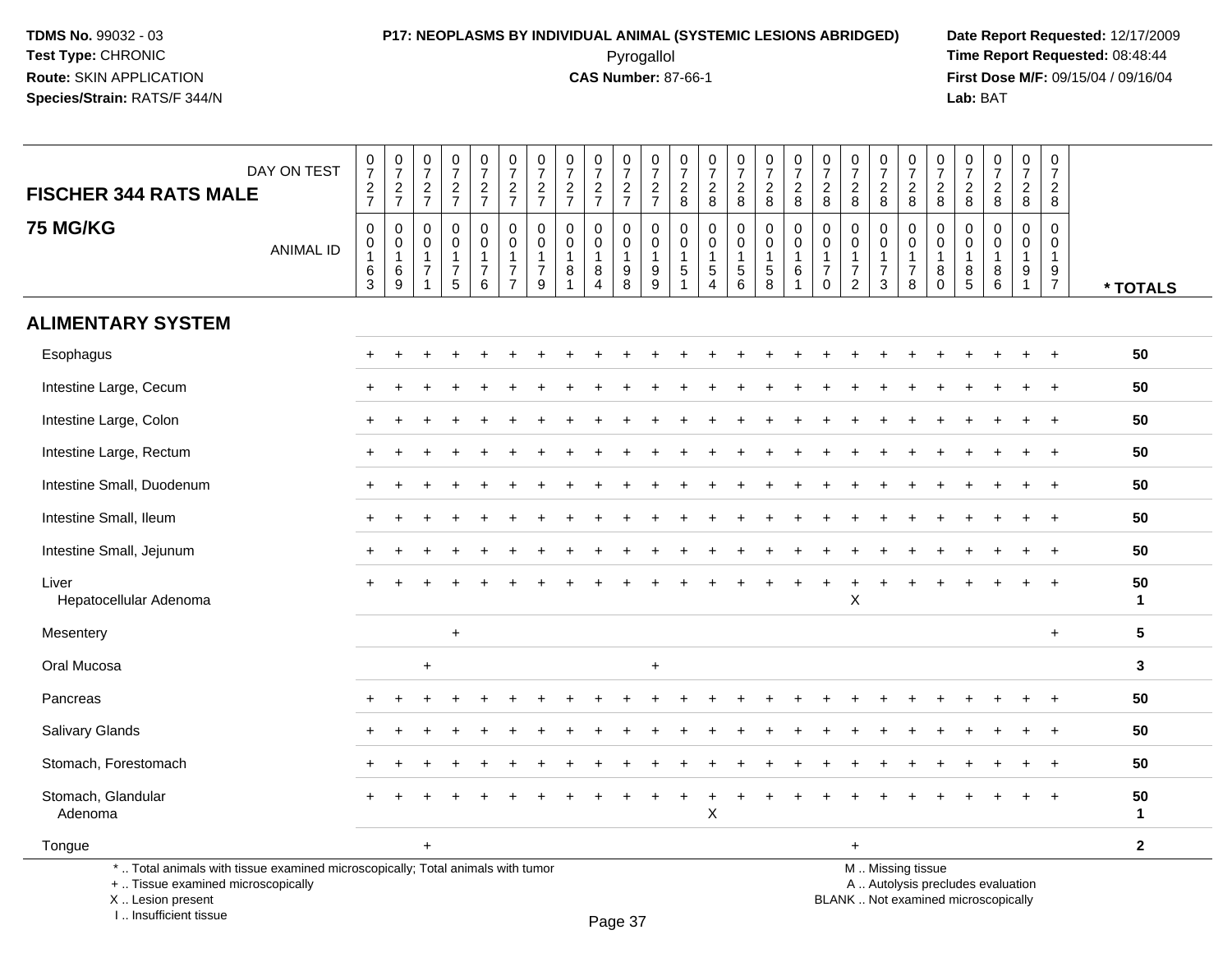**TDMS No.** 99032 - 03
**Test Type:** CHRONIC
**Route:** SKIN APPLICATION
**Species/Strain:** RATS/F 344/N

**P17: NEOPLASMS BY INDIVIDUAL ANIMAL (SYSTEMIC LESIONS ABRIDGED)**
Pyrogallol
**CAS Number:** 87-66-1

**Date Report Requested:** 12/17/2009
**Time Report Requested:** 08:48:44
**First Dose M/F:** 09/15/04 / 09/16/04
**Lab:** BAT

## FISCHER 344 RATS MALE

## 75 MG/KG

| DAY ON TEST | 0727 | 0727 | 0727 | 0727 | 0727 | 0727 | 0727 | 0727 | 0727 | 0727 | 0727 | 0728 | 0728 | 0728 | 0728 | 0728 | 0728 | 0728 | 0728 | 0728 | 0728 | 0728 | 0728 | 0728 | 0728 | |
|---|---|---|---|---|---|---|---|---|---|---|---|---|---|---|---|---|---|---|---|---|---|---|---|---|---|---|
| **ANIMAL ID** | 0163 | 0169 | 0171 | 0175 | 0176 | 0177 | 0179 | 0181 | 0184 | 0198 | 0199 | 0151 | 0154 | 0156 | 0158 | 0161 | 0170 | 0172 | 0173 | 0178 | 0180 | 0185 | 0186 | 0191 | 0197 | *** TOTALS** |
| **ALIMENTARY SYSTEM** | | | | | | | | | | | | | | | | | | | | | | | | | | |
| Esophagus | + | + | + | + | + | + | + | + | + | + | + | + | + | + | + | + | + | + | + | + | + | + | + | + | + | **50** |
| Intestine Large, Cecum | + | + | + | + | + | + | + | + | + | + | + | + | + | + | + | + | + | + | + | + | + | + | + | + | + | **50** |
| Intestine Large, Colon | + | + | + | + | + | + | + | + | + | + | + | + | + | + | + | + | + | + | + | + | + | + | + | + | + | **50** |
| Intestine Large, Rectum | + | + | + | + | + | + | + | + | + | + | + | + | + | + | + | + | + | + | + | + | + | + | + | + | + | **50** |
| Intestine Small, Duodenum | + | + | + | + | + | + | + | + | + | + | + | + | + | + | + | + | + | + | + | + | + | + | + | + | + | **50** |
| Intestine Small, Ileum | + | + | + | + | + | + | + | + | + | + | + | + | + | + | + | + | + | + | + | + | + | + | + | + | + | **50** |
| Intestine Small, Jejunum | + | + | + | + | + | + | + | + | + | + | + | + | + | + | + | + | + | + | + | + | + | + | + | + | + | **50** |
| Liver | + | + | + | + | + | + | + | + | + | + | + | + | + | + | + | + | + | + | + | + | + | + | + | + | + | **50** |
| Hepatocellular Adenoma | | | | | | | | | | | | | | | | | | X | | | | | | | | **1** |
| Mesentery | | | | + | | | | | | | | | | | | | | | | | | | | | + | **5** |
| Oral Mucosa | | | + | | | | | | | | + | | | | | | | | | | | | | | | **3** |
| Pancreas | + | + | + | + | + | + | + | + | + | + | + | + | + | + | + | + | + | + | + | + | + | + | + | + | + | **50** |
| Salivary Glands | + | + | + | + | + | + | + | + | + | + | + | + | + | + | + | + | + | + | + | + | + | + | + | + | + | **50** |
| Stomach, Forestomach | + | + | + | + | + | + | + | + | + | + | + | + | + | + | + | + | + | + | + | + | + | + | + | + | + | **50** |
| Stomach, Glandular | + | + | + | + | + | + | + | + | + | + | + | + | + | + | + | + | + | + | + | + | + | + | + | + | + | **50** |
| Adenoma | | | | | | | | | | | | | X | | | | | | | | | | | | | **1** |
| Tongue | | | + | | | | | | | | | | | | | | | + | | | | | | | | **2** |

\* .. Total animals with tissue examined microscopically; Total animals with tumor
\+ .. Tissue examined microscopically
X .. Lesion present
I .. Insufficient tissue

M .. Missing tissue
A .. Autolysis precludes evaluation
BLANK .. Not examined microscopically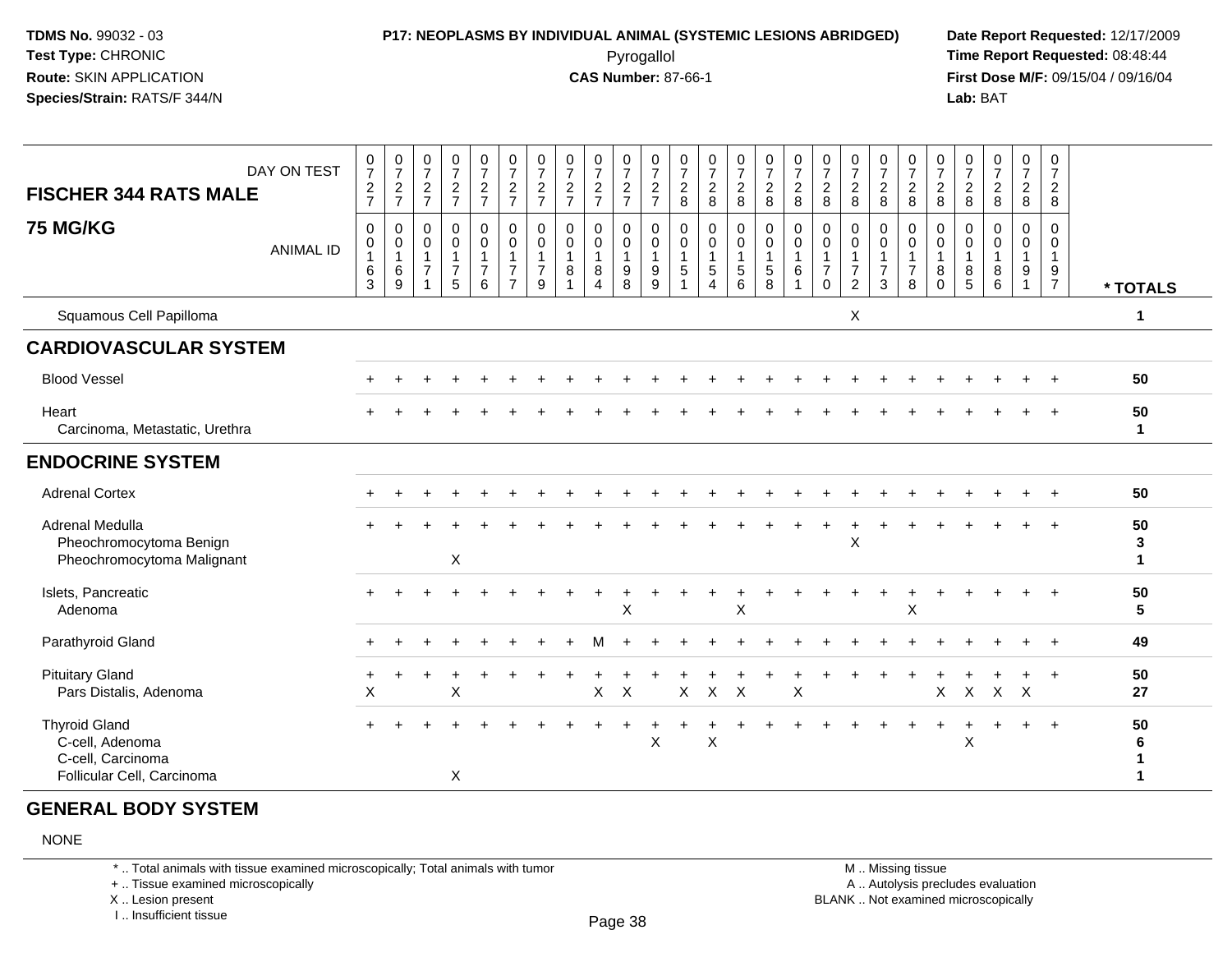**TDMS No.** 99032 - 03
**Test Type:** CHRONIC
**Route:** SKIN APPLICATION
**Species/Strain:** RATS/F 344/N

**P17: NEOPLASMS BY INDIVIDUAL ANIMAL (SYSTEMIC LESIONS ABRIDGED)**
Pyrogallol
**CAS Number:** 87-66-1

**Date Report Requested:** 12/17/2009
**Time Report Requested:** 08:48:44
**First Dose M/F:** 09/15/04 / 09/16/04
**Lab:** BAT

## FISCHER 344 RATS MALE
## 75 MG/KG

| DAY ON TEST | 0727 | 0727 | 0727 | 0727 | 0727 | 0727 | 0727 | 0727 | 0727 | 0727 | 0727 | 0728 | 0728 | 0728 | 0728 | 0728 | 0728 | 0728 | 0728 | 0728 | 0728 | 0728 | 0728 | 0728 | 0728 | |
|---|---|---|---|---|---|---|---|---|---|---|---|---|---|---|---|---|---|---|---|---|---|---|---|---|---|---|
| **ANIMAL ID** | 0163 | 0169 | 0171 | 0175 | 0176 | 0177 | 0179 | 0181 | 0184 | 0198 | 0199 | 0151 | 0154 | 0156 | 0158 | 0161 | 0170 | 0172 | 0173 | 0178 | 0180 | 0185 | 0186 | 0191 | 0197 | *** TOTALS** |
| Squamous Cell Papilloma | | | | | | | | | | | | | | | | | | X | | | | | | | | 1 |
| **CARDIOVASCULAR SYSTEM** | | | | | | | | | | | | | | | | | | | | | | | | | | |
| Blood Vessel | + | + | + | + | + | + | + | + | + | + | + | + | + | + | + | + | + | + | + | + | + | + | + | + | + | 50 |
| Heart | + | + | + | + | + | + | + | + | + | + | + | + | + | + | + | + | + | + | + | + | + | + | + | + | + | 50 |
| Carcinoma, Metastatic, Urethra | | | | | | | | | | | | | | | | | | | | | | | | | | 1 |
| **ENDOCRINE SYSTEM** | | | | | | | | | | | | | | | | | | | | | | | | | | |
| Adrenal Cortex | + | + | + | + | + | + | + | + | + | + | + | + | + | + | + | + | + | + | + | + | + | + | + | + | + | 50 |
| Adrenal Medulla | + | + | + | + | + | + | + | + | + | + | + | + | + | + | + | + | + | + | + | + | + | + | + | + | + | 50 |
| Pheochromocytoma Benign | | | | | | | | | | | | | | | | | | X | | | | | | | | 3 |
| Pheochromocytoma Malignant | | | | X | | | | | | | | | | | | | | | | | | | | | | 1 |
| Islets, Pancreatic | + | + | + | + | + | + | + | + | + | + | + | + | + | + | + | + | + | + | + | + | + | + | + | + | + | 50 |
| Adenoma | | | | | | | | | | X | | | | X | | | | | | X | | | | | | 5 |
| Parathyroid Gland | + | + | + | + | + | + | + | + | M | + | + | + | + | + | + | + | + | + | + | + | + | + | + | + | + | 49 |
| Pituitary Gland | + | + | + | + | + | + | + | + | + | + | + | + | + | + | + | + | + | + | + | + | + | + | + | + | + | 50 |
| Pars Distalis, Adenoma | X | | | X | | | | | X | X | | X | X | X | | X | | | | | X | X | X | X | | 27 |
| Thyroid Gland | + | + | + | + | + | + | + | + | + | + | + | + | + | + | + | + | + | + | + | + | + | + | + | + | + | 50 |
| C-cell, Adenoma | | | | | | | | | | | X | | X | | | | | | | | | X | | | | 6 |
| C-cell, Carcinoma | | | | | | | | | | | | | | | | | | | | | | | | | | 1 |
| Follicular Cell, Carcinoma | | | | X | | | | | | | | | | | | | | | | | | | | | | 1 |

## GENERAL BODY SYSTEM

NONE

\* .. Total animals with tissue examined microscopically; Total animals with tumor
\+ .. Tissue examined microscopically
X .. Lesion present
I .. Insufficient tissue

M .. Missing tissue
A .. Autolysis precludes evaluation
BLANK .. Not examined microscopically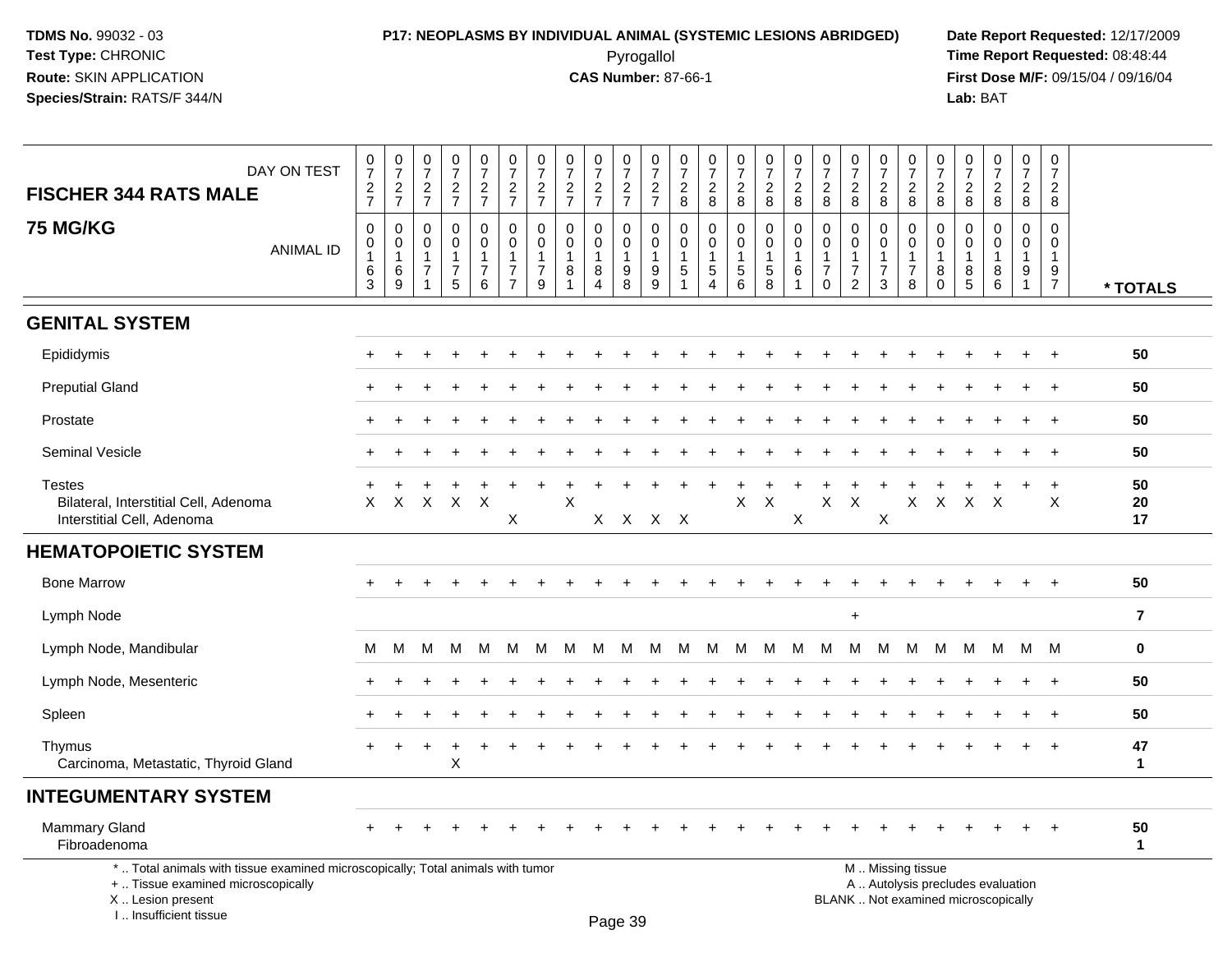**TDMS No.** 99032 - 03
**Test Type:** CHRONIC
**Route:** SKIN APPLICATION
**Species/Strain:** RATS/F 344/N

**P17: NEOPLASMS BY INDIVIDUAL ANIMAL (SYSTEMIC LESIONS ABRIDGED)**
Pyrogallol
**CAS Number:** 87-66-1

**Date Report Requested:** 12/17/2009
**Time Report Requested:** 08:48:44
**First Dose M/F:** 09/15/04 / 09/16/04
**Lab:** BAT

## FISCHER 344 RATS MALE — 75 MG/KG

| DAY ON TEST | 0727 | 0727 | 0727 | 0727 | 0727 | 0727 | 0727 | 0727 | 0727 | 0727 | 0727 | 0728 | 0728 | 0728 | 0728 | 0728 | 0728 | 0728 | 0728 | 0728 | 0728 | 0728 | 0728 | 0728 | 0728 | |
|---|---|---|---|---|---|---|---|---|---|---|---|---|---|---|---|---|---|---|---|---|---|---|---|---|---|---|
| **ANIMAL ID** | 0163 | 0169 | 0171 | 0175 | 0176 | 0177 | 0179 | 0181 | 0184 | 0198 | 0199 | 0151 | 0154 | 0156 | 0158 | 0161 | 0170 | 0172 | 0173 | 0178 | 0180 | 0185 | 0186 | 0191 | 0197 | *** TOTALS** |
| **GENITAL SYSTEM** | | | | | | | | | | | | | | | | | | | | | | | | | | |
| Epididymis | + | + | + | + | + | + | + | + | + | + | + | + | + | + | + | + | + | + | + | + | + | + | + | + | + | 50 |
| Preputial Gland | + | + | + | + | + | + | + | + | + | + | + | + | + | + | + | + | + | + | + | + | + | + | + | + | + | 50 |
| Prostate | + | + | + | + | + | + | + | + | + | + | + | + | + | + | + | + | + | + | + | + | + | + | + | + | + | 50 |
| Seminal Vesicle | + | + | + | + | + | + | + | + | + | + | + | + | + | + | + | + | + | + | + | + | + | + | + | + | + | 50 |
| Testes | + | + | + | + | + | + | + | + | + | + | + | + | + | + | + | + | + | + | + | + | + | + | + | + | + | 50 |
| Bilateral, Interstitial Cell, Adenoma | X | X | X | X | X | | | X | | | | | | X | X | | X | X | | X | X | X | X | | X | 20 |
| Interstitial Cell, Adenoma | | | | | | X | | | X | X | X | X | | | | X | | | X | | | | | | | 17 |
| **HEMATOPOIETIC SYSTEM** | | | | | | | | | | | | | | | | | | | | | | | | | | |
| Bone Marrow | + | + | + | + | + | + | + | + | + | + | + | + | + | + | + | + | + | + | + | + | + | + | + | + | + | 50 |
| Lymph Node | | | | | | | | | | | | | | | | | | + | | | | | | | | 7 |
| Lymph Node, Mandibular | M | M | M | M | M | M | M | M | M | M | M | M | M | M | M | M | M | M | M | M | M | M | M | M | M | 0 |
| Lymph Node, Mesenteric | + | + | + | + | + | + | + | + | + | + | + | + | + | + | + | + | + | + | + | + | + | + | + | + | + | 50 |
| Spleen | + | + | + | + | + | + | + | + | + | + | + | + | + | + | + | + | + | + | + | + | + | + | + | + | + | 50 |
| Thymus | + | + | + | + | + | + | + | + | + | + | + | + | + | + | + | + | + | + | + | + | + | + | + | + | + | 47 |
| Carcinoma, Metastatic, Thyroid Gland | | | | X | | | | | | | | | | | | | | | | | | | | | | 1 |
| **INTEGUMENTARY SYSTEM** | | | | | | | | | | | | | | | | | | | | | | | | | | |
| Mammary Gland | + | + | + | + | + | + | + | + | + | + | + | + | + | + | + | + | + | + | + | + | + | + | + | + | + | 50 |
| Fibroadenoma | | | | | | | | | | | | | | | | | | | | | | | | | | 1 |

* .. Total animals with tissue examined microscopically; Total animals with tumor
+ .. Tissue examined microscopically
X .. Lesion present
I .. Insufficient tissue

M .. Missing tissue
A .. Autolysis precludes evaluation
BLANK .. Not examined microscopically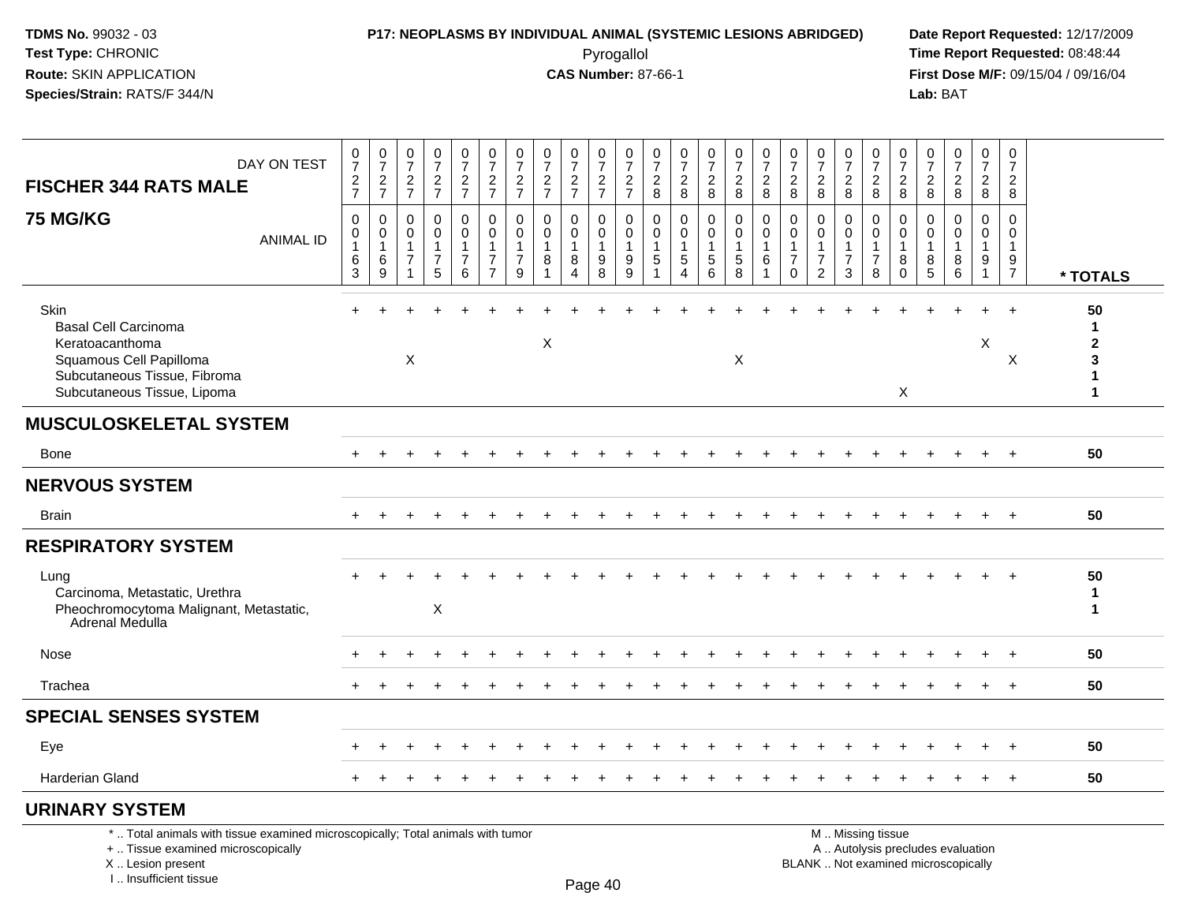**TDMS No.** 99032 - 03
**Test Type:** CHRONIC
**Route:** SKIN APPLICATION
**Species/Strain:** RATS/F 344/N

**P17: NEOPLASMS BY INDIVIDUAL ANIMAL (SYSTEMIC LESIONS ABRIDGED)**
Pyrogallol
**CAS Number:** 87-66-1

**Date Report Requested:** 12/17/2009
**Time Report Requested:** 08:48:44
**First Dose M/F:** 09/15/04 / 09/16/04
**Lab:** BAT

| FISCHER 344 RATS MALE 75 MG/KG DAY ON TEST | 0727 | 0727 | 0727 | 0727 | 0727 | 0727 | 0727 | 0727 | 0727 | 0727 | 0727 | 0728 | 0728 | 0728 | 0728 | 0728 | 0728 | 0728 | 0728 | 0728 | 0728 | 0728 | 0728 | 0728 | 0728 | |
|---|---|---|---|---|---|---|---|---|---|---|---|---|---|---|---|---|---|---|---|---|---|---|---|---|---|---|
| ANIMAL ID | 0163 | 0169 | 0171 | 0175 | 0176 | 0177 | 0179 | 0181 | 0184 | 0198 | 0199 | 0151 | 0154 | 0156 | 0158 | 0161 | 0170 | 0172 | 0173 | 0178 | 0180 | 0185 | 0186 | 0191 | 0197 | * TOTALS |
| Skin | + | + | + | + | + | + | + | + | + | + | + | + | + | + | + | + | + | + | + | + | + | + | + | + | + | 50 |
| Basal Cell Carcinoma | | | | | | | | | | | | | | | | | | | | | | | | | | 1 |
| Keratoacanthoma | | | | | | | | X | | | | | | | | | | | | | | | | X | | 2 |
| Squamous Cell Papilloma | | | X | | | | | | | | | | | | X | | | | | | | | | | X | 3 |
| Subcutaneous Tissue, Fibroma | | | | | | | | | | | | | | | | | | | | | | | | | | 1 |
| Subcutaneous Tissue, Lipoma | | | | | | | | | | | | | | | | | | | | | X | | | | | 1 |
| **MUSCULOSKELETAL SYSTEM** | | | | | | | | | | | | | | | | | | | | | | | | | | |
| Bone | + | + | + | + | + | + | + | + | + | + | + | + | + | + | + | + | + | + | + | + | + | + | + | + | + | 50 |
| **NERVOUS SYSTEM** | | | | | | | | | | | | | | | | | | | | | | | | | | |
| Brain | + | + | + | + | + | + | + | + | + | + | + | + | + | + | + | + | + | + | + | + | + | + | + | + | + | 50 |
| **RESPIRATORY SYSTEM** | | | | | | | | | | | | | | | | | | | | | | | | | | |
| Lung | + | + | + | + | + | + | + | + | + | + | + | + | + | + | + | + | + | + | + | + | + | + | + | + | + | 50 |
| Carcinoma, Metastatic, Urethra | | | | | | | | | | | | | | | | | | | | | | | | | | 1 |
| Pheochromocytoma Malignant, Metastatic, Adrenal Medulla | | | | X | | | | | | | | | | | | | | | | | | | | | | 1 |
| Nose | + | + | + | + | + | + | + | + | + | + | + | + | + | + | + | + | + | + | + | + | + | + | + | + | + | 50 |
| Trachea | + | + | + | + | + | + | + | + | + | + | + | + | + | + | + | + | + | + | + | + | + | + | + | + | + | 50 |
| **SPECIAL SENSES SYSTEM** | | | | | | | | | | | | | | | | | | | | | | | | | | |
| Eye | + | + | + | + | + | + | + | + | + | + | + | + | + | + | + | + | + | + | + | + | + | + | + | + | + | 50 |
| Harderian Gland | + | + | + | + | + | + | + | + | + | + | + | + | + | + | + | + | + | + | + | + | + | + | + | + | + | 50 |
| **URINARY SYSTEM** | | | | | | | | | | | | | | | | | | | | | | | | | | |

* .. Total animals with tissue examined microscopically; Total animals with tumor
+ .. Tissue examined microscopically
X .. Lesion present
I .. Insufficient tissue

M .. Missing tissue
A .. Autolysis precludes evaluation
BLANK .. Not examined microscopically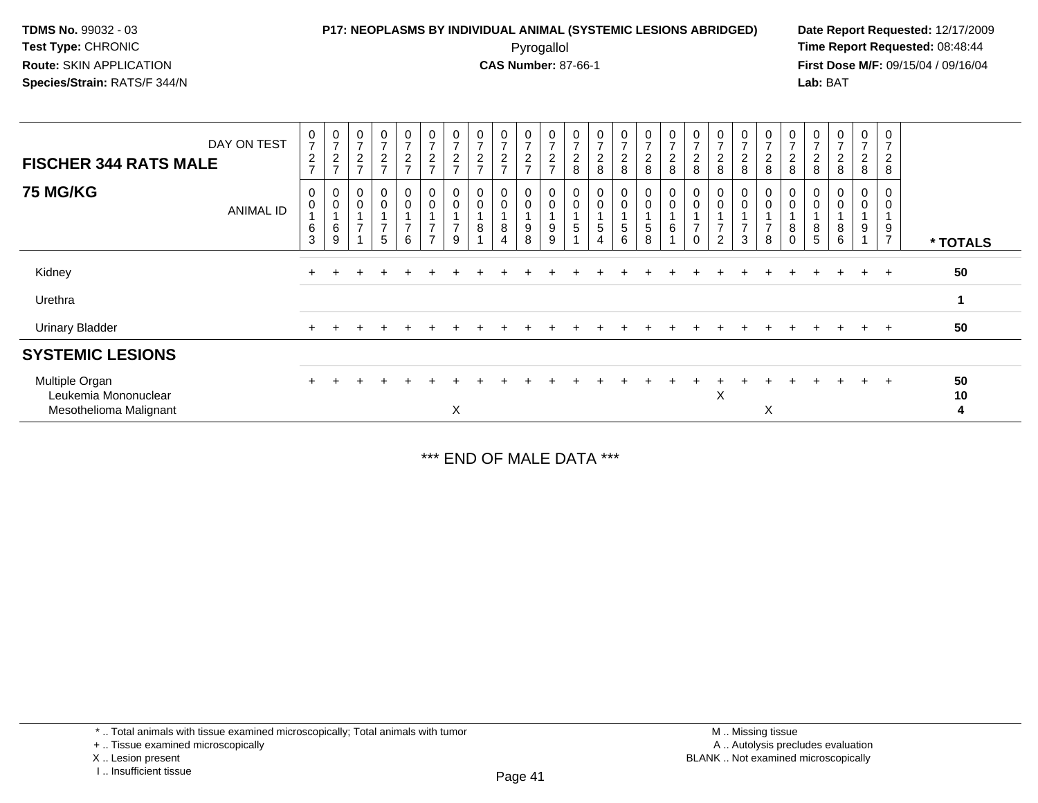**TDMS No.** 99032 - 03
**Test Type:** CHRONIC
**Route:** SKIN APPLICATION
**Species/Strain:** RATS/F 344/N

**P17: NEOPLASMS BY INDIVIDUAL ANIMAL (SYSTEMIC LESIONS ABRIDGED)**
Pyrogallol
**CAS Number:** 87-66-1

**Date Report Requested:** 12/17/2009
**Time Report Requested:** 08:48:44
**First Dose M/F:** 09/15/04 / 09/16/04
**Lab:** BAT

| FISCHER 344 RATS MALE — DAY ON TEST | 0727 | 0727 | 0727 | 0727 | 0727 | 0727 | 0727 | 0727 | 0727 | 0727 | 0727 | 0728 | 0728 | 0728 | 0728 | 0728 | 0728 | 0728 | 0728 | 0728 | 0728 | 0728 | 0728 | 0728 | 0728 | |
|---|---|---|---|---|---|---|---|---|---|---|---|---|---|---|---|---|---|---|---|---|---|---|---|---|---|---|
| **75 MG/KG** — ANIMAL ID | 00163 | 00169 | 00171 | 00175 | 00176 | 00177 | 00179 | 00181 | 00184 | 00198 | 00199 | 00151 | 00154 | 00156 | 00158 | 00161 | 00170 | 00172 | 00173 | 00178 | 00180 | 00185 | 00186 | 00191 | 00197 | *** TOTALS** |
| Kidney | + | + | + | + | + | + | + | + | + | + | + | + | + | + | + | + | + | + | + | + | + | + | + | + | + | 50 |
| Urethra | | | | | | | | | | | | | | | | | | | | | | | | | | 1 |
| Urinary Bladder | + | + | + | + | + | + | + | + | + | + | + | + | + | + | + | + | + | + | + | + | + | + | + | + | + | 50 |
| **SYSTEMIC LESIONS** | | | | | | | | | | | | | | | | | | | | | | | | | | |
| Multiple Organ | + | + | + | + | + | + | + | + | + | + | + | + | + | + | + | + | + | + | + | + | + | + | + | + | + | 50 |
| Leukemia Mononuclear | | | | | | | | | | | | | | | | | | X | | | | | | | | 10 |
| Mesothelioma Malignant | | | | | | | X | | | | | | | | | | | | | X | | | | | | 4 |

*** END OF MALE DATA ***

\* .. Total animals with tissue examined microscopically; Total animals with tumor
\+ .. Tissue examined microscopically
X .. Lesion present
I .. Insufficient tissue

M .. Missing tissue
A .. Autolysis precludes evaluation
BLANK .. Not examined microscopically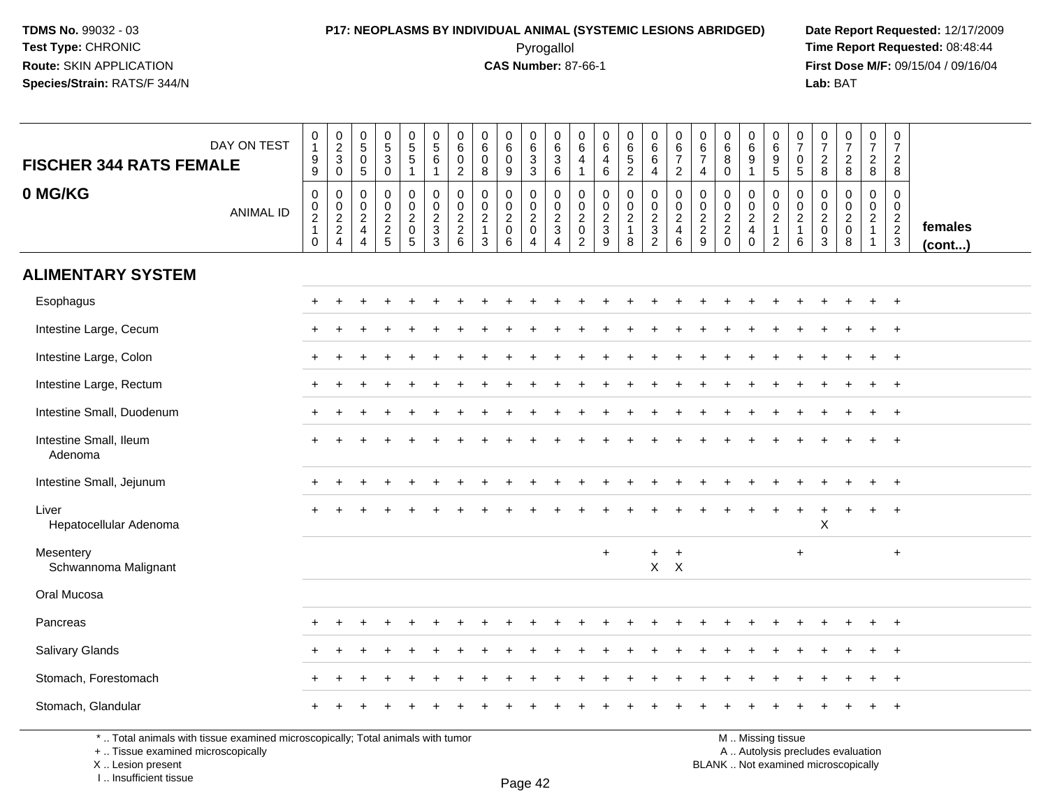**TDMS No.** 99032 - 03
**Test Type:** CHRONIC
**Route:** SKIN APPLICATION
**Species/Strain:** RATS/F 344/N

**P17: NEOPLASMS BY INDIVIDUAL ANIMAL (SYSTEMIC LESIONS ABRIDGED)**
Pyrogallol
**CAS Number:** 87-66-1

**Date Report Requested:** 12/17/2009
**Time Report Requested:** 08:48:44
**First Dose M/F:** 09/15/04 / 09/16/04
**Lab:** BAT

| FISCHER 344 RATS FEMALE 0 MG/KG — DAY ON TEST | 0199 | 0230 | 0505 | 0530 | 0551 | 0561 | 0602 | 0608 | 0609 | 0633 | 0636 | 0641 | 0646 | 0652 | 0664 | 0672 | 0674 | 0680 | 0691 | 0695 | 0705 | 0728 | 0728 | 0728 | 0728 | |
|---|---|---|---|---|---|---|---|---|---|---|---|---|---|---|---|---|---|---|---|---|---|---|---|---|---|---|
| ANIMAL ID | 00210 | 00224 | 00244 | 00225 | 00205 | 00233 | 00226 | 00213 | 00206 | 00204 | 00234 | 00202 | 00239 | 00218 | 00232 | 00246 | 00229 | 00220 | 00240 | 00212 | 00216 | 00203 | 00208 | 00211 | 00223 | females (cont...) |
| **ALIMENTARY SYSTEM** | | | | | | | | | | | | | | | | | | | | | | | | | | |
| Esophagus | + | + | + | + | + | + | + | + | + | + | + | + | + | + | + | + | + | + | + | + | + | + | + | + | + | |
| Intestine Large, Cecum | + | + | + | + | + | + | + | + | + | + | + | + | + | + | + | + | + | + | + | + | + | + | + | + | + | |
| Intestine Large, Colon | + | + | + | + | + | + | + | + | + | + | + | + | + | + | + | + | + | + | + | + | + | + | + | + | + | |
| Intestine Large, Rectum | + | + | + | + | + | + | + | + | + | + | + | + | + | + | + | + | + | + | + | + | + | + | + | + | + | |
| Intestine Small, Duodenum | + | + | + | + | + | + | + | + | + | + | + | + | + | + | + | + | + | + | + | + | + | + | + | + | + | |
| Intestine Small, Ileum | + | + | + | + | + | + | + | + | + | + | + | + | + | + | + | + | + | + | + | + | + | + | + | + | + | |
| Adenoma | | | | | | | | | | | | | | | | | | | | | | | | | | |
| Intestine Small, Jejunum | + | + | + | + | + | + | + | + | + | + | + | + | + | + | + | + | + | + | + | + | + | + | + | + | + | |
| Liver | + | + | + | + | + | + | + | + | + | + | + | + | + | + | + | + | + | + | + | + | + | + | + | + | + | |
| Hepatocellular Adenoma | | | | | | | | | | | | | | | | | | | | | | X | | | | |
| Mesentery | | | | | | | | | | | | | + | | + | + | | | | | + | | | | + | |
| Schwannoma Malignant | | | | | | | | | | | | | | | X | X | | | | | | | | | | |
| Oral Mucosa | | | | | | | | | | | | | | | | | | | | | | | | | | |
| Pancreas | + | + | + | + | + | + | + | + | + | + | + | + | + | + | + | + | + | + | + | + | + | + | + | + | + | |
| Salivary Glands | + | + | + | + | + | + | + | + | + | + | + | + | + | + | + | + | + | + | + | + | + | + | + | + | + | |
| Stomach, Forestomach | + | + | + | + | + | + | + | + | + | + | + | + | + | + | + | + | + | + | + | + | + | + | + | + | + | |
| Stomach, Glandular | + | + | + | + | + | + | + | + | + | + | + | + | + | + | + | + | + | + | + | + | + | + | + | + | + | |

\* .. Total animals with tissue examined microscopically; Total animals with tumor
\+ .. Tissue examined microscopically
X .. Lesion present
I .. Insufficient tissue

M .. Missing tissue
A .. Autolysis precludes evaluation
BLANK .. Not examined microscopically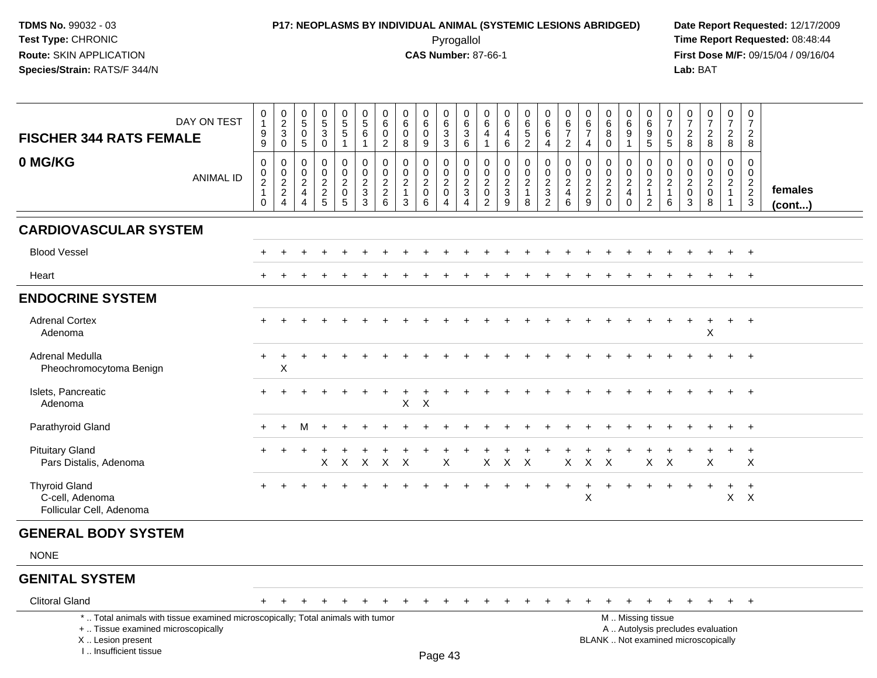**TDMS No.** 99032 - 03
**Test Type:** CHRONIC
**Route:** SKIN APPLICATION
**Species/Strain:** RATS/F 344/N

**P17: NEOPLASMS BY INDIVIDUAL ANIMAL (SYSTEMIC LESIONS ABRIDGED)**
Pyrogallol
**CAS Number:** 87-66-1

**Date Report Requested:** 12/17/2009
**Time Report Requested:** 08:48:44
**First Dose M/F:** 09/15/04 / 09/16/04
**Lab:** BAT

## FISCHER 344 RATS FEMALE
## 0 MG/KG

| DAY ON TEST | 0199 | 0230 | 0505 | 0530 | 0551 | 0561 | 0602 | 0608 | 0609 | 0633 | 0636 | 0641 | 0646 | 0652 | 0664 | 0672 | 0674 | 0680 | 0691 | 0695 | 0705 | 0728 | 0728 | 0728 | 0728 | |
|---|---|---|---|---|---|---|---|---|---|---|---|---|---|---|---|---|---|---|---|---|---|---|---|---|---|---|
| **ANIMAL ID** | 00210 | 00224 | 00244 | 00225 | 00205 | 00233 | 00226 | 00213 | 00206 | 00204 | 00234 | 00202 | 00239 | 00218 | 00232 | 00246 | 00229 | 00220 | 00240 | 00212 | 00216 | 00203 | 00208 | 00211 | 00223 | **females (cont...)** |
| **CARDIOVASCULAR SYSTEM** | | | | | | | | | | | | | | | | | | | | | | | | | | |
| Blood Vessel | + | + | + | + | + | + | + | + | + | + | + | + | + | + | + | + | + | + | + | + | + | + | + | + | + | |
| Heart | + | + | + | + | + | + | + | + | + | + | + | + | + | + | + | + | + | + | + | + | + | + | + | + | + | |
| **ENDOCRINE SYSTEM** | | | | | | | | | | | | | | | | | | | | | | | | | | |
| Adrenal Cortex | + | + | + | + | + | + | + | + | + | + | + | + | + | + | + | + | + | + | + | + | + | + | + | + | + | |
| Adenoma | | | | | | | | | | | | | | | | | | | | | | | X | | | |
| Adrenal Medulla | + | + | + | + | + | + | + | + | + | + | + | + | + | + | + | + | + | + | + | + | + | + | + | + | + | |
| Pheochromocytoma Benign | | X | | | | | | | | | | | | | | | | | | | | | | | | |
| Islets, Pancreatic | + | + | + | + | + | + | + | + | + | + | + | + | + | + | + | + | + | + | + | + | + | + | + | + | + | |
| Adenoma | | | | | | | | X | X | | | | | | | | | | | | | | | | | |
| Parathyroid Gland | + | + | M | + | + | + | + | + | + | + | + | + | + | + | + | + | + | + | + | + | + | + | + | + | + | |
| Pituitary Gland | + | + | + | + | + | + | + | + | + | + | + | + | + | + | + | + | + | + | + | + | + | + | + | + | + | |
| Pars Distalis, Adenoma | | | | X | X | X | X | X | | X | | X | X | X | | X | X | X | | X | X | | X | | X | |
| Thyroid Gland | + | + | + | + | + | + | + | + | + | + | + | + | + | + | + | + | + | + | + | + | + | + | + | + | + | |
| C-cell, Adenoma | | | | | | | | | | | | | | | | | X | | | | | | | X | X | |
| Follicular Cell, Adenoma | | | | | | | | | | | | | | | | | | | | | | | | | | |
| **GENERAL BODY SYSTEM** | | | | | | | | | | | | | | | | | | | | | | | | | | |
| NONE | | | | | | | | | | | | | | | | | | | | | | | | | | |
| **GENITAL SYSTEM** | | | | | | | | | | | | | | | | | | | | | | | | | | |
| Clitoral Gland | + | + | + | + | + | + | + | + | + | + | + | + | + | + | + | + | + | + | + | + | + | + | + | + | + | |

\* .. Total animals with tissue examined microscopically; Total animals with tumor
\+ .. Tissue examined microscopically
X .. Lesion present
I .. Insufficient tissue

M .. Missing tissue
A .. Autolysis precludes evaluation
BLANK .. Not examined microscopically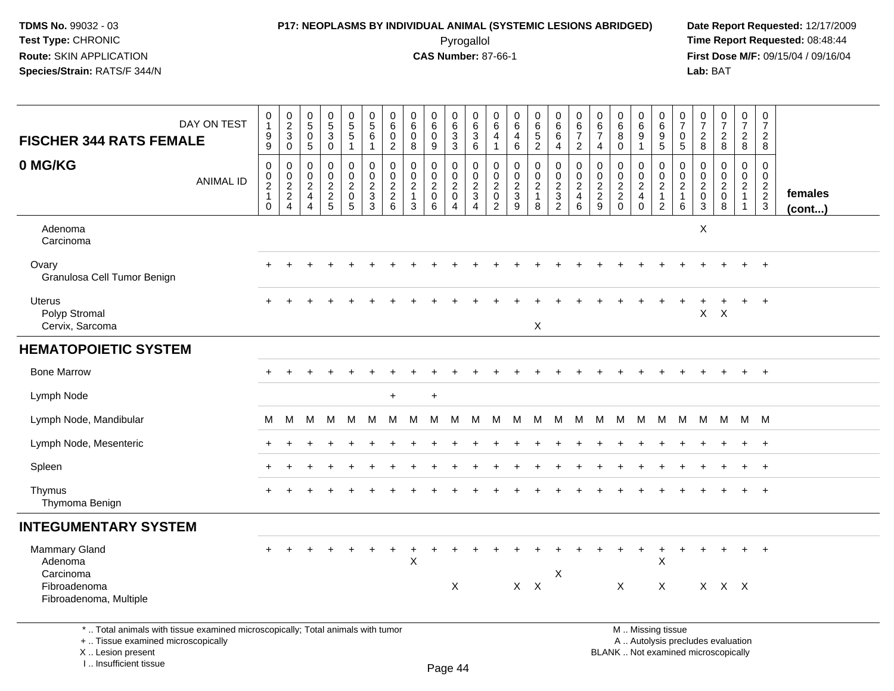**TDMS No.** 99032 - 03
**Test Type:** CHRONIC
**Route:** SKIN APPLICATION
**Species/Strain:** RATS/F 344/N

**P17: NEOPLASMS BY INDIVIDUAL ANIMAL (SYSTEMIC LESIONS ABRIDGED)**
Pyrogallol
**CAS Number:** 87-66-1

**Date Report Requested:** 12/17/2009
**Time Report Requested:** 08:48:44
**First Dose M/F:** 09/15/04 / 09/16/04
**Lab:** BAT

## FISCHER 344 RATS FEMALE
## 0 MG/KG

| DAY ON TEST | 0199 | 0230 | 0505 | 0530 | 0551 | 0561 | 0602 | 0608 | 0609 | 0633 | 0636 | 0641 | 0646 | 0652 | 0664 | 0672 | 0674 | 0680 | 0691 | 0695 | 0705 | 0728 | 0728 | 0728 | 0728 | |
|---|---|---|---|---|---|---|---|---|---|---|---|---|---|---|---|---|---|---|---|---|---|---|---|---|---|---|
| **ANIMAL ID** | 00210 | 00224 | 00244 | 00225 | 00205 | 00233 | 00226 | 00213 | 00206 | 00204 | 00234 | 00202 | 00239 | 00218 | 00232 | 00246 | 00229 | 00220 | 00240 | 00212 | 00216 | 00203 | 00208 | 00211 | 00223 | **females (cont...)** |
| Adenoma | | | | | | | | | | | | | | | | | | | | | | X | | | | |
| Carcinoma | | | | | | | | | | | | | | | | | | | | | | | | | | |
| Ovary | + | + | + | + | + | + | + | + | + | + | + | + | + | + | + | + | + | + | + | + | + | + | + | + | + | |
| Granulosa Cell Tumor Benign | | | | | | | | | | | | | | | | | | | | | | | | | | |
| Uterus | + | + | + | + | + | + | + | + | + | + | + | + | + | + | + | + | + | + | + | + | + | + | + | + | + | |
| Polyp Stromal | | | | | | | | | | | | | | | | | | | | | | X | X | | | |
| Cervix, Sarcoma | | | | | | | | | | | | | | X | | | | | | | | | | | | |
| **HEMATOPOIETIC SYSTEM** | | | | | | | | | | | | | | | | | | | | | | | | | | |
| Bone Marrow | + | + | + | + | + | + | + | + | + | + | + | + | + | + | + | + | + | + | + | + | + | + | + | + | + | |
| Lymph Node | | | | | | | + | | + | | | | | | | | | | | | | | | | | |
| Lymph Node, Mandibular | M | M | M | M | M | M | M | M | M | M | M | M | M | M | M | M | M | M | M | M | M | M | M | M | M | |
| Lymph Node, Mesenteric | + | + | + | + | + | + | + | + | + | + | + | + | + | + | + | + | + | + | + | + | + | + | + | + | + | |
| Spleen | + | + | + | + | + | + | + | + | + | + | + | + | + | + | + | + | + | + | + | + | + | + | + | + | + | |
| Thymus | + | + | + | + | + | + | + | + | + | + | + | + | + | + | + | + | + | + | + | + | + | + | + | + | + | |
| Thymoma Benign | | | | | | | | | | | | | | | | | | | | | | | | | | |
| **INTEGUMENTARY SYSTEM** | | | | | | | | | | | | | | | | | | | | | | | | | | |
| Mammary Gland | + | + | + | + | + | + | + | + | + | + | + | + | + | + | + | + | + | + | + | + | + | + | + | + | + | |
| Adenoma | | | | | | | | X | | | | | | | | | | | | X | | | | | | |
| Carcinoma | | | | | | | | | | | | | | | X | | | | | | | | | | | |
| Fibroadenoma | | | | | | | | | | X | | | X | X | | | | X | | X | | X | X | X | | |
| Fibroadenoma, Multiple | | | | | | | | | | | | | | | | | | | | | | | | | | |

\* .. Total animals with tissue examined microscopically; Total animals with tumor
\+ .. Tissue examined microscopically
X .. Lesion present
I .. Insufficient tissue

M .. Missing tissue
A .. Autolysis precludes evaluation
BLANK .. Not examined microscopically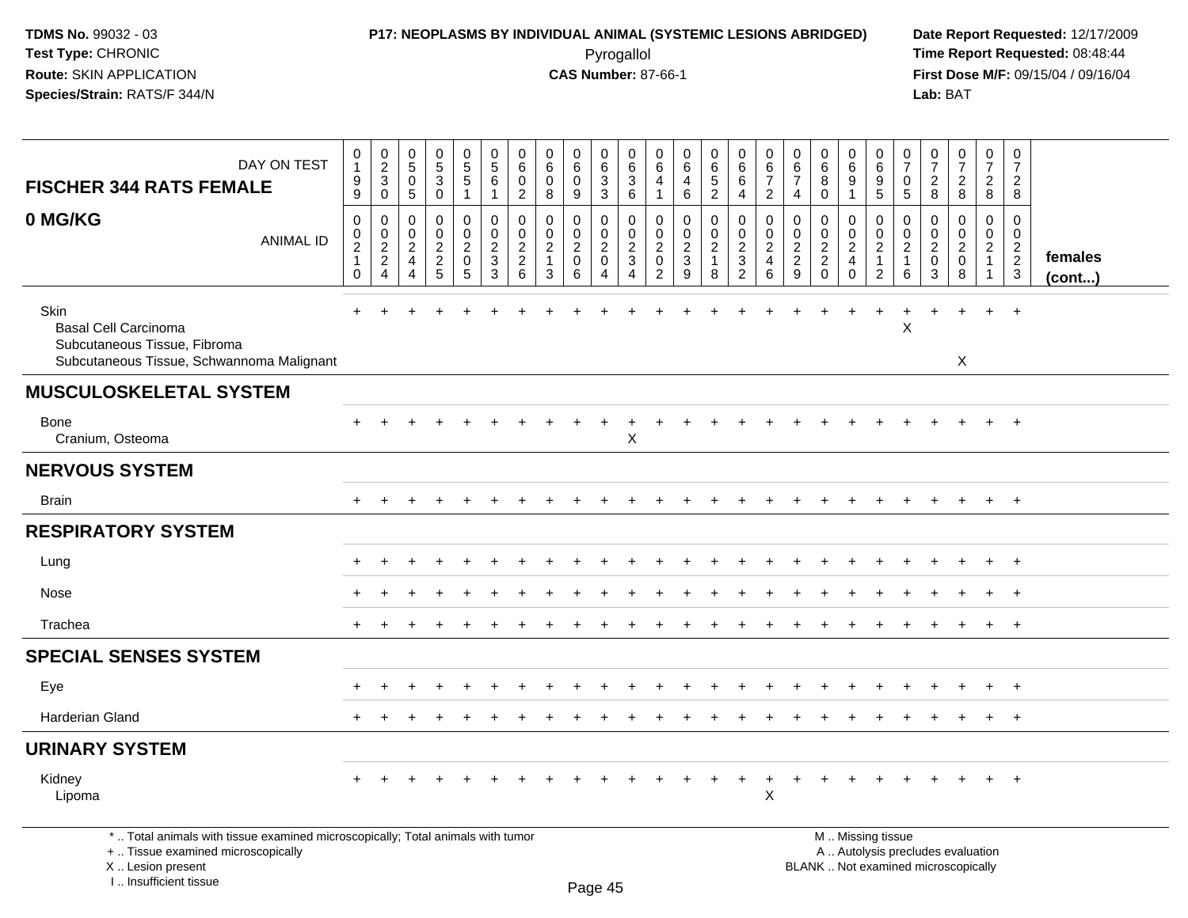**TDMS No.** 99032 - 03
**Test Type:** CHRONIC
**Route:** SKIN APPLICATION
**Species/Strain:** RATS/F 344/N

**P17: NEOPLASMS BY INDIVIDUAL ANIMAL (SYSTEMIC LESIONS ABRIDGED)**
Pyrogallol
**CAS Number:** 87-66-1

**Date Report Requested:** 12/17/2009
**Time Report Requested:** 08:48:44
**First Dose M/F:** 09/15/04 / 09/16/04
**Lab:** BAT

## FISCHER 344 RATS FEMALE 0 MG/KG

| DAY ON TEST | 0199 | 0230 | 0505 | 0530 | 0551 | 0561 | 0602 | 0608 | 0609 | 0633 | 0636 | 0641 | 0646 | 0652 | 0664 | 0672 | 0674 | 0680 | 0691 | 0695 | 0705 | 0728 | 0728 | 0728 | 0728 | |
|---|---|---|---|---|---|---|---|---|---|---|---|---|---|---|---|---|---|---|---|---|---|---|---|---|---|---|
| ANIMAL ID | 00210 | 00224 | 00244 | 00225 | 00205 | 00233 | 00226 | 00213 | 00206 | 00204 | 00234 | 00202 | 00239 | 00218 | 00232 | 00246 | 00229 | 00220 | 00240 | 00212 | 00216 | 00203 | 00208 | 00211 | 00223 | females (cont...) |
| Skin | + | + | + | + | + | + | + | + | + | + | + | + | + | + | + | + | + | + | + | + | + | + | + | + | + | |
| Basal Cell Carcinoma | | | | | | | | | | | | | | | | | | | | | X | | | | | |
| Subcutaneous Tissue, Fibroma | | | | | | | | | | | | | | | | | | | | | | | | | | |
| Subcutaneous Tissue, Schwannoma Malignant | | | | | | | | | | | | | | | | | | | | | | | X | | | |
| **MUSCULOSKELETAL SYSTEM** | | | | | | | | | | | | | | | | | | | | | | | | | | |
| Bone | + | + | + | + | + | + | + | + | + | + | + | + | + | + | + | + | + | + | + | + | + | + | + | + | + | |
| Cranium, Osteoma | | | | | | | | | | | X | | | | | | | | | | | | | | | |
| **NERVOUS SYSTEM** | | | | | | | | | | | | | | | | | | | | | | | | | | |
| Brain | + | + | + | + | + | + | + | + | + | + | + | + | + | + | + | + | + | + | + | + | + | + | + | + | + | |
| **RESPIRATORY SYSTEM** | | | | | | | | | | | | | | | | | | | | | | | | | | |
| Lung | + | + | + | + | + | + | + | + | + | + | + | + | + | + | + | + | + | + | + | + | + | + | + | + | + | |
| Nose | + | + | + | + | + | + | + | + | + | + | + | + | + | + | + | + | + | + | + | + | + | + | + | + | + | |
| Trachea | + | + | + | + | + | + | + | + | + | + | + | + | + | + | + | + | + | + | + | + | + | + | + | + | + | |
| **SPECIAL SENSES SYSTEM** | | | | | | | | | | | | | | | | | | | | | | | | | | |
| Eye | + | + | + | + | + | + | + | + | + | + | + | + | + | + | + | + | + | + | + | + | + | + | + | + | + | |
| Harderian Gland | + | + | + | + | + | + | + | + | + | + | + | + | + | + | + | + | + | + | + | + | + | + | + | + | + | |
| **URINARY SYSTEM** | | | | | | | | | | | | | | | | | | | | | | | | | | |
| Kidney | + | + | + | + | + | + | + | + | + | + | + | + | + | + | + | + | + | + | + | + | + | + | + | + | + | |
| Lipoma | | | | | | | | | | | | | | | | X | | | | | | | | | | |

\* .. Total animals with tissue examined microscopically; Total animals with tumor
\+ .. Tissue examined microscopically
X .. Lesion present
I .. Insufficient tissue

M .. Missing tissue
A .. Autolysis precludes evaluation
BLANK .. Not examined microscopically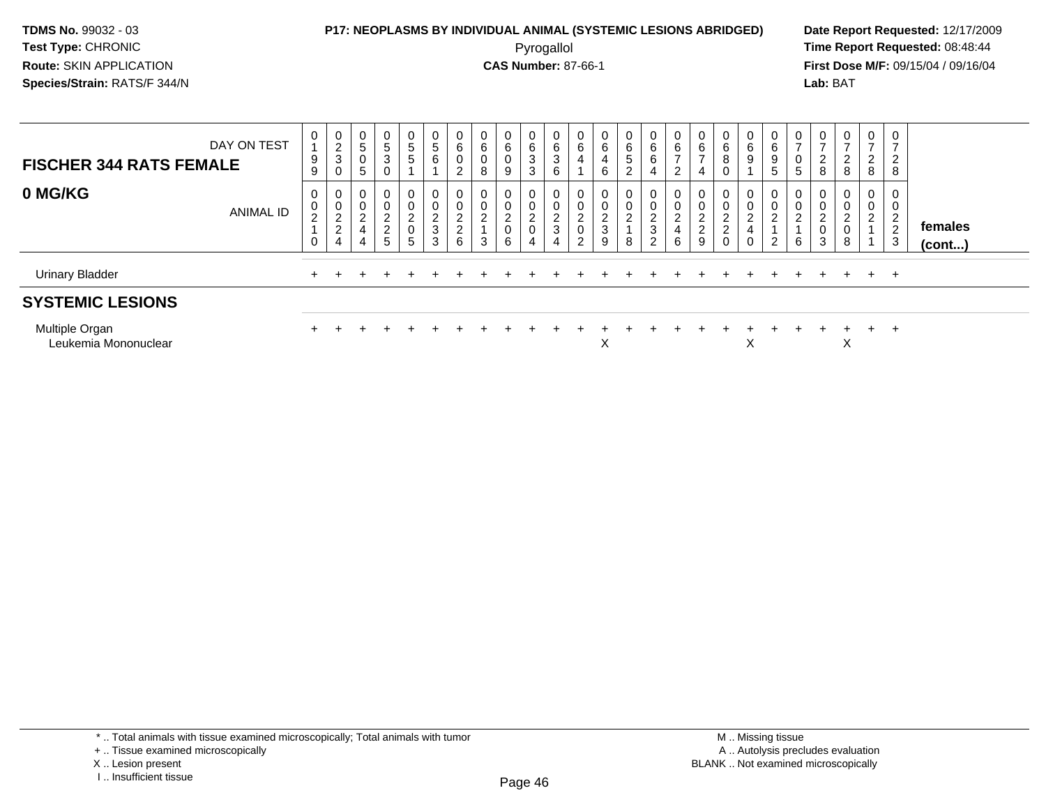**TDMS No.** 99032 - 03
**Test Type:** CHRONIC
**Route:** SKIN APPLICATION
**Species/Strain:** RATS/F 344/N

**P17: NEOPLASMS BY INDIVIDUAL ANIMAL (SYSTEMIC LESIONS ABRIDGED)**
Pyrogallol
**CAS Number:** 87-66-1

**Date Report Requested:** 12/17/2009
**Time Report Requested:** 08:48:44
**First Dose M/F:** 09/15/04 / 09/16/04
**Lab:** BAT

| FISCHER 344 RATS FEMALE 0 MG/KG | | | | | | | | | | | | | | | | | | | | | | | | | | |
|---|---|---|---|---|---|---|---|---|---|---|---|---|---|---|---|---|---|---|---|---|---|---|---|---|---|---|
| DAY ON TEST | 0199 | 0230 | 0505 | 0530 | 0551 | 0561 | 0602 | 0608 | 0609 | 0633 | 0636 | 0641 | 0646 | 0652 | 0664 | 0672 | 0674 | 0680 | 0691 | 0695 | 0705 | 0728 | 0728 | 0728 | 0728 | |
| ANIMAL ID | 00210 | 00224 | 00244 | 00225 | 00205 | 00233 | 00226 | 00213 | 00206 | 00204 | 00234 | 00202 | 00239 | 00218 | 00232 | 00246 | 00229 | 00220 | 00240 | 00212 | 00216 | 00203 | 00208 | 00211 | 00223 | females (cont...) |
| Urinary Bladder | + | + | + | + | + | + | + | + | + | + | + | + | + | + | + | + | + | + | + | + | + | + | + | + | + | |
| **SYSTEMIC LESIONS** | | | | | | | | | | | | | | | | | | | | | | | | | | |
| Multiple Organ | + | + | + | + | + | + | + | + | + | + | + | + | + | + | + | + | + | + | + | + | + | + | + | + | + | |
| Leukemia Mononuclear | | | | | | | | | | | | | X | | | | | | X | | | | X | | | |

\* .. Total animals with tissue examined microscopically; Total animals with tumor
\+ .. Tissue examined microscopically
X .. Lesion present
I .. Insufficient tissue

M .. Missing tissue
A .. Autolysis precludes evaluation
BLANK .. Not examined microscopically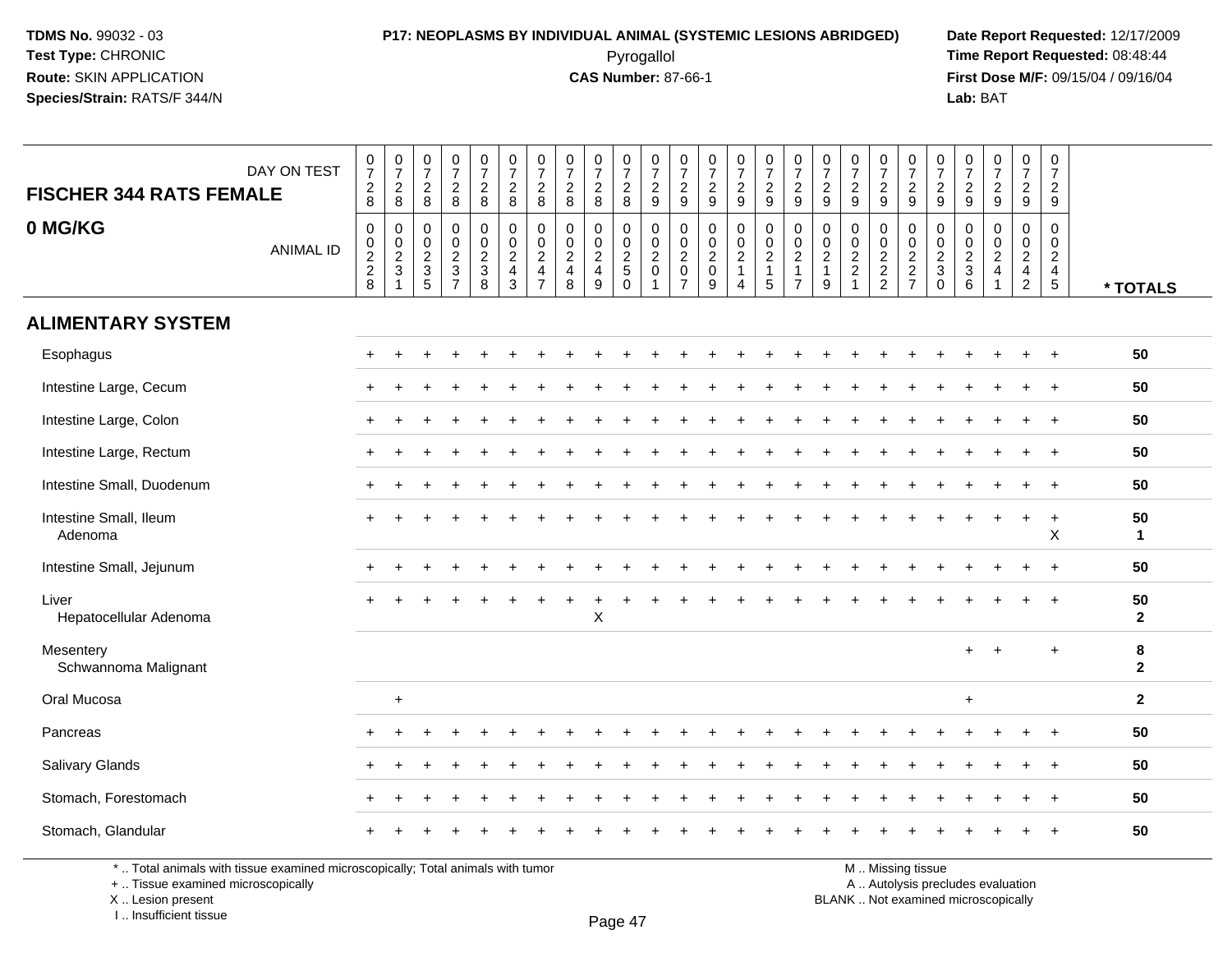TDMS No. 99032 - 03
Test Type: CHRONIC
Route: SKIN APPLICATION
Species/Strain: RATS/F 344/N

**P17: NEOPLASMS BY INDIVIDUAL ANIMAL (SYSTEMIC LESIONS ABRIDGED)**
Pyrogallol
**CAS Number:** 87-66-1

Date Report Requested: 12/17/2009
Time Report Requested: 08:48:44
First Dose M/F: 09/15/04 / 09/16/04
Lab: BAT

**FISCHER 344 RATS FEMALE**
**0 MG/KG**

| DAY ON TEST | 0728 | 0728 | 0728 | 0728 | 0728 | 0728 | 0728 | 0728 | 0728 | 0728 | 0729 | 0729 | 0729 | 0729 | 0729 | 0729 | 0729 | 0729 | 0729 | 0729 | 0729 | 0729 | 0729 | 0729 | 0729 | |
|---|---|---|---|---|---|---|---|---|---|---|---|---|---|---|---|---|---|---|---|---|---|---|---|---|---|---|
| ANIMAL ID | 00228 | 00231 | 00235 | 00237 | 00238 | 00243 | 00247 | 00248 | 00249 | 00250 | 00201 | 00207 | 00209 | 00214 | 00215 | 00217 | 00219 | 00221 | 00222 | 00227 | 00230 | 00236 | 00241 | 00242 | 00245 | * TOTALS |
| **ALIMENTARY SYSTEM** | | | | | | | | | | | | | | | | | | | | | | | | | | |
| Esophagus | + | + | + | + | + | + | + | + | + | + | + | + | + | + | + | + | + | + | + | + | + | + | + | + | + | **50** |
| Intestine Large, Cecum | + | + | + | + | + | + | + | + | + | + | + | + | + | + | + | + | + | + | + | + | + | + | + | + | + | **50** |
| Intestine Large, Colon | + | + | + | + | + | + | + | + | + | + | + | + | + | + | + | + | + | + | + | + | + | + | + | + | + | **50** |
| Intestine Large, Rectum | + | + | + | + | + | + | + | + | + | + | + | + | + | + | + | + | + | + | + | + | + | + | + | + | + | **50** |
| Intestine Small, Duodenum | + | + | + | + | + | + | + | + | + | + | + | + | + | + | + | + | + | + | + | + | + | + | + | + | + | **50** |
| Intestine Small, Ileum | + | + | + | + | + | + | + | + | + | + | + | + | + | + | + | + | + | + | + | + | + | + | + | + | + | **50** |
| Adenoma | | | | | | | | | | | | | | | | | | | | | | | | | X | **1** |
| Intestine Small, Jejunum | + | + | + | + | + | + | + | + | + | + | + | + | + | + | + | + | + | + | + | + | + | + | + | + | + | **50** |
| Liver | + | + | + | + | + | + | + | + | + | + | + | + | + | + | + | + | + | + | + | + | + | + | + | + | + | **50** |
| Hepatocellular Adenoma | | | | | | | | | X | | | | | | | | | | | | | | | | | **2** |
| Mesentery | | | | | | | | | | | | | | | | | | | | | | + | + | | + | **8** |
| Schwannoma Malignant | | | | | | | | | | | | | | | | | | | | | | | | | | **2** |
| Oral Mucosa | | + | | | | | | | | | | | | | | | | | | | | + | | | | **2** |
| Pancreas | + | + | + | + | + | + | + | + | + | + | + | + | + | + | + | + | + | + | + | + | + | + | + | + | + | **50** |
| Salivary Glands | + | + | + | + | + | + | + | + | + | + | + | + | + | + | + | + | + | + | + | + | + | + | + | + | + | **50** |
| Stomach, Forestomach | + | + | + | + | + | + | + | + | + | + | + | + | + | + | + | + | + | + | + | + | + | + | + | + | + | **50** |
| Stomach, Glandular | + | + | + | + | + | + | + | + | + | + | + | + | + | + | + | + | + | + | + | + | + | + | + | + | + | **50** |

\* .. Total animals with tissue examined microscopically; Total animals with tumor
\+ .. Tissue examined microscopically
X .. Lesion present
I .. Insufficient tissue

M .. Missing tissue
A .. Autolysis precludes evaluation
BLANK .. Not examined microscopically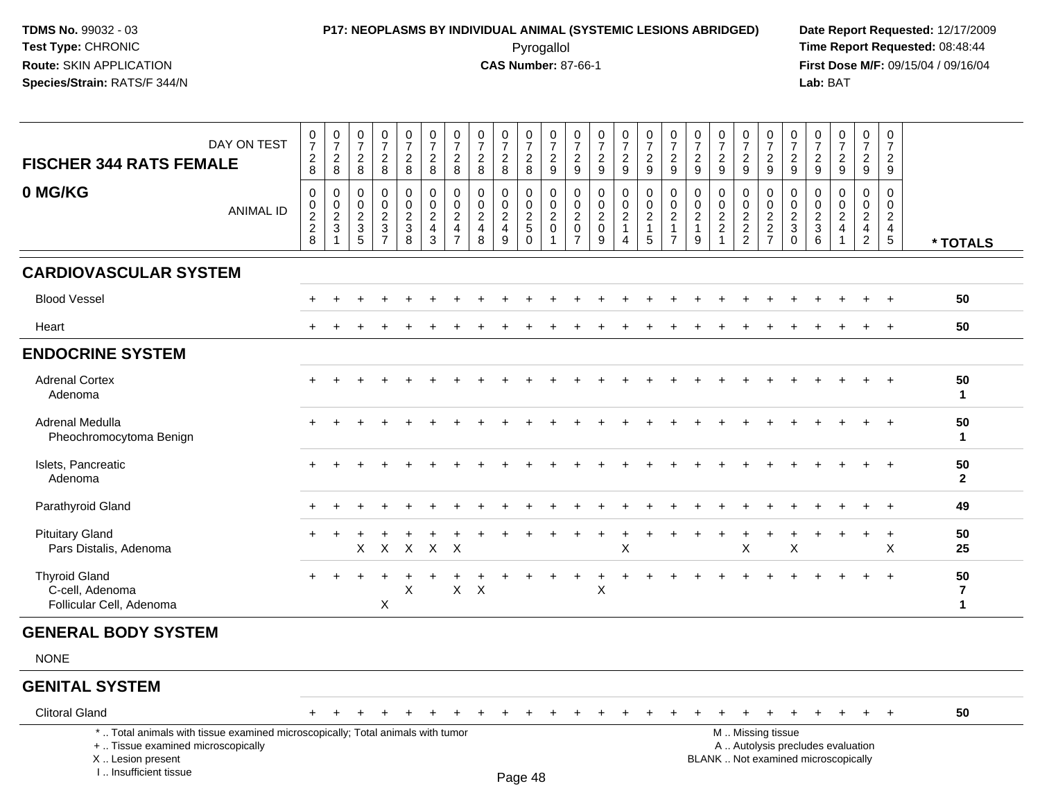**TDMS No.** 99032 - 03
**Test Type:** CHRONIC
**Route:** SKIN APPLICATION
**Species/Strain:** RATS/F 344/N

**P17: NEOPLASMS BY INDIVIDUAL ANIMAL (SYSTEMIC LESIONS ABRIDGED)**
Pyrogallol
**CAS Number:** 87-66-1

**Date Report Requested:** 12/17/2009
**Time Report Requested:** 08:48:44
**First Dose M/F:** 09/15/04 / 09/16/04
**Lab:** BAT

| FISCHER 344 RATS FEMALE 0 MG/KG — DAY ON TEST | 0728 | 0728 | 0728 | 0728 | 0728 | 0728 | 0728 | 0728 | 0728 | 0728 | 0729 | 0729 | 0729 | 0729 | 0729 | 0729 | 0729 | 0729 | 0729 | 0729 | 0729 | 0729 | 0729 | 0729 | 0729 | |
|---|---|---|---|---|---|---|---|---|---|---|---|---|---|---|---|---|---|---|---|---|---|---|---|---|---|---|
| ANIMAL ID | 0228 | 0231 | 0235 | 0237 | 0238 | 0243 | 0247 | 0248 | 0249 | 0250 | 0201 | 0207 | 0209 | 0214 | 0215 | 0217 | 0219 | 0221 | 0222 | 0227 | 0230 | 0236 | 0241 | 0242 | 0245 | * TOTALS |
| **CARDIOVASCULAR SYSTEM** | | | | | | | | | | | | | | | | | | | | | | | | | | |
| Blood Vessel | + | + | + | + | + | + | + | + | + | + | + | + | + | + | + | + | + | + | + | + | + | + | + | + | + | 50 |
| Heart | + | + | + | + | + | + | + | + | + | + | + | + | + | + | + | + | + | + | + | + | + | + | + | + | + | 50 |
| **ENDOCRINE SYSTEM** | | | | | | | | | | | | | | | | | | | | | | | | | | |
| Adrenal Cortex | + | + | + | + | + | + | + | + | + | + | + | + | + | + | + | + | + | + | + | + | + | + | + | + | + | 50 |
| Adenoma | | | | | | | | | | | | | | | | | | | | | | | | | | 1 |
| Adrenal Medulla | + | + | + | + | + | + | + | + | + | + | + | + | + | + | + | + | + | + | + | + | + | + | + | + | + | 50 |
| Pheochromocytoma Benign | | | | | | | | | | | | | | | | | | | | | | | | | | 1 |
| Islets, Pancreatic | + | + | + | + | + | + | + | + | + | + | + | + | + | + | + | + | + | + | + | + | + | + | + | + | + | 50 |
| Adenoma | | | | | | | | | | | | | | | | | | | | | | | | | | 2 |
| Parathyroid Gland | + | + | + | + | + | + | + | + | + | + | + | + | + | + | + | + | + | + | + | + | + | + | + | + | + | 49 |
| Pituitary Gland | + | + | + | + | + | + | + | + | + | + | + | + | + | + | + | + | + | + | + | + | + | + | + | + | + | 50 |
| Pars Distalis, Adenoma | | | X | X | X | X | X | | | | | | | X | | | | | X | | X | | | | X | 25 |
| Thyroid Gland | + | + | + | + | + | + | + | + | + | + | + | + | + | + | + | + | + | + | + | + | + | + | + | + | + | 50 |
| C-cell, Adenoma | | | | | X | | X | X | | | | | X | | | | | | | | | | | | | 7 |
| Follicular Cell, Adenoma | | | | X | | | | | | | | | | | | | | | | | | | | | | 1 |
| **GENERAL BODY SYSTEM** | | | | | | | | | | | | | | | | | | | | | | | | | | |
| NONE | | | | | | | | | | | | | | | | | | | | | | | | | | |
| **GENITAL SYSTEM** | | | | | | | | | | | | | | | | | | | | | | | | | | |
| Clitoral Gland | + | + | + | + | + | + | + | + | + | + | + | + | + | + | + | + | + | + | + | + | + | + | + | + | + | 50 |

\* .. Total animals with tissue examined microscopically; Total animals with tumor
\+ .. Tissue examined microscopically
X .. Lesion present
I .. Insufficient tissue

M .. Missing tissue
A .. Autolysis precludes evaluation
BLANK .. Not examined microscopically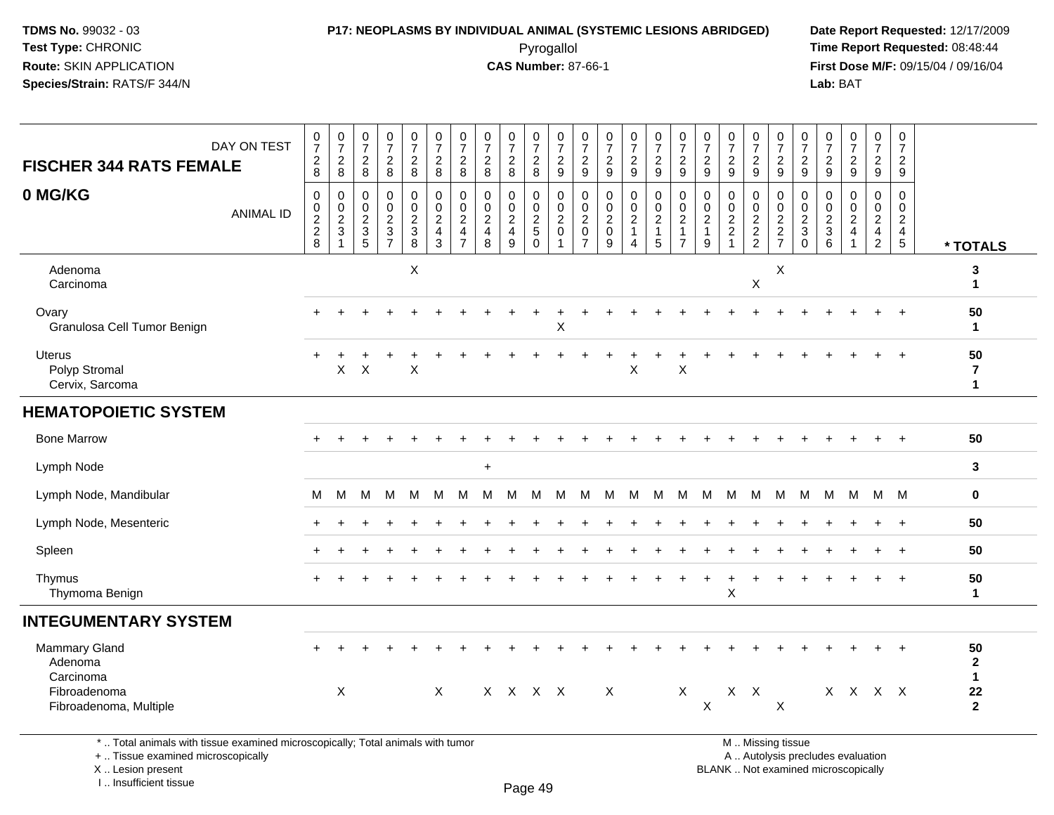TDMS No. 99032 - 03
Test Type: CHRONIC
Route: SKIN APPLICATION
Species/Strain: RATS/F 344/N

**P17: NEOPLASMS BY INDIVIDUAL ANIMAL (SYSTEMIC LESIONS ABRIDGED)**
Pyrogallol
**CAS Number:** 87-66-1

Date Report Requested: 12/17/2009
Time Report Requested: 08:48:44
First Dose M/F: 09/15/04 / 09/16/04
Lab: BAT

| FISCHER 344 RATS FEMALE — DAY ON TEST | 0728 | 0728 | 0728 | 0728 | 0728 | 0728 | 0728 | 0728 | 0728 | 0728 | 0729 | 0729 | 0729 | 0729 | 0729 | 0729 | 0729 | 0729 | 0729 | 0729 | 0729 | 0729 | 0729 | 0729 | 0729 | |
|---|---|---|---|---|---|---|---|---|---|---|---|---|---|---|---|---|---|---|---|---|---|---|---|---|---|---|
| **0 MG/KG** — ANIMAL ID | 0228 | 0231 | 0235 | 0237 | 0238 | 0243 | 0247 | 0248 | 0249 | 0250 | 0201 | 0207 | 0209 | 0214 | 0215 | 0217 | 0219 | 0221 | 0222 | 0227 | 0230 | 0236 | 0241 | 0242 | 0245 | **\* TOTALS** |
| Adenoma | | | | | X | | | | | | | | | | | | | | | X | | | | | | **3** |
| Carcinoma | | | | | | | | | | | | | | | | | | | X | | | | | | | **1** |
| Ovary | + | + | + | + | + | + | + | + | + | + | + | + | + | + | + | + | + | + | + | + | + | + | + | + | + | **50** |
| Granulosa Cell Tumor Benign | | | | | | | | | | | X | | | | | | | | | | | | | | | **1** |
| Uterus | + | + | + | + | + | + | + | + | + | + | + | + | + | + | + | + | + | + | + | + | + | + | + | + | + | **50** |
| Polyp Stromal | | X | X | | X | | | | | | | | | X | | X | | | | | | | | | | **7** |
| Cervix, Sarcoma | | | | | | | | | | | | | | | | | | | | | | | | | | **1** |
| **HEMATOPOIETIC SYSTEM** | | | | | | | | | | | | | | | | | | | | | | | | | | |
| Bone Marrow | + | + | + | + | + | + | + | + | + | + | + | + | + | + | + | + | + | + | + | + | + | + | + | + | + | **50** |
| Lymph Node | | | | | | | | + | | | | | | | | | | | | | | | | | | **3** |
| Lymph Node, Mandibular | M | M | M | M | M | M | M | M | M | M | M | M | M | M | M | M | M | M | M | M | M | M | M | M | M | **0** |
| Lymph Node, Mesenteric | + | + | + | + | + | + | + | + | + | + | + | + | + | + | + | + | + | + | + | + | + | + | + | + | + | **50** |
| Spleen | + | + | + | + | + | + | + | + | + | + | + | + | + | + | + | + | + | + | + | + | + | + | + | + | + | **50** |
| Thymus | + | + | + | + | + | + | + | + | + | + | + | + | + | + | + | + | + | + | + | + | + | + | + | + | + | **50** |
| Thymoma Benign | | | | | | | | | | | | | | | | | | X | | | | | | | | **1** |
| **INTEGUMENTARY SYSTEM** | | | | | | | | | | | | | | | | | | | | | | | | | | |
| Mammary Gland | + | + | + | + | + | + | + | + | + | + | + | + | + | + | + | + | + | + | + | + | + | + | + | + | + | **50** |
| Adenoma | | | | | | | | | | | | | | | | | | | | | | | | | | **2** |
| Carcinoma | | | | | | | | | | | | | | | | | | | | | | | | | | **1** |
| Fibroadenoma | | X | | | | X | | X | X | X | X | | X | | | X | | X | X | | | X | X | X | X | **22** |
| Fibroadenoma, Multiple | | | | | | | | | | | | | | | | | X | | | X | | | | | | **2** |

\* .. Total animals with tissue examined microscopically; Total animals with tumor
\+ .. Tissue examined microscopically
X .. Lesion present
I .. Insufficient tissue

M .. Missing tissue
A .. Autolysis precludes evaluation
BLANK .. Not examined microscopically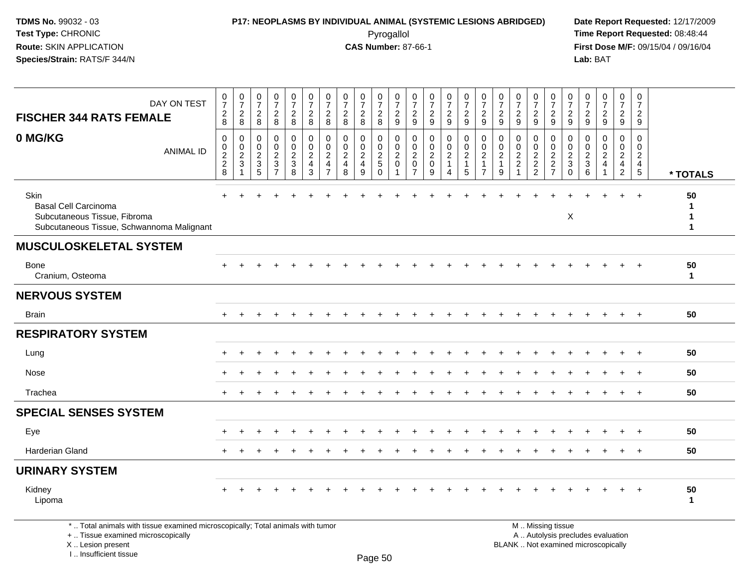**TDMS No.** 99032 - 03
**Test Type:** CHRONIC
**Route:** SKIN APPLICATION
**Species/Strain:** RATS/F 344/N

**P17: NEOPLASMS BY INDIVIDUAL ANIMAL (SYSTEMIC LESIONS ABRIDGED)**
Pyrogallol
**CAS Number:** 87-66-1

**Date Report Requested:** 12/17/2009
**Time Report Requested:** 08:48:44
**First Dose M/F:** 09/15/04 / 09/16/04
**Lab:** BAT

| FISCHER 344 RATS FEMALE 0 MG/KG — DAY ON TEST | 0728 | 0728 | 0728 | 0728 | 0728 | 0728 | 0728 | 0728 | 0728 | 0728 | 0729 | 0729 | 0729 | 0729 | 0729 | 0729 | 0729 | 0729 | 0729 | 0729 | 0729 | 0729 | 0729 | 0729 | 0729 | |
|---|---|---|---|---|---|---|---|---|---|---|---|---|---|---|---|---|---|---|---|---|---|---|---|---|---|---|
| **ANIMAL ID** | 00228 | 00231 | 00235 | 00237 | 00238 | 00243 | 00247 | 00248 | 00249 | 00250 | 00201 | 00207 | 00209 | 00214 | 00215 | 00217 | 00219 | 00221 | 00222 | 00227 | 00230 | 00236 | 00241 | 00242 | 00245 | *** TOTALS** |
| Skin | + | + | + | + | + | + | + | + | + | + | + | + | + | + | + | + | + | + | + | + | + | + | + | + | + | 50 |
| Basal Cell Carcinoma | | | | | | | | | | | | | | | | | | | | | | | | | | 1 |
| Subcutaneous Tissue, Fibroma | | | | | | | | | | | | | | | | | | | | | X | | | | | 1 |
| Subcutaneous Tissue, Schwannoma Malignant | | | | | | | | | | | | | | | | | | | | | | | | | | 1 |
| **MUSCULOSKELETAL SYSTEM** | | | | | | | | | | | | | | | | | | | | | | | | | | |
| Bone | + | + | + | + | + | + | + | + | + | + | + | + | + | + | + | + | + | + | + | + | + | + | + | + | + | 50 |
| Cranium, Osteoma | | | | | | | | | | | | | | | | | | | | | | | | | | 1 |
| **NERVOUS SYSTEM** | | | | | | | | | | | | | | | | | | | | | | | | | | |
| Brain | + | + | + | + | + | + | + | + | + | + | + | + | + | + | + | + | + | + | + | + | + | + | + | + | + | 50 |
| **RESPIRATORY SYSTEM** | | | | | | | | | | | | | | | | | | | | | | | | | | |
| Lung | + | + | + | + | + | + | + | + | + | + | + | + | + | + | + | + | + | + | + | + | + | + | + | + | + | 50 |
| Nose | + | + | + | + | + | + | + | + | + | + | + | + | + | + | + | + | + | + | + | + | + | + | + | + | + | 50 |
| Trachea | + | + | + | + | + | + | + | + | + | + | + | + | + | + | + | + | + | + | + | + | + | + | + | + | + | 50 |
| **SPECIAL SENSES SYSTEM** | | | | | | | | | | | | | | | | | | | | | | | | | | |
| Eye | + | + | + | + | + | + | + | + | + | + | + | + | + | + | + | + | + | + | + | + | + | + | + | + | + | 50 |
| Harderian Gland | + | + | + | + | + | + | + | + | + | + | + | + | + | + | + | + | + | + | + | + | + | + | + | + | + | 50 |
| **URINARY SYSTEM** | | | | | | | | | | | | | | | | | | | | | | | | | | |
| Kidney | + | + | + | + | + | + | + | + | + | + | + | + | + | + | + | + | + | + | + | + | + | + | + | + | + | 50 |
| Lipoma | | | | | | | | | | | | | | | | | | | | | | | | | | 1 |

\* .. Total animals with tissue examined microscopically; Total animals with tumor
\+ .. Tissue examined microscopically
X .. Lesion present
I .. Insufficient tissue

M .. Missing tissue
A .. Autolysis precludes evaluation
BLANK .. Not examined microscopically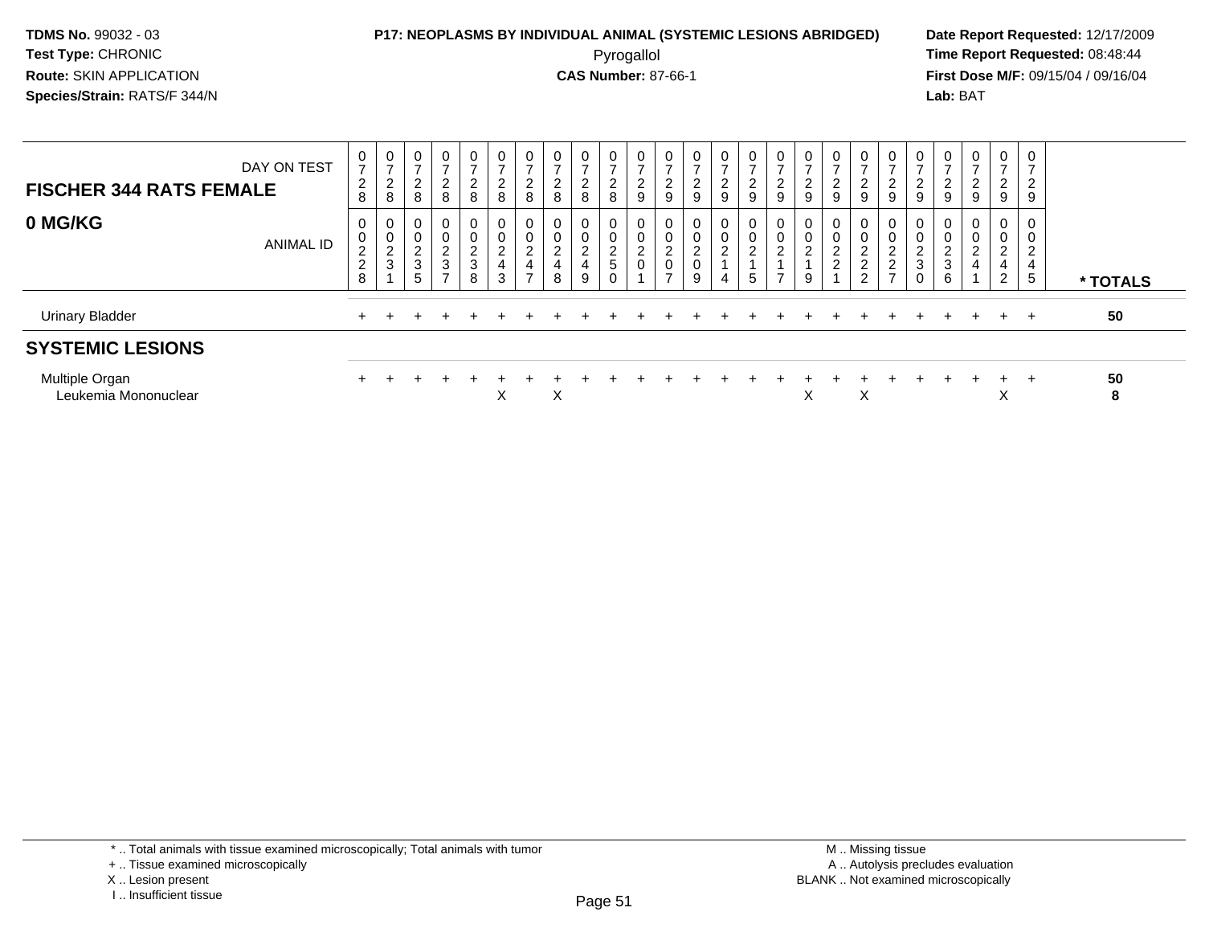**TDMS No.** 99032 - 03
**Test Type:** CHRONIC
**Route:** SKIN APPLICATION
**Species/Strain:** RATS/F 344/N

**P17: NEOPLASMS BY INDIVIDUAL ANIMAL (SYSTEMIC LESIONS ABRIDGED)**
Pyrogallol
**CAS Number:** 87-66-1

**Date Report Requested:** 12/17/2009
**Time Report Requested:** 08:48:44
**First Dose M/F:** 09/15/04 / 09/16/04
**Lab:** BAT

| FISCHER 344 RATS FEMALE — 0 MG/KG | | | | | | | | | | | | | | | | | | | | | | | | | | |
|---|---|---|---|---|---|---|---|---|---|---|---|---|---|---|---|---|---|---|---|---|---|---|---|---|---|---|
| DAY ON TEST | 0728 | 0728 | 0728 | 0728 | 0728 | 0728 | 0728 | 0728 | 0728 | 0728 | 0729 | 0729 | 0729 | 0729 | 0729 | 0729 | 0729 | 0729 | 0729 | 0729 | 0729 | 0729 | 0729 | 0729 | 0729 | |
| ANIMAL ID | 00228 | 00231 | 00235 | 00237 | 00238 | 00243 | 00247 | 00248 | 00249 | 00250 | 00201 | 00207 | 00209 | 00214 | 00215 | 00217 | 00219 | 00221 | 00222 | 00227 | 00230 | 00236 | 00241 | 00242 | 00245 | * TOTALS |
| Urinary Bladder | + | + | + | + | + | + | + | + | + | + | + | + | + | + | + | + | + | + | + | + | + | + | + | + | + | 50 |
| **SYSTEMIC LESIONS** | | | | | | | | | | | | | | | | | | | | | | | | | | |
| Multiple Organ | + | + | + | + | + | + | + | + | + | + | + | + | + | + | + | + | + | + | + | + | + | + | + | + | + | 50 |
| Leukemia Mononuclear | | | | | | X | | X | | | | | | | | | X | | X | | | | | X | | 8 |

\* .. Total animals with tissue examined microscopically; Total animals with tumor
\+ .. Tissue examined microscopically
X .. Lesion present
I .. Insufficient tissue

M .. Missing tissue
A .. Autolysis precludes evaluation
BLANK .. Not examined microscopically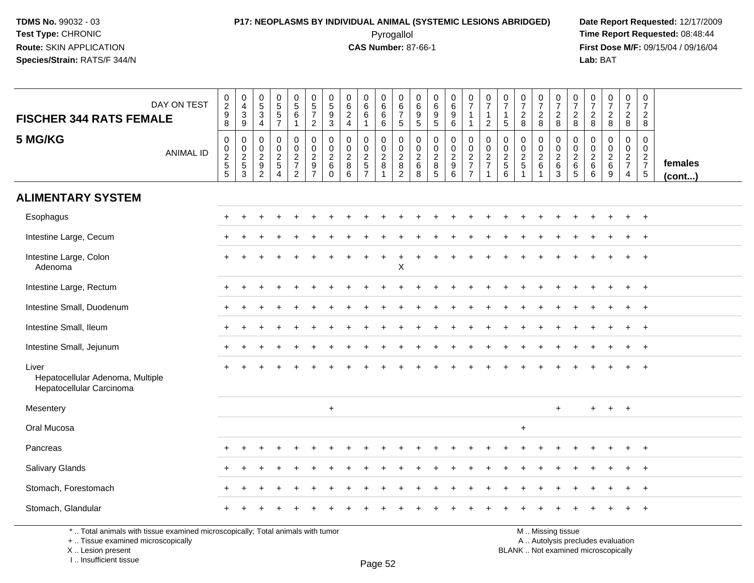**TDMS No.** 99032 - 03
**Test Type:** CHRONIC
**Route:** SKIN APPLICATION
**Species/Strain:** RATS/F 344/N

**P17: NEOPLASMS BY INDIVIDUAL ANIMAL (SYSTEMIC LESIONS ABRIDGED)**
Pyrogallol
**CAS Number:** 87-66-1

**Date Report Requested:** 12/17/2009
**Time Report Requested:** 08:48:44
**First Dose M/F:** 09/15/04 / 09/16/04
**Lab:** BAT

| FISCHER 344 RATS FEMALE — DAY ON TEST | 0298 | 0439 | 0534 | 0557 | 0561 | 0572 | 0593 | 0624 | 0661 | 0666 | 0675 | 0695 | 0695 | 0696 | 0711 | 0712 | 0715 | 0728 | 0728 | 0728 | 0728 | 0728 | 0728 | 0728 | 0728 | females (cont...) |
|---|---|---|---|---|---|---|---|---|---|---|---|---|---|---|---|---|---|---|---|---|---|---|---|---|---|---|
| **5 MG/KG** — ANIMAL ID | 00255 | 00253 | 00292 | 00254 | 00272 | 00297 | 00260 | 00286 | 00257 | 00281 | 00282 | 00268 | 00285 | 00296 | 00277 | 00271 | 00256 | 00251 | 00261 | 00263 | 00265 | 00266 | 00269 | 00274 | 00275 | |
| **ALIMENTARY SYSTEM** | | | | | | | | | | | | | | | | | | | | | | | | | | |
| Esophagus | + | + | + | + | + | + | + | + | + | + | + | + | + | + | + | + | + | + | + | + | + | + | + | + | + | |
| Intestine Large, Cecum | + | + | + | + | + | + | + | + | + | + | + | + | + | + | + | + | + | + | + | + | + | + | + | + | + | |
| Intestine Large, Colon | + | + | + | + | + | + | + | + | + | + | + | + | + | + | + | + | + | + | + | + | + | + | + | + | + | |
| Adenoma | | | | | | | | | | | X | | | | | | | | | | | | | | | |
| Intestine Large, Rectum | + | + | + | + | + | + | + | + | + | + | + | + | + | + | + | + | + | + | + | + | + | + | + | + | + | |
| Intestine Small, Duodenum | + | + | + | + | + | + | + | + | + | + | + | + | + | + | + | + | + | + | + | + | + | + | + | + | + | |
| Intestine Small, Ileum | + | + | + | + | + | + | + | + | + | + | + | + | + | + | + | + | + | + | + | + | + | + | + | + | + | |
| Intestine Small, Jejunum | + | + | + | + | + | + | + | + | + | + | + | + | + | + | + | + | + | + | + | + | + | + | + | + | + | |
| Liver | + | + | + | + | + | + | + | + | + | + | + | + | + | + | + | + | + | + | + | + | + | + | + | + | + | |
| Hepatocellular Adenoma, Multiple | | | | | | | | | | | | | | | | | | | | | | | | | | |
| Hepatocellular Carcinoma | | | | | | | | | | | | | | | | | | | | | | | | | | |
| Mesentery | | | | | | | + | | | | | | | | | | | | | + | | + | + | + | | |
| Oral Mucosa | | | | | | | | | | | | | | | | | | + | | | | | | | | |
| Pancreas | + | + | + | + | + | + | + | + | + | + | + | + | + | + | + | + | + | + | + | + | + | + | + | + | + | |
| Salivary Glands | + | + | + | + | + | + | + | + | + | + | + | + | + | + | + | + | + | + | + | + | + | + | + | + | + | |
| Stomach, Forestomach | + | + | + | + | + | + | + | + | + | + | + | + | + | + | + | + | + | + | + | + | + | + | + | + | + | |
| Stomach, Glandular | + | + | + | + | + | + | + | + | + | + | + | + | + | + | + | + | + | + | + | + | + | + | + | + | + | |

\* .. Total animals with tissue examined microscopically; Total animals with tumor
\+ .. Tissue examined microscopically
X .. Lesion present
I .. Insufficient tissue

M .. Missing tissue
A .. Autolysis precludes evaluation
BLANK .. Not examined microscopically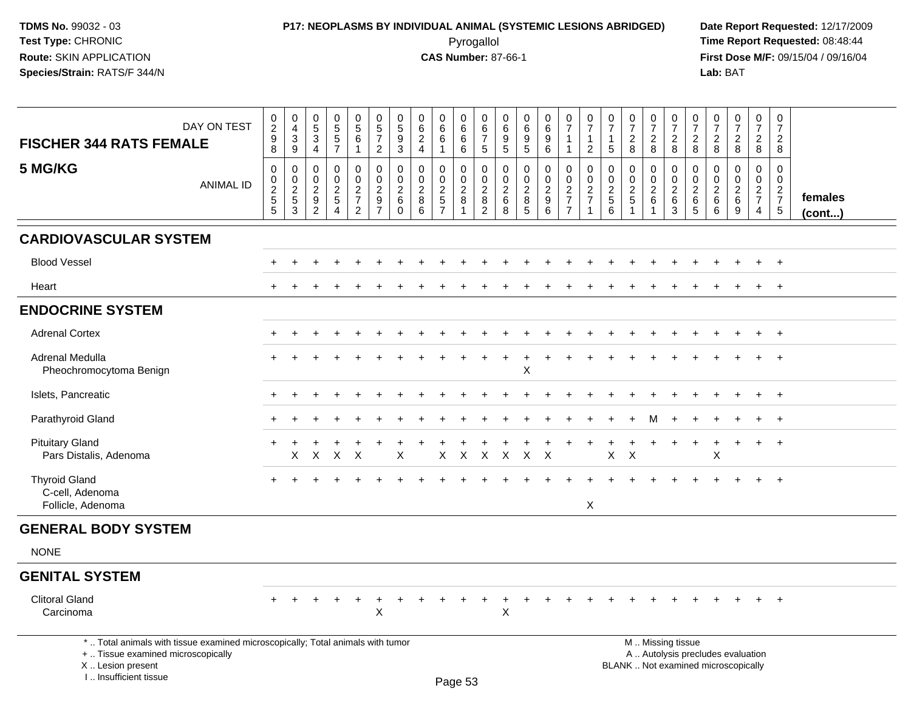**TDMS No.** 99032 - 03
**Test Type:** CHRONIC
**Route:** SKIN APPLICATION
**Species/Strain:** RATS/F 344/N

**P17: NEOPLASMS BY INDIVIDUAL ANIMAL (SYSTEMIC LESIONS ABRIDGED)**
Pyrogallol
**CAS Number:** 87-66-1

**Date Report Requested:** 12/17/2009
**Time Report Requested:** 08:48:44
**First Dose M/F:** 09/15/04 / 09/16/04
**Lab:** BAT

## FISCHER 344 RATS FEMALE
## 5 MG/KG

| DAY ON TEST | 0298 | 0439 | 0534 | 0557 | 0561 | 0572 | 0593 | 0624 | 0661 | 0666 | 0675 | 0695 | 0695 | 0696 | 0711 | 0712 | 0715 | 0728 | 0728 | 0728 | 0728 | 0728 | 0728 | 0728 | 0728 | |
|---|---|---|---|---|---|---|---|---|---|---|---|---|---|---|---|---|---|---|---|---|---|---|---|---|---|---|
| **ANIMAL ID** | 00255 | 00253 | 00292 | 00254 | 00272 | 00297 | 00260 | 00286 | 00257 | 00281 | 00282 | 00268 | 00285 | 00296 | 00277 | 00271 | 00256 | 00251 | 00261 | 00263 | 00265 | 00266 | 00269 | 00274 | 00275 | **females (cont...)** |
| **CARDIOVASCULAR SYSTEM** | | | | | | | | | | | | | | | | | | | | | | | | | | |
| Blood Vessel | + | + | + | + | + | + | + | + | + | + | + | + | + | + | + | + | + | + | + | + | + | + | + | + | + | |
| Heart | + | + | + | + | + | + | + | + | + | + | + | + | + | + | + | + | + | + | + | + | + | + | + | + | + | |
| **ENDOCRINE SYSTEM** | | | | | | | | | | | | | | | | | | | | | | | | | | |
| Adrenal Cortex | + | + | + | + | + | + | + | + | + | + | + | + | + | + | + | + | + | + | + | + | + | + | + | + | + | |
| Adrenal Medulla | + | + | + | + | + | + | + | + | + | + | + | + | + | + | + | + | + | + | + | + | + | + | + | + | + | |
| Pheochromocytoma Benign | | | | | | | | | | | | | X | | | | | | | | | | | | | |
| Islets, Pancreatic | + | + | + | + | + | + | + | + | + | + | + | + | + | + | + | + | + | + | + | + | + | + | + | + | + | |
| Parathyroid Gland | + | + | + | + | + | + | + | + | + | + | + | + | + | + | + | + | + | + | M | + | + | + | + | + | + | |
| Pituitary Gland | + | + | + | + | + | + | + | + | + | + | + | + | + | + | + | + | + | + | + | + | + | + | + | + | + | |
| Pars Distalis, Adenoma | | X | X | X | X | | X | | X | X | X | X | X | X | | | X | X | | | | X | | | | |
| Thyroid Gland | + | + | + | + | + | + | + | + | + | + | + | + | + | + | + | + | + | + | + | + | + | + | + | + | + | |
| C-cell, Adenoma | | | | | | | | | | | | | | | | | | | | | | | | | | |
| Follicle, Adenoma | | | | | | | | | | | | | | | | X | | | | | | | | | | |
| **GENERAL BODY SYSTEM** | | | | | | | | | | | | | | | | | | | | | | | | | | |
| NONE | | | | | | | | | | | | | | | | | | | | | | | | | | |
| **GENITAL SYSTEM** | | | | | | | | | | | | | | | | | | | | | | | | | | |
| Clitoral Gland | + | + | + | + | + | + | + | + | + | + | + | + | + | + | + | + | + | + | + | + | + | + | + | + | + | |
| Carcinoma | | | | | | X | | | | | | X | | | | | | | | | | | | | | |

\* .. Total animals with tissue examined microscopically; Total animals with tumor
\+ .. Tissue examined microscopically
X .. Lesion present
I .. Insufficient tissue

M .. Missing tissue
A .. Autolysis precludes evaluation
BLANK .. Not examined microscopically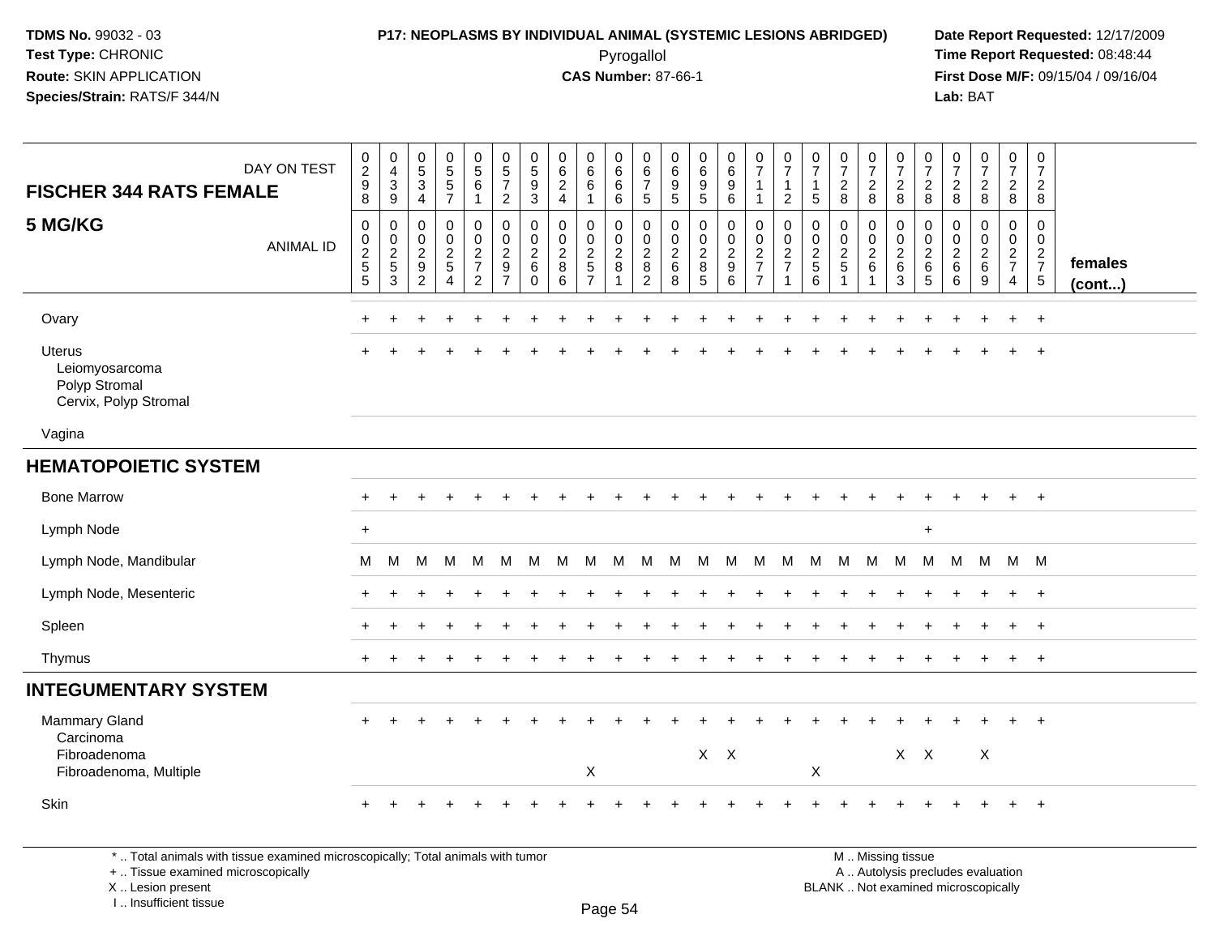**TDMS No.** 99032 - 03
**Test Type:** CHRONIC
**Route:** SKIN APPLICATION
**Species/Strain:** RATS/F 344/N

**P17: NEOPLASMS BY INDIVIDUAL ANIMAL (SYSTEMIC LESIONS ABRIDGED)**
Pyrogallol
**CAS Number:** 87-66-1

**Date Report Requested:** 12/17/2009
**Time Report Requested:** 08:48:44
**First Dose M/F:** 09/15/04 / 09/16/04
**Lab:** BAT

| FISCHER 344 RATS FEMALE — 5 MG/KG | | | | | | | | | | | | | | | | | | | | | | | | | | |
|---|---|---|---|---|---|---|---|---|---|---|---|---|---|---|---|---|---|---|---|---|---|---|---|---|---|---|
| DAY ON TEST | 0298 | 0439 | 0534 | 0557 | 0561 | 0572 | 0593 | 0624 | 0661 | 0666 | 0675 | 0695 | 0695 | 0696 | 0711 | 0712 | 0715 | 0728 | 0728 | 0728 | 0728 | 0728 | 0728 | 0728 | 0728 | |
| ANIMAL ID | 00255 | 00253 | 00292 | 00254 | 00272 | 00297 | 00260 | 00286 | 00257 | 00281 | 00282 | 00268 | 00285 | 00296 | 00277 | 00271 | 00256 | 00251 | 00261 | 00263 | 00265 | 00266 | 00269 | 00274 | 00275 | females (cont...) |
| Ovary | + | + | + | + | + | + | + | + | + | + | + | + | + | + | + | + | + | + | + | + | + | + | + | + | + | |
| Uterus | + | + | + | + | + | + | + | + | + | + | + | + | + | + | + | + | + | + | + | + | + | + | + | + | + | |
| Leiomyosarcoma | | | | | | | | | | | | | | | | | | | | | | | | | | |
| Polyp Stromal | | | | | | | | | | | | | | | | | | | | | | | | | | |
| Cervix, Polyp Stromal | | | | | | | | | | | | | | | | | | | | | | | | | | |
| Vagina | | | | | | | | | | | | | | | | | | | | | | | | | | |
| **HEMATOPOIETIC SYSTEM** | | | | | | | | | | | | | | | | | | | | | | | | | | |
| Bone Marrow | + | + | + | + | + | + | + | + | + | + | + | + | + | + | + | + | + | + | + | + | + | + | + | + | + | |
| Lymph Node | + | | | | | | | | | | | | | | | | | | | | + | | | | | |
| Lymph Node, Mandibular | M | M | M | M | M | M | M | M | M | M | M | M | M | M | M | M | M | M | M | M | M | M | M | M | M | |
| Lymph Node, Mesenteric | + | + | + | + | + | + | + | + | + | + | + | + | + | + | + | + | + | + | + | + | + | + | + | + | + | |
| Spleen | + | + | + | + | + | + | + | + | + | + | + | + | + | + | + | + | + | + | + | + | + | + | + | + | + | |
| Thymus | + | + | + | + | + | + | + | + | + | + | + | + | + | + | + | + | + | + | + | + | + | + | + | + | + | |
| **INTEGUMENTARY SYSTEM** | | | | | | | | | | | | | | | | | | | | | | | | | | |
| Mammary Gland | + | + | + | + | + | + | + | + | + | + | + | + | + | + | + | + | + | + | + | + | + | + | + | + | + | |
| Carcinoma | | | | | | | | | | | | | | | | | | | | | | | | | | |
| Fibroadenoma | | | | | | | | | | | | | X | X | | | | | | X | X | | X | | | |
| Fibroadenoma, Multiple | | | | | | | | | X | | | | | | | | X | | | | | | | | | |
| Skin | + | + | + | + | + | + | + | + | + | + | + | + | + | + | + | + | + | + | + | + | + | + | + | + | + | |

\* .. Total animals with tissue examined microscopically; Total animals with tumor
\+ .. Tissue examined microscopically
X .. Lesion present
I .. Insufficient tissue

M .. Missing tissue
A .. Autolysis precludes evaluation
BLANK .. Not examined microscopically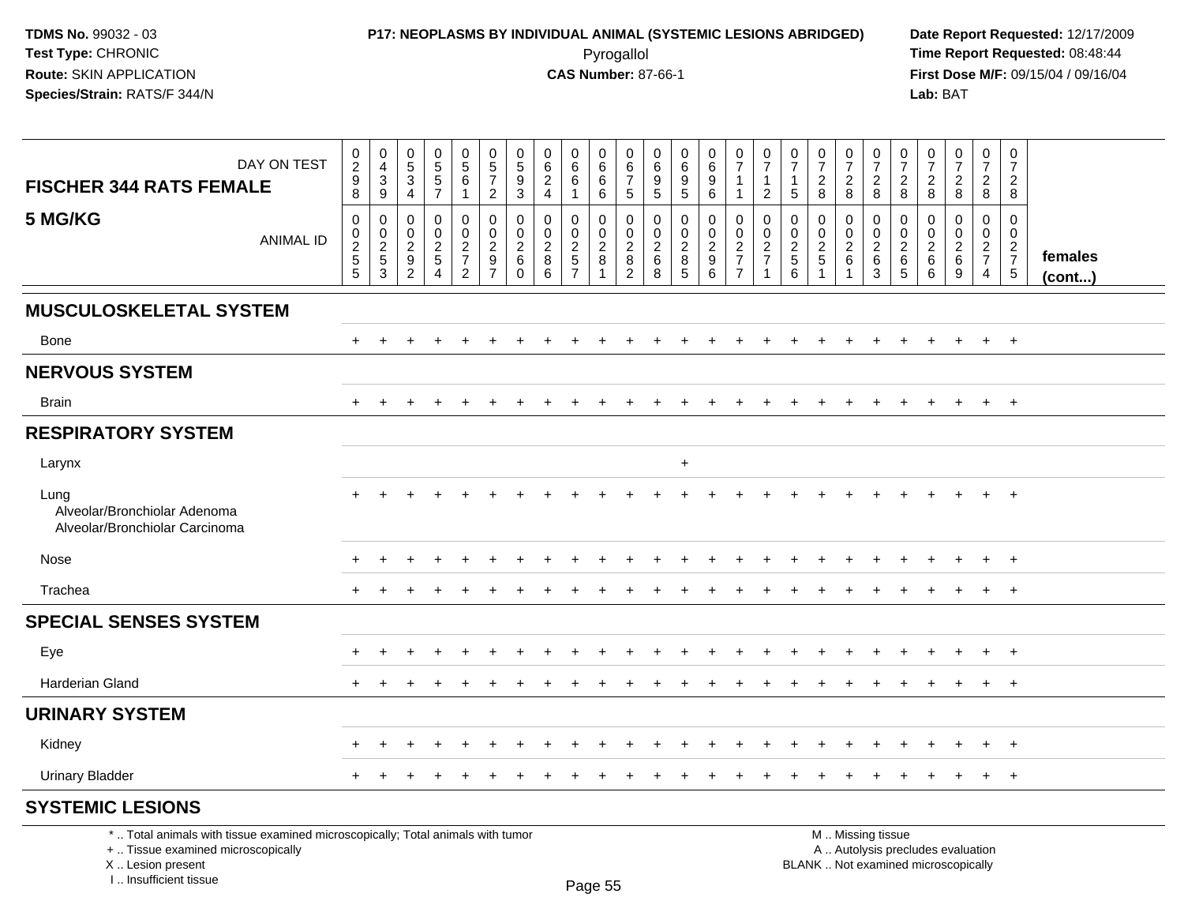**TDMS No.** 99032 - 03
**Test Type:** CHRONIC
**Route:** SKIN APPLICATION
**Species/Strain:** RATS/F 344/N

**P17: NEOPLASMS BY INDIVIDUAL ANIMAL (SYSTEMIC LESIONS ABRIDGED)**
Pyrogallol
**CAS Number:** 87-66-1

**Date Report Requested:** 12/17/2009
**Time Report Requested:** 08:48:44
**First Dose M/F:** 09/15/04 / 09/16/04
**Lab:** BAT

| FISCHER 344 RATS FEMALE 5 MG/KG — DAY ON TEST | 0298 | 0439 | 0534 | 0557 | 0561 | 0572 | 0593 | 0624 | 0661 | 0666 | 0675 | 0695 | 0695 | 0696 | 0711 | 0712 | 0715 | 0728 | 0728 | 0728 | 0728 | 0728 | 0728 | 0728 | 0728 | |
|---|---|---|---|---|---|---|---|---|---|---|---|---|---|---|---|---|---|---|---|---|---|---|---|---|---|---|
| ANIMAL ID | 00255 | 00253 | 00292 | 00254 | 00272 | 00297 | 00260 | 00286 | 00257 | 00281 | 00282 | 00268 | 00285 | 00296 | 00277 | 00271 | 00256 | 00251 | 00261 | 00263 | 00265 | 00266 | 00269 | 00274 | 00275 | females (cont...) |
| **MUSCULOSKELETAL SYSTEM** | | | | | | | | | | | | | | | | | | | | | | | | | | |
| Bone | + | + | + | + | + | + | + | + | + | + | + | + | + | + | + | + | + | + | + | + | + | + | + | + | + | |
| **NERVOUS SYSTEM** | | | | | | | | | | | | | | | | | | | | | | | | | | |
| Brain | + | + | + | + | + | + | + | + | + | + | + | + | + | + | + | + | + | + | + | + | + | + | + | + | + | |
| **RESPIRATORY SYSTEM** | | | | | | | | | | | | | | | | | | | | | | | | | | |
| Larynx | | | | | | | | | | | | | + | | | | | | | | | | | | | |
| Lung | + | + | + | + | + | + | + | + | + | + | + | + | + | + | + | + | + | + | + | + | + | + | + | + | + | |
| Alveolar/Bronchiolar Adenoma | | | | | | | | | | | | | | | | | | | | | | | | | | |
| Alveolar/Bronchiolar Carcinoma | | | | | | | | | | | | | | | | | | | | | | | | | | |
| Nose | + | + | + | + | + | + | + | + | + | + | + | + | + | + | + | + | + | + | + | + | + | + | + | + | + | |
| Trachea | + | + | + | + | + | + | + | + | + | + | + | + | + | + | + | + | + | + | + | + | + | + | + | + | + | |
| **SPECIAL SENSES SYSTEM** | | | | | | | | | | | | | | | | | | | | | | | | | | |
| Eye | + | + | + | + | + | + | + | + | + | + | + | + | + | + | + | + | + | + | + | + | + | + | + | + | + | |
| Harderian Gland | + | + | + | + | + | + | + | + | + | + | + | + | + | + | + | + | + | + | + | + | + | + | + | + | + | |
| **URINARY SYSTEM** | | | | | | | | | | | | | | | | | | | | | | | | | | |
| Kidney | + | + | + | + | + | + | + | + | + | + | + | + | + | + | + | + | + | + | + | + | + | + | + | + | + | |
| Urinary Bladder | + | + | + | + | + | + | + | + | + | + | + | + | + | + | + | + | + | + | + | + | + | + | + | + | + | |
| **SYSTEMIC LESIONS** | | | | | | | | | | | | | | | | | | | | | | | | | | |

\* .. Total animals with tissue examined microscopically; Total animals with tumor
\+ .. Tissue examined microscopically
X .. Lesion present
I .. Insufficient tissue

M .. Missing tissue
A .. Autolysis precludes evaluation
BLANK .. Not examined microscopically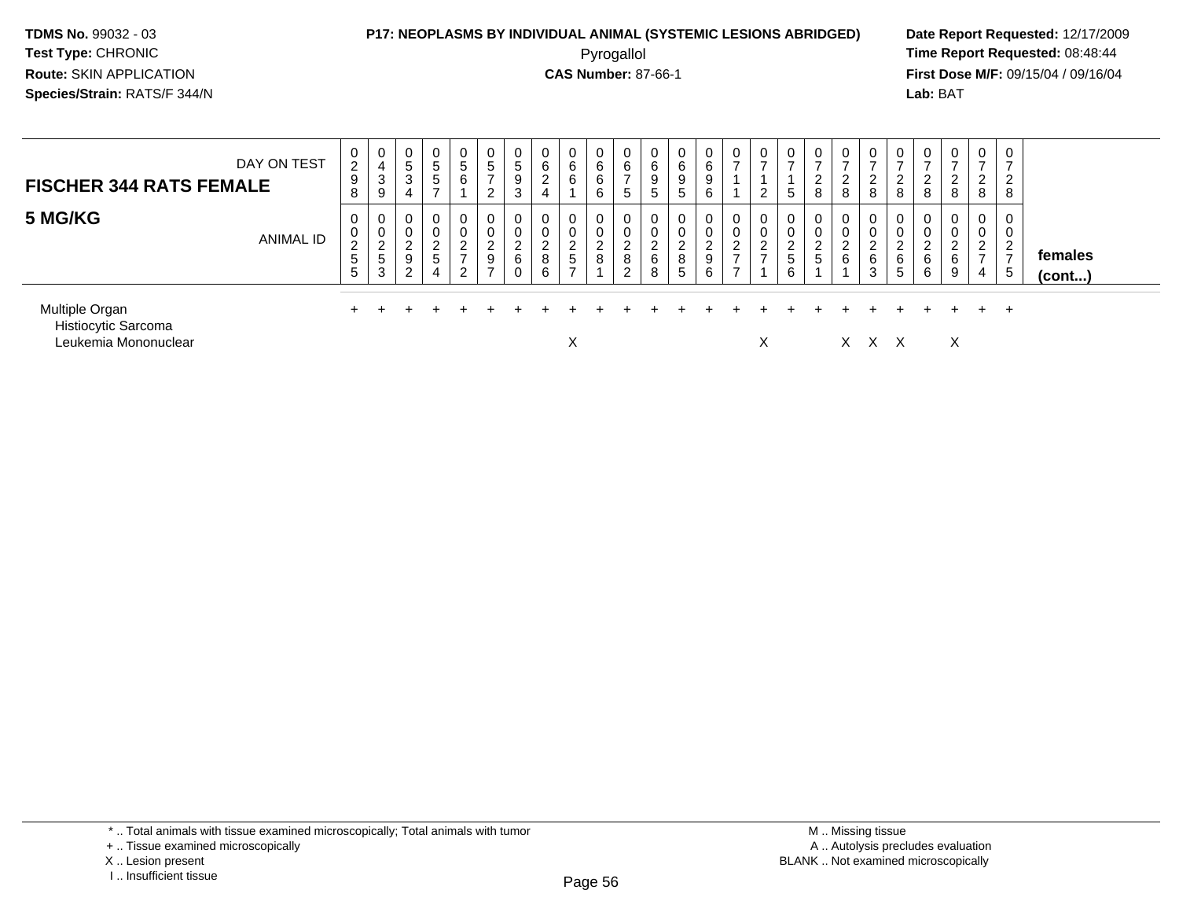**TDMS No.** 99032 - 03
**Test Type:** CHRONIC
**Route:** SKIN APPLICATION
**Species/Strain:** RATS/F 344/N

**P17: NEOPLASMS BY INDIVIDUAL ANIMAL (SYSTEMIC LESIONS ABRIDGED)**
Pyrogallol
**CAS Number:** 87-66-1

**Date Report Requested:** 12/17/2009
**Time Report Requested:** 08:48:44
**First Dose M/F:** 09/15/04 / 09/16/04
**Lab:** BAT

| FISCHER 344 RATS FEMALE — DAY ON TEST | 0298 | 0439 | 0534 | 0557 | 0561 | 0572 | 0593 | 0624 | 0661 | 0666 | 0675 | 0695 | 0695 | 0696 | 0711 | 0712 | 0715 | 0728 | 0728 | 0728 | 0728 | 0728 | 0728 | 0728 | 0728 | |
|---|---|---|---|---|---|---|---|---|---|---|---|---|---|---|---|---|---|---|---|---|---|---|---|---|---|---|
| **5 MG/KG** — ANIMAL ID | 00255 | 00253 | 00292 | 00254 | 00272 | 00297 | 00260 | 00286 | 00257 | 00281 | 00282 | 00268 | 00285 | 00296 | 00277 | 00271 | 00256 | 00251 | 00261 | 00263 | 00265 | 00266 | 00269 | 00274 | 00275 | **females (cont...)** |
| Multiple Organ | + | + | + | + | + | + | + | + | + | + | + | + | + | + | + | + | + | + | + | + | + | + | + | + | + | |
| Histiocytic Sarcoma | | | | | | | | | | | | | | | | | | | | | | | | | | |
| Leukemia Mononuclear | | | | | | | | | X | | | | | | | X | | | X | X | X | | X | | | |

\* .. Total animals with tissue examined microscopically; Total animals with tumor
\+ .. Tissue examined microscopically
X .. Lesion present
I .. Insufficient tissue

M .. Missing tissue
A .. Autolysis precludes evaluation
BLANK .. Not examined microscopically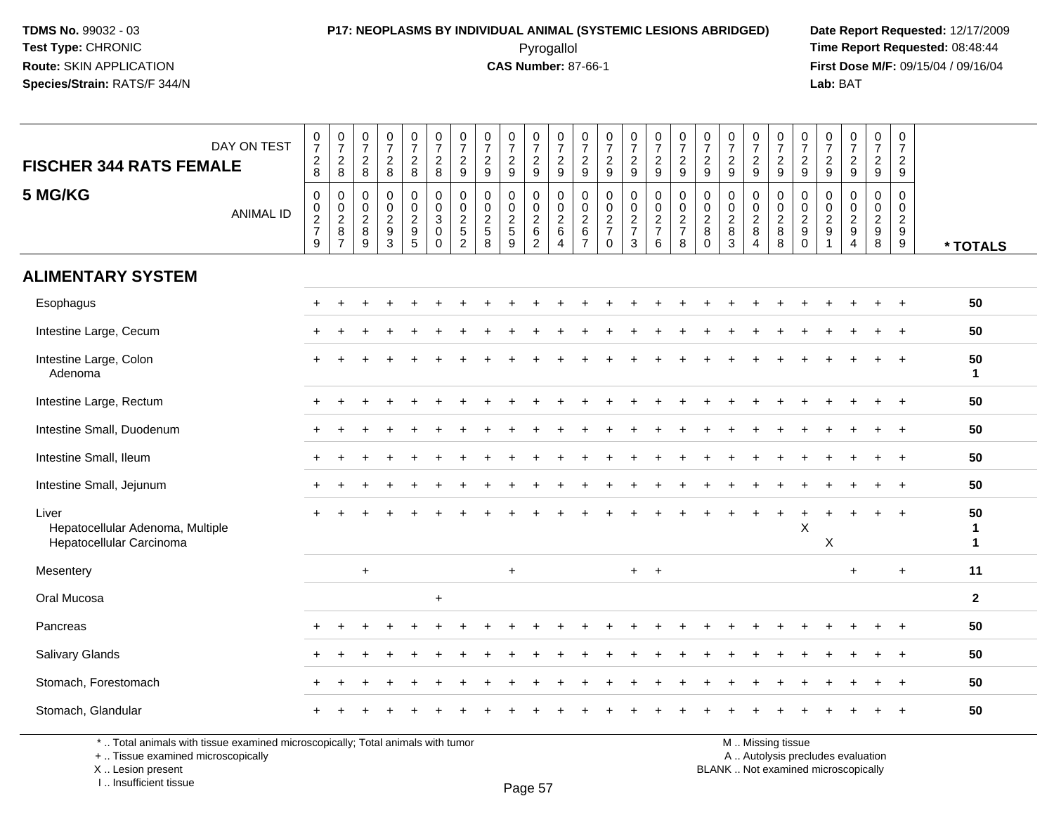**TDMS No.** 99032 - 03
**Test Type:** CHRONIC
**Route:** SKIN APPLICATION
**Species/Strain:** RATS/F 344/N

**P17: NEOPLASMS BY INDIVIDUAL ANIMAL (SYSTEMIC LESIONS ABRIDGED)**
Pyrogallol
**CAS Number:** 87-66-1

**Date Report Requested:** 12/17/2009
**Time Report Requested:** 08:48:44
**First Dose M/F:** 09/15/04 / 09/16/04
**Lab:** BAT

| FISCHER 344 RATS FEMALE — DAY ON TEST | 0728 | 0728 | 0728 | 0728 | 0728 | 0728 | 0729 | 0729 | 0729 | 0729 | 0729 | 0729 | 0729 | 0729 | 0729 | 0729 | 0729 | 0729 | 0729 | 0729 | 0729 | 0729 | 0729 | 0729 | 0729 | |
|---|---|---|---|---|---|---|---|---|---|---|---|---|---|---|---|---|---|---|---|---|---|---|---|---|---|---|
| **5 MG/KG** — ANIMAL ID | 00279 | 00287 | 00289 | 00293 | 00295 | 00300 | 00252 | 00258 | 00259 | 00262 | 00264 | 00267 | 00270 | 00273 | 00276 | 00278 | 00280 | 00283 | 00284 | 00288 | 00290 | 00291 | 00294 | 00298 | 00299 | *** TOTALS** |
| **ALIMENTARY SYSTEM** | | | | | | | | | | | | | | | | | | | | | | | | | | |
| Esophagus | + | + | + | + | + | + | + | + | + | + | + | + | + | + | + | + | + | + | + | + | + | + | + | + | + | 50 |
| Intestine Large, Cecum | + | + | + | + | + | + | + | + | + | + | + | + | + | + | + | + | + | + | + | + | + | + | + | + | + | 50 |
| Intestine Large, Colon | + | + | + | + | + | + | + | + | + | + | + | + | + | + | + | + | + | + | + | + | + | + | + | + | + | 50 |
| Adenoma | | | | | | | | | | | | | | | | | | | | | | | | | | 1 |
| Intestine Large, Rectum | + | + | + | + | + | + | + | + | + | + | + | + | + | + | + | + | + | + | + | + | + | + | + | + | + | 50 |
| Intestine Small, Duodenum | + | + | + | + | + | + | + | + | + | + | + | + | + | + | + | + | + | + | + | + | + | + | + | + | + | 50 |
| Intestine Small, Ileum | + | + | + | + | + | + | + | + | + | + | + | + | + | + | + | + | + | + | + | + | + | + | + | + | + | 50 |
| Intestine Small, Jejunum | + | + | + | + | + | + | + | + | + | + | + | + | + | + | + | + | + | + | + | + | + | + | + | + | + | 50 |
| Liver | + | + | + | + | + | + | + | + | + | + | + | + | + | + | + | + | + | + | + | + | + | + | + | + | + | 50 |
| Hepatocellular Adenoma, Multiple | | | | | | | | | | | | | | | | | | | | | X | | | | | 1 |
| Hepatocellular Carcinoma | | | | | | | | | | | | | | | | | | | | | | X | | | | 1 |
| Mesentery | | | + | | | | | | + | | | | | + | + | | | | | | | | + | | + | 11 |
| Oral Mucosa | | | | | | + | | | | | | | | | | | | | | | | | | | | 2 |
| Pancreas | + | + | + | + | + | + | + | + | + | + | + | + | + | + | + | + | + | + | + | + | + | + | + | + | + | 50 |
| Salivary Glands | + | + | + | + | + | + | + | + | + | + | + | + | + | + | + | + | + | + | + | + | + | + | + | + | + | 50 |
| Stomach, Forestomach | + | + | + | + | + | + | + | + | + | + | + | + | + | + | + | + | + | + | + | + | + | + | + | + | + | 50 |
| Stomach, Glandular | + | + | + | + | + | + | + | + | + | + | + | + | + | + | + | + | + | + | + | + | + | + | + | + | + | 50 |

\* .. Total animals with tissue examined microscopically; Total animals with tumor
\+ .. Tissue examined microscopically
X .. Lesion present
I .. Insufficient tissue

M .. Missing tissue
A .. Autolysis precludes evaluation
BLANK .. Not examined microscopically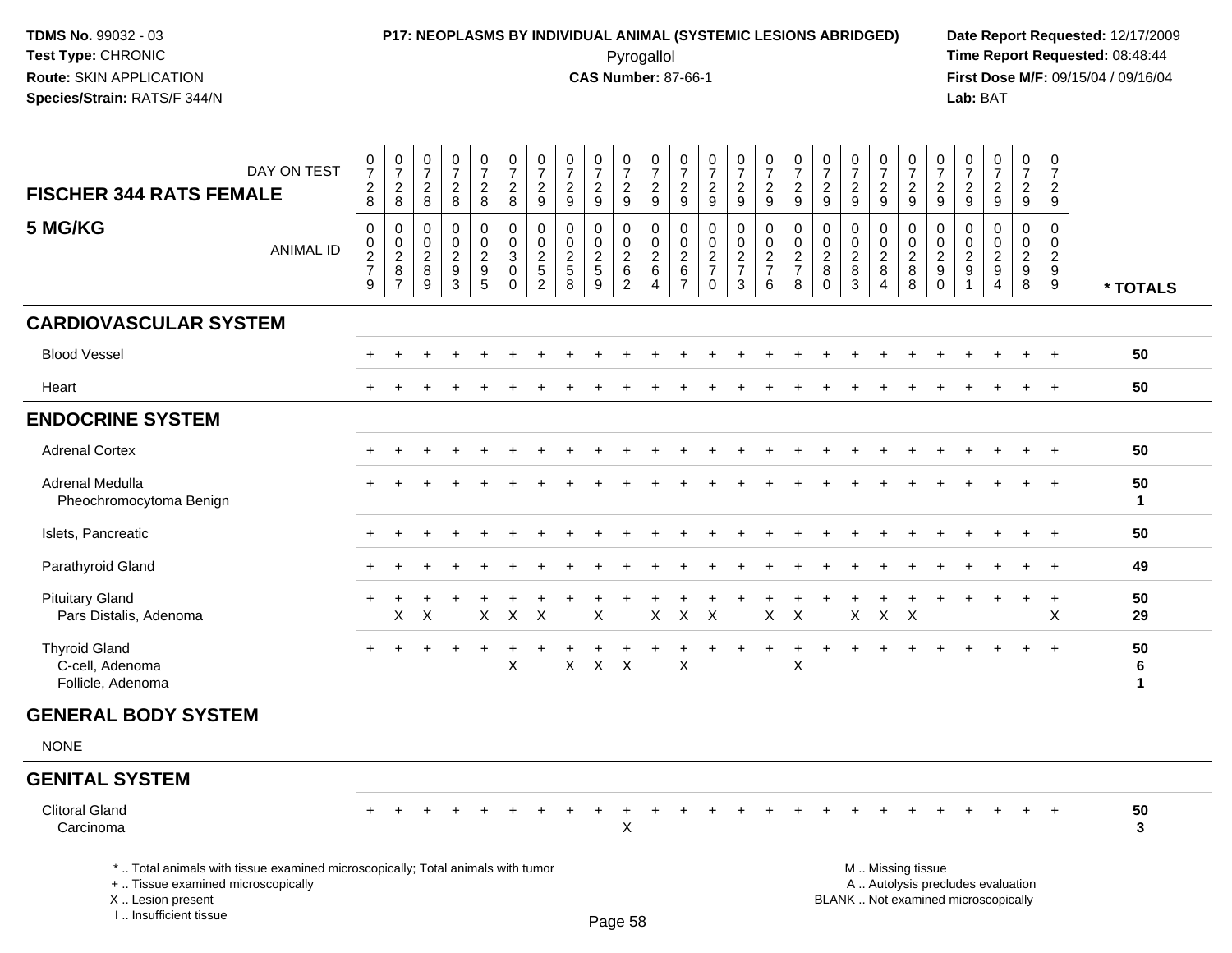**TDMS No.** 99032 - 03
**Test Type:** CHRONIC
**Route:** SKIN APPLICATION
**Species/Strain:** RATS/F 344/N

**P17: NEOPLASMS BY INDIVIDUAL ANIMAL (SYSTEMIC LESIONS ABRIDGED)**
Pyrogallol
**CAS Number:** 87-66-1

**Date Report Requested:** 12/17/2009
**Time Report Requested:** 08:48:44
**First Dose M/F:** 09/15/04 / 09/16/04
**Lab:** BAT

| FISCHER 344 RATS FEMALE — DAY ON TEST | 0728 | 0728 | 0728 | 0728 | 0728 | 0728 | 0729 | 0729 | 0729 | 0729 | 0729 | 0729 | 0729 | 0729 | 0729 | 0729 | 0729 | 0729 | 0729 | 0729 | 0729 | 0729 | 0729 | 0729 | 0729 | |
|---|---|---|---|---|---|---|---|---|---|---|---|---|---|---|---|---|---|---|---|---|---|---|---|---|---|---|
| **5 MG/KG** — ANIMAL ID | 0279 | 0287 | 0289 | 0293 | 0295 | 0300 | 0252 | 0258 | 0259 | 0262 | 0264 | 0267 | 0270 | 0273 | 0276 | 0278 | 0280 | 0283 | 0284 | 0288 | 0290 | 0291 | 0294 | 0298 | 0299 | * TOTALS |
| **CARDIOVASCULAR SYSTEM** | | | | | | | | | | | | | | | | | | | | | | | | | | |
| Blood Vessel | + | + | + | + | + | + | + | + | + | + | + | + | + | + | + | + | + | + | + | + | + | + | + | + | + | 50 |
| Heart | + | + | + | + | + | + | + | + | + | + | + | + | + | + | + | + | + | + | + | + | + | + | + | + | + | 50 |
| **ENDOCRINE SYSTEM** | | | | | | | | | | | | | | | | | | | | | | | | | | |
| Adrenal Cortex | + | + | + | + | + | + | + | + | + | + | + | + | + | + | + | + | + | + | + | + | + | + | + | + | + | 50 |
| Adrenal Medulla | + | + | + | + | + | + | + | + | + | + | + | + | + | + | + | + | + | + | + | + | + | + | + | + | + | 50 |
| Pheochromocytoma Benign | | | | | | | | | | | | | | | | | | | | | | | | | | 1 |
| Islets, Pancreatic | + | + | + | + | + | + | + | + | + | + | + | + | + | + | + | + | + | + | + | + | + | + | + | + | + | 50 |
| Parathyroid Gland | + | + | + | + | + | + | + | + | + | + | + | + | + | + | + | + | + | + | + | + | + | + | + | + | + | 49 |
| Pituitary Gland | + | + | + | + | + | + | + | + | + | + | + | + | + | + | + | + | + | + | + | + | + | + | + | + | + | 50 |
| Pars Distalis, Adenoma | | X | X | | X | X | X | | X | | X | X | X | | X | X | | X | X | X | | | | | X | 29 |
| Thyroid Gland | + | + | + | + | + | + | + | + | + | + | + | + | + | + | + | + | + | + | + | + | + | + | + | + | + | 50 |
| C-cell, Adenoma | | | | | | X | | X | X | X | | X | | | | X | | | | | | | | | | 6 |
| Follicle, Adenoma | | | | | | | | | | | | | | | | | | | | | | | | | | 1 |
| **GENERAL BODY SYSTEM** | | | | | | | | | | | | | | | | | | | | | | | | | | |
| NONE | | | | | | | | | | | | | | | | | | | | | | | | | | |
| **GENITAL SYSTEM** | | | | | | | | | | | | | | | | | | | | | | | | | | |
| Clitoral Gland | + | + | + | + | + | + | + | + | + | + | + | + | + | + | + | + | + | + | + | + | + | + | + | + | + | 50 |
| Carcinoma | | | | | | | | | | X | | | | | | | | | | | | | | | | 3 |

* .. Total animals with tissue examined microscopically; Total animals with tumor
+ .. Tissue examined microscopically
X .. Lesion present
I .. Insufficient tissue

M .. Missing tissue
A .. Autolysis precludes evaluation
BLANK .. Not examined microscopically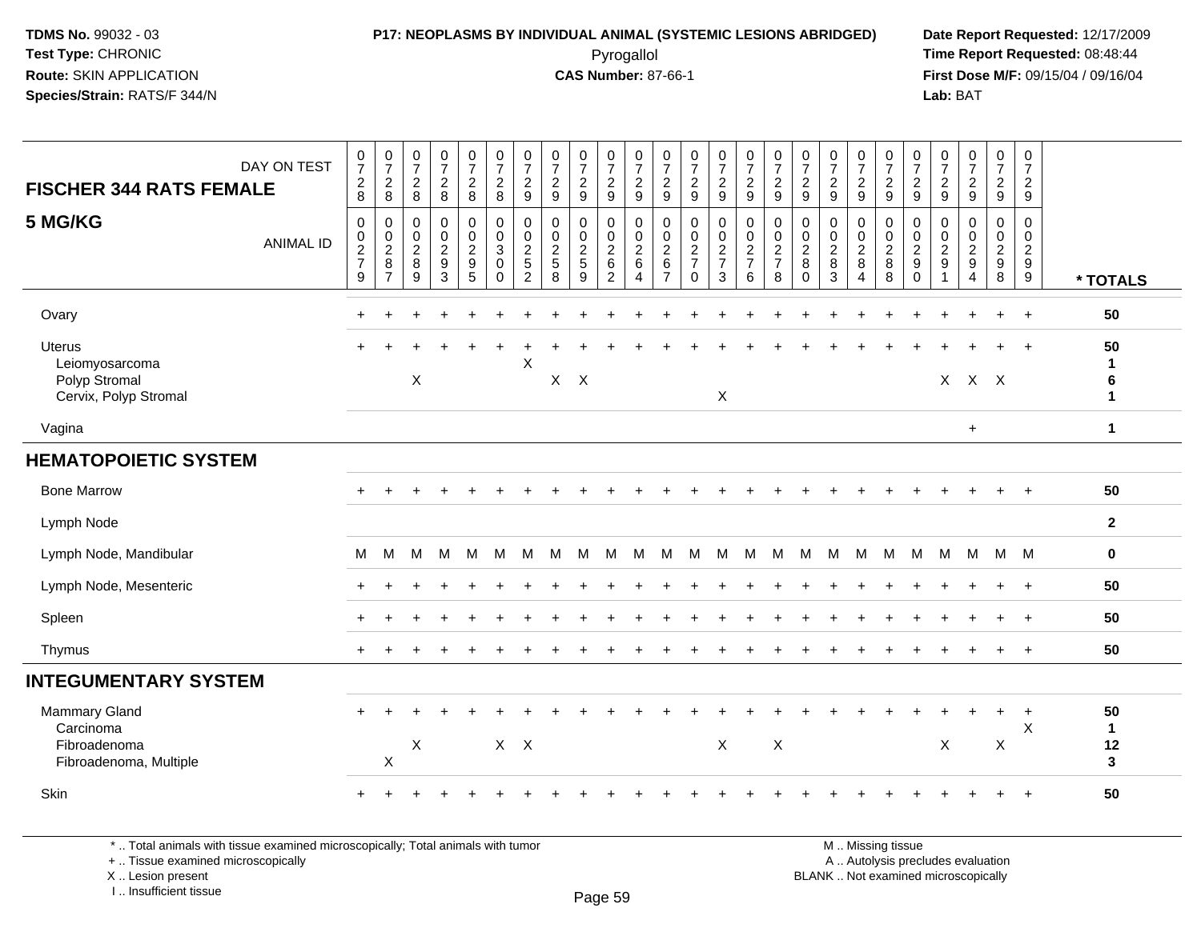**TDMS No.** 99032 - 03
**Test Type:** CHRONIC
**Route:** SKIN APPLICATION
**Species/Strain:** RATS/F 344/N

**P17: NEOPLASMS BY INDIVIDUAL ANIMAL (SYSTEMIC LESIONS ABRIDGED)**
Pyrogallol
**CAS Number:** 87-66-1

**Date Report Requested:** 12/17/2009
**Time Report Requested:** 08:48:44
**First Dose M/F:** 09/15/04 / 09/16/04
**Lab:** BAT

| FISCHER 344 RATS FEMALE 5 MG/KG — DAY ON TEST | 0728 | 0728 | 0728 | 0728 | 0728 | 0728 | 0729 | 0729 | 0729 | 0729 | 0729 | 0729 | 0729 | 0729 | 0729 | 0729 | 0729 | 0729 | 0729 | 0729 | 0729 | 0729 | 0729 | 0729 | 0729 | |
|---|---|---|---|---|---|---|---|---|---|---|---|---|---|---|---|---|---|---|---|---|---|---|---|---|---|---|
| **ANIMAL ID** | 0279 | 0287 | 0289 | 0293 | 0295 | 0300 | 0252 | 0258 | 0259 | 0262 | 0264 | 0267 | 0270 | 0273 | 0276 | 0278 | 0280 | 0283 | 0284 | 0288 | 0290 | 0291 | 0294 | 0298 | 0299 | *** TOTALS** |
| Ovary | + | + | + | + | + | + | + | + | + | + | + | + | + | + | + | + | + | + | + | + | + | + | + | + | + | 50 |
| Uterus | + | + | + | + | + | + | + | + | + | + | + | + | + | + | + | + | + | + | + | + | + | + | + | + | + | 50 |
| Leiomyosarcoma | | | | | | | X | | | | | | | | | | | | | | | | | | | 1 |
| Polyp Stromal | | | X | | | | | X | X | | | | | | | | | | | | | X | X | X | | 6 |
| Cervix, Polyp Stromal | | | | | | | | | | | | | | X | | | | | | | | | | | | 1 |
| Vagina | | | | | | | | | | | | | | | | | | | | | | | + | | | 1 |
| **HEMATOPOIETIC SYSTEM** | | | | | | | | | | | | | | | | | | | | | | | | | | |
| Bone Marrow | + | + | + | + | + | + | + | + | + | + | + | + | + | + | + | + | + | + | + | + | + | + | + | + | + | 50 |
| Lymph Node | | | | | | | | | | | | | | | | | | | | | | | | | | 2 |
| Lymph Node, Mandibular | M | M | M | M | M | M | M | M | M | M | M | M | M | M | M | M | M | M | M | M | M | M | M | M | M | 0 |
| Lymph Node, Mesenteric | + | + | + | + | + | + | + | + | + | + | + | + | + | + | + | + | + | + | + | + | + | + | + | + | + | 50 |
| Spleen | + | + | + | + | + | + | + | + | + | + | + | + | + | + | + | + | + | + | + | + | + | + | + | + | + | 50 |
| Thymus | + | + | + | + | + | + | + | + | + | + | + | + | + | + | + | + | + | + | + | + | + | + | + | + | + | 50 |
| **INTEGUMENTARY SYSTEM** | | | | | | | | | | | | | | | | | | | | | | | | | | |
| Mammary Gland | + | + | + | + | + | + | + | + | + | + | + | + | + | + | + | + | + | + | + | + | + | + | + | + | + | 50 |
| Carcinoma | | | | | | | | | | | | | | | | | | | | | | | | | X | 1 |
| Fibroadenoma | | | X | | | X | X | | | | | | | X | | X | | | | | | X | | X | | 12 |
| Fibroadenoma, Multiple | | X | | | | | | | | | | | | | | | | | | | | | | | | 3 |
| Skin | + | + | + | + | + | + | + | + | + | + | + | + | + | + | + | + | + | + | + | + | + | + | + | + | + | 50 |

\* .. Total animals with tissue examined microscopically; Total animals with tumor
\+ .. Tissue examined microscopically
X .. Lesion present
I .. Insufficient tissue

M .. Missing tissue
A .. Autolysis precludes evaluation
BLANK .. Not examined microscopically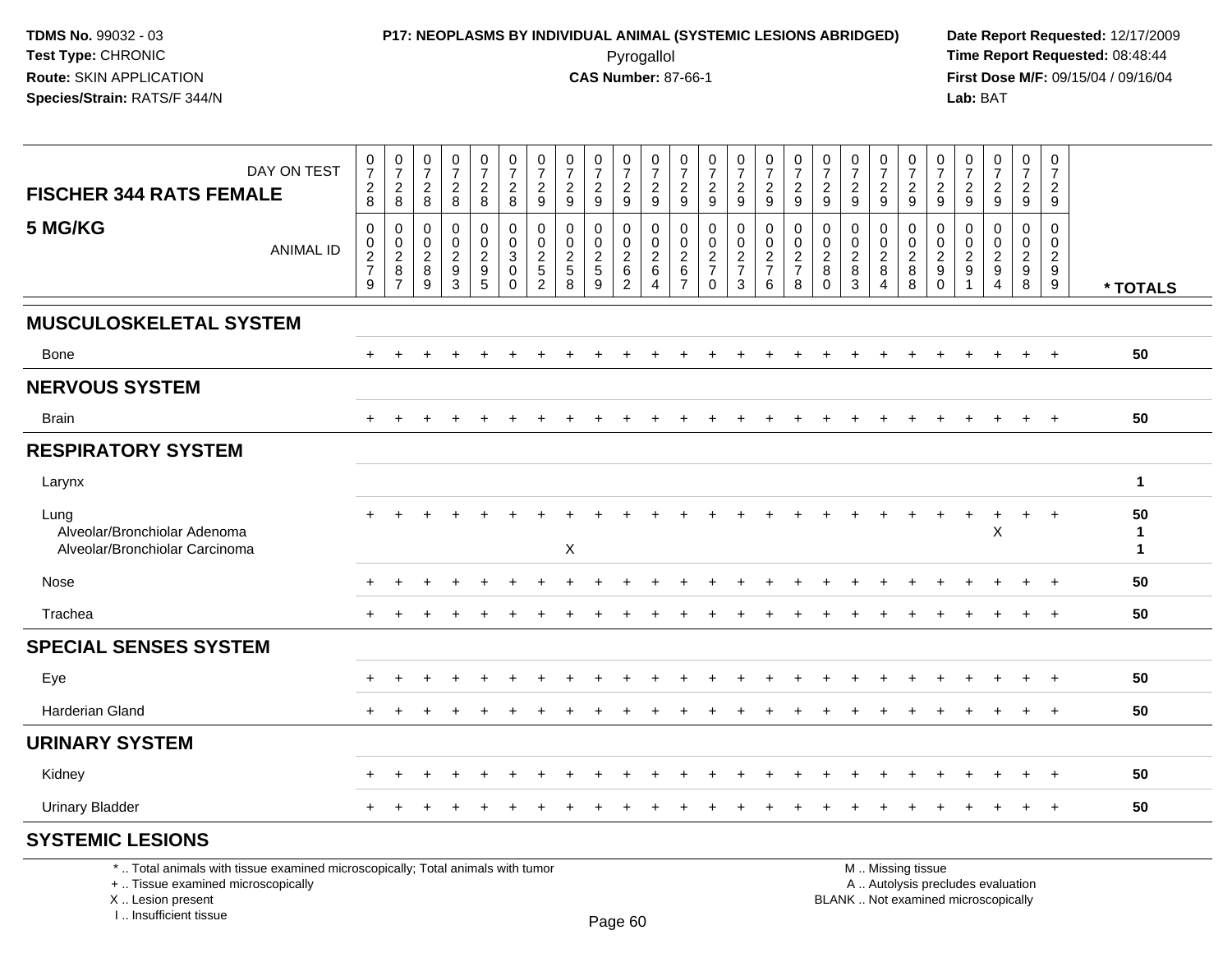**TDMS No.** 99032 - 03
**Test Type:** CHRONIC
**Route:** SKIN APPLICATION
**Species/Strain:** RATS/F 344/N

**P17: NEOPLASMS BY INDIVIDUAL ANIMAL (SYSTEMIC LESIONS ABRIDGED)**
Pyrogallol
**CAS Number:** 87-66-1

**Date Report Requested:** 12/17/2009
**Time Report Requested:** 08:48:44
**First Dose M/F:** 09/15/04 / 09/16/04
**Lab:** BAT

| FISCHER 344 RATS FEMALE 5 MG/KG | 0728 | 0728 | 0728 | 0728 | 0728 | 0728 | 0729 | 0729 | 0729 | 0729 | 0729 | 0729 | 0729 | 0729 | 0729 | 0729 | 0729 | 0729 | 0729 | 0729 | 0729 | 0729 | 0729 | 0729 | 0729 | |
|---|---|---|---|---|---|---|---|---|---|---|---|---|---|---|---|---|---|---|---|---|---|---|---|---|---|---|
| ANIMAL ID | 00279 | 00287 | 00289 | 00293 | 00295 | 00300 | 00252 | 00258 | 00259 | 00262 | 00264 | 00267 | 00270 | 00273 | 00276 | 00278 | 00280 | 00283 | 00284 | 00288 | 00290 | 00291 | 00294 | 00298 | 00299 | * TOTALS |
| **MUSCULOSKELETAL SYSTEM** | | | | | | | | | | | | | | | | | | | | | | | | | | |
| Bone | + | + | + | + | + | + | + | + | + | + | + | + | + | + | + | + | + | + | + | + | + | + | + | + | + | 50 |
| **NERVOUS SYSTEM** | | | | | | | | | | | | | | | | | | | | | | | | | | |
| Brain | + | + | + | + | + | + | + | + | + | + | + | + | + | + | + | + | + | + | + | + | + | + | + | + | + | 50 |
| **RESPIRATORY SYSTEM** | | | | | | | | | | | | | | | | | | | | | | | | | | |
| Larynx | | | | | | | | | | | | | | | | | | | | | | | | | | 1 |
| Lung | + | + | + | + | + | + | + | + | + | + | + | + | + | + | + | + | + | + | + | + | + | + | + | + | + | 50 |
| Alveolar/Bronchiolar Adenoma | | | | | | | | | | | | | | | | | | | | | | | X | | | 1 |
| Alveolar/Bronchiolar Carcinoma | | | | | | | | X | | | | | | | | | | | | | | | | | | 1 |
| Nose | + | + | + | + | + | + | + | + | + | + | + | + | + | + | + | + | + | + | + | + | + | + | + | + | + | 50 |
| Trachea | + | + | + | + | + | + | + | + | + | + | + | + | + | + | + | + | + | + | + | + | + | + | + | + | + | 50 |
| **SPECIAL SENSES SYSTEM** | | | | | | | | | | | | | | | | | | | | | | | | | | |
| Eye | + | + | + | + | + | + | + | + | + | + | + | + | + | + | + | + | + | + | + | + | + | + | + | + | + | 50 |
| Harderian Gland | + | + | + | + | + | + | + | + | + | + | + | + | + | + | + | + | + | + | + | + | + | + | + | + | + | 50 |
| **URINARY SYSTEM** | | | | | | | | | | | | | | | | | | | | | | | | | | |
| Kidney | + | + | + | + | + | + | + | + | + | + | + | + | + | + | + | + | + | + | + | + | + | + | + | + | + | 50 |
| Urinary Bladder | + | + | + | + | + | + | + | + | + | + | + | + | + | + | + | + | + | + | + | + | + | + | + | + | + | 50 |
| **SYSTEMIC LESIONS** | | | | | | | | | | | | | | | | | | | | | | | | | | |

* .. Total animals with tissue examined microscopically; Total animals with tumor
+ .. Tissue examined microscopically
X .. Lesion present
I .. Insufficient tissue

M .. Missing tissue
A .. Autolysis precludes evaluation
BLANK .. Not examined microscopically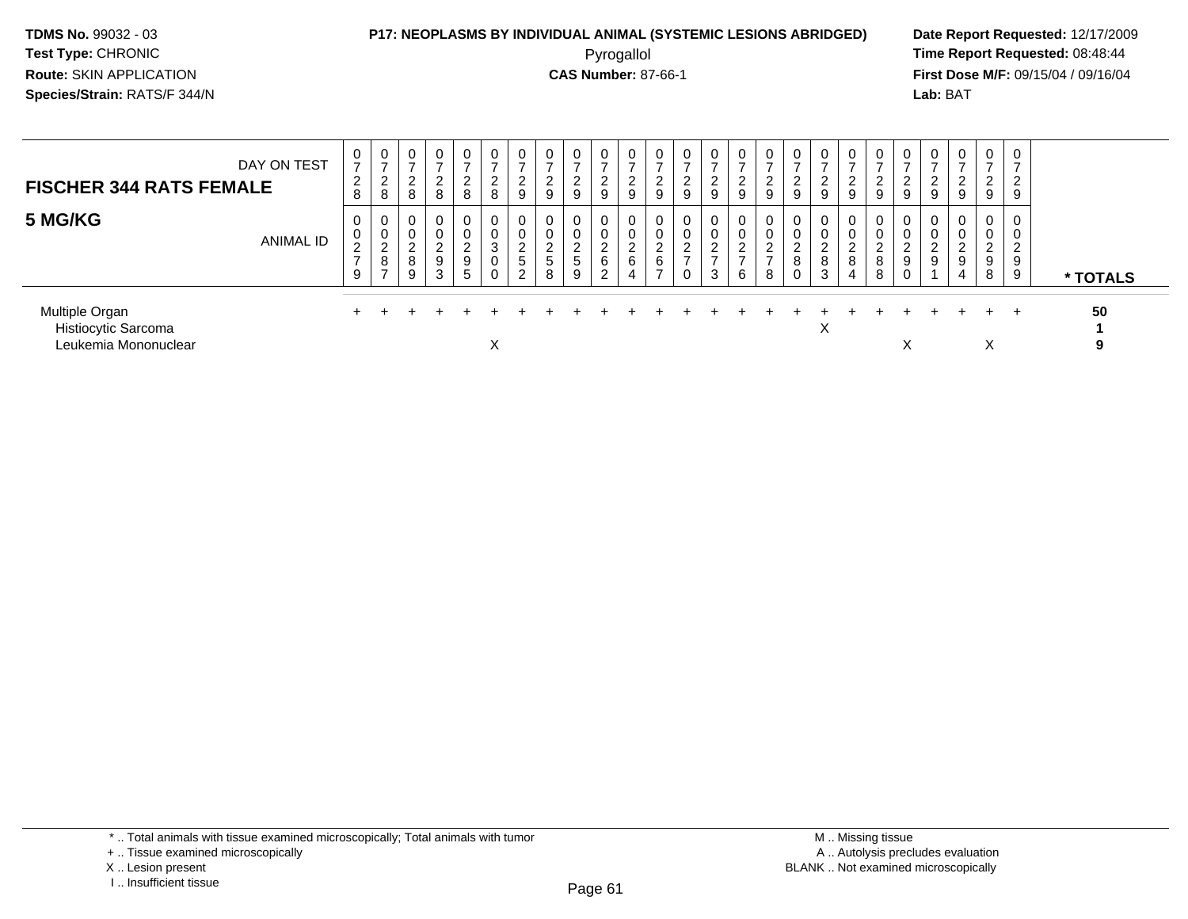**TDMS No.** 99032 - 03
**Test Type:** CHRONIC
**Route:** SKIN APPLICATION
**Species/Strain:** RATS/F 344/N

**P17: NEOPLASMS BY INDIVIDUAL ANIMAL (SYSTEMIC LESIONS ABRIDGED)**
Pyrogallol
**CAS Number:** 87-66-1

**Date Report Requested:** 12/17/2009
**Time Report Requested:** 08:48:44
**First Dose M/F:** 09/15/04 / 09/16/04
**Lab:** BAT

| **FISCHER 344 RATS FEMALE** DAY ON TEST | 0728 | 0728 | 0728 | 0728 | 0728 | 0728 | 0729 | 0729 | 0729 | 0729 | 0729 | 0729 | 0729 | 0729 | 0729 | 0729 | 0729 | 0729 | 0729 | 0729 | 0729 | 0729 | 0729 | 0729 | 0729 | |
|---|---|---|---|---|---|---|---|---|---|---|---|---|---|---|---|---|---|---|---|---|---|---|---|---|---|---|
| **5 MG/KG** ANIMAL ID | 0279 | 0287 | 0289 | 0293 | 0295 | 0300 | 0252 | 0258 | 0259 | 0262 | 0264 | 0267 | 0270 | 0273 | 0276 | 0278 | 0280 | 0283 | 0284 | 0288 | 0290 | 0291 | 0294 | 0298 | 0299 | *** TOTALS** |
| Multiple Organ | + | + | + | + | + | + | + | + | + | + | + | + | + | + | + | + | + | + | + | + | + | + | + | + | + | **50** |
| Histiocytic Sarcoma | | | | | | | | | | | | | | | | | | X | | | | | | | | **1** |
| Leukemia Mononuclear | | | | | | X | | | | | | | | | | | | | | | X | | | X | | **9** |

* .. Total animals with tissue examined microscopically; Total animals with tumor
+ .. Tissue examined microscopically
X .. Lesion present
I .. Insufficient tissue

M .. Missing tissue
A .. Autolysis precludes evaluation
BLANK .. Not examined microscopically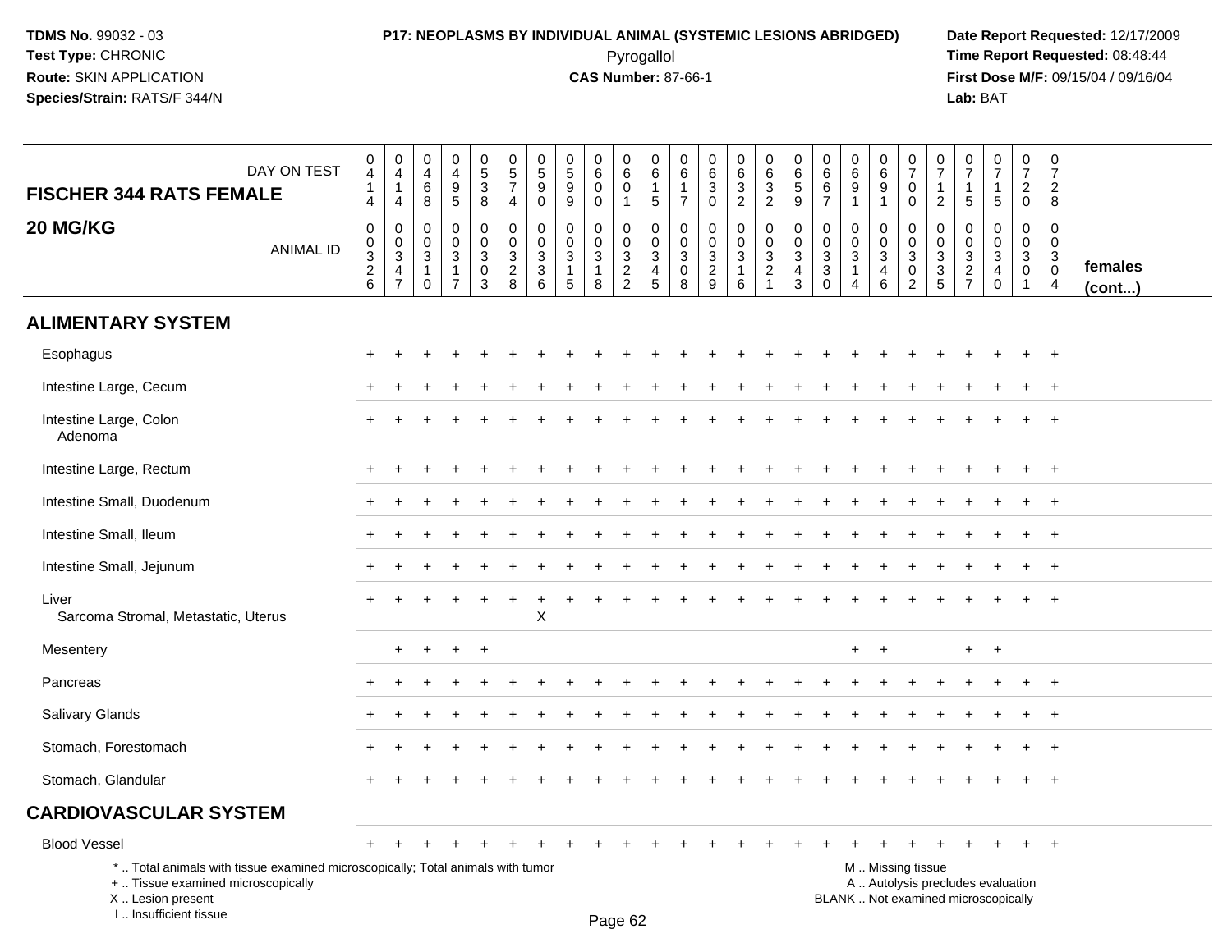TDMS No. 99032 - 03
Test Type: CHRONIC
Route: SKIN APPLICATION
Species/Strain: RATS/F 344/N

**P17: NEOPLASMS BY INDIVIDUAL ANIMAL (SYSTEMIC LESIONS ABRIDGED)**
Pyrogallol
**CAS Number:** 87-66-1

Date Report Requested: 12/17/2009
Time Report Requested: 08:48:44
First Dose M/F: 09/15/04 / 09/16/04
Lab: BAT

| FISCHER 344 RATS FEMALE — DAY ON TEST | 0414 | 0414 | 0468 | 0495 | 0538 | 0574 | 0590 | 0599 | 0600 | 0601 | 0615 | 0617 | 0630 | 0632 | 0632 | 0659 | 0667 | 0691 | 0691 | 0700 | 0712 | 0715 | 0715 | 0720 | 0728 | |
|---|---|---|---|---|---|---|---|---|---|---|---|---|---|---|---|---|---|---|---|---|---|---|---|---|---|---|
| **20 MG/KG** — ANIMAL ID | 00326 | 00347 | 00310 | 00317 | 00303 | 00328 | 00336 | 00315 | 00318 | 00322 | 00345 | 00308 | 00329 | 00316 | 00321 | 00343 | 00330 | 00314 | 00346 | 00302 | 00335 | 00327 | 00340 | 00301 | 00304 | **females (cont...)** |
| **ALIMENTARY SYSTEM** | | | | | | | | | | | | | | | | | | | | | | | | | | |
| Esophagus | + | + | + | + | + | + | + | + | + | + | + | + | + | + | + | + | + | + | + | + | + | + | + | + | + | |
| Intestine Large, Cecum | + | + | + | + | + | + | + | + | + | + | + | + | + | + | + | + | + | + | + | + | + | + | + | + | + | |
| Intestine Large, Colon | + | + | + | + | + | + | + | + | + | + | + | + | + | + | + | + | + | + | + | + | + | + | + | + | + | |
| Adenoma | | | | | | | | | | | | | | | | | | | | | | | | | | |
| Intestine Large, Rectum | + | + | + | + | + | + | + | + | + | + | + | + | + | + | + | + | + | + | + | + | + | + | + | + | + | |
| Intestine Small, Duodenum | + | + | + | + | + | + | + | + | + | + | + | + | + | + | + | + | + | + | + | + | + | + | + | + | + | |
| Intestine Small, Ileum | + | + | + | + | + | + | + | + | + | + | + | + | + | + | + | + | + | + | + | + | + | + | + | + | + | |
| Intestine Small, Jejunum | + | + | + | + | + | + | + | + | + | + | + | + | + | + | + | + | + | + | + | + | + | + | + | + | + | |
| Liver | + | + | + | + | + | + | + | + | + | + | + | + | + | + | + | + | + | + | + | + | + | + | + | + | + | |
| Sarcoma Stromal, Metastatic, Uterus | | | | | | | X | | | | | | | | | | | | | | | | | | | |
| Mesentery | | + | + | + | + | | | | | | | | | | | | | + | + | | | + | + | | | |
| Pancreas | + | + | + | + | + | + | + | + | + | + | + | + | + | + | + | + | + | + | + | + | + | + | + | + | + | |
| Salivary Glands | + | + | + | + | + | + | + | + | + | + | + | + | + | + | + | + | + | + | + | + | + | + | + | + | + | |
| Stomach, Forestomach | + | + | + | + | + | + | + | + | + | + | + | + | + | + | + | + | + | + | + | + | + | + | + | + | + | |
| Stomach, Glandular | + | + | + | + | + | + | + | + | + | + | + | + | + | + | + | + | + | + | + | + | + | + | + | + | + | |
| **CARDIOVASCULAR SYSTEM** | | | | | | | | | | | | | | | | | | | | | | | | | | |
| Blood Vessel | + | + | + | + | + | + | + | + | + | + | + | + | + | + | + | + | + | + | + | + | + | + | + | + | + | |

\* .. Total animals with tissue examined microscopically; Total animals with tumor
\+ .. Tissue examined microscopically
X .. Lesion present
I .. Insufficient tissue

M .. Missing tissue
A .. Autolysis precludes evaluation
BLANK .. Not examined microscopically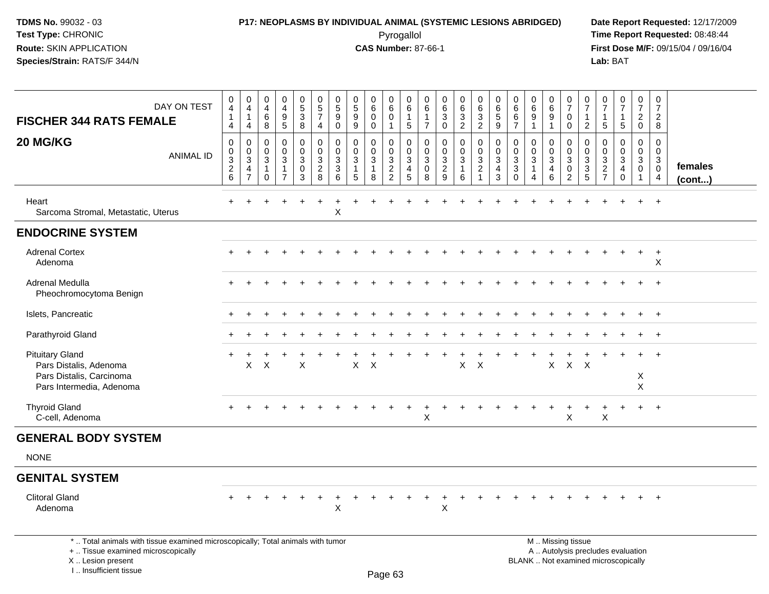**TDMS No.** 99032 - 03
**Test Type:** CHRONIC
**Route:** SKIN APPLICATION
**Species/Strain:** RATS/F 344/N

**P17: NEOPLASMS BY INDIVIDUAL ANIMAL (SYSTEMIC LESIONS ABRIDGED)**
Pyrogallol
**CAS Number:** 87-66-1

**Date Report Requested:** 12/17/2009
**Time Report Requested:** 08:48:44
**First Dose M/F:** 09/15/04 / 09/16/04
**Lab:** BAT

| FISCHER 344 RATS FEMALE 20 MG/KG — DAY ON TEST | 0414 | 0414 | 0468 | 0495 | 0538 | 0574 | 0590 | 0599 | 0600 | 0601 | 0615 | 0617 | 0630 | 0632 | 0632 | 0659 | 0667 | 0691 | 0691 | 0700 | 0712 | 0715 | 0715 | 0720 | 0728 | |
|---|---|---|---|---|---|---|---|---|---|---|---|---|---|---|---|---|---|---|---|---|---|---|---|---|---|---|
| ANIMAL ID | 0326 | 0347 | 0310 | 0317 | 0303 | 0328 | 0336 | 0315 | 0318 | 0322 | 0345 | 0308 | 0329 | 0316 | 0321 | 0343 | 0330 | 0314 | 0346 | 0302 | 0335 | 0327 | 0340 | 0301 | 0304 | females (cont...) |
| Heart | + | + | + | + | + | + | + | + | + | + | + | + | + | + | + | + | + | + | + | + | + | + | + | + | + | |
| Sarcoma Stromal, Metastatic, Uterus | | | | | | | X | | | | | | | | | | | | | | | | | | | |
| **ENDOCRINE SYSTEM** | | | | | | | | | | | | | | | | | | | | | | | | | | |
| Adrenal Cortex | + | + | + | + | + | + | + | + | + | + | + | + | + | + | + | + | + | + | + | + | + | + | + | + | + | |
| Adenoma | | | | | | | | | | | | | | | | | | | | | | | | | X | |
| Adrenal Medulla | + | + | + | + | + | + | + | + | + | + | + | + | + | + | + | + | + | + | + | + | + | + | + | + | + | |
| Pheochromocytoma Benign | | | | | | | | | | | | | | | | | | | | | | | | | | |
| Islets, Pancreatic | + | + | + | + | + | + | + | + | + | + | + | + | + | + | + | + | + | + | + | + | + | + | + | + | + | |
| Parathyroid Gland | + | + | + | + | + | + | + | + | + | + | + | + | + | + | + | + | + | + | + | + | + | + | + | + | + | |
| Pituitary Gland | + | + | + | + | + | + | + | + | + | + | + | + | + | + | + | + | + | + | + | + | + | + | + | + | + | |
| Pars Distalis, Adenoma | | X | X | | X | | | X | X | | | | | X | X | | | | X | X | X | | | | | |
| Pars Distalis, Carcinoma | | | | | | | | | | | | | | | | | | | | | | | | X | | |
| Pars Intermedia, Adenoma | | | | | | | | | | | | | | | | | | | | | | | | X | | |
| Thyroid Gland | + | + | + | + | + | + | + | + | + | + | + | + | + | + | + | + | + | + | + | + | + | + | + | + | + | |
| C-cell, Adenoma | | | | | | | | | | | | X | | | | | | | | X | | X | | | | |
| **GENERAL BODY SYSTEM** | | | | | | | | | | | | | | | | | | | | | | | | | | |
| NONE | | | | | | | | | | | | | | | | | | | | | | | | | | |
| **GENITAL SYSTEM** | | | | | | | | | | | | | | | | | | | | | | | | | | |
| Clitoral Gland | + | + | + | + | + | + | + | + | + | + | + | + | + | + | + | + | + | + | + | + | + | + | + | + | + | |
| Adenoma | | | | | | | X | | | | | | X | | | | | | | | | | | | | |

* .. Total animals with tissue examined microscopically; Total animals with tumor
+ .. Tissue examined microscopically
X .. Lesion present
I .. Insufficient tissue

M .. Missing tissue
A .. Autolysis precludes evaluation
BLANK .. Not examined microscopically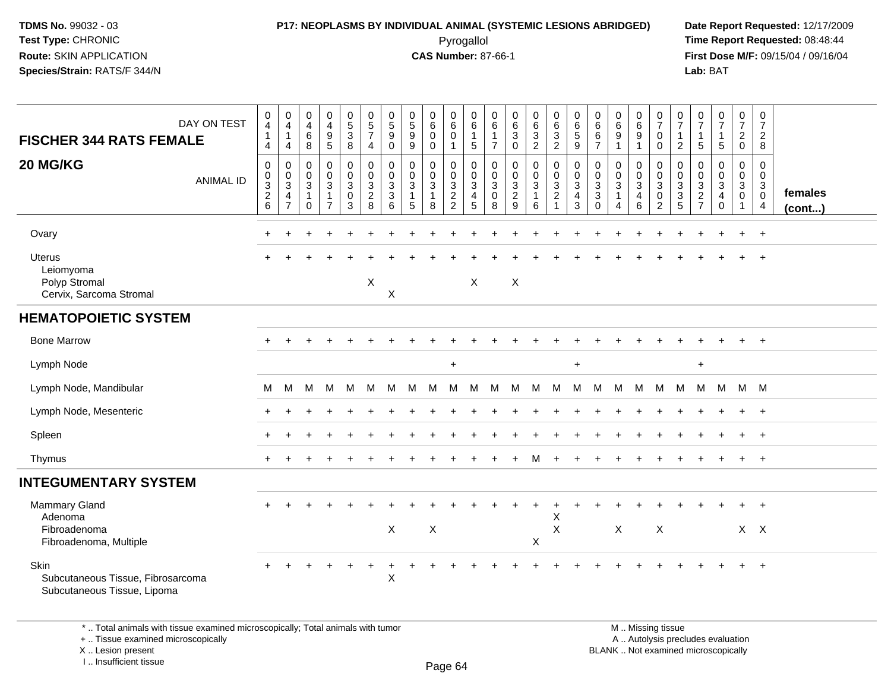**TDMS No.** 99032 - 03
**Test Type:** CHRONIC
**Route:** SKIN APPLICATION
**Species/Strain:** RATS/F 344/N

**P17: NEOPLASMS BY INDIVIDUAL ANIMAL (SYSTEMIC LESIONS ABRIDGED)**
Pyrogallol
**CAS Number:** 87-66-1

**Date Report Requested:** 12/17/2009
**Time Report Requested:** 08:48:44
**First Dose M/F:** 09/15/04 / 09/16/04
**Lab:** BAT

| FISCHER 344 RATS FEMALE — DAY ON TEST | 0414 | 0414 | 0468 | 0495 | 0538 | 0574 | 0590 | 0599 | 0600 | 0601 | 0615 | 0617 | 0630 | 0632 | 0632 | 0659 | 0667 | 0691 | 0691 | 0700 | 0712 | 0715 | 0715 | 0720 | 0728 | |
|---|---|---|---|---|---|---|---|---|---|---|---|---|---|---|---|---|---|---|---|---|---|---|---|---|---|---|
| **20 MG/KG** — ANIMAL ID | 00326 | 00347 | 00310 | 00317 | 00303 | 00328 | 00336 | 00315 | 00318 | 00322 | 00345 | 00308 | 00329 | 00316 | 00321 | 00343 | 00330 | 00314 | 00346 | 00302 | 00335 | 00327 | 00340 | 00301 | 00304 | **females (cont...)** |
| Ovary | + | + | + | + | + | + | + | + | + | + | + | + | + | + | + | + | + | + | + | + | + | + | + | + | + | |
| Uterus | + | + | + | + | + | + | + | + | + | + | + | + | + | + | + | + | + | + | + | + | + | + | + | + | + | |
| Leiomyoma | | | | | | | | | | | | | | | | | | | | | | | | | | |
| Polyp Stromal | | | | | | X | | | | | X | | X | | | | | | | | | | | | | |
| Cervix, Sarcoma Stromal | | | | | | | X | | | | | | | | | | | | | | | | | | | |
| **HEMATOPOIETIC SYSTEM** | | | | | | | | | | | | | | | | | | | | | | | | | | |
| Bone Marrow | + | + | + | + | + | + | + | + | + | + | + | + | + | + | + | + | + | + | + | + | + | + | + | + | + | |
| Lymph Node | | | | | | | | | | + | | | | | | + | | | | | | + | | | | |
| Lymph Node, Mandibular | M | M | M | M | M | M | M | M | M | M | M | M | M | M | M | M | M | M | M | M | M | M | M | M | M | |
| Lymph Node, Mesenteric | + | + | + | + | + | + | + | + | + | + | + | + | + | + | + | + | + | + | + | + | + | + | + | + | + | |
| Spleen | + | + | + | + | + | + | + | + | + | + | + | + | + | + | + | + | + | + | + | + | + | + | + | + | + | |
| Thymus | + | + | + | + | + | + | + | + | + | + | + | + | + | M | + | + | + | + | + | + | + | + | + | + | + | |
| **INTEGUMENTARY SYSTEM** | | | | | | | | | | | | | | | | | | | | | | | | | | |
| Mammary Gland | + | + | + | + | + | + | + | + | + | + | + | + | + | + | + | + | + | + | + | + | + | + | + | + | + | |
| Adenoma | | | | | | | | | | | | | | | X | | | | | | | | | | | |
| Fibroadenoma | | | | | | | X | | X | | | | | | X | | | X | | X | | | | X | X | |
| Fibroadenoma, Multiple | | | | | | | | | | | | | | X | | | | | | | | | | | | |
| Skin | + | + | + | + | + | + | + | + | + | + | + | + | + | + | + | + | + | + | + | + | + | + | + | + | + | |
| Subcutaneous Tissue, Fibrosarcoma | | | | | | | X | | | | | | | | | | | | | | | | | | | |
| Subcutaneous Tissue, Lipoma | | | | | | | | | | | | | | | | | | | | | | | | | | |

\* .. Total animals with tissue examined microscopically; Total animals with tumor
\+ .. Tissue examined microscopically
X .. Lesion present
I .. Insufficient tissue

M .. Missing tissue
A .. Autolysis precludes evaluation
BLANK .. Not examined microscopically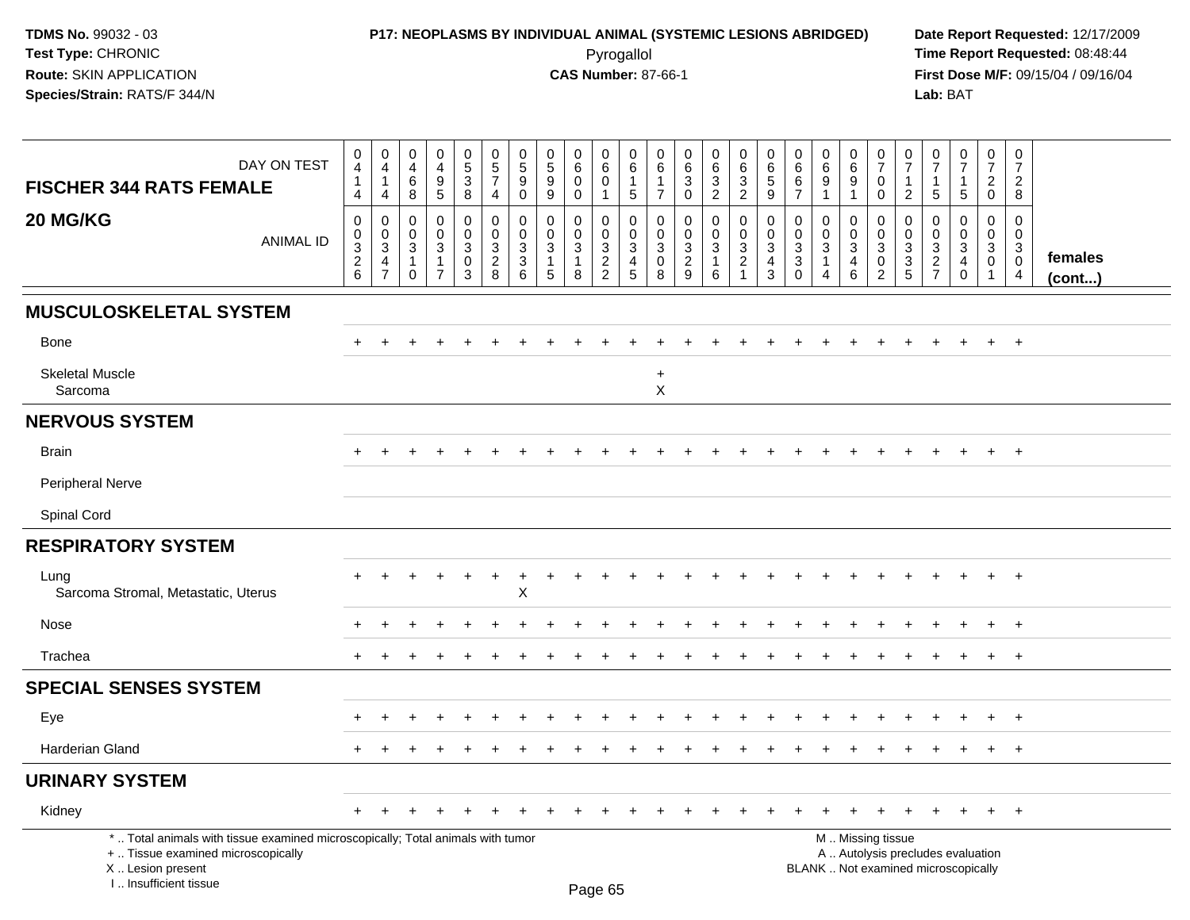**TDMS No.** 99032 - 03
**Test Type:** CHRONIC
**Route:** SKIN APPLICATION
**Species/Strain:** RATS/F 344/N

**P17: NEOPLASMS BY INDIVIDUAL ANIMAL (SYSTEMIC LESIONS ABRIDGED)**
Pyrogallol
**CAS Number:** 87-66-1

**Date Report Requested:** 12/17/2009
**Time Report Requested:** 08:48:44
**First Dose M/F:** 09/15/04 / 09/16/04
**Lab:** BAT

**FISCHER 344 RATS FEMALE**
**20 MG/KG**

| DAY ON TEST | 0414 | 0414 | 0468 | 0495 | 0538 | 0574 | 0590 | 0599 | 0600 | 0601 | 0615 | 0617 | 0630 | 0632 | 0632 | 0659 | 0667 | 0691 | 0691 | 0700 | 0712 | 0715 | 0715 | 0720 | 0728 | |
|---|---|---|---|---|---|---|---|---|---|---|---|---|---|---|---|---|---|---|---|---|---|---|---|---|---|---|
| ANIMAL ID | 00326 | 00347 | 00310 | 00317 | 00303 | 00328 | 00336 | 00315 | 00318 | 00322 | 00345 | 00308 | 00329 | 00316 | 00321 | 00343 | 00330 | 00314 | 00346 | 00302 | 00335 | 00327 | 00340 | 00301 | 00304 | **females (cont...)** |
| **MUSCULOSKELETAL SYSTEM** | | | | | | | | | | | | | | | | | | | | | | | | | | |
| Bone | + | + | + | + | + | + | + | + | + | + | + | + | + | + | + | + | + | + | + | + | + | + | + | + | + | |
| Skeletal Muscle | | | | | | | | | | | | + | | | | | | | | | | | | | | |
| Sarcoma | | | | | | | | | | | | X | | | | | | | | | | | | | | |
| **NERVOUS SYSTEM** | | | | | | | | | | | | | | | | | | | | | | | | | | |
| Brain | + | + | + | + | + | + | + | + | + | + | + | + | + | + | + | + | + | + | + | + | + | + | + | + | + | |
| Peripheral Nerve | | | | | | | | | | | | | | | | | | | | | | | | | | |
| Spinal Cord | | | | | | | | | | | | | | | | | | | | | | | | | | |
| **RESPIRATORY SYSTEM** | | | | | | | | | | | | | | | | | | | | | | | | | | |
| Lung | + | + | + | + | + | + | + | + | + | + | + | + | + | + | + | + | + | + | + | + | + | + | + | + | + | |
| Sarcoma Stromal, Metastatic, Uterus | | | | | | | X | | | | | | | | | | | | | | | | | | | |
| Nose | + | + | + | + | + | + | + | + | + | + | + | + | + | + | + | + | + | + | + | + | + | + | + | + | + | |
| Trachea | + | + | + | + | + | + | + | + | + | + | + | + | + | + | + | + | + | + | + | + | + | + | + | + | + | |
| **SPECIAL SENSES SYSTEM** | | | | | | | | | | | | | | | | | | | | | | | | | | |
| Eye | + | + | + | + | + | + | + | + | + | + | + | + | + | + | + | + | + | + | + | + | + | + | + | + | + | |
| Harderian Gland | + | + | + | + | + | + | + | + | + | + | + | + | + | + | + | + | + | + | + | + | + | + | + | + | + | |
| **URINARY SYSTEM** | | | | | | | | | | | | | | | | | | | | | | | | | | |
| Kidney | + | + | + | + | + | + | + | + | + | + | + | + | + | + | + | + | + | + | + | + | + | + | + | + | + | |

\* .. Total animals with tissue examined microscopically; Total animals with tumor
\+ .. Tissue examined microscopically
X .. Lesion present
I .. Insufficient tissue

M .. Missing tissue
A .. Autolysis precludes evaluation
BLANK .. Not examined microscopically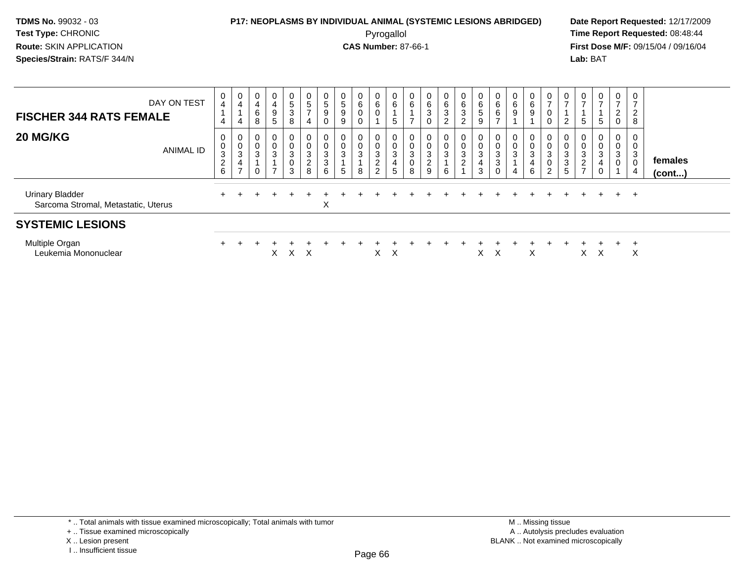**TDMS No.** 99032 - 03
**Test Type:** CHRONIC
**Route:** SKIN APPLICATION
**Species/Strain:** RATS/F 344/N

**P17: NEOPLASMS BY INDIVIDUAL ANIMAL (SYSTEMIC LESIONS ABRIDGED)**
Pyrogallol
**CAS Number:** 87-66-1

**Date Report Requested:** 12/17/2009
**Time Report Requested:** 08:48:44
**First Dose M/F:** 09/15/04 / 09/16/04
**Lab:** BAT

| FISCHER 344 RATS FEMALE 20 MG/KG | | | | | | | | | | | | | | | | | | | | | | | | | | |
|---|---|---|---|---|---|---|---|---|---|---|---|---|---|---|---|---|---|---|---|---|---|---|---|---|---|---|
| DAY ON TEST | 0414 | 0414 | 0468 | 0495 | 0538 | 0574 | 0590 | 0599 | 0600 | 0601 | 0615 | 0617 | 0630 | 0632 | 0632 | 0659 | 0667 | 0691 | 0691 | 0700 | 0712 | 0715 | 0715 | 0720 | 0728 | |
| ANIMAL ID | 00326 | 00347 | 00310 | 00317 | 00303 | 00328 | 00336 | 00315 | 00318 | 00322 | 00345 | 00308 | 00329 | 00316 | 00321 | 00343 | 00330 | 00314 | 00346 | 00302 | 00335 | 00327 | 00340 | 00301 | 00304 | females (cont...) |
| Urinary Bladder | + | + | + | + | + | + | + | + | + | + | + | + | + | + | + | + | + | + | + | + | + | + | + | + | + | |
| Sarcoma Stromal, Metastatic, Uterus | | | | | | | X | | | | | | | | | | | | | | | | | | | |
| **SYSTEMIC LESIONS** | | | | | | | | | | | | | | | | | | | | | | | | | | |
| Multiple Organ | + | + | + | + | + | + | + | + | + | + | + | + | + | + | + | + | + | + | + | + | + | + | + | + | + | |
| Leukemia Mononuclear | | | | X | X | X | | | | X | X | | | | | X | X | | X | | | X | X | | X | |

\* .. Total animals with tissue examined microscopically; Total animals with tumor
+ .. Tissue examined microscopically
X .. Lesion present
I .. Insufficient tissue

M .. Missing tissue
A .. Autolysis precludes evaluation
BLANK .. Not examined microscopically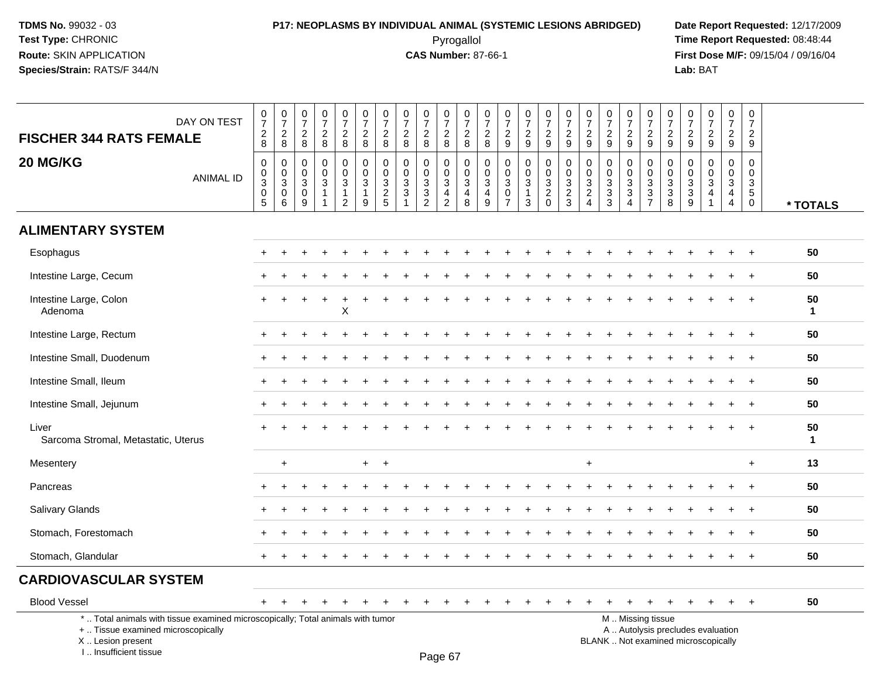TDMS No. 99032 - 03
Test Type: CHRONIC
Route: SKIN APPLICATION
Species/Strain: RATS/F 344/N

**P17: NEOPLASMS BY INDIVIDUAL ANIMAL (SYSTEMIC LESIONS ABRIDGED)**
Pyrogallol
**CAS Number:** 87-66-1

Date Report Requested: 12/17/2009
Time Report Requested: 08:48:44
First Dose M/F: 09/15/04 / 09/16/04
Lab: BAT

| DAY ON TEST | 0728 | 0728 | 0728 | 0728 | 0728 | 0728 | 0728 | 0728 | 0728 | 0728 | 0728 | 0728 | 0729 | 0729 | 0729 | 0729 | 0729 | 0729 | 0729 | 0729 | 0729 | 0729 | 0729 | 0729 | 0729 | |
|---|---|---|---|---|---|---|---|---|---|---|---|---|---|---|---|---|---|---|---|---|---|---|---|---|---|---|
| **FISCHER 344 RATS FEMALE 20 MG/KG** ANIMAL ID | 0030 5 | 0030 6 | 0030 9 | 0031 1 | 0031 2 | 0031 9 | 0032 5 | 0033 1 | 0033 2 | 0034 2 | 0034 8 | 0034 9 | 0030 7 | 0031 3 | 0032 0 | 0032 3 | 0032 4 | 0033 3 | 0033 4 | 0033 7 | 0033 8 | 0033 9 | 0034 1 | 0034 4 | 0035 0 | *** TOTALS** |
| **ALIMENTARY SYSTEM** | | | | | | | | | | | | | | | | | | | | | | | | | | |
| Esophagus | + | + | + | + | + | + | + | + | + | + | + | + | + | + | + | + | + | + | + | + | + | + | + | + | + | 50 |
| Intestine Large, Cecum | + | + | + | + | + | + | + | + | + | + | + | + | + | + | + | + | + | + | + | + | + | + | + | + | + | 50 |
| Intestine Large, Colon | + | + | + | + | + | + | + | + | + | + | + | + | + | + | + | + | + | + | + | + | + | + | + | + | + | 50 |
| Adenoma | | | | | X | | | | | | | | | | | | | | | | | | | | | 1 |
| Intestine Large, Rectum | + | + | + | + | + | + | + | + | + | + | + | + | + | + | + | + | + | + | + | + | + | + | + | + | + | 50 |
| Intestine Small, Duodenum | + | + | + | + | + | + | + | + | + | + | + | + | + | + | + | + | + | + | + | + | + | + | + | + | + | 50 |
| Intestine Small, Ileum | + | + | + | + | + | + | + | + | + | + | + | + | + | + | + | + | + | + | + | + | + | + | + | + | + | 50 |
| Intestine Small, Jejunum | + | + | + | + | + | + | + | + | + | + | + | + | + | + | + | + | + | + | + | + | + | + | + | + | + | 50 |
| Liver | + | + | + | + | + | + | + | + | + | + | + | + | + | + | + | + | + | + | + | + | + | + | + | + | + | 50 |
| Sarcoma Stromal, Metastatic, Uterus | | | | | | | | | | | | | | | | | | | | | | | | | | 1 |
| Mesentery | | + | | | | + | + | | | | | | | | | | + | | | | | | | | + | 13 |
| Pancreas | + | + | + | + | + | + | + | + | + | + | + | + | + | + | + | + | + | + | + | + | + | + | + | + | + | 50 |
| Salivary Glands | + | + | + | + | + | + | + | + | + | + | + | + | + | + | + | + | + | + | + | + | + | + | + | + | + | 50 |
| Stomach, Forestomach | + | + | + | + | + | + | + | + | + | + | + | + | + | + | + | + | + | + | + | + | + | + | + | + | + | 50 |
| Stomach, Glandular | + | + | + | + | + | + | + | + | + | + | + | + | + | + | + | + | + | + | + | + | + | + | + | + | + | 50 |
| **CARDIOVASCULAR SYSTEM** | | | | | | | | | | | | | | | | | | | | | | | | | | |
| Blood Vessel | + | + | + | + | + | + | + | + | + | + | + | + | + | + | + | + | + | + | + | + | + | + | + | + | + | 50 |

\* .. Total animals with tissue examined microscopically; Total animals with tumor
\+ .. Tissue examined microscopically
X .. Lesion present
I .. Insufficient tissue

M .. Missing tissue
A .. Autolysis precludes evaluation
BLANK .. Not examined microscopically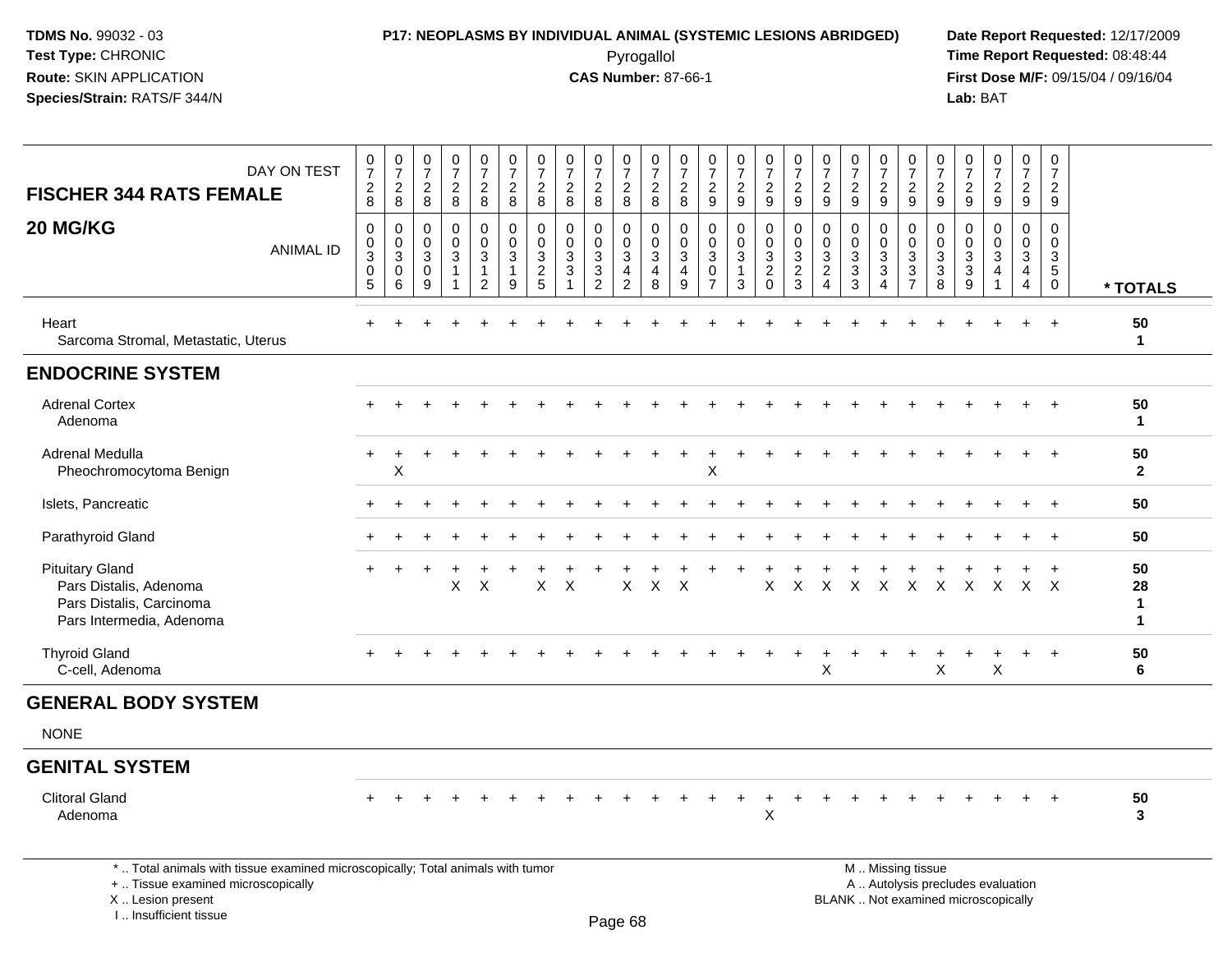**TDMS No.** 99032 - 03
**Test Type:** CHRONIC
**Route:** SKIN APPLICATION
**Species/Strain:** RATS/F 344/N

**P17: NEOPLASMS BY INDIVIDUAL ANIMAL (SYSTEMIC LESIONS ABRIDGED)**
Pyrogallol
**CAS Number:** 87-66-1

**Date Report Requested:** 12/17/2009
**Time Report Requested:** 08:48:44
**First Dose M/F:** 09/15/04 / 09/16/04
**Lab:** BAT

| FISCHER 344 RATS FEMALE 20 MG/KG — DAY ON TEST | 0728 | 0728 | 0728 | 0728 | 0728 | 0728 | 0728 | 0728 | 0728 | 0728 | 0728 | 0728 | 0729 | 0729 | 0729 | 0729 | 0729 | 0729 | 0729 | 0729 | 0729 | 0729 | 0729 | 0729 | 0729 | |
|---|---|---|---|---|---|---|---|---|---|---|---|---|---|---|---|---|---|---|---|---|---|---|---|---|---|---|
| ANIMAL ID | 0305 | 0306 | 0309 | 0311 | 0312 | 0319 | 0325 | 0331 | 0332 | 0342 | 0348 | 0349 | 0307 | 0313 | 0320 | 0323 | 0324 | 0333 | 0334 | 0337 | 0338 | 0339 | 0341 | 0344 | 0350 | * TOTALS |
| Heart | + | + | + | + | + | + | + | + | + | + | + | + | + | + | + | + | + | + | + | + | + | + | + | + | + | 50 |
| Sarcoma Stromal, Metastatic, Uterus | | | | | | | | | | | | | | | | | | | | | | | | | | 1 |
| **ENDOCRINE SYSTEM** | | | | | | | | | | | | | | | | | | | | | | | | | | |
| Adrenal Cortex | + | + | + | + | + | + | + | + | + | + | + | + | + | + | + | + | + | + | + | + | + | + | + | + | + | 50 |
| Adenoma | | | | | | | | | | | | | | | | | | | | | | | | | | 1 |
| Adrenal Medulla | + | + | + | + | + | + | + | + | + | + | + | + | + | + | + | + | + | + | + | + | + | + | + | + | + | 50 |
| Pheochromocytoma Benign | | X | | | | | | | | | | | X | | | | | | | | | | | | | 2 |
| Islets, Pancreatic | + | + | + | + | + | + | + | + | + | + | + | + | + | + | + | + | + | + | + | + | + | + | + | + | + | 50 |
| Parathyroid Gland | + | + | + | + | + | + | + | + | + | + | + | + | + | + | + | + | + | + | + | + | + | + | + | + | + | 50 |
| Pituitary Gland | + | + | + | + | + | + | + | + | + | + | + | + | + | + | + | + | + | + | + | + | + | + | + | + | + | 50 |
| Pars Distalis, Adenoma | | | | X | X | | X | X | | X | X | X | | | X | X | X | X | X | X | X | X | X | X | X | 28 |
| Pars Distalis, Carcinoma | | | | | | | | | | | | | | | | | | | | | | | | | | 1 |
| Pars Intermedia, Adenoma | | | | | | | | | | | | | | | | | | | | | | | | | | 1 |
| Thyroid Gland | + | + | + | + | + | + | + | + | + | + | + | + | + | + | + | + | + | + | + | + | + | + | + | + | + | 50 |
| C-cell, Adenoma | | | | | | | | | | | | | | | | | X | | | | X | | X | | | 6 |
| **GENERAL BODY SYSTEM** | | | | | | | | | | | | | | | | | | | | | | | | | | |
| NONE | | | | | | | | | | | | | | | | | | | | | | | | | | |
| **GENITAL SYSTEM** | | | | | | | | | | | | | | | | | | | | | | | | | | |
| Clitoral Gland | + | + | + | + | + | + | + | + | + | + | + | + | + | + | + | + | + | + | + | + | + | + | + | + | + | 50 |
| Adenoma | | | | | | | | | | | | | | | X | | | | | | | | | | | 3 |

\* .. Total animals with tissue examined microscopically; Total animals with tumor
\+ .. Tissue examined microscopically
X .. Lesion present
I .. Insufficient tissue

M .. Missing tissue
A .. Autolysis precludes evaluation
BLANK .. Not examined microscopically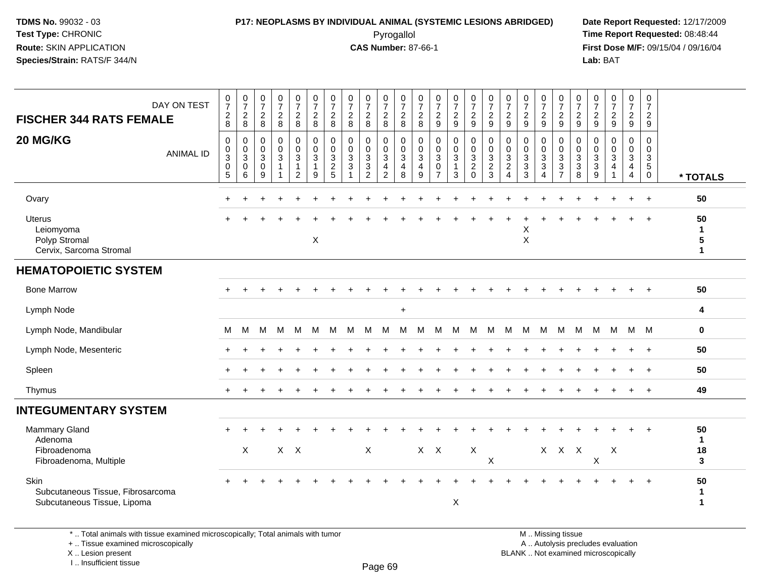**TDMS No.** 99032 - 03
**Test Type:** CHRONIC
**Route:** SKIN APPLICATION
**Species/Strain:** RATS/F 344/N

**P17: NEOPLASMS BY INDIVIDUAL ANIMAL (SYSTEMIC LESIONS ABRIDGED)**
Pyrogallol
**CAS Number:** 87-66-1

**Date Report Requested:** 12/17/2009
**Time Report Requested:** 08:48:44
**First Dose M/F:** 09/15/04 / 09/16/04
**Lab:** BAT

## FISCHER 344 RATS FEMALE — 20 MG/KG

| DAY ON TEST | 0728 | 0728 | 0728 | 0728 | 0728 | 0728 | 0728 | 0728 | 0728 | 0728 | 0728 | 0728 | 0729 | 0729 | 0729 | 0729 | 0729 | 0729 | 0729 | 0729 | 0729 | 0729 | 0729 | 0729 | 0729 | |
|---|---|---|---|---|---|---|---|---|---|---|---|---|---|---|---|---|---|---|---|---|---|---|---|---|---|---|
| **ANIMAL ID** | 0030 5 | 0030 6 | 0030 9 | 0031 1 | 0031 2 | 0031 9 | 0032 5 | 0033 1 | 0033 2 | 0034 2 | 0034 8 | 0034 9 | 0030 7 | 0031 3 | 0032 0 | 0032 3 | 0032 4 | 0033 3 | 0033 4 | 0033 7 | 0033 8 | 0033 9 | 0034 1 | 0034 4 | 0035 0 | *** TOTALS** |
| Ovary | + | + | + | + | + | + | + | + | + | + | + | + | + | + | + | + | + | + | + | + | + | + | + | + | + | 50 |
| Uterus | + | + | + | + | + | + | + | + | + | + | + | + | + | + | + | + | + | + | + | + | + | + | + | + | + | 50 |
| Leiomyoma | | | | | | | | | | | | | | | | | | X | | | | | | | | 1 |
| Polyp Stromal | | | | | | X | | | | | | | | | | | | X | | | | | | | | 5 |
| Cervix, Sarcoma Stromal | | | | | | | | | | | | | | | | | | | | | | | | | | 1 |
| **HEMATOPOIETIC SYSTEM** | | | | | | | | | | | | | | | | | | | | | | | | | | |
| Bone Marrow | + | + | + | + | + | + | + | + | + | + | + | + | + | + | + | + | + | + | + | + | + | + | + | + | + | 50 |
| Lymph Node | | | | | | | | | | | + | | | | | | | | | | | | | | | 4 |
| Lymph Node, Mandibular | M | M | M | M | M | M | M | M | M | M | M | M | M | M | M | M | M | M | M | M | M | M | M | M | M | 0 |
| Lymph Node, Mesenteric | + | + | + | + | + | + | + | + | + | + | + | + | + | + | + | + | + | + | + | + | + | + | + | + | + | 50 |
| Spleen | + | + | + | + | + | + | + | + | + | + | + | + | + | + | + | + | + | + | + | + | + | + | + | + | + | 50 |
| Thymus | + | + | + | + | + | + | + | + | + | + | + | + | + | + | + | + | + | + | + | + | + | + | + | + | + | 49 |
| **INTEGUMENTARY SYSTEM** | | | | | | | | | | | | | | | | | | | | | | | | | | |
| Mammary Gland | + | + | + | + | + | + | + | + | + | + | + | + | + | + | + | + | + | + | + | + | + | + | + | + | + | 50 |
| Adenoma | | | | | | | | | | | | | | | | | | | | | | | | | | 1 |
| Fibroadenoma | | X | | X | X | | | | X | | | X | X | | X | | | | X | X | X | | X | | | 18 |
| Fibroadenoma, Multiple | | | | | | | | | | | | | | | | X | | | | | | X | | | | 3 |
| Skin | + | + | + | + | + | + | + | + | + | + | + | + | + | + | + | + | + | + | + | + | + | + | + | + | + | 50 |
| Subcutaneous Tissue, Fibrosarcoma | | | | | | | | | | | | | | | | | | | | | | | | | | 1 |
| Subcutaneous Tissue, Lipoma | | | | | | | | | | | | | | X | | | | | | | | | | | | 1 |

\* .. Total animals with tissue examined microscopically; Total animals with tumor
\+ .. Tissue examined microscopically
X .. Lesion present
I .. Insufficient tissue

M .. Missing tissue
A .. Autolysis precludes evaluation
BLANK .. Not examined microscopically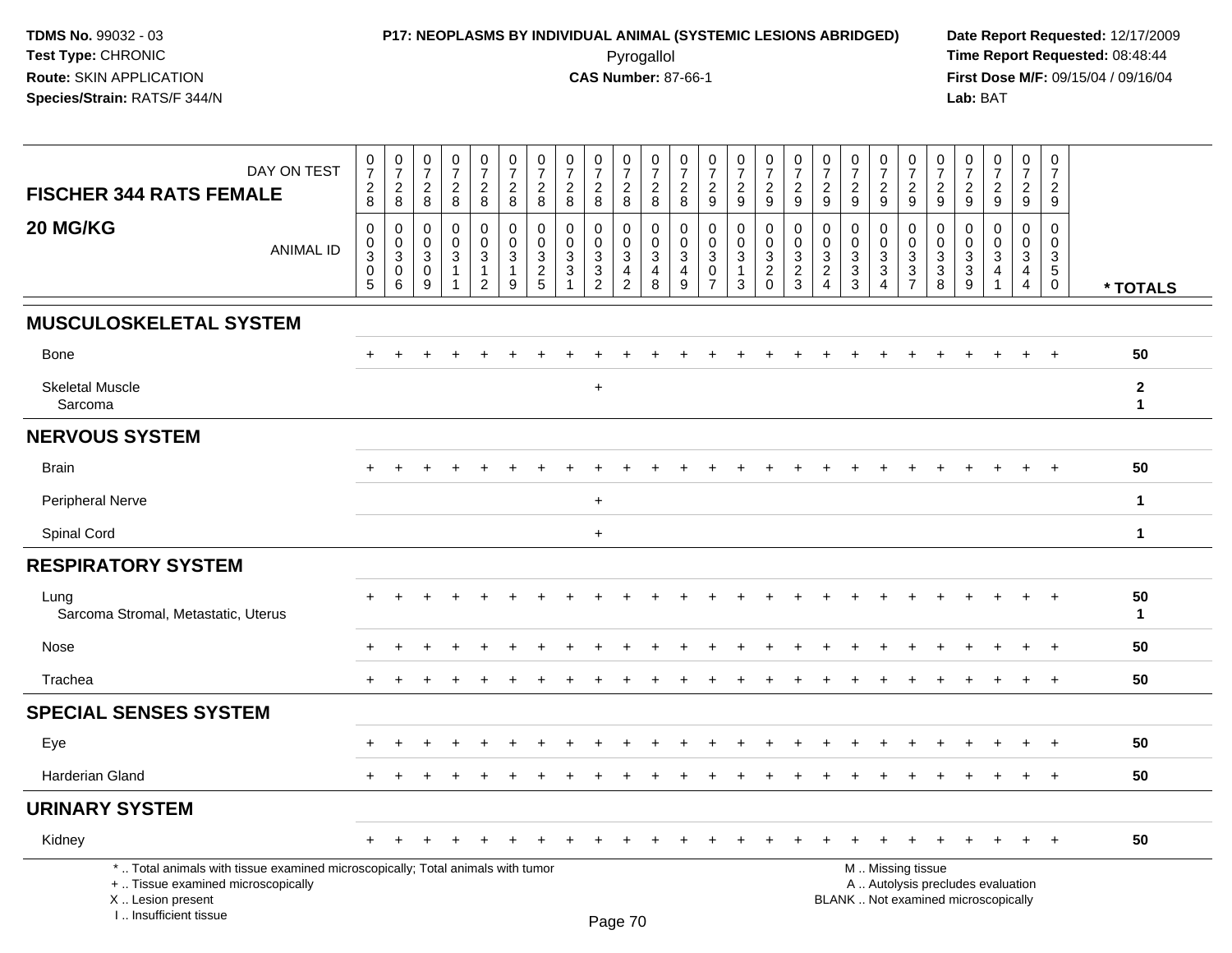**TDMS No.** 99032 - 03
**Test Type:** CHRONIC
**Route:** SKIN APPLICATION
**Species/Strain:** RATS/F 344/N

**P17: NEOPLASMS BY INDIVIDUAL ANIMAL (SYSTEMIC LESIONS ABRIDGED)**
Pyrogallol
**CAS Number:** 87-66-1

**Date Report Requested:** 12/17/2009
**Time Report Requested:** 08:48:44
**First Dose M/F:** 09/15/04 / 09/16/04
**Lab:** BAT

| FISCHER 344 RATS FEMALE 20 MG/KG | DAY ON TEST | 0728 | 0728 | 0728 | 0728 | 0728 | 0728 | 0728 | 0728 | 0728 | 0728 | 0728 | 0728 | 0729 | 0729 | 0729 | 0729 | 0729 | 0729 | 0729 | 0729 | 0729 | 0729 | 0729 | 0729 | 0729 | |
|---|---|---|---|---|---|---|---|---|---|---|---|---|---|---|---|---|---|---|---|---|---|---|---|---|---|---|---|
| | ANIMAL ID | 00305 | 00306 | 00309 | 00311 | 00312 | 00319 | 00325 | 00331 | 00332 | 00342 | 00348 | 00349 | 00307 | 00313 | 00320 | 00323 | 00324 | 00333 | 00334 | 00337 | 00338 | 00339 | 00341 | 00344 | 00350 | * TOTALS |
| **MUSCULOSKELETAL SYSTEM** | | | | | | | | | | | | | | | | | | | | | | | | | | | |
| Bone | | + | + | + | + | + | + | + | + | + | + | + | + | + | + | + | + | + | + | + | + | + | + | + | + | + | 50 |
| Skeletal Muscle | | | | | | | | | | + | | | | | | | | | | | | | | | | | 2 |
| Sarcoma | | | | | | | | | | | | | | | | | | | | | | | | | | | 1 |
| **NERVOUS SYSTEM** | | | | | | | | | | | | | | | | | | | | | | | | | | | |
| Brain | | + | + | + | + | + | + | + | + | + | + | + | + | + | + | + | + | + | + | + | + | + | + | + | + | + | 50 |
| Peripheral Nerve | | | | | | | | | | + | | | | | | | | | | | | | | | | | 1 |
| Spinal Cord | | | | | | | | | | + | | | | | | | | | | | | | | | | | 1 |
| **RESPIRATORY SYSTEM** | | | | | | | | | | | | | | | | | | | | | | | | | | | |
| Lung | | + | + | + | + | + | + | + | + | + | + | + | + | + | + | + | + | + | + | + | + | + | + | + | + | + | 50 |
| Sarcoma Stromal, Metastatic, Uterus | | | | | | | | | | | | | | | | | | | | | | | | | | | 1 |
| Nose | | + | + | + | + | + | + | + | + | + | + | + | + | + | + | + | + | + | + | + | + | + | + | + | + | + | 50 |
| Trachea | | + | + | + | + | + | + | + | + | + | + | + | + | + | + | + | + | + | + | + | + | + | + | + | + | + | 50 |
| **SPECIAL SENSES SYSTEM** | | | | | | | | | | | | | | | | | | | | | | | | | | | |
| Eye | | + | + | + | + | + | + | + | + | + | + | + | + | + | + | + | + | + | + | + | + | + | + | + | + | + | 50 |
| Harderian Gland | | + | + | + | + | + | + | + | + | + | + | + | + | + | + | + | + | + | + | + | + | + | + | + | + | + | 50 |
| **URINARY SYSTEM** | | | | | | | | | | | | | | | | | | | | | | | | | | | |
| Kidney | | + | + | + | + | + | + | + | + | + | + | + | + | + | + | + | + | + | + | + | + | + | + | + | + | + | 50 |

* .. Total animals with tissue examined microscopically; Total animals with tumor
+ .. Tissue examined microscopically
X .. Lesion present
I .. Insufficient tissue

M .. Missing tissue
A .. Autolysis precludes evaluation
BLANK .. Not examined microscopically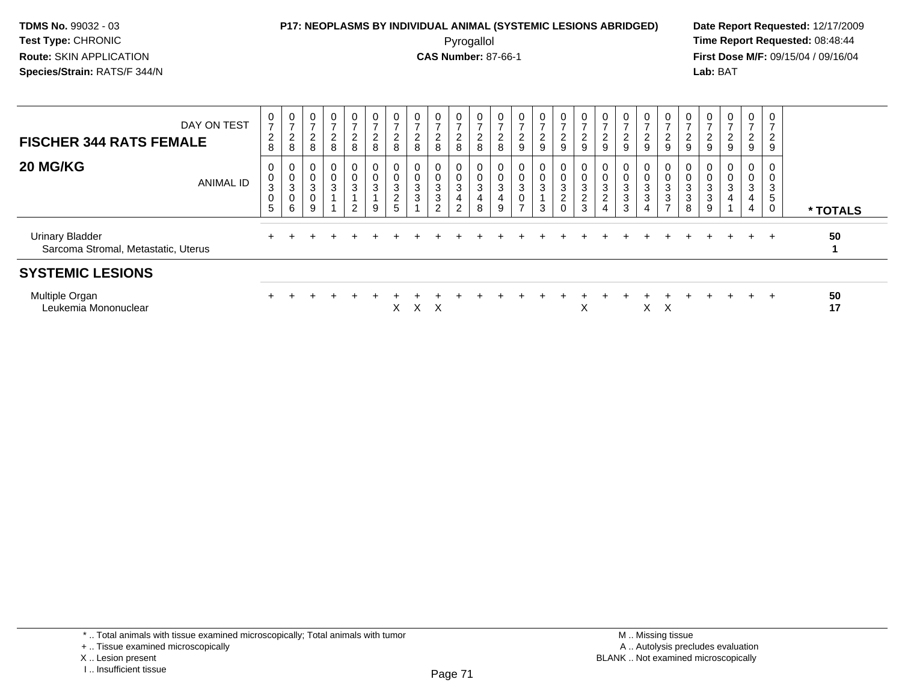**TDMS No.** 99032 - 03
**Test Type:** CHRONIC
**Route:** SKIN APPLICATION
**Species/Strain:** RATS/F 344/N

**P17: NEOPLASMS BY INDIVIDUAL ANIMAL (SYSTEMIC LESIONS ABRIDGED)**
Pyrogallol
**CAS Number:** 87-66-1

**Date Report Requested:** 12/17/2009
**Time Report Requested:** 08:48:44
**First Dose M/F:** 09/15/04 / 09/16/04
**Lab:** BAT

| DAY ON TEST | 0728 | 0728 | 0728 | 0728 | 0728 | 0728 | 0728 | 0728 | 0728 | 0728 | 0728 | 0728 | 0729 | 0729 | 0729 | 0729 | 0729 | 0729 | 0729 | 0729 | 0729 | 0729 | 0729 | 0729 | 0729 | |
|---|---|---|---|---|---|---|---|---|---|---|---|---|---|---|---|---|---|---|---|---|---|---|---|---|---|---|
| **FISCHER 344 RATS FEMALE 20 MG/KG** ANIMAL ID | 00305 | 00306 | 00309 | 00311 | 00312 | 00319 | 00325 | 00331 | 00332 | 00342 | 00348 | 00349 | 00307 | 00313 | 00320 | 00323 | 00324 | 00333 | 00334 | 00337 | 00338 | 00339 | 00341 | 00344 | 00350 | * TOTALS |
| Urinary Bladder | + | + | + | + | + | + | + | + | + | + | + | + | + | + | + | + | + | + | + | + | + | + | + | + | + | 50 |
| Sarcoma Stromal, Metastatic, Uterus | | | | | | | | | | | | | | | | | | | | | | | | | | 1 |
| **SYSTEMIC LESIONS** | | | | | | | | | | | | | | | | | | | | | | | | | | |
| Multiple Organ | + | + | + | + | + | + | + | + | + | + | + | + | + | + | + | + | + | + | + | + | + | + | + | + | + | 50 |
| Leukemia Mononuclear | | | | | | | X | X | X | | | | | | | X | | | X | X | | | | | | 17 |

* .. Total animals with tissue examined microscopically; Total animals with tumor
+ .. Tissue examined microscopically
X .. Lesion present
I .. Insufficient tissue

M .. Missing tissue
A .. Autolysis precludes evaluation
BLANK .. Not examined microscopically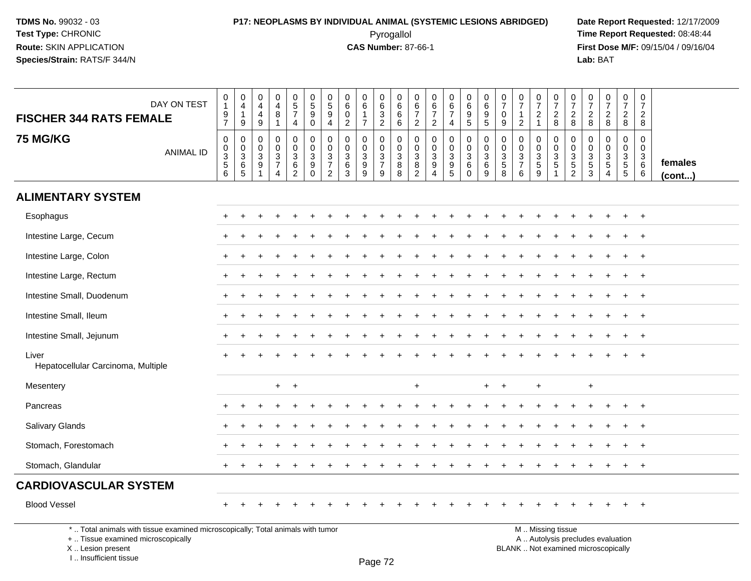**TDMS No.** 99032 - 03
**Test Type:** CHRONIC
**Route:** SKIN APPLICATION
**Species/Strain:** RATS/F 344/N

**P17: NEOPLASMS BY INDIVIDUAL ANIMAL (SYSTEMIC LESIONS ABRIDGED)**
Pyrogallol
**CAS Number:** 87-66-1

**Date Report Requested:** 12/17/2009
**Time Report Requested:** 08:48:44
**First Dose M/F:** 09/15/04 / 09/16/04
**Lab:** BAT

| FISCHER 344 RATS FEMALE 75 MG/KG — DAY ON TEST | 0197 | 0419 | 0449 | 0481 | 0574 | 0590 | 0594 | 0602 | 0617 | 0632 | 0666 | 0672 | 0672 | 0674 | 0695 | 0695 | 0709 | 0712 | 0721 | 0728 | 0728 | 0728 | 0728 | 0728 | 0728 | |
|---|---|---|---|---|---|---|---|---|---|---|---|---|---|---|---|---|---|---|---|---|---|---|---|---|---|---|
| ANIMAL ID | 00356 | 00365 | 00391 | 00374 | 00362 | 00390 | 00372 | 00363 | 00399 | 00379 | 00388 | 00382 | 00394 | 00395 | 00360 | 00369 | 00358 | 00376 | 00359 | 00351 | 00352 | 00353 | 00354 | 00355 | 00366 | females (cont...) |
| **ALIMENTARY SYSTEM** | | | | | | | | | | | | | | | | | | | | | | | | | | |
| Esophagus | + | + | + | + | + | + | + | + | + | + | + | + | + | + | + | + | + | + | + | + | + | + | + | + | + | |
| Intestine Large, Cecum | + | + | + | + | + | + | + | + | + | + | + | + | + | + | + | + | + | + | + | + | + | + | + | + | + | |
| Intestine Large, Colon | + | + | + | + | + | + | + | + | + | + | + | + | + | + | + | + | + | + | + | + | + | + | + | + | + | |
| Intestine Large, Rectum | + | + | + | + | + | + | + | + | + | + | + | + | + | + | + | + | + | + | + | + | + | + | + | + | + | |
| Intestine Small, Duodenum | + | + | + | + | + | + | + | + | + | + | + | + | + | + | + | + | + | + | + | + | + | + | + | + | + | |
| Intestine Small, Ileum | + | + | + | + | + | + | + | + | + | + | + | + | + | + | + | + | + | + | + | + | + | + | + | + | + | |
| Intestine Small, Jejunum | + | + | + | + | + | + | + | + | + | + | + | + | + | + | + | + | + | + | + | + | + | + | + | + | + | |
| Liver | + | + | + | + | + | + | + | + | + | + | + | + | + | + | + | + | + | + | + | + | + | + | + | + | + | |
| Hepatocellular Carcinoma, Multiple | | | | | | | | | | | | | | | | | | | | | | | | | | |
| Mesentery | | | | + | + | | | | | | | + | | | | + | + | | + | | | + | | | | |
| Pancreas | + | + | + | + | + | + | + | + | + | + | + | + | + | + | + | + | + | + | + | + | + | + | + | + | + | |
| Salivary Glands | + | + | + | + | + | + | + | + | + | + | + | + | + | + | + | + | + | + | + | + | + | + | + | + | + | |
| Stomach, Forestomach | + | + | + | + | + | + | + | + | + | + | + | + | + | + | + | + | + | + | + | + | + | + | + | + | + | |
| Stomach, Glandular | + | + | + | + | + | + | + | + | + | + | + | + | + | + | + | + | + | + | + | + | + | + | + | + | + | |
| **CARDIOVASCULAR SYSTEM** | | | | | | | | | | | | | | | | | | | | | | | | | | |
| Blood Vessel | + | + | + | + | + | + | + | + | + | + | + | + | + | + | + | + | + | + | + | + | + | + | + | + | + | |

\* .. Total animals with tissue examined microscopically; Total animals with tumor
\+ .. Tissue examined microscopically
X .. Lesion present
I .. Insufficient tissue

M .. Missing tissue
A .. Autolysis precludes evaluation
BLANK .. Not examined microscopically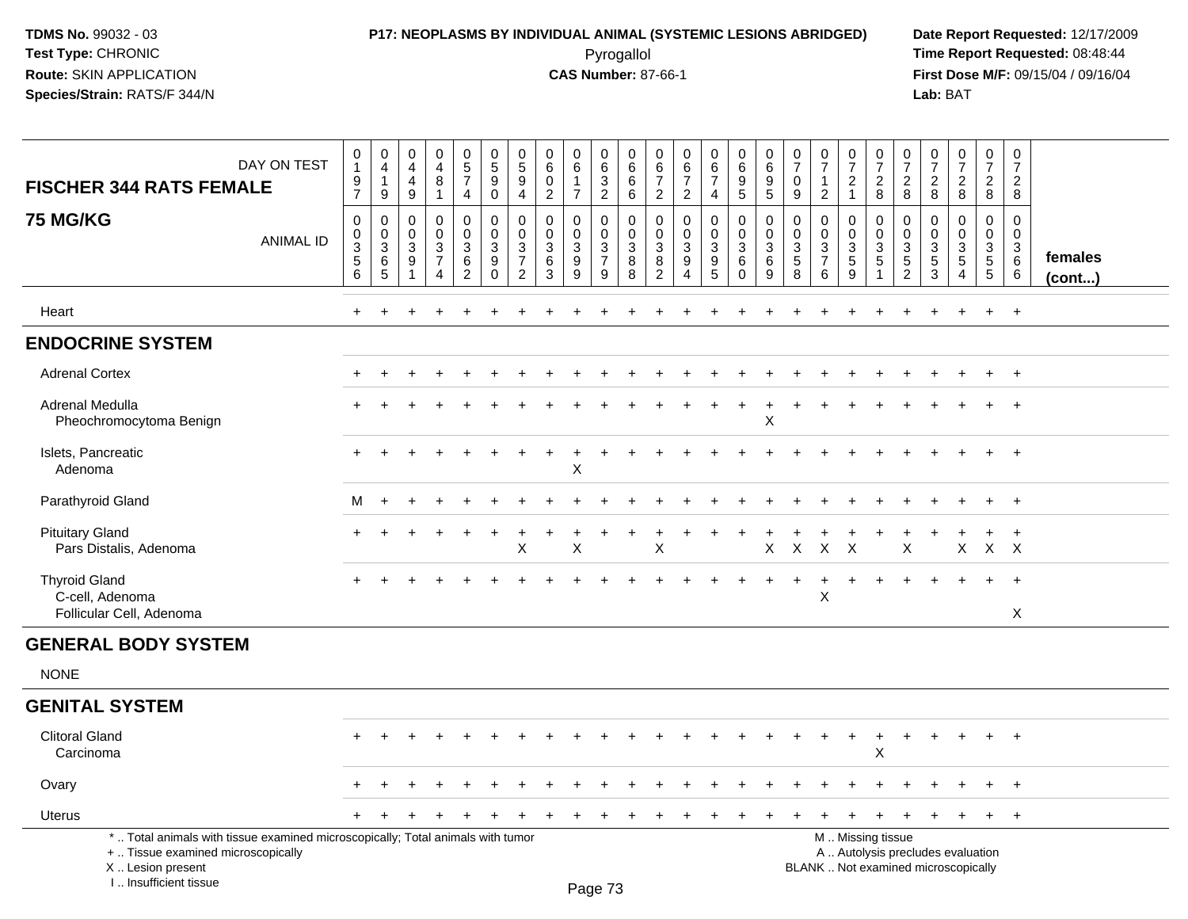**TDMS No.** 99032 - 03
**Test Type:** CHRONIC
**Route:** SKIN APPLICATION
**Species/Strain:** RATS/F 344/N

**P17: NEOPLASMS BY INDIVIDUAL ANIMAL (SYSTEMIC LESIONS ABRIDGED)**
Pyrogallol
**CAS Number:** 87-66-1

**Date Report Requested:** 12/17/2009
**Time Report Requested:** 08:48:44
**First Dose M/F:** 09/15/04 / 09/16/04
**Lab:** BAT

| FISCHER 344 RATS FEMALE 75 MG/KG | | | | | | | | | | | | | | | | | | | | | | | | | | |
|---|---|---|---|---|---|---|---|---|---|---|---|---|---|---|---|---|---|---|---|---|---|---|---|---|---|---|
| DAY ON TEST | 0197 | 0419 | 0449 | 0481 | 0574 | 0590 | 0594 | 0602 | 0617 | 0632 | 0666 | 0672 | 0672 | 0674 | 0695 | 0695 | 0709 | 0712 | 0721 | 0728 | 0728 | 0728 | 0728 | 0728 | 0728 | |
| ANIMAL ID | 0356 | 0365 | 0391 | 0374 | 0362 | 0390 | 0372 | 0363 | 0399 | 0379 | 0388 | 0382 | 0394 | 0395 | 0360 | 0369 | 0358 | 0376 | 0359 | 0351 | 0352 | 0353 | 0354 | 0355 | 0366 | females (cont...) |
| Heart | + | + | + | + | + | + | + | + | + | + | + | + | + | + | + | + | + | + | + | + | + | + | + | + | + | |
| **ENDOCRINE SYSTEM** | | | | | | | | | | | | | | | | | | | | | | | | | | |
| Adrenal Cortex | + | + | + | + | + | + | + | + | + | + | + | + | + | + | + | + | + | + | + | + | + | + | + | + | + | |
| Adrenal Medulla | + | + | + | + | + | + | + | + | + | + | + | + | + | + | + | + | + | + | + | + | + | + | + | + | + | |
| Pheochromocytoma Benign | | | | | | | | | | | | | | | | X | | | | | | | | | | |
| Islets, Pancreatic | + | + | + | + | + | + | + | + | + | + | + | + | + | + | + | + | + | + | + | + | + | + | + | + | + | |
| Adenoma | | | | | | | | | X | | | | | | | | | | | | | | | | | |
| Parathyroid Gland | M | + | + | + | + | + | + | + | + | + | + | + | + | + | + | + | + | + | + | + | + | + | + | + | + | |
| Pituitary Gland | + | + | + | + | + | + | + | + | + | + | + | + | + | + | + | + | + | + | + | + | + | + | + | + | + | |
| Pars Distalis, Adenoma | | | | | | | X | | X | | | X | | | | X | X | X | X | | X | | X | X | X | |
| Thyroid Gland | + | + | + | + | + | + | + | + | + | + | + | + | + | + | + | + | + | + | + | + | + | + | + | + | + | |
| C-cell, Adenoma | | | | | | | | | | | | | | | | | | X | | | | | | | | |
| Follicular Cell, Adenoma | | | | | | | | | | | | | | | | | | | | | | | | | X | |
| **GENERAL BODY SYSTEM** | | | | | | | | | | | | | | | | | | | | | | | | | | |
| NONE | | | | | | | | | | | | | | | | | | | | | | | | | | |
| **GENITAL SYSTEM** | | | | | | | | | | | | | | | | | | | | | | | | | | |
| Clitoral Gland | + | + | + | + | + | + | + | + | + | + | + | + | + | + | + | + | + | + | + | + | + | + | + | + | + | |
| Carcinoma | | | | | | | | | | | | | | | | | | | | X | | | | | | |
| Ovary | + | + | + | + | + | + | + | + | + | + | + | + | + | + | + | + | + | + | + | + | + | + | + | + | + | |
| Uterus | + | + | + | + | + | + | + | + | + | + | + | + | + | + | + | + | + | + | + | + | + | + | + | + | + | |

* .. Total animals with tissue examined microscopically; Total animals with tumor
+ .. Tissue examined microscopically
X .. Lesion present
I .. Insufficient tissue

M .. Missing tissue
A .. Autolysis precludes evaluation
BLANK .. Not examined microscopically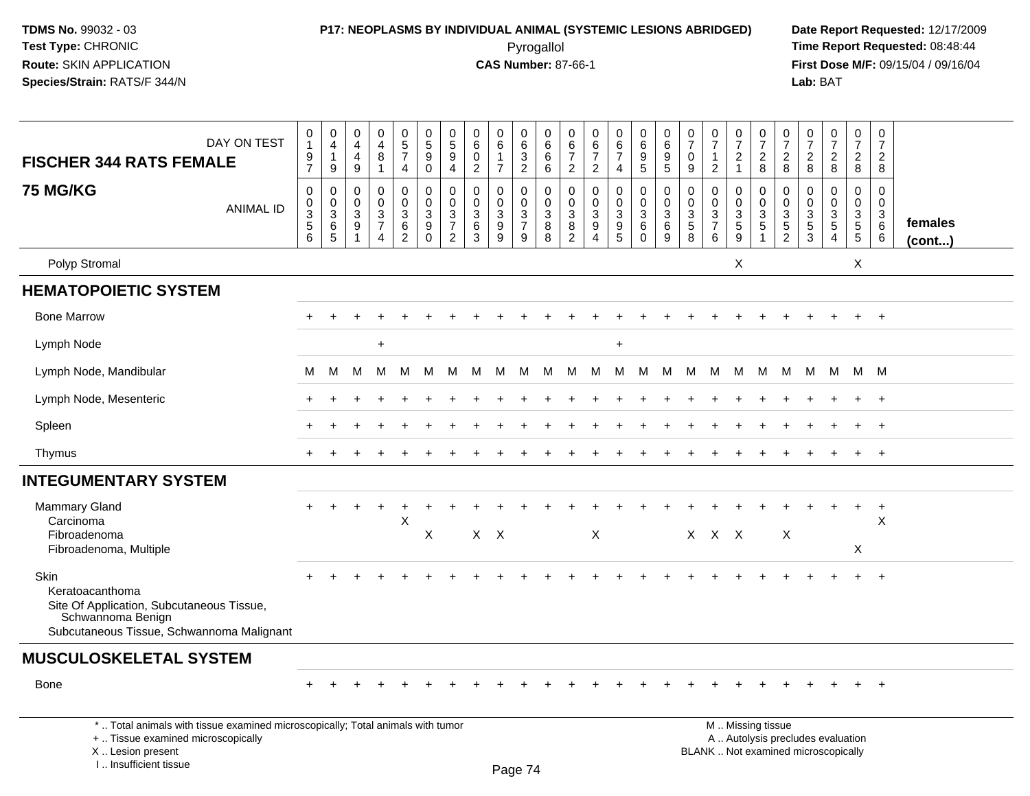**TDMS No.** 99032 - 03
**Test Type:** CHRONIC
**Route:** SKIN APPLICATION
**Species/Strain:** RATS/F 344/N

**P17: NEOPLASMS BY INDIVIDUAL ANIMAL (SYSTEMIC LESIONS ABRIDGED)**
Pyrogallol
**CAS Number:** 87-66-1

**Date Report Requested:** 12/17/2009
**Time Report Requested:** 08:48:44
**First Dose M/F:** 09/15/04 / 09/16/04
**Lab:** BAT

| FISCHER 344 RATS FEMALE 75 MG/KG — DAY ON TEST | 0197 | 0419 | 0449 | 0481 | 0574 | 0590 | 0594 | 0602 | 0617 | 0632 | 0666 | 0672 | 0672 | 0674 | 0695 | 0695 | 0709 | 0712 | 0721 | 0728 | 0728 | 0728 | 0728 | 0728 | 0728 | |
|---|---|---|---|---|---|---|---|---|---|---|---|---|---|---|---|---|---|---|---|---|---|---|---|---|---|---|
| **ANIMAL ID** | 00356 | 00365 | 00391 | 00374 | 00362 | 00390 | 00372 | 00363 | 00399 | 00379 | 00388 | 00382 | 00394 | 00395 | 00360 | 00369 | 00358 | 00376 | 00359 | 00351 | 00352 | 00353 | 00354 | 00355 | 00366 | **females (cont...)** |
| Polyp Stromal | | | | | | | | | | | | | | | | | | | X | | | | | X | | |
| **HEMATOPOIETIC SYSTEM** | | | | | | | | | | | | | | | | | | | | | | | | | | |
| Bone Marrow | + | + | + | + | + | + | + | + | + | + | + | + | + | + | + | + | + | + | + | + | + | + | + | + | + | |
| Lymph Node | | | | + | | | | | | | | | | + | | | | | | | | | | | | |
| Lymph Node, Mandibular | M | M | M | M | M | M | M | M | M | M | M | M | M | M | M | M | M | M | M | M | M | M | M | M | M | |
| Lymph Node, Mesenteric | + | + | + | + | + | + | + | + | + | + | + | + | + | + | + | + | + | + | + | + | + | + | + | + | + | |
| Spleen | + | + | + | + | + | + | + | + | + | + | + | + | + | + | + | + | + | + | + | + | + | + | + | + | + | |
| Thymus | + | + | + | + | + | + | + | + | + | + | + | + | + | + | + | + | + | + | + | + | + | + | + | + | + | |
| **INTEGUMENTARY SYSTEM** | | | | | | | | | | | | | | | | | | | | | | | | | | |
| Mammary Gland | + | + | + | + | + | + | + | + | + | + | + | + | + | + | + | + | + | + | + | + | + | + | + | + | + | |
| Carcinoma | | | | | X | | | | | | | | | | | | | | | | | | | | X | |
| Fibroadenoma | | | | | | X | | X | X | | | | X | | | | X | X | X | | X | | | | | |
| Fibroadenoma, Multiple | | | | | | | | | | | | | | | | | | | | | | | | X | | |
| Skin | + | + | + | + | + | + | + | + | + | + | + | + | + | + | + | + | + | + | + | + | + | + | + | + | + | |
| Keratoacanthoma | | | | | | | | | | | | | | | | | | | | | | | | | | |
| Site Of Application, Subcutaneous Tissue, Schwannoma Benign | | | | | | | | | | | | | | | | | | | | | | | | | | |
| Subcutaneous Tissue, Schwannoma Malignant | | | | | | | | | | | | | | | | | | | | | | | | | | |
| **MUSCULOSKELETAL SYSTEM** | | | | | | | | | | | | | | | | | | | | | | | | | | |
| Bone | + | + | + | + | + | + | + | + | + | + | + | + | + | + | + | + | + | + | + | + | + | + | + | + | + | |

\* .. Total animals with tissue examined microscopically; Total animals with tumor
\+ .. Tissue examined microscopically
X .. Lesion present
I .. Insufficient tissue

M .. Missing tissue
A .. Autolysis precludes evaluation
BLANK .. Not examined microscopically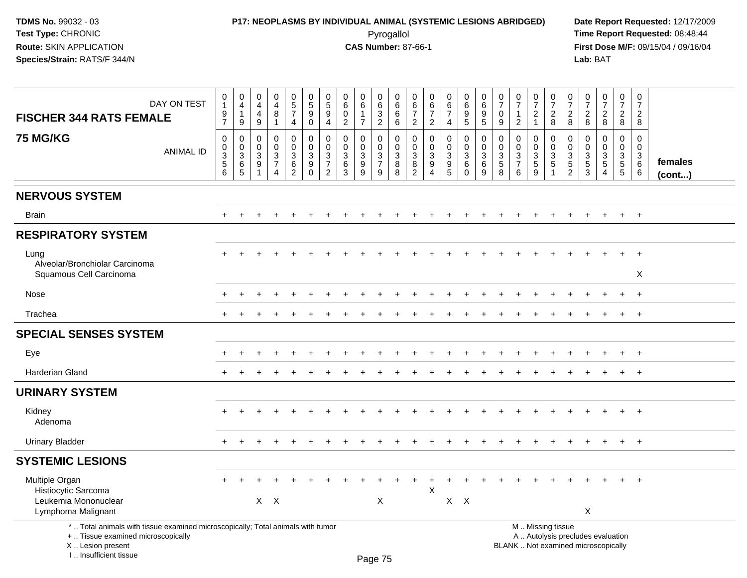**TDMS No.** 99032 - 03
**Test Type:** CHRONIC
**Route:** SKIN APPLICATION
**Species/Strain:** RATS/F 344/N

**P17: NEOPLASMS BY INDIVIDUAL ANIMAL (SYSTEMIC LESIONS ABRIDGED)**
Pyrogallol
**CAS Number:** 87-66-1

**Date Report Requested:** 12/17/2009
**Time Report Requested:** 08:48:44
**First Dose M/F:** 09/15/04 / 09/16/04
**Lab:** BAT

## FISCHER 344 RATS FEMALE 75 MG/KG

| DAY ON TEST | 0197 | 0419 | 0449 | 0481 | 0574 | 0590 | 0594 | 0602 | 0617 | 0632 | 0666 | 0672 | 0672 | 0674 | 0695 | 0695 | 0709 | 0712 | 0721 | 0728 | 0728 | 0728 | 0728 | 0728 | 0728 | |
|---|---|---|---|---|---|---|---|---|---|---|---|---|---|---|---|---|---|---|---|---|---|---|---|---|---|---|
| **ANIMAL ID** | 00356 | 00365 | 00391 | 00374 | 00362 | 00390 | 00372 | 00363 | 00399 | 00379 | 00388 | 00382 | 00394 | 00395 | 00360 | 00369 | 00358 | 00376 | 00359 | 00351 | 00352 | 00353 | 00354 | 00355 | 00366 | **females (cont...)** |
| **NERVOUS SYSTEM** | | | | | | | | | | | | | | | | | | | | | | | | | | |
| Brain | + | + | + | + | + | + | + | + | + | + | + | + | + | + | + | + | + | + | + | + | + | + | + | + | + | |
| **RESPIRATORY SYSTEM** | | | | | | | | | | | | | | | | | | | | | | | | | | |
| Lung | + | + | + | + | + | + | + | + | + | + | + | + | + | + | + | + | + | + | + | + | + | + | + | + | + | |
| Alveolar/Bronchiolar Carcinoma | | | | | | | | | | | | | | | | | | | | | | | | | | |
| Squamous Cell Carcinoma | | | | | | | | | | | | | | | | | | | | | | | | | X | |
| Nose | + | + | + | + | + | + | + | + | + | + | + | + | + | + | + | + | + | + | + | + | + | + | + | + | + | |
| Trachea | + | + | + | + | + | + | + | + | + | + | + | + | + | + | + | + | + | + | + | + | + | + | + | + | + | |
| **SPECIAL SENSES SYSTEM** | | | | | | | | | | | | | | | | | | | | | | | | | | |
| Eye | + | + | + | + | + | + | + | + | + | + | + | + | + | + | + | + | + | + | + | + | + | + | + | + | + | |
| Harderian Gland | + | + | + | + | + | + | + | + | + | + | + | + | + | + | + | + | + | + | + | + | + | + | + | + | + | |
| **URINARY SYSTEM** | | | | | | | | | | | | | | | | | | | | | | | | | | |
| Kidney | + | + | + | + | + | + | + | + | + | + | + | + | + | + | + | + | + | + | + | + | + | + | + | + | + | |
| Adenoma | | | | | | | | | | | | | | | | | | | | | | | | | | |
| Urinary Bladder | + | + | + | + | + | + | + | + | + | + | + | + | + | + | + | + | + | + | + | + | + | + | + | + | + | |
| **SYSTEMIC LESIONS** | | | | | | | | | | | | | | | | | | | | | | | | | | |
| Multiple Organ | + | + | + | + | + | + | + | + | + | + | + | + | + | + | + | + | + | + | + | + | + | + | + | + | + | |
| Histiocytic Sarcoma | | | | | | | | | | | | | X | | | | | | | | | | | | | |
| Leukemia Mononuclear | | | X | X | | | | | | X | | | | X | X | | | | | | | | | | | |
| Lymphoma Malignant | | | | | | | | | | | | | | | | | | | | | | X | | | | |

\* .. Total animals with tissue examined microscopically; Total animals with tumor
\+ .. Tissue examined microscopically
X .. Lesion present
I .. Insufficient tissue

M .. Missing tissue
A .. Autolysis precludes evaluation
BLANK .. Not examined microscopically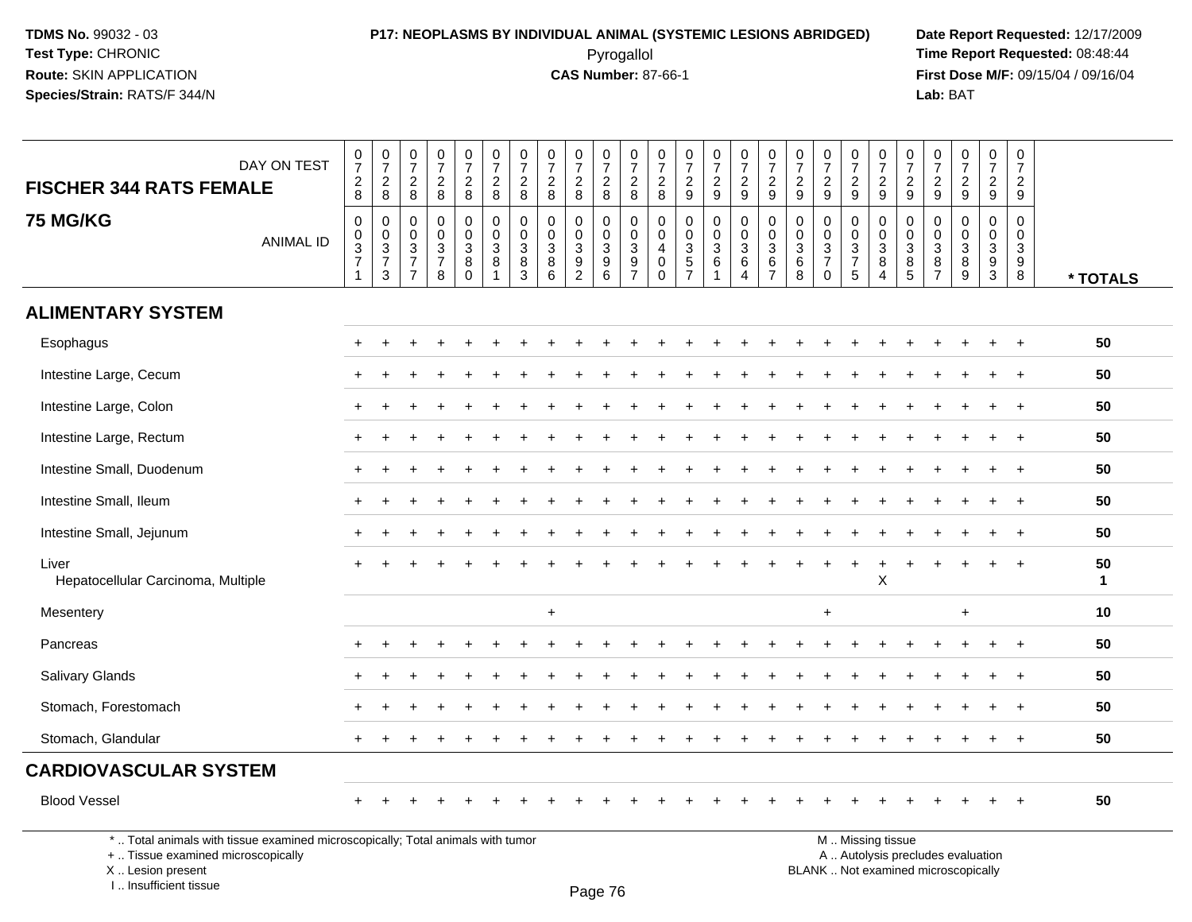TDMS No. 99032 - 03
Test Type: CHRONIC
Route: SKIN APPLICATION
Species/Strain: RATS/F 344/N

**P17: NEOPLASMS BY INDIVIDUAL ANIMAL (SYSTEMIC LESIONS ABRIDGED)**
Pyrogallol
**CAS Number:** 87-66-1

Date Report Requested: 12/17/2009
Time Report Requested: 08:48:44
First Dose M/F: 09/15/04 / 09/16/04
Lab: BAT

## FISCHER 344 RATS FEMALE
## 75 MG/KG

| DAY ON TEST | 0728 | 0728 | 0728 | 0728 | 0728 | 0728 | 0728 | 0728 | 0728 | 0728 | 0728 | 0728 | 0729 | 0729 | 0729 | 0729 | 0729 | 0729 | 0729 | 0729 | 0729 | 0729 | 0729 | 0729 | 0729 | |
|---|---|---|---|---|---|---|---|---|---|---|---|---|---|---|---|---|---|---|---|---|---|---|---|---|---|---|
| ANIMAL ID | 00371 | 00373 | 00377 | 00378 | 00380 | 00381 | 00383 | 00386 | 00392 | 00396 | 00397 | 00400 | 00357 | 00361 | 00364 | 00367 | 00368 | 00370 | 00375 | 00384 | 00385 | 00387 | 00389 | 00393 | 00398 | * TOTALS |
| **ALIMENTARY SYSTEM** | | | | | | | | | | | | | | | | | | | | | | | | | | |
| Esophagus | + | + | + | + | + | + | + | + | + | + | + | + | + | + | + | + | + | + | + | + | + | + | + | + | + | 50 |
| Intestine Large, Cecum | + | + | + | + | + | + | + | + | + | + | + | + | + | + | + | + | + | + | + | + | + | + | + | + | + | 50 |
| Intestine Large, Colon | + | + | + | + | + | + | + | + | + | + | + | + | + | + | + | + | + | + | + | + | + | + | + | + | + | 50 |
| Intestine Large, Rectum | + | + | + | + | + | + | + | + | + | + | + | + | + | + | + | + | + | + | + | + | + | + | + | + | + | 50 |
| Intestine Small, Duodenum | + | + | + | + | + | + | + | + | + | + | + | + | + | + | + | + | + | + | + | + | + | + | + | + | + | 50 |
| Intestine Small, Ileum | + | + | + | + | + | + | + | + | + | + | + | + | + | + | + | + | + | + | + | + | + | + | + | + | + | 50 |
| Intestine Small, Jejunum | + | + | + | + | + | + | + | + | + | + | + | + | + | + | + | + | + | + | + | + | + | + | + | + | + | 50 |
| Liver | + | + | + | + | + | + | + | + | + | + | + | + | + | + | + | + | + | + | + | + | + | + | + | + | + | 50 |
| Hepatocellular Carcinoma, Multiple | | | | | | | | | | | | | | | | | | | | X | | | | | | 1 |
| Mesentery | | | | | | | | + | | | | | | | | | | + | | | | | + | | | 10 |
| Pancreas | + | + | + | + | + | + | + | + | + | + | + | + | + | + | + | + | + | + | + | + | + | + | + | + | + | 50 |
| Salivary Glands | + | + | + | + | + | + | + | + | + | + | + | + | + | + | + | + | + | + | + | + | + | + | + | + | + | 50 |
| Stomach, Forestomach | + | + | + | + | + | + | + | + | + | + | + | + | + | + | + | + | + | + | + | + | + | + | + | + | + | 50 |
| Stomach, Glandular | + | + | + | + | + | + | + | + | + | + | + | + | + | + | + | + | + | + | + | + | + | + | + | + | + | 50 |
| **CARDIOVASCULAR SYSTEM** | | | | | | | | | | | | | | | | | | | | | | | | | | |
| Blood Vessel | + | + | + | + | + | + | + | + | + | + | + | + | + | + | + | + | + | + | + | + | + | + | + | + | + | 50 |

* .. Total animals with tissue examined microscopically; Total animals with tumor
+ .. Tissue examined microscopically
X .. Lesion present
I .. Insufficient tissue

M .. Missing tissue
A .. Autolysis precludes evaluation
BLANK .. Not examined microscopically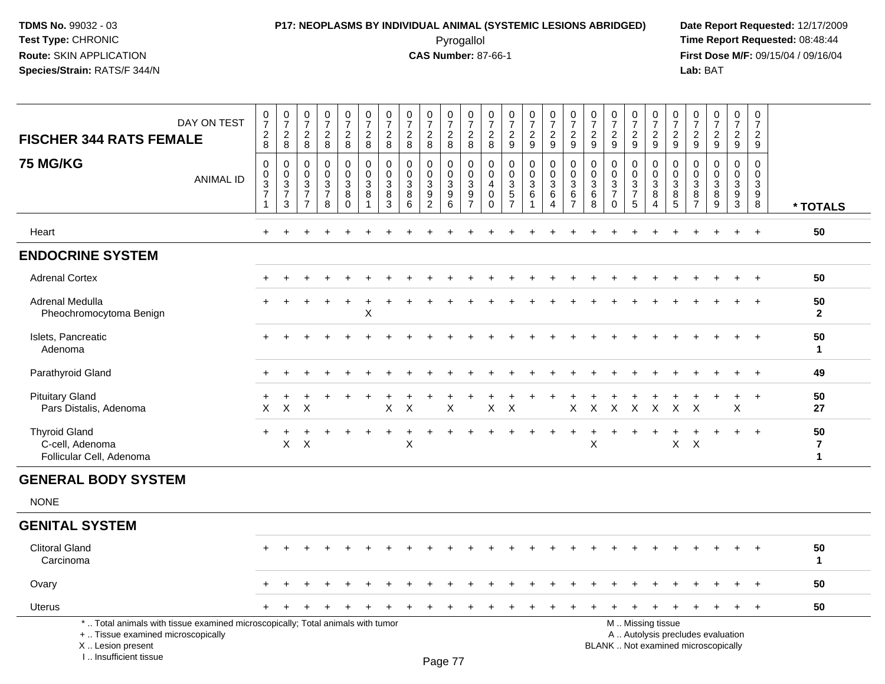**TDMS No.** 99032 - 03
**Test Type:** CHRONIC
**Route:** SKIN APPLICATION
**Species/Strain:** RATS/F 344/N

**P17: NEOPLASMS BY INDIVIDUAL ANIMAL (SYSTEMIC LESIONS ABRIDGED)**
Pyrogallol
**CAS Number:** 87-66-1

**Date Report Requested:** 12/17/2009
**Time Report Requested:** 08:48:44
**First Dose M/F:** 09/15/04 / 09/16/04
**Lab:** BAT

## FISCHER 344 RATS FEMALE
## 75 MG/KG

| DAY ON TEST | 0728 | 0728 | 0728 | 0728 | 0728 | 0728 | 0728 | 0728 | 0728 | 0728 | 0728 | 0728 | 0729 | 0729 | 0729 | 0729 | 0729 | 0729 | 0729 | 0729 | 0729 | 0729 | 0729 | 0729 | 0729 | |
|---|---|---|---|---|---|---|---|---|---|---|---|---|---|---|---|---|---|---|---|---|---|---|---|---|---|---|
| **ANIMAL ID** | 00371 | 00373 | 00377 | 00378 | 00380 | 00381 | 00383 | 00386 | 00392 | 00396 | 00397 | 00400 | 00357 | 00361 | 00364 | 00367 | 00368 | 00370 | 00375 | 00384 | 00385 | 00387 | 00389 | 00393 | 00398 | *** TOTALS** |
| Heart | + | + | + | + | + | + | + | + | + | + | + | + | + | + | + | + | + | + | + | + | + | + | + | + | + | 50 |
| **ENDOCRINE SYSTEM** | | | | | | | | | | | | | | | | | | | | | | | | | | |
| Adrenal Cortex | + | + | + | + | + | + | + | + | + | + | + | + | + | + | + | + | + | + | + | + | + | + | + | + | + | 50 |
| Adrenal Medulla | + | + | + | + | + | + | + | + | + | + | + | + | + | + | + | + | + | + | + | + | + | + | + | + | + | 50 |
| Pheochromocytoma Benign | | | | | | X | | | | | | | | | | | | | | | | | | | | 2 |
| Islets, Pancreatic | + | + | + | + | + | + | + | + | + | + | + | + | + | + | + | + | + | + | + | + | + | + | + | + | + | 50 |
| Adenoma | | | | | | | | | | | | | | | | | | | | | | | | | | 1 |
| Parathyroid Gland | + | + | + | + | + | + | + | + | + | + | + | + | + | + | + | + | + | + | + | + | + | + | + | + | + | 49 |
| Pituitary Gland | + | + | + | + | + | + | + | + | + | + | + | + | + | + | + | + | + | + | + | + | + | + | + | + | + | 50 |
| Pars Distalis, Adenoma | X | X | X | | | | X | X | | X | | X | X | | | X | X | X | X | X | X | X | | X | | 27 |
| Thyroid Gland | + | + | + | + | + | + | + | + | + | + | + | + | + | + | + | + | + | + | + | + | + | + | + | + | + | 50 |
| C-cell, Adenoma | | X | X | | | | | X | | | | | | | | | X | | | | X | X | | | | 7 |
| Follicular Cell, Adenoma | | | | | | | | | | | | | | | | | | | | | | | | | | 1 |
| **GENERAL BODY SYSTEM** | | | | | | | | | | | | | | | | | | | | | | | | | | |
| NONE | | | | | | | | | | | | | | | | | | | | | | | | | | |
| **GENITAL SYSTEM** | | | | | | | | | | | | | | | | | | | | | | | | | | |
| Clitoral Gland | + | + | + | + | + | + | + | + | + | + | + | + | + | + | + | + | + | + | + | + | + | + | + | + | + | 50 |
| Carcinoma | | | | | | | | | | | | | | | | | | | | | | | | | | 1 |
| Ovary | + | + | + | + | + | + | + | + | + | + | + | + | + | + | + | + | + | + | + | + | + | + | + | + | + | 50 |
| Uterus | + | + | + | + | + | + | + | + | + | + | + | + | + | + | + | + | + | + | + | + | + | + | + | + | + | 50 |

* .. Total animals with tissue examined microscopically; Total animals with tumor
+ .. Tissue examined microscopically
X .. Lesion present
I .. Insufficient tissue

M .. Missing tissue
A .. Autolysis precludes evaluation
BLANK .. Not examined microscopically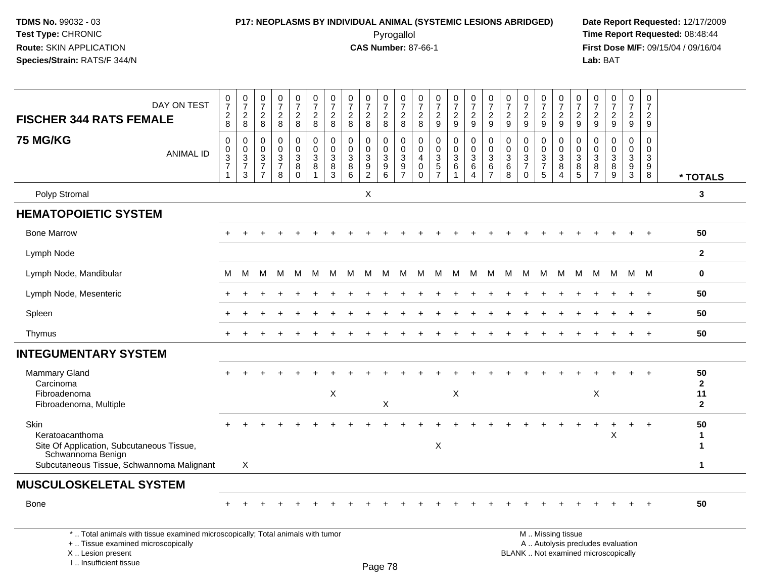TDMS No. 99032 - 03
Test Type: CHRONIC
Route: SKIN APPLICATION
Species/Strain: RATS/F 344/N

**P17: NEOPLASMS BY INDIVIDUAL ANIMAL (SYSTEMIC LESIONS ABRIDGED)**
Pyrogallol
**CAS Number:** 87-66-1

Date Report Requested: 12/17/2009
Time Report Requested: 08:48:44
First Dose M/F: 09/15/04 / 09/16/04
Lab: BAT

| FISCHER 344 RATS FEMALE — DAY ON TEST | 0728 | 0728 | 0728 | 0728 | 0728 | 0728 | 0728 | 0728 | 0728 | 0728 | 0728 | 0728 | 0729 | 0729 | 0729 | 0729 | 0729 | 0729 | 0729 | 0729 | 0729 | 0729 | 0729 | 0729 | 0729 | |
|---|---|---|---|---|---|---|---|---|---|---|---|---|---|---|---|---|---|---|---|---|---|---|---|---|---|---|
| **75 MG/KG** — ANIMAL ID | 0371 | 0373 | 0377 | 0378 | 0380 | 0381 | 0383 | 0386 | 0392 | 0396 | 0397 | 0400 | 0357 | 0361 | 0364 | 0367 | 0368 | 0370 | 0375 | 0384 | 0385 | 0387 | 0389 | 0393 | 0398 | * TOTALS |
| Polyp Stromal | | | | | | | | | X | | | | | | | | | | | | | | | | | 3 |
| **HEMATOPOIETIC SYSTEM** | | | | | | | | | | | | | | | | | | | | | | | | | | |
| Bone Marrow | + | + | + | + | + | + | + | + | + | + | + | + | + | + | + | + | + | + | + | + | + | + | + | + | + | 50 |
| Lymph Node | | | | | | | | | | | | | | | | | | | | | | | | | | 2 |
| Lymph Node, Mandibular | M | M | M | M | M | M | M | M | M | M | M | M | M | M | M | M | M | M | M | M | M | M | M | M | M | 0 |
| Lymph Node, Mesenteric | + | + | + | + | + | + | + | + | + | + | + | + | + | + | + | + | + | + | + | + | + | + | + | + | + | 50 |
| Spleen | + | + | + | + | + | + | + | + | + | + | + | + | + | + | + | + | + | + | + | + | + | + | + | + | + | 50 |
| Thymus | + | + | + | + | + | + | + | + | + | + | + | + | + | + | + | + | + | + | + | + | + | + | + | + | + | 50 |
| **INTEGUMENTARY SYSTEM** | | | | | | | | | | | | | | | | | | | | | | | | | | |
| Mammary Gland | + | + | + | + | + | + | + | + | + | + | + | + | + | + | + | + | + | + | + | + | + | + | + | + | + | 50 |
| Carcinoma | | | | | | | | | | | | | | | | | | | | | | | | | | 2 |
| Fibroadenoma | | | | | | | X | | | | | | | X | | | | | | | | X | | | | 11 |
| Fibroadenoma, Multiple | | | | | | | | | | X | | | | | | | | | | | | | | | | 2 |
| Skin | + | + | + | + | + | + | + | + | + | + | + | + | + | + | + | + | + | + | + | + | + | + | + | + | + | 50 |
| Keratoacanthoma | | | | | | | | | | | | | | | | | | | | | | | X | | | 1 |
| Site Of Application, Subcutaneous Tissue, Schwannoma Benign | | | | | | | | | | | | | X | | | | | | | | | | | | | 1 |
| Subcutaneous Tissue, Schwannoma Malignant | | X | | | | | | | | | | | | | | | | | | | | | | | | 1 |
| **MUSCULOSKELETAL SYSTEM** | | | | | | | | | | | | | | | | | | | | | | | | | | |
| Bone | + | + | + | + | + | + | + | + | + | + | + | + | + | + | + | + | + | + | + | + | + | + | + | + | + | 50 |

* .. Total animals with tissue examined microscopically; Total animals with tumor
+ .. Tissue examined microscopically
X .. Lesion present
I .. Insufficient tissue

M .. Missing tissue
A .. Autolysis precludes evaluation
BLANK .. Not examined microscopically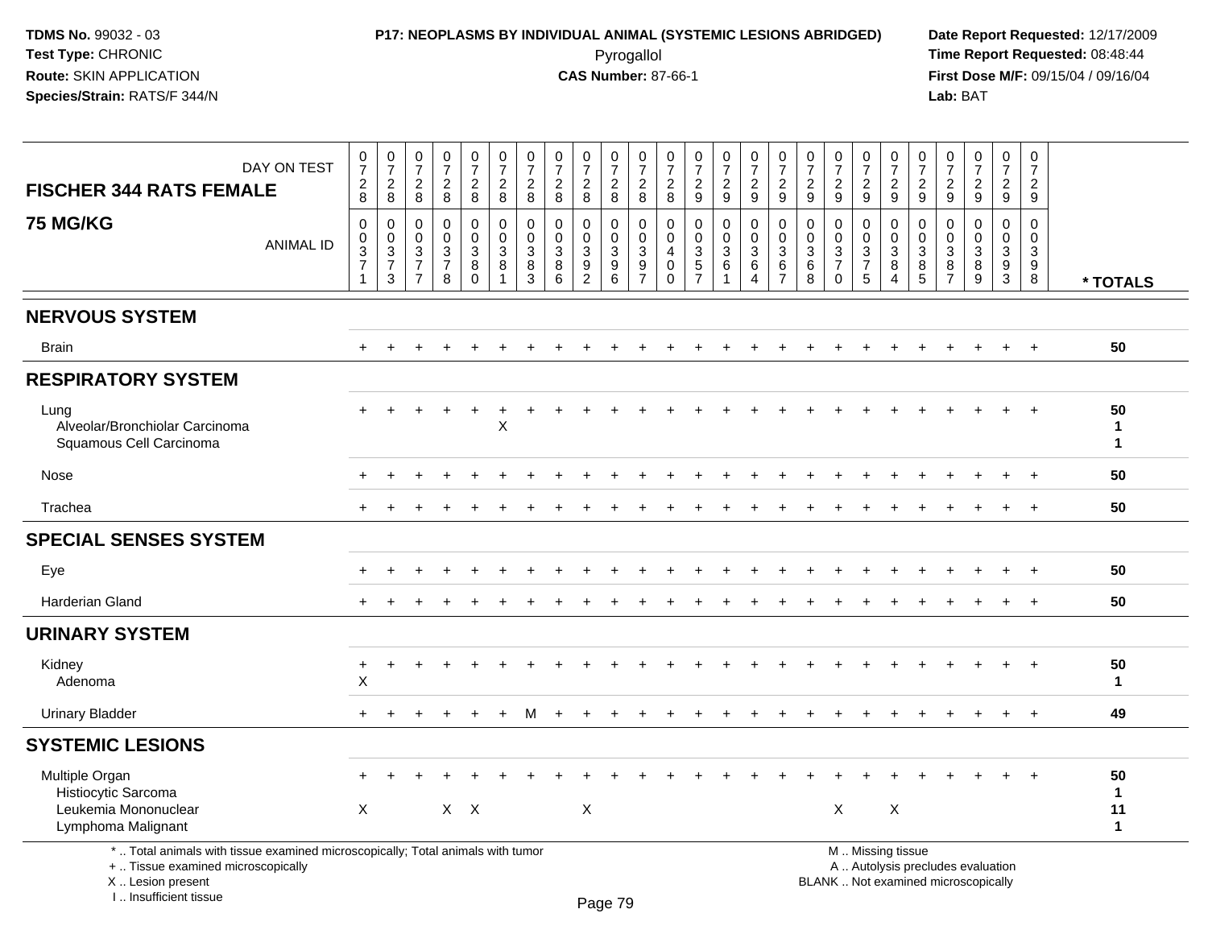TDMS No. 99032 - 03
Test Type: CHRONIC
Route: SKIN APPLICATION
Species/Strain: RATS/F 344/N

**P17: NEOPLASMS BY INDIVIDUAL ANIMAL (SYSTEMIC LESIONS ABRIDGED)**
Pyrogallol
**CAS Number:** 87-66-1

Date Report Requested: 12/17/2009
Time Report Requested: 08:48:44
First Dose M/F: 09/15/04 / 09/16/04
Lab: BAT

**FISCHER 344 RATS FEMALE**
**75 MG/KG**

| DAY ON TEST | 0728 | 0728 | 0728 | 0728 | 0728 | 0728 | 0728 | 0728 | 0728 | 0728 | 0728 | 0728 | 0729 | 0729 | 0729 | 0729 | 0729 | 0729 | 0729 | 0729 | 0729 | 0729 | 0729 | 0729 | 0729 | |
|---|---|---|---|---|---|---|---|---|---|---|---|---|---|---|---|---|---|---|---|---|---|---|---|---|---|---|
| ANIMAL ID | 00371 | 00373 | 00377 | 00378 | 00380 | 00381 | 00383 | 00386 | 00392 | 00396 | 00397 | 00400 | 00357 | 00361 | 00364 | 00367 | 00368 | 00370 | 00375 | 00384 | 00385 | 00387 | 00389 | 00393 | 00398 | * TOTALS |
| **NERVOUS SYSTEM** | | | | | | | | | | | | | | | | | | | | | | | | | | |
| Brain | + | + | + | + | + | + | + | + | + | + | + | + | + | + | + | + | + | + | + | + | + | + | + | + | + | 50 |
| **RESPIRATORY SYSTEM** | | | | | | | | | | | | | | | | | | | | | | | | | | |
| Lung | + | + | + | + | + | + | + | + | + | + | + | + | + | + | + | + | + | + | + | + | + | + | + | + | + | 50 |
| Alveolar/Bronchiolar Carcinoma | | | | | | X | | | | | | | | | | | | | | | | | | | | 1 |
| Squamous Cell Carcinoma | | | | | | | | | | | | | | | | | | | | | | | | | | 1 |
| Nose | + | + | + | + | + | + | + | + | + | + | + | + | + | + | + | + | + | + | + | + | + | + | + | + | + | 50 |
| Trachea | + | + | + | + | + | + | + | + | + | + | + | + | + | + | + | + | + | + | + | + | + | + | + | + | + | 50 |
| **SPECIAL SENSES SYSTEM** | | | | | | | | | | | | | | | | | | | | | | | | | | |
| Eye | + | + | + | + | + | + | + | + | + | + | + | + | + | + | + | + | + | + | + | + | + | + | + | + | + | 50 |
| Harderian Gland | + | + | + | + | + | + | + | + | + | + | + | + | + | + | + | + | + | + | + | + | + | + | + | + | + | 50 |
| **URINARY SYSTEM** | | | | | | | | | | | | | | | | | | | | | | | | | | |
| Kidney | + | + | + | + | + | + | + | + | + | + | + | + | + | + | + | + | + | + | + | + | + | + | + | + | + | 50 |
| Adenoma | X | | | | | | | | | | | | | | | | | | | | | | | | | 1 |
| Urinary Bladder | + | + | + | + | + | + | M | + | + | + | + | + | + | + | + | + | + | + | + | + | + | + | + | + | + | 49 |
| **SYSTEMIC LESIONS** | | | | | | | | | | | | | | | | | | | | | | | | | | |
| Multiple Organ | + | + | + | + | + | + | + | + | + | + | + | + | + | + | + | + | + | + | + | + | + | + | + | + | + | 50 |
| Histiocytic Sarcoma | | | | | | | | | | | | | | | | | | | | | | | | | | 1 |
| Leukemia Mononuclear | X | | | X | X | | | | X | | | | | | | | | X | | X | | | | | | 11 |
| Lymphoma Malignant | | | | | | | | | | | | | | | | | | | | | | | | | | 1 |

* .. Total animals with tissue examined microscopically; Total animals with tumor
+ .. Tissue examined microscopically
X .. Lesion present
I .. Insufficient tissue

M .. Missing tissue
A .. Autolysis precludes evaluation
BLANK .. Not examined microscopically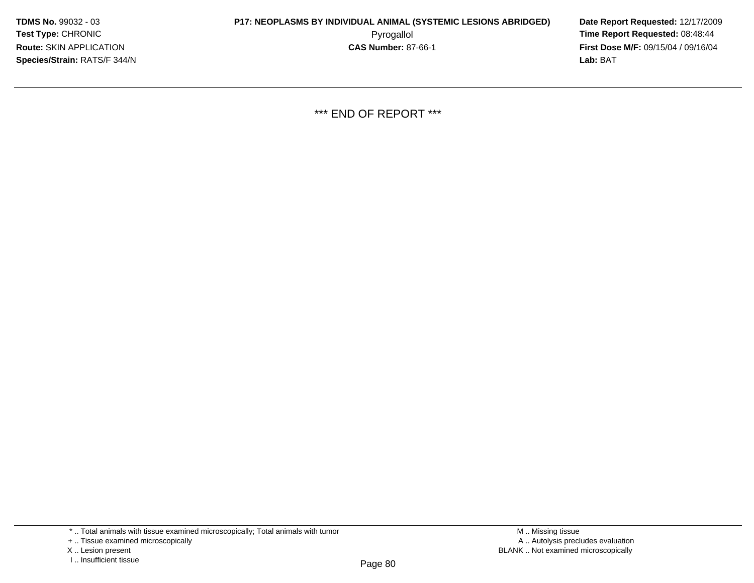*** END OF REPORT ***